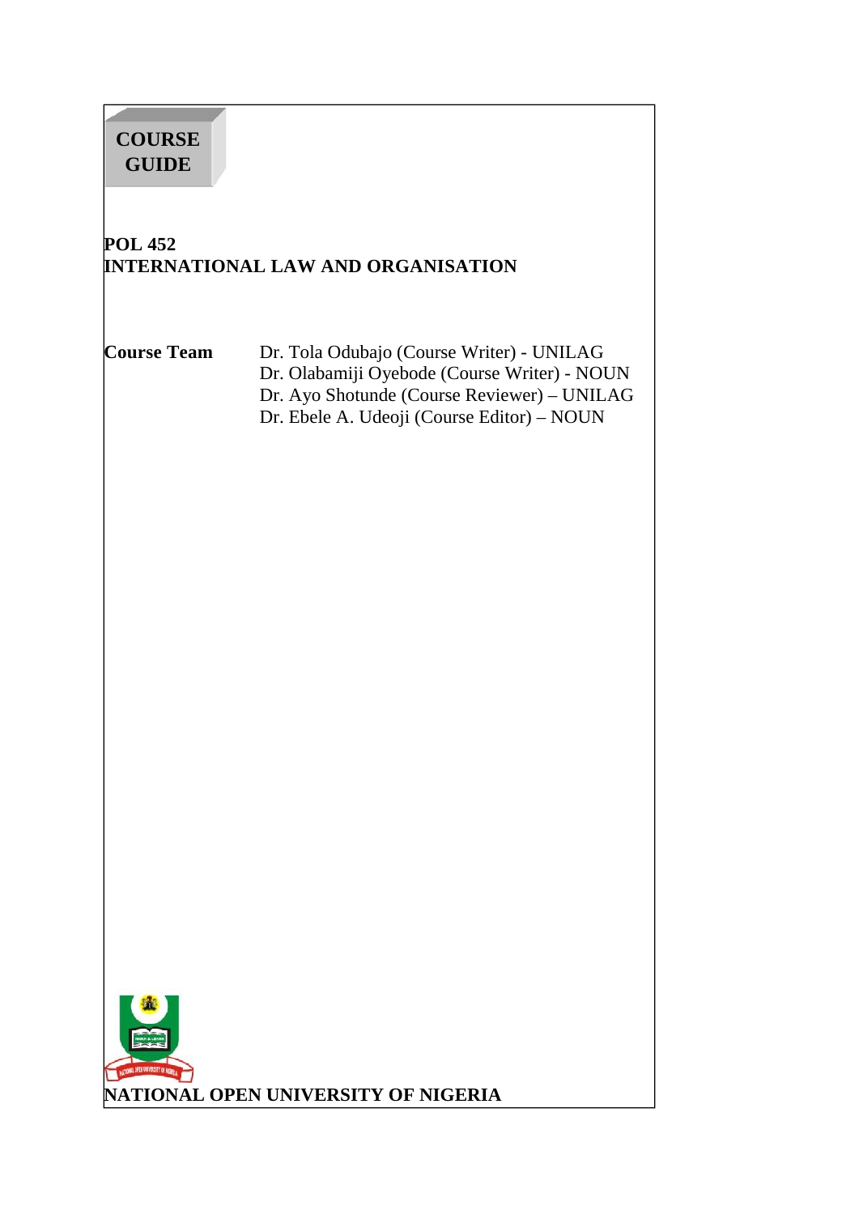**COURSE GUIDE**

# POL 452
# INTERNATIONAL LAW AND ORGANISATION

**Course Team**

Dr. Tola Odubajo (Course Writer) - UNILAG
Dr. Olabamiji Oyebode (Course Writer) - NOUN
Dr. Ayo Shotunde (Course Reviewer) – UNILAG
Dr. Ebele A. Udeoji (Course Editor) – NOUN

**NATIONAL OPEN UNIVERSITY OF NIGERIA**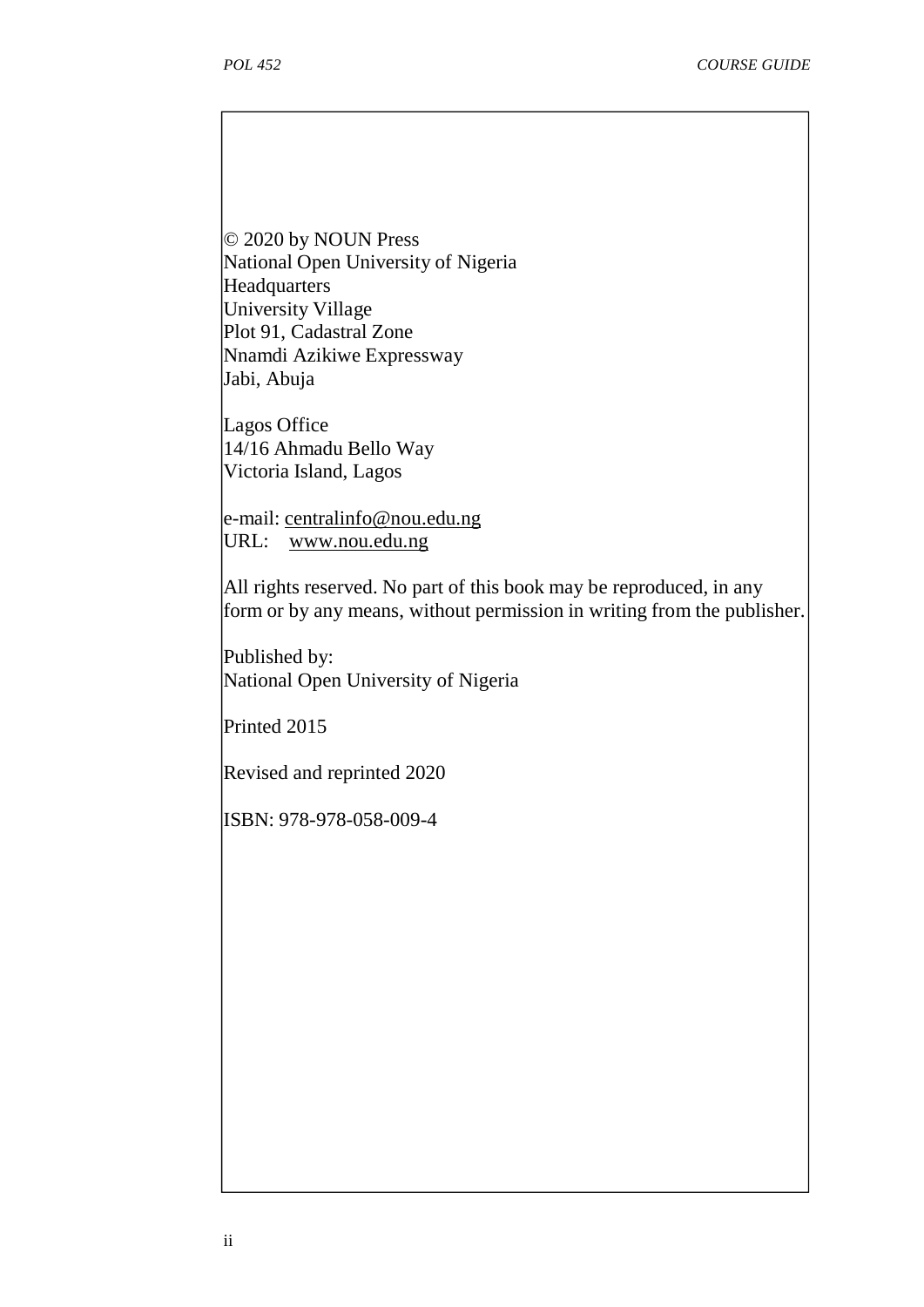© 2020 by NOUN Press
National Open University of Nigeria
Headquarters
University Village
Plot 91, Cadastral Zone
Nnamdi Azikiwe Expressway
Jabi, Abuja

Lagos Office
14/16 Ahmadu Bello Way
Victoria Island, Lagos

e-mail: centralinfo@nou.edu.ng
URL: www.nou.edu.ng

All rights reserved. No part of this book may be reproduced, in any form or by any means, without permission in writing from the publisher.

Published by:
National Open University of Nigeria

Printed 2015

Revised and reprinted 2020

ISBN: 978-978-058-009-4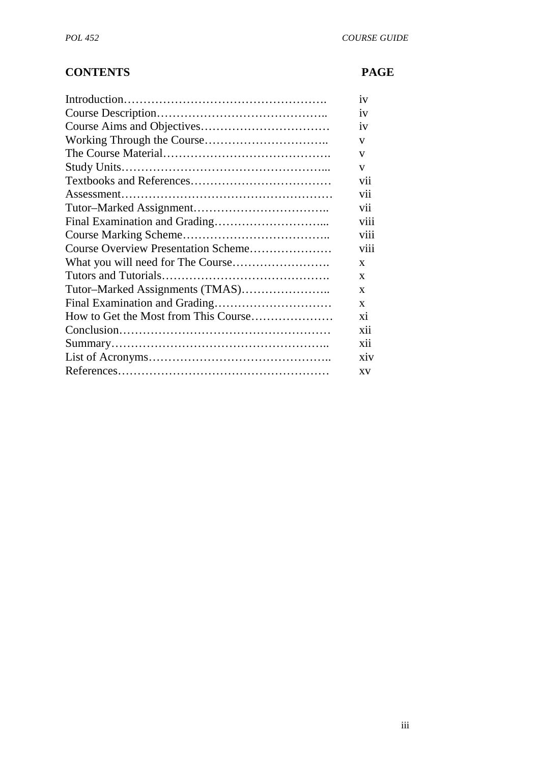| CONTENTS | PAGE |
|---|---|
| Introduction………………………………………………. | iv |
| Course Description…………………………………….. | iv |
| Course Aims and Objectives…………………………… | iv |
| Working Through the Course………………………….. | v |
| The Course Material……………………………………. | v |
| Study Units…………………………………………….... | v |
| Textbooks and References……………………………… | vii |
| Assessment……………………………………………… | vii |
| Tutor–Marked Assignment…………………………….. | vii |
| Final Examination and Grading………………………... | viii |
| Course Marking Scheme……………………………….. | viii |
| Course Overview Presentation Scheme………………… | viii |
| What you will need for The Course……………………. | x |
| Tutors and Tutorials……………………………………. | x |
| Tutor–Marked Assignments (TMAS)………………….. | x |
| Final Examination and Grading………………………… | x |
| How to Get the Most from This Course………………… | xi |
| Conclusion……………………………………………… | xii |
| Summary……………………………………………….. | xii |
| List of Acronyms……………………………………….. | xiv |
| References……………………………………………… | xv |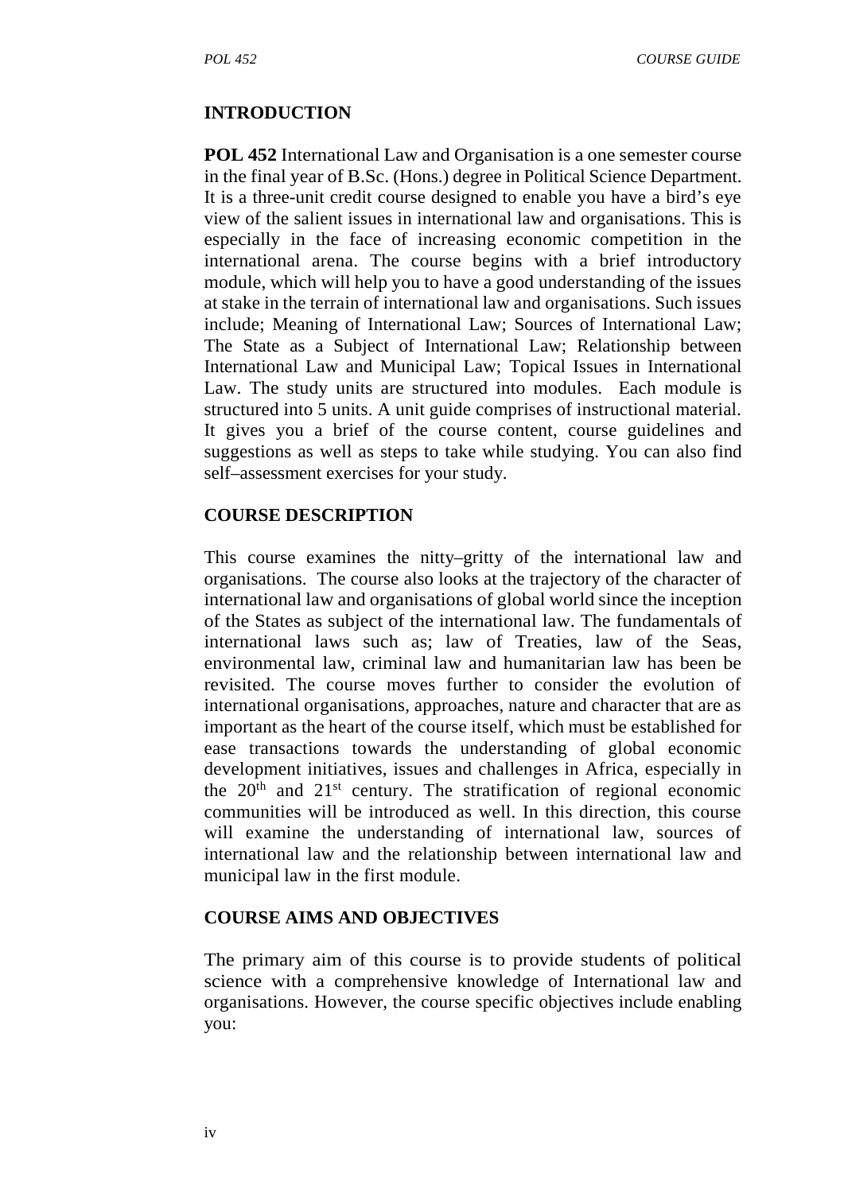## INTRODUCTION

**POL 452** International Law and Organisation is a one semester course in the final year of B.Sc. (Hons.) degree in Political Science Department. It is a three-unit credit course designed to enable you have a bird's eye view of the salient issues in international law and organisations. This is especially in the face of increasing economic competition in the international arena. The course begins with a brief introductory module, which will help you to have a good understanding of the issues at stake in the terrain of international law and organisations. Such issues include; Meaning of International Law; Sources of International Law; The State as a Subject of International Law; Relationship between International Law and Municipal Law; Topical Issues in International Law. The study units are structured into modules. Each module is structured into 5 units. A unit guide comprises of instructional material. It gives you a brief of the course content, course guidelines and suggestions as well as steps to take while studying. You can also find self–assessment exercises for your study.

## COURSE DESCRIPTION

This course examines the nitty–gritty of the international law and organisations. The course also looks at the trajectory of the character of international law and organisations of global world since the inception of the States as subject of the international law. The fundamentals of international laws such as; law of Treaties, law of the Seas, environmental law, criminal law and humanitarian law has been be revisited. The course moves further to consider the evolution of international organisations, approaches, nature and character that are as important as the heart of the course itself, which must be established for ease transactions towards the understanding of global economic development initiatives, issues and challenges in Africa, especially in the 20th and 21st century. The stratification of regional economic communities will be introduced as well. In this direction, this course will examine the understanding of international law, sources of international law and the relationship between international law and municipal law in the first module.

## COURSE AIMS AND OBJECTIVES

The primary aim of this course is to provide students of political science with a comprehensive knowledge of International law and organisations. However, the course specific objectives include enabling you: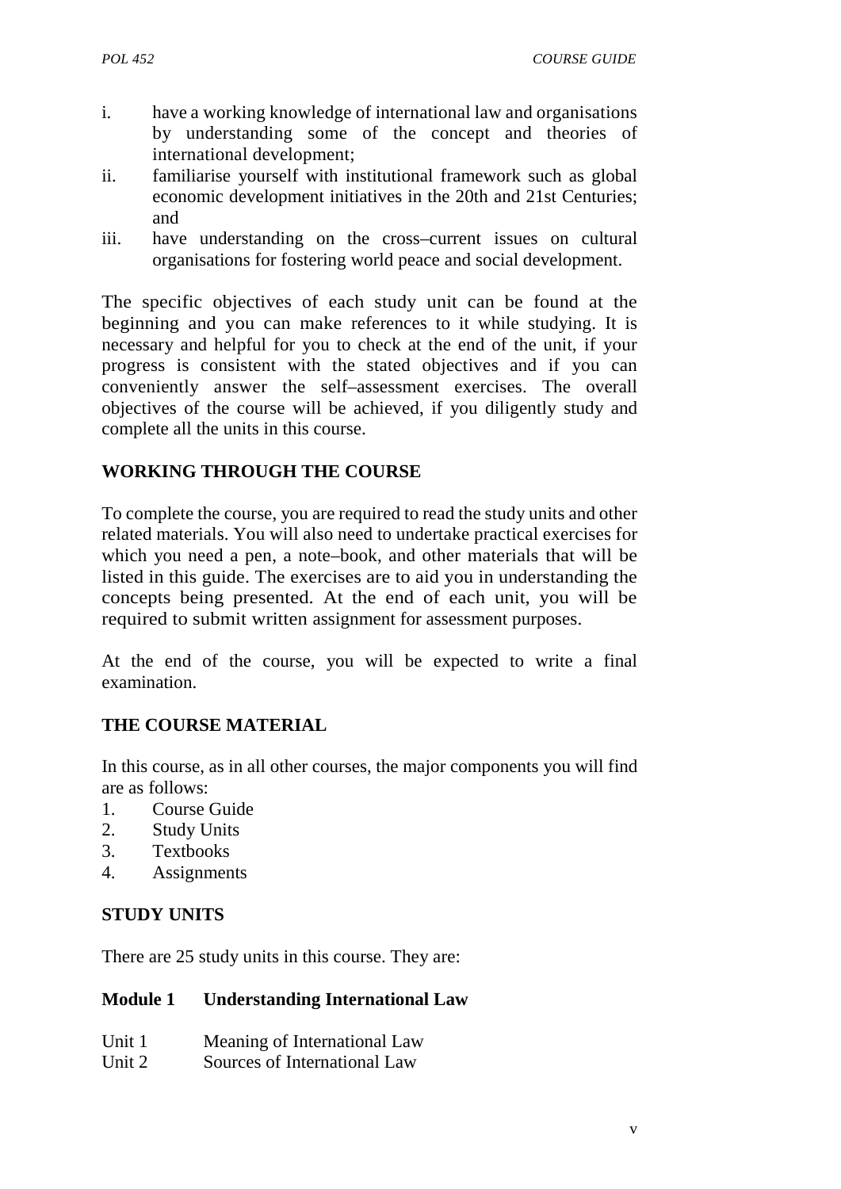i. have a working knowledge of international law and organisations by understanding some of the concept and theories of international development;
ii. familiarise yourself with institutional framework such as global economic development initiatives in the 20th and 21st Centuries; and
iii. have understanding on the cross–current issues on cultural organisations for fostering world peace and social development.

The specific objectives of each study unit can be found at the beginning and you can make references to it while studying. It is necessary and helpful for you to check at the end of the unit, if your progress is consistent with the stated objectives and if you can conveniently answer the self–assessment exercises. The overall objectives of the course will be achieved, if you diligently study and complete all the units in this course.

## WORKING THROUGH THE COURSE

To complete the course, you are required to read the study units and other related materials. You will also need to undertake practical exercises for which you need a pen, a note–book, and other materials that will be listed in this guide. The exercises are to aid you in understanding the concepts being presented. At the end of each unit, you will be required to submit written assignment for assessment purposes.

At the end of the course, you will be expected to write a final examination.

## THE COURSE MATERIAL

In this course, as in all other courses, the major components you will find are as follows:

1. Course Guide
2. Study Units
3. Textbooks
4. Assignments

## STUDY UNITS

There are 25 study units in this course. They are:

### Module 1 Understanding International Law

Unit 1 Meaning of International Law
Unit 2 Sources of International Law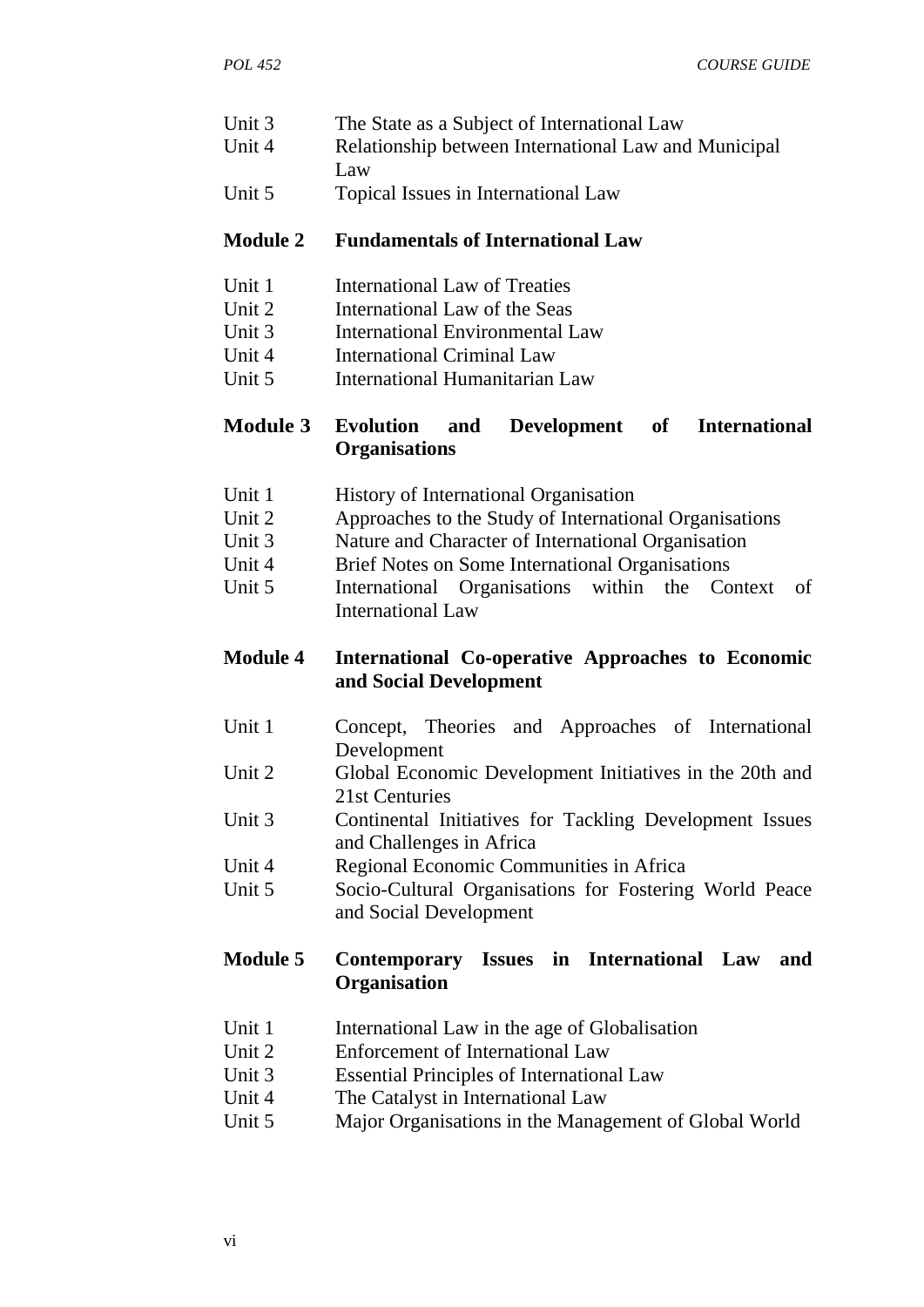Unit 3 The State as a Subject of International Law
Unit 4 Relationship between International Law and Municipal Law
Unit 5 Topical Issues in International Law

**Module 2 Fundamentals of International Law**

Unit 1 International Law of Treaties
Unit 2 International Law of the Seas
Unit 3 International Environmental Law
Unit 4 International Criminal Law
Unit 5 International Humanitarian Law

**Module 3 Evolution and Development of International Organisations**

Unit 1 History of International Organisation
Unit 2 Approaches to the Study of International Organisations
Unit 3 Nature and Character of International Organisation
Unit 4 Brief Notes on Some International Organisations
Unit 5 International Organisations within the Context of International Law

**Module 4 International Co-operative Approaches to Economic and Social Development**

Unit 1 Concept, Theories and Approaches of International Development
Unit 2 Global Economic Development Initiatives in the 20th and 21st Centuries
Unit 3 Continental Initiatives for Tackling Development Issues and Challenges in Africa
Unit 4 Regional Economic Communities in Africa
Unit 5 Socio-Cultural Organisations for Fostering World Peace and Social Development

**Module 5 Contemporary Issues in International Law and Organisation**

Unit 1 International Law in the age of Globalisation
Unit 2 Enforcement of International Law
Unit 3 Essential Principles of International Law
Unit 4 The Catalyst in International Law
Unit 5 Major Organisations in the Management of Global World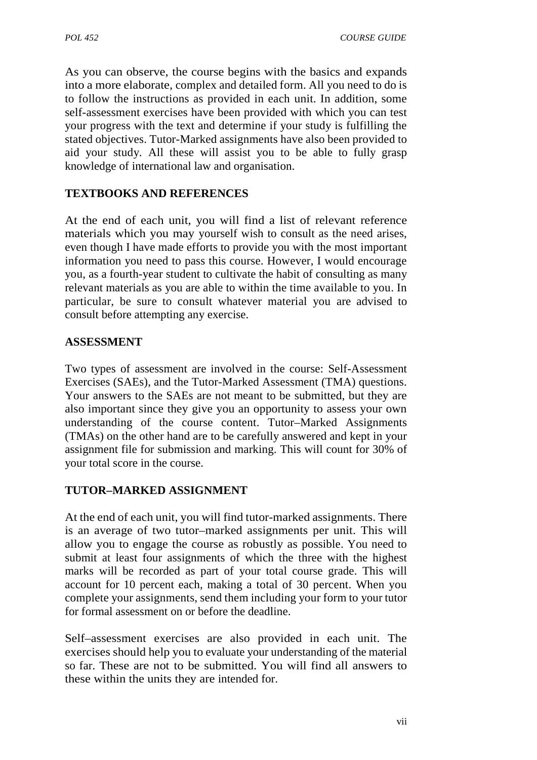As you can observe, the course begins with the basics and expands into a more elaborate, complex and detailed form. All you need to do is to follow the instructions as provided in each unit. In addition, some self-assessment exercises have been provided with which you can test your progress with the text and determine if your study is fulfilling the stated objectives. Tutor-Marked assignments have also been provided to aid your study. All these will assist you to be able to fully grasp knowledge of international law and organisation.

## TEXTBOOKS AND REFERENCES

At the end of each unit, you will find a list of relevant reference materials which you may yourself wish to consult as the need arises, even though I have made efforts to provide you with the most important information you need to pass this course. However, I would encourage you, as a fourth-year student to cultivate the habit of consulting as many relevant materials as you are able to within the time available to you. In particular, be sure to consult whatever material you are advised to consult before attempting any exercise.

## ASSESSMENT

Two types of assessment are involved in the course: Self-Assessment Exercises (SAEs), and the Tutor-Marked Assessment (TMA) questions. Your answers to the SAEs are not meant to be submitted, but they are also important since they give you an opportunity to assess your own understanding of the course content. Tutor–Marked Assignments (TMAs) on the other hand are to be carefully answered and kept in your assignment file for submission and marking. This will count for 30% of your total score in the course.

## TUTOR–MARKED ASSIGNMENT

At the end of each unit, you will find tutor-marked assignments. There is an average of two tutor–marked assignments per unit. This will allow you to engage the course as robustly as possible. You need to submit at least four assignments of which the three with the highest marks will be recorded as part of your total course grade. This will account for 10 percent each, making a total of 30 percent. When you complete your assignments, send them including your form to your tutor for formal assessment on or before the deadline.

Self–assessment exercises are also provided in each unit. The exercises should help you to evaluate your understanding of the material so far. These are not to be submitted. You will find all answers to these within the units they are intended for.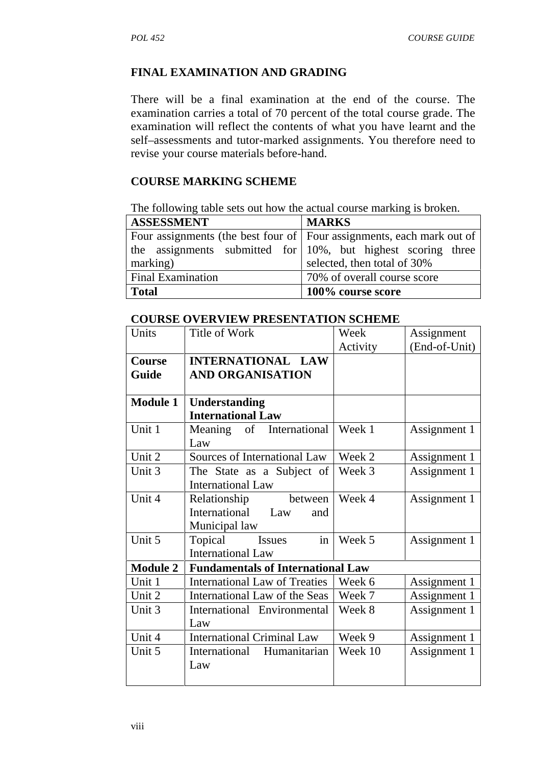## FINAL EXAMINATION AND GRADING

There will be a final examination at the end of the course. The examination carries a total of 70 percent of the total course grade. The examination will reflect the contents of what you have learnt and the self–assessments and tutor-marked assignments. You therefore need to revise your course materials before-hand.

## COURSE MARKING SCHEME

The following table sets out how the actual course marking is broken.

| ASSESSMENT | MARKS |
|---|---|
| Four assignments (the best four of the assignments submitted for marking) | Four assignments, each mark out of 10%, but highest scoring three selected, then total of 30% |
| Final Examination | 70% of overall course score |
| **Total** | **100% course score** |

## COURSE OVERVIEW PRESENTATION SCHEME

| Units | Title of Work | Week Activity | Assignment (End-of-Unit) |
|---|---|---|---|
| **Course Guide** | **INTERNATIONAL LAW AND ORGANISATION** | | |
| **Module 1** | **Understanding International Law** | | |
| Unit 1 | Meaning of International Law | Week 1 | Assignment 1 |
| Unit 2 | Sources of International Law | Week 2 | Assignment 1 |
| Unit 3 | The State as a Subject of International Law | Week 3 | Assignment 1 |
| Unit 4 | Relationship between International Law and Municipal law | Week 4 | Assignment 1 |
| Unit 5 | Topical Issues in International Law | Week 5 | Assignment 1 |
| **Module 2** | **Fundamentals of International Law** | | |
| Unit 1 | International Law of Treaties | Week 6 | Assignment 1 |
| Unit 2 | International Law of the Seas | Week 7 | Assignment 1 |
| Unit 3 | International Environmental Law | Week 8 | Assignment 1 |
| Unit 4 | International Criminal Law | Week 9 | Assignment 1 |
| Unit 5 | International Humanitarian Law | Week 10 | Assignment 1 |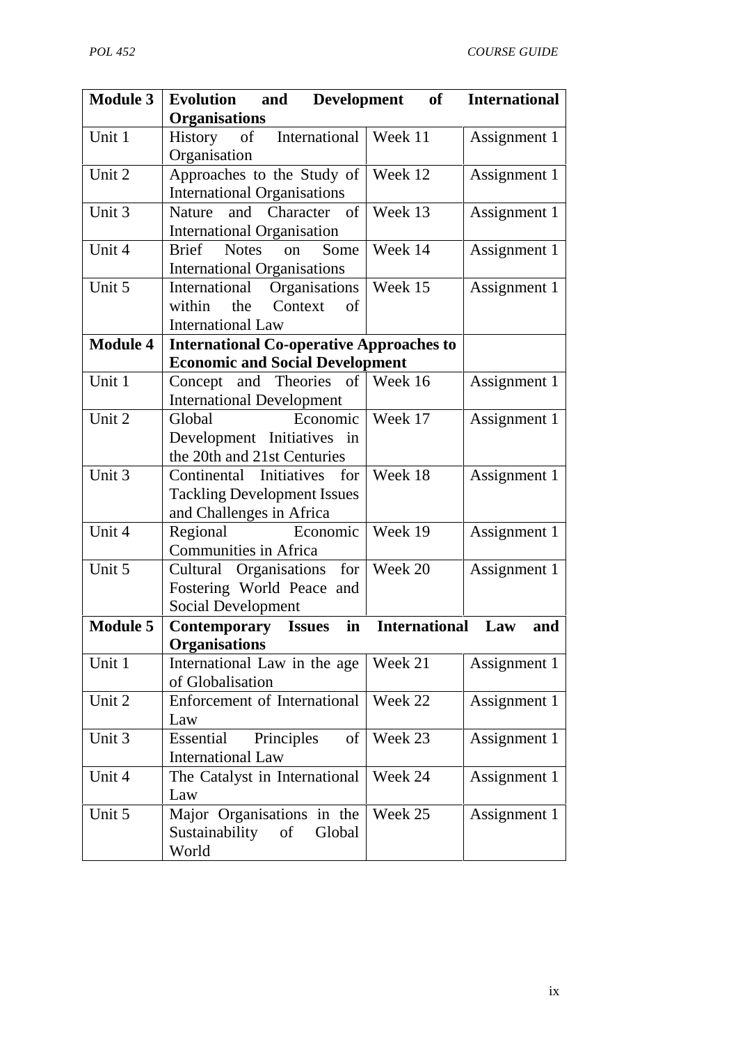| **Module 3** | **Evolution and Development of International Organisations** | | |
|---|---|---|---|
| Unit 1 | History of International Organisation | Week 11 | Assignment 1 |
| Unit 2 | Approaches to the Study of International Organisations | Week 12 | Assignment 1 |
| Unit 3 | Nature and Character of International Organisation | Week 13 | Assignment 1 |
| Unit 4 | Brief Notes on Some International Organisations | Week 14 | Assignment 1 |
| Unit 5 | International Organisations within the Context of International Law | Week 15 | Assignment 1 |
| **Module 4** | **International Co-operative Approaches to Economic and Social Development** | | |
| Unit 1 | Concept and Theories of International Development | Week 16 | Assignment 1 |
| Unit 2 | Global Economic Development Initiatives in the 20th and 21st Centuries | Week 17 | Assignment 1 |
| Unit 3 | Continental Initiatives for Tackling Development Issues and Challenges in Africa | Week 18 | Assignment 1 |
| Unit 4 | Regional Economic Communities in Africa | Week 19 | Assignment 1 |
| Unit 5 | Cultural Organisations for Fostering World Peace and Social Development | Week 20 | Assignment 1 |
| **Module 5** | **Contemporary Issues in International Law and Organisations** | | |
| Unit 1 | International Law in the age of Globalisation | Week 21 | Assignment 1 |
| Unit 2 | Enforcement of International Law | Week 22 | Assignment 1 |
| Unit 3 | Essential Principles of International Law | Week 23 | Assignment 1 |
| Unit 4 | The Catalyst in International Law | Week 24 | Assignment 1 |
| Unit 5 | Major Organisations in the Sustainability of Global World | Week 25 | Assignment 1 |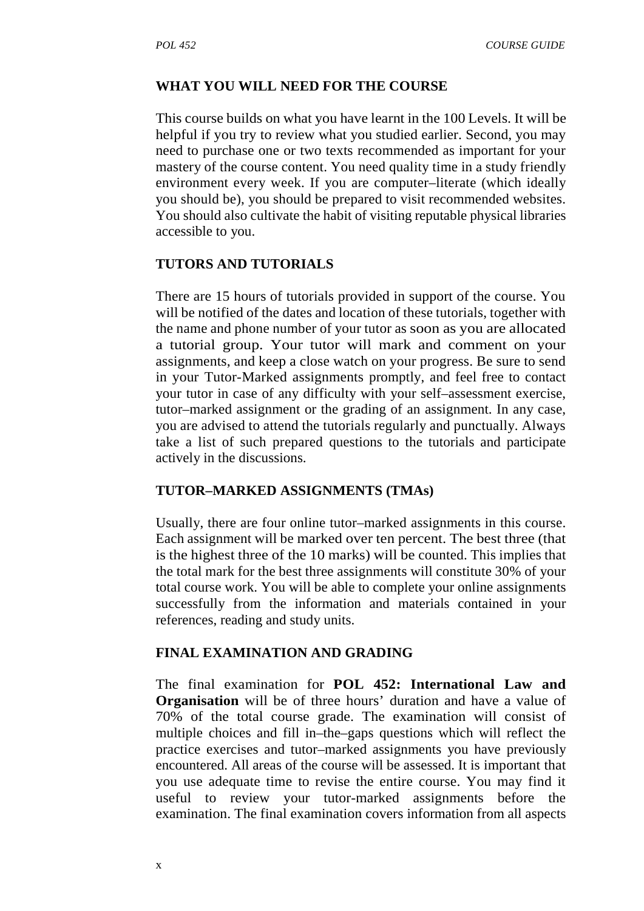## WHAT YOU WILL NEED FOR THE COURSE

This course builds on what you have learnt in the 100 Levels. It will be helpful if you try to review what you studied earlier. Second, you may need to purchase one or two texts recommended as important for your mastery of the course content. You need quality time in a study friendly environment every week. If you are computer–literate (which ideally you should be), you should be prepared to visit recommended websites. You should also cultivate the habit of visiting reputable physical libraries accessible to you.

## TUTORS AND TUTORIALS

There are 15 hours of tutorials provided in support of the course. You will be notified of the dates and location of these tutorials, together with the name and phone number of your tutor as soon as you are allocated a tutorial group. Your tutor will mark and comment on your assignments, and keep a close watch on your progress. Be sure to send in your Tutor-Marked assignments promptly, and feel free to contact your tutor in case of any difficulty with your self–assessment exercise, tutor–marked assignment or the grading of an assignment. In any case, you are advised to attend the tutorials regularly and punctually. Always take a list of such prepared questions to the tutorials and participate actively in the discussions.

## TUTOR–MARKED ASSIGNMENTS (TMAs)

Usually, there are four online tutor–marked assignments in this course. Each assignment will be marked over ten percent. The best three (that is the highest three of the 10 marks) will be counted. This implies that the total mark for the best three assignments will constitute 30% of your total course work. You will be able to complete your online assignments successfully from the information and materials contained in your references, reading and study units.

## FINAL EXAMINATION AND GRADING

The final examination for **POL 452: International Law and Organisation** will be of three hours' duration and have a value of 70% of the total course grade. The examination will consist of multiple choices and fill in–the–gaps questions which will reflect the practice exercises and tutor–marked assignments you have previously encountered. All areas of the course will be assessed. It is important that you use adequate time to revise the entire course. You may find it useful to review your tutor-marked assignments before the examination. The final examination covers information from all aspects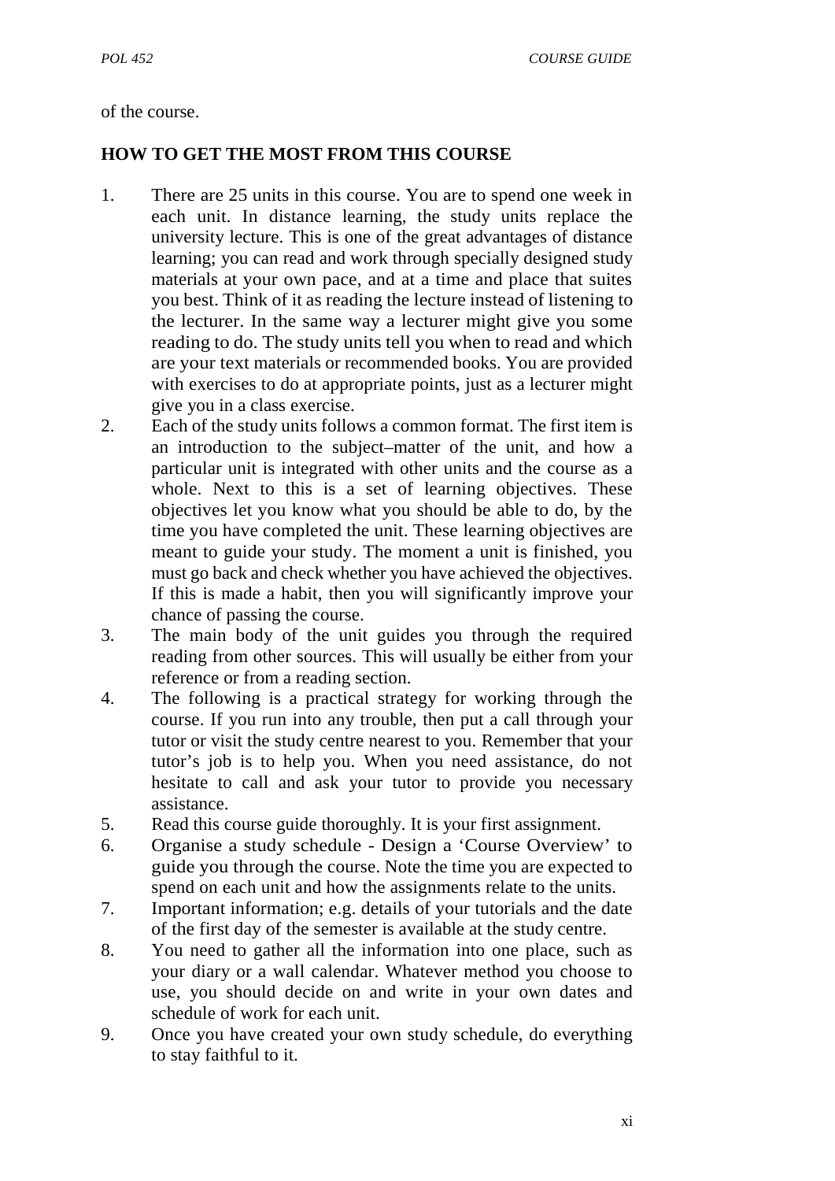of the course.

## HOW TO GET THE MOST FROM THIS COURSE

1. There are 25 units in this course. You are to spend one week in each unit. In distance learning, the study units replace the university lecture. This is one of the great advantages of distance learning; you can read and work through specially designed study materials at your own pace, and at a time and place that suites you best. Think of it as reading the lecture instead of listening to the lecturer. In the same way a lecturer might give you some reading to do. The study units tell you when to read and which are your text materials or recommended books. You are provided with exercises to do at appropriate points, just as a lecturer might give you in a class exercise.
2. Each of the study units follows a common format. The first item is an introduction to the subject–matter of the unit, and how a particular unit is integrated with other units and the course as a whole. Next to this is a set of learning objectives. These objectives let you know what you should be able to do, by the time you have completed the unit. These learning objectives are meant to guide your study. The moment a unit is finished, you must go back and check whether you have achieved the objectives. If this is made a habit, then you will significantly improve your chance of passing the course.
3. The main body of the unit guides you through the required reading from other sources. This will usually be either from your reference or from a reading section.
4. The following is a practical strategy for working through the course. If you run into any trouble, then put a call through your tutor or visit the study centre nearest to you. Remember that your tutor's job is to help you. When you need assistance, do not hesitate to call and ask your tutor to provide you necessary assistance.
5. Read this course guide thoroughly. It is your first assignment.
6. Organise a study schedule - Design a 'Course Overview' to guide you through the course. Note the time you are expected to spend on each unit and how the assignments relate to the units.
7. Important information; e.g. details of your tutorials and the date of the first day of the semester is available at the study centre.
8. You need to gather all the information into one place, such as your diary or a wall calendar. Whatever method you choose to use, you should decide on and write in your own dates and schedule of work for each unit.
9. Once you have created your own study schedule, do everything to stay faithful to it.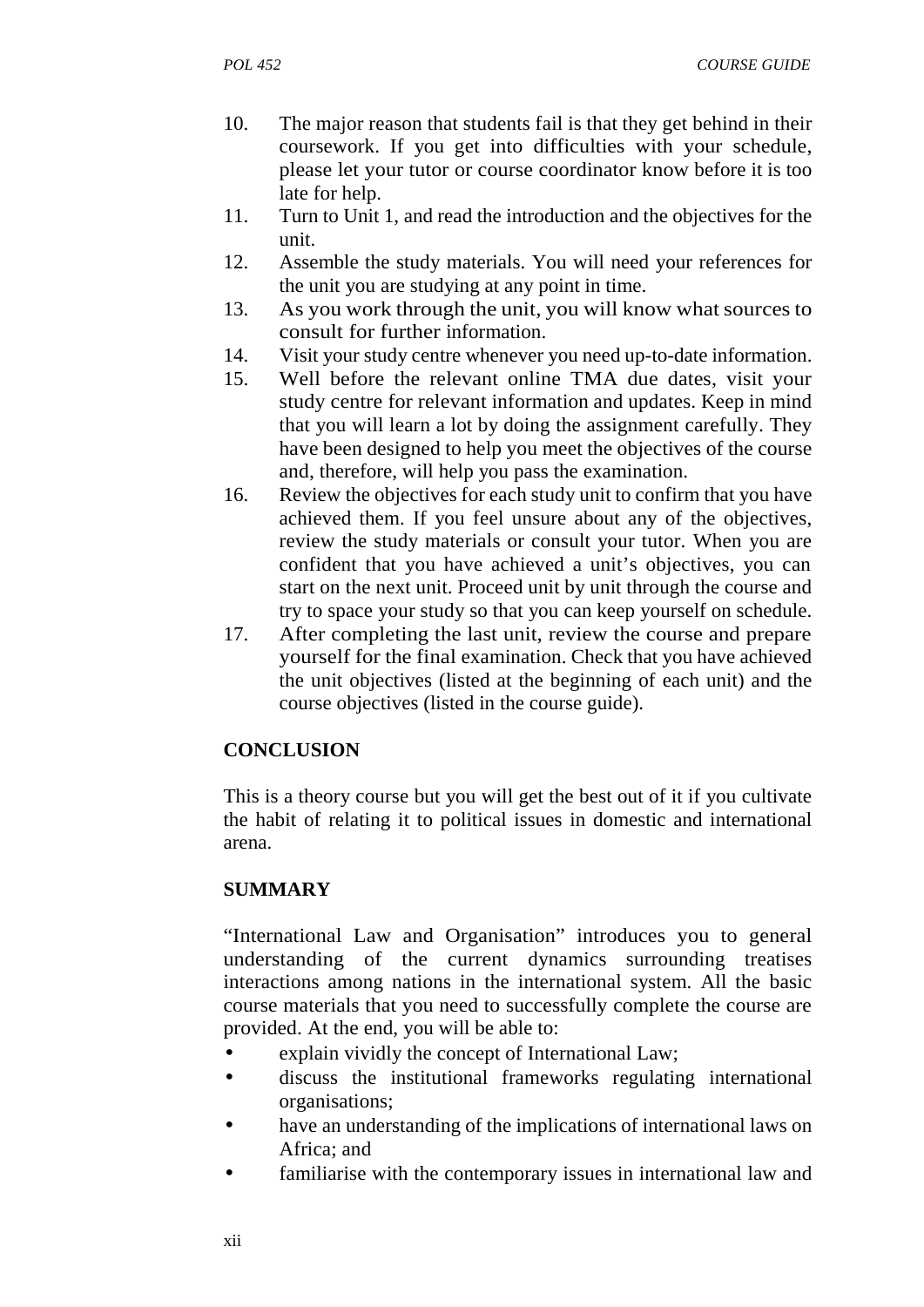10. The major reason that students fail is that they get behind in their coursework. If you get into difficulties with your schedule, please let your tutor or course coordinator know before it is too late for help.
11. Turn to Unit 1, and read the introduction and the objectives for the unit.
12. Assemble the study materials. You will need your references for the unit you are studying at any point in time.
13. As you work through the unit, you will know what sources to consult for further information.
14. Visit your study centre whenever you need up-to-date information.
15. Well before the relevant online TMA due dates, visit your study centre for relevant information and updates. Keep in mind that you will learn a lot by doing the assignment carefully. They have been designed to help you meet the objectives of the course and, therefore, will help you pass the examination.
16. Review the objectives for each study unit to confirm that you have achieved them. If you feel unsure about any of the objectives, review the study materials or consult your tutor. When you are confident that you have achieved a unit's objectives, you can start on the next unit. Proceed unit by unit through the course and try to space your study so that you can keep yourself on schedule.
17. After completing the last unit, review the course and prepare yourself for the final examination. Check that you have achieved the unit objectives (listed at the beginning of each unit) and the course objectives (listed in the course guide).

## CONCLUSION

This is a theory course but you will get the best out of it if you cultivate the habit of relating it to political issues in domestic and international arena.

## SUMMARY

"International Law and Organisation" introduces you to general understanding of the current dynamics surrounding treatises interactions among nations in the international system. All the basic course materials that you need to successfully complete the course are provided. At the end, you will be able to:

- explain vividly the concept of International Law;
- discuss the institutional frameworks regulating international organisations;
- have an understanding of the implications of international laws on Africa; and
- familiarise with the contemporary issues in international law and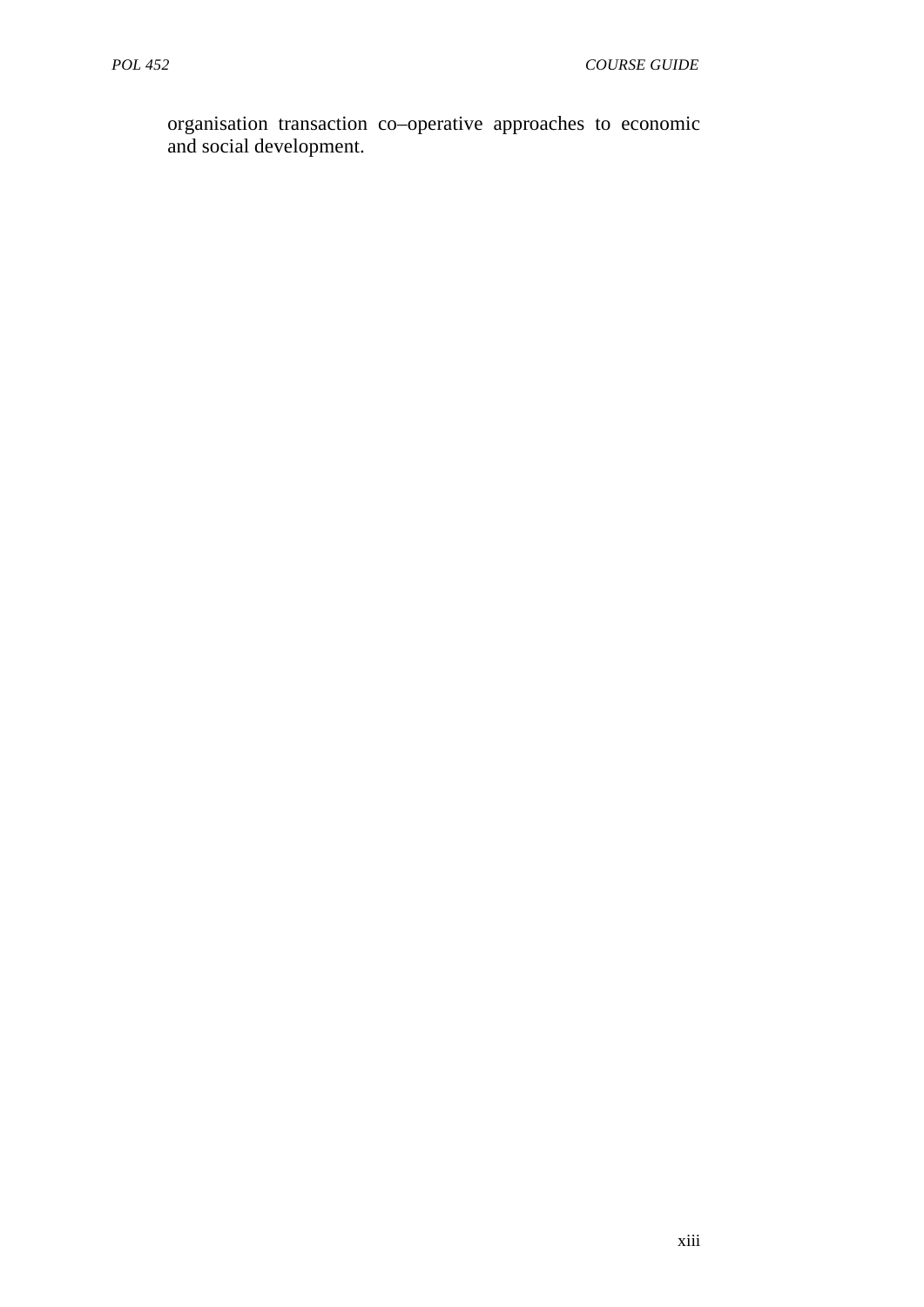organisation transaction co–operative approaches to economic and social development.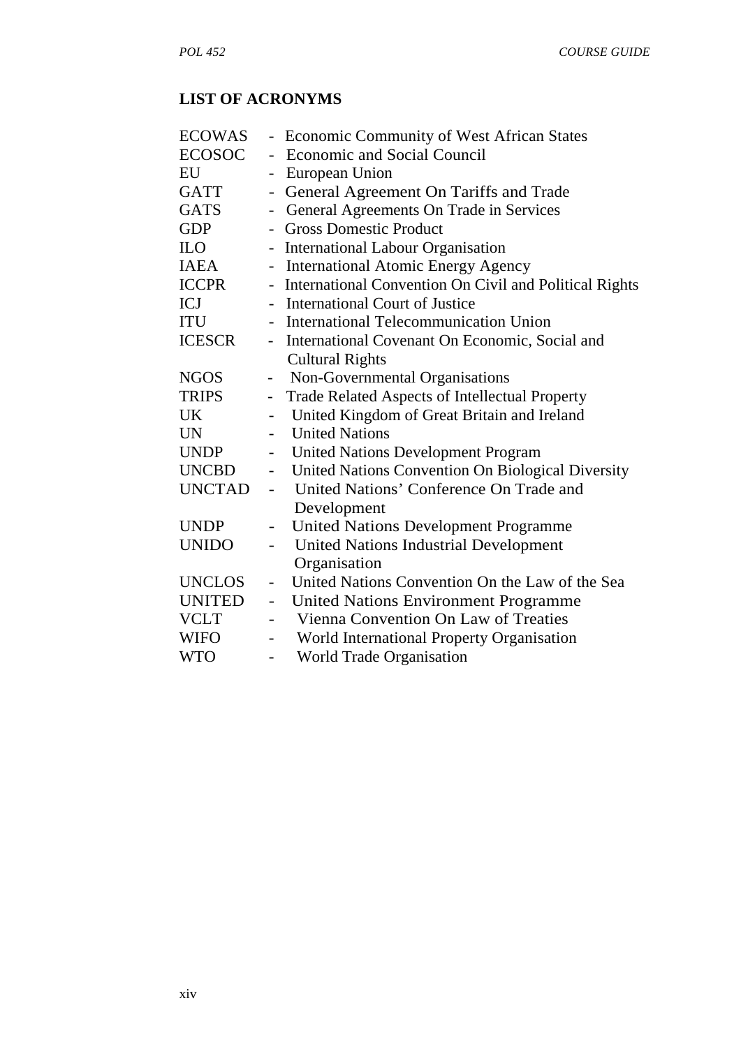## LIST OF ACRONYMS

ECOWAS - Economic Community of West African States
ECOSOC - Economic and Social Council
EU - European Union
GATT - General Agreement On Tariffs and Trade
GATS - General Agreements On Trade in Services
GDP - Gross Domestic Product
ILO - International Labour Organisation
IAEA - International Atomic Energy Agency
ICCPR - International Convention On Civil and Political Rights
ICJ - International Court of Justice
ITU - International Telecommunication Union
ICESCR - International Covenant On Economic, Social and Cultural Rights
NGOS - Non-Governmental Organisations
TRIPS - Trade Related Aspects of Intellectual Property
UK - United Kingdom of Great Britain and Ireland
UN - United Nations
UNDP - United Nations Development Program
UNCBD - United Nations Convention On Biological Diversity
UNCTAD - United Nations' Conference On Trade and Development
UNDP - United Nations Development Programme
UNIDO - United Nations Industrial Development Organisation
UNCLOS - United Nations Convention On the Law of the Sea
UNITED - United Nations Environment Programme
VCLT - Vienna Convention On Law of Treaties
WIFO - World International Property Organisation
WTO - World Trade Organisation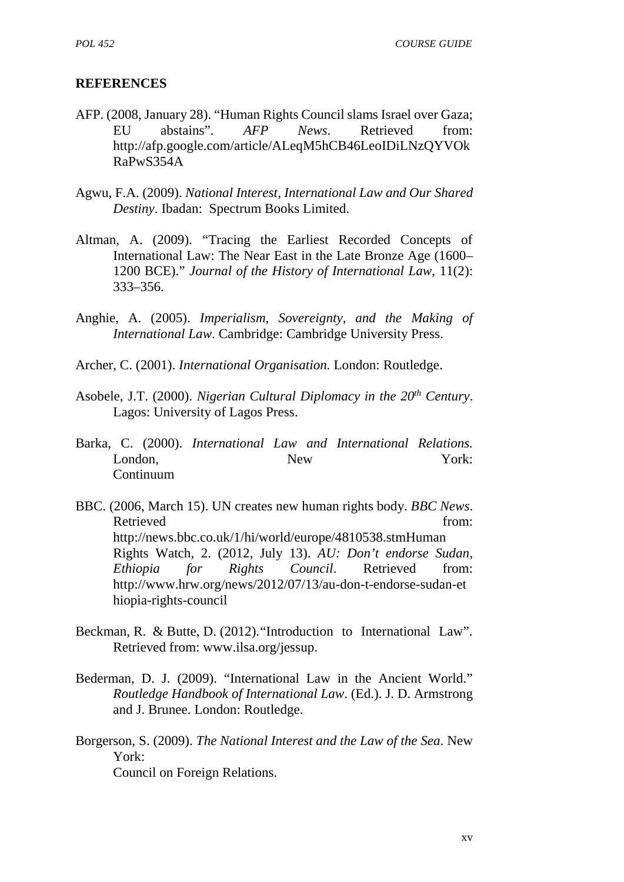## REFERENCES

AFP. (2008, January 28). "Human Rights Council slams Israel over Gaza; EU abstains". *AFP News*. Retrieved from: http://afp.google.com/article/ALeqM5hCB46LeoIDiLNzQYVOkRaPwS354A

Agwu, F.A. (2009). *National Interest, International Law and Our Shared Destiny*. Ibadan: Spectrum Books Limited.

Altman, A. (2009). "Tracing the Earliest Recorded Concepts of International Law: The Near East in the Late Bronze Age (1600–1200 BCE)." *Journal of the History of International Law*, 11(2): 333–356.

Anghie, A. (2005). *Imperialism, Sovereignty, and the Making of International Law*. Cambridge: Cambridge University Press.

Archer, C. (2001). *International Organisation.* London: Routledge.

Asobele, J.T. (2000). *Nigerian Cultural Diplomacy in the 20th Century*. Lagos: University of Lagos Press.

Barka, C. (2000). *International Law and International Relations.* London, New York: Continuum

BBC. (2006, March 15). UN creates new human rights body. *BBC News*. Retrieved from: http://news.bbc.co.uk/1/hi/world/europe/4810538.stmHuman Rights Watch, 2. (2012, July 13). *AU: Don't endorse Sudan, Ethiopia for Rights Council*. Retrieved from: http://www.hrw.org/news/2012/07/13/au-don-t-endorse-sudan-ethiopia-rights-council

Beckman, R. & Butte, D. (2012).*"*Introduction to International Law". Retrieved from: www.ilsa.org/jessup.

Bederman, D. J. (2009). "International Law in the Ancient World." *Routledge Handbook of International Law*. (Ed.). J. D. Armstrong and J. Brunee. London: Routledge.

Borgerson, S. (2009). *The National Interest and the Law of the Sea*. New York: Council on Foreign Relations.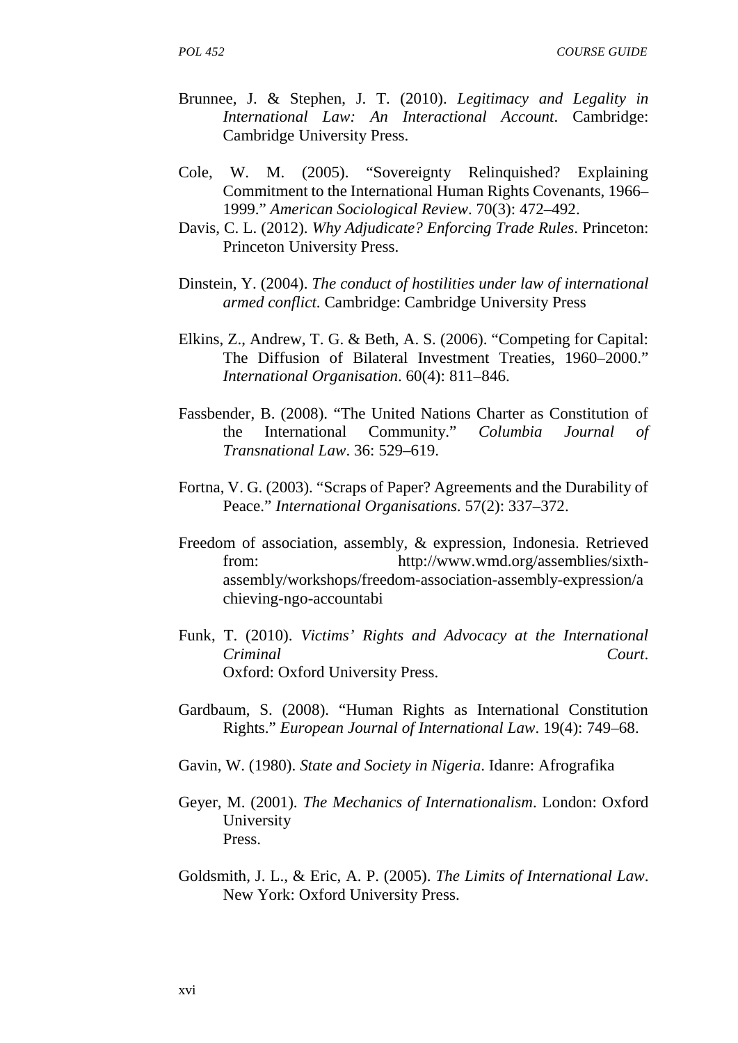Brunnee, J. & Stephen, J. T. (2010). *Legitimacy and Legality in International Law: An Interactional Account*. Cambridge: Cambridge University Press.

Cole, W. M. (2005). "Sovereignty Relinquished? Explaining Commitment to the International Human Rights Covenants, 1966–1999." *American Sociological Review*. 70(3): 472–492.

Davis, C. L. (2012). *Why Adjudicate? Enforcing Trade Rules*. Princeton: Princeton University Press.

Dinstein, Y. (2004). *The conduct of hostilities under law of international armed conflict*. Cambridge: Cambridge University Press

Elkins, Z., Andrew, T. G. & Beth, A. S. (2006). "Competing for Capital: The Diffusion of Bilateral Investment Treaties, 1960–2000." *International Organisation*. 60(4): 811–846.

Fassbender, B. (2008). "The United Nations Charter as Constitution of the International Community." *Columbia Journal of Transnational Law*. 36: 529–619.

Fortna, V. G. (2003). "Scraps of Paper? Agreements and the Durability of Peace." *International Organisations*. 57(2): 337–372.

Freedom of association, assembly, & expression, Indonesia. Retrieved from: http://www.wmd.org/assemblies/sixth-assembly/workshops/freedom-association-assembly-expression/achieving-ngo-accountabi

Funk, T. (2010). *Victims' Rights and Advocacy at the International Criminal Court*. Oxford: Oxford University Press.

Gardbaum, S. (2008). "Human Rights as International Constitution Rights." *European Journal of International Law*. 19(4): 749–68.

Gavin, W. (1980). *State and Society in Nigeria*. Idanre: Afrografika

Geyer, M. (2001). *The Mechanics of Internationalism*. London: Oxford University Press.

Goldsmith, J. L., & Eric, A. P. (2005). *The Limits of International Law*. New York: Oxford University Press.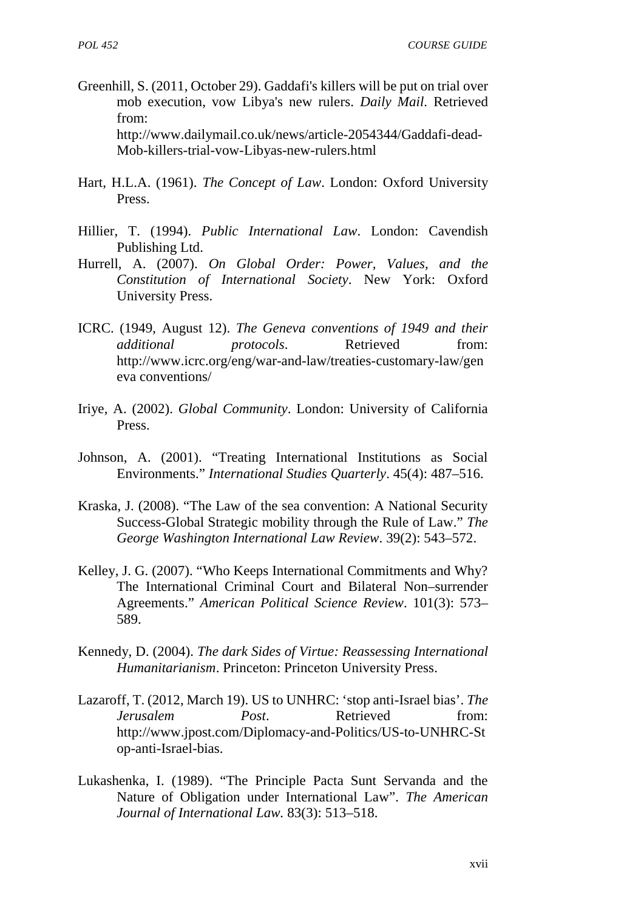Greenhill, S. (2011, October 29). Gaddafi's killers will be put on trial over mob execution, vow Libya's new rulers. *Daily Mail*. Retrieved from: http://www.dailymail.co.uk/news/article-2054344/Gaddafi-dead-Mob-killers-trial-vow-Libyas-new-rulers.html

Hart, H.L.A. (1961). *The Concept of Law*. London: Oxford University Press.

Hillier, T. (1994). *Public International Law*. London: Cavendish Publishing Ltd.

Hurrell, A. (2007). *On Global Order: Power, Values, and the Constitution of International Society*. New York: Oxford University Press.

ICRC. (1949, August 12). *The Geneva conventions of 1949 and their additional protocols*. Retrieved from: http://www.icrc.org/eng/war-and-law/treaties-customary-law/geneva conventions/

Iriye, A. (2002). *Global Community*. London: University of California Press.

Johnson, A. (2001). "Treating International Institutions as Social Environments." *International Studies Quarterly*. 45(4): 487–516.

Kraska, J. (2008). "The Law of the sea convention: A National Security Success-Global Strategic mobility through the Rule of Law." *The George Washington International Law Review*. 39(2): 543–572.

Kelley, J. G. (2007). "Who Keeps International Commitments and Why? The International Criminal Court and Bilateral Non–surrender Agreements." *American Political Science Review*. 101(3): 573–589.

Kennedy, D. (2004). *The dark Sides of Virtue: Reassessing International Humanitarianism*. Princeton: Princeton University Press.

Lazaroff, T. (2012, March 19). US to UNHRC: 'stop anti-Israel bias'. *The Jerusalem Post*. Retrieved from: http://www.jpost.com/Diplomacy-and-Politics/US-to-UNHRC-Stop-anti-Israel-bias.

Lukashenka, I. (1989). "The Principle Pacta Sunt Servanda and the Nature of Obligation under International Law". *The American Journal of International Law.* 83(3): 513–518.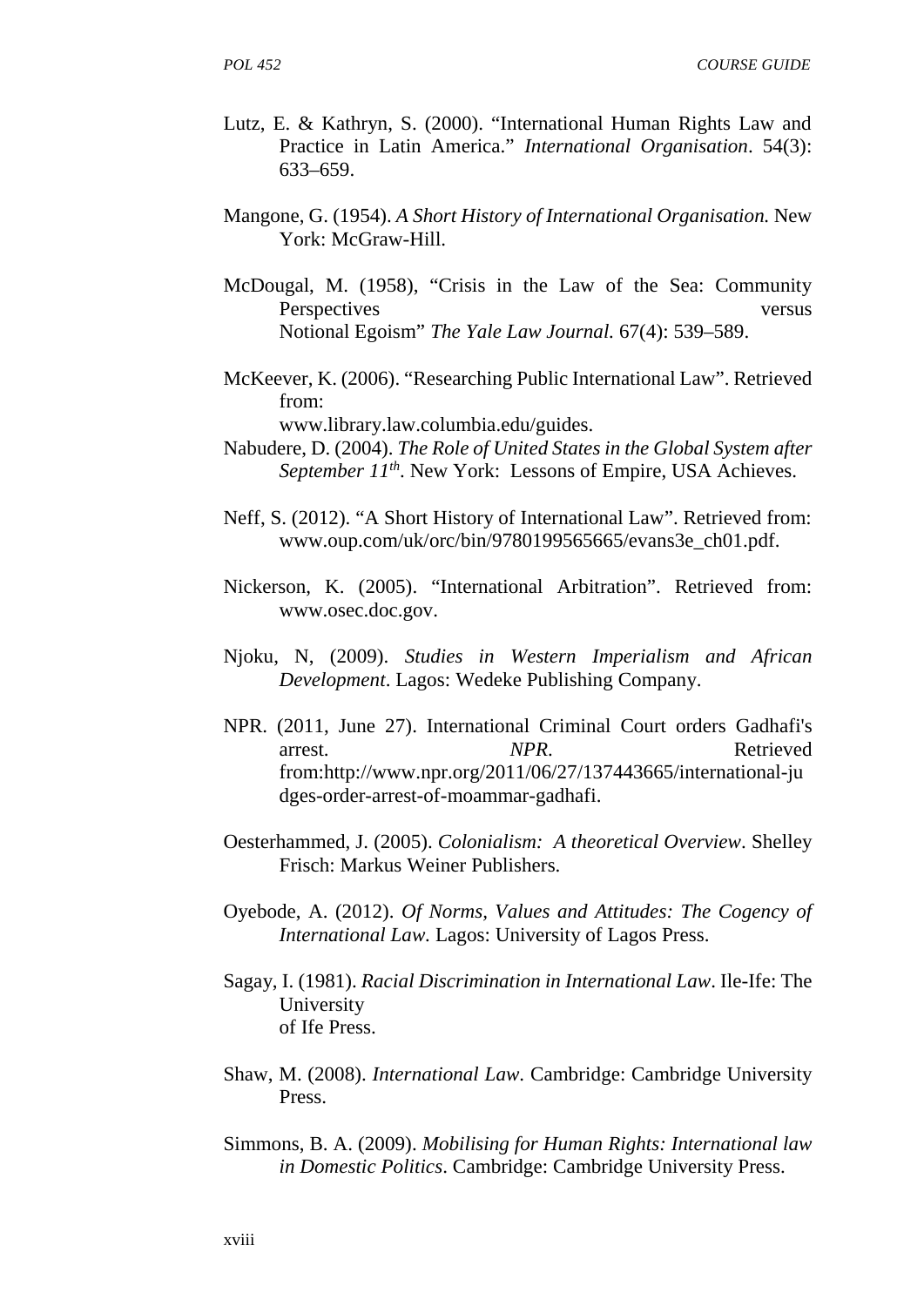Lutz, E. & Kathryn, S. (2000). "International Human Rights Law and Practice in Latin America." *International Organisation*. 54(3): 633–659.

Mangone, G. (1954). *A Short History of International Organisation.* New York: McGraw-Hill.

McDougal, M. (1958), "Crisis in the Law of the Sea: Community Perspectives versus Notional Egoism" *The Yale Law Journal.* 67(4): 539–589.

McKeever, K. (2006). "Researching Public International Law". Retrieved from: www.library.law.columbia.edu/guides.

Nabudere, D. (2004). *The Role of United States in the Global System after September 11th*. New York: Lessons of Empire, USA Achieves.

Neff, S. (2012). "A Short History of International Law". Retrieved from: www.oup.com/uk/orc/bin/9780199565665/evans3e_ch01.pdf.

Nickerson, K. (2005). "International Arbitration". Retrieved from: www.osec.doc.gov.

Njoku, N, (2009). *Studies in Western Imperialism and African Development*. Lagos: Wedeke Publishing Company.

NPR. (2011, June 27). International Criminal Court orders Gadhafi's arrest. *NPR*. Retrieved from:http://www.npr.org/2011/06/27/137443665/international-judges-order-arrest-of-moammar-gadhafi.

Oesterhammed, J. (2005). *Colonialism: A theoretical Overview*. Shelley Frisch: Markus Weiner Publishers.

Oyebode, A. (2012). *Of Norms, Values and Attitudes: The Cogency of International Law.* Lagos: University of Lagos Press.

Sagay, I. (1981). *Racial Discrimination in International Law*. Ile-Ife: The University of Ife Press.

Shaw, M. (2008). *International Law*. Cambridge: Cambridge University Press.

Simmons, B. A. (2009). *Mobilising for Human Rights: International law in Domestic Politics*. Cambridge: Cambridge University Press.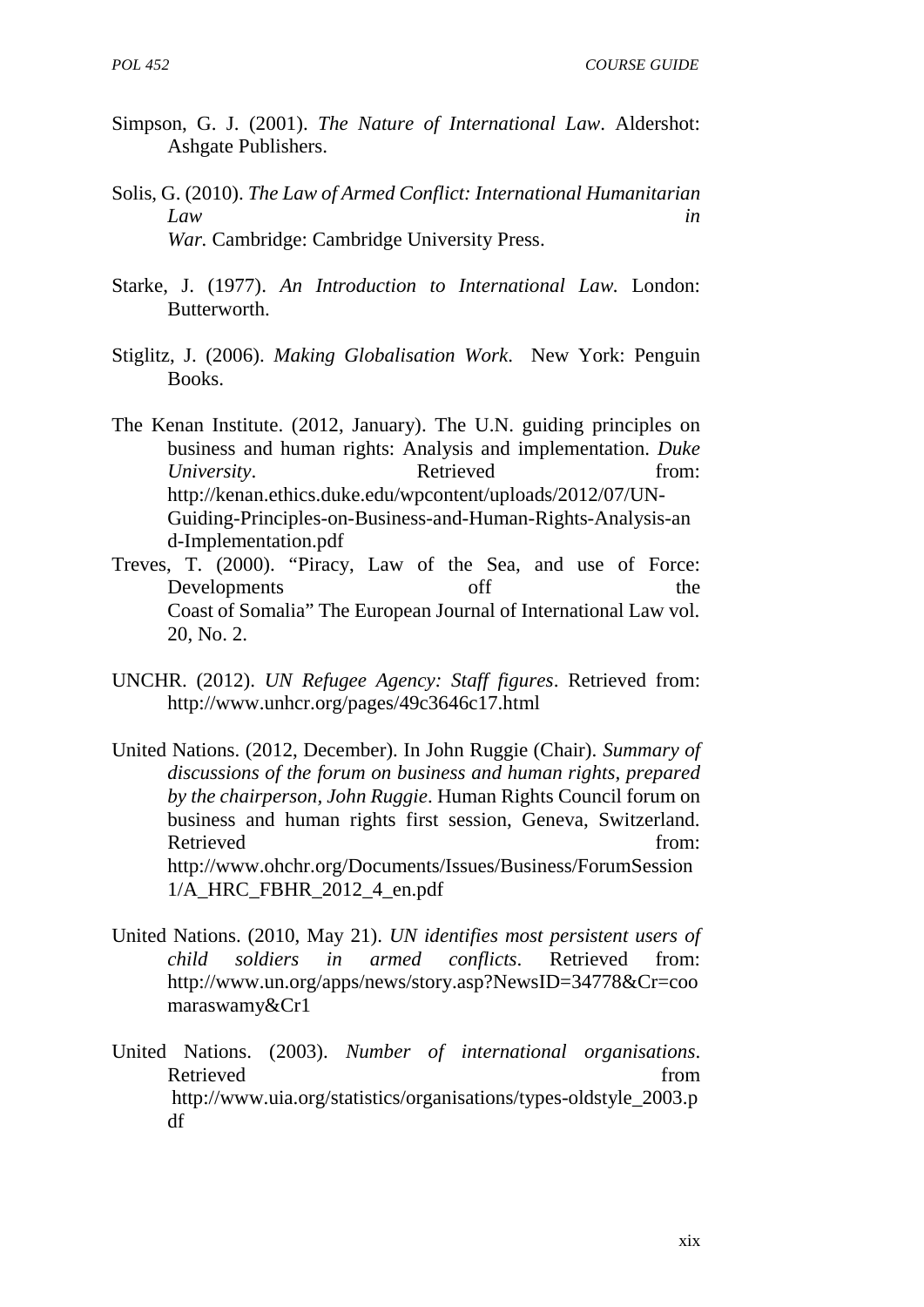Simpson, G. J. (2001). *The Nature of International Law*. Aldershot: Ashgate Publishers.

Solis, G. (2010). *The Law of Armed Conflict: International Humanitarian Law in War.* Cambridge: Cambridge University Press.

Starke, J. (1977). *An Introduction to International Law.* London: Butterworth.

Stiglitz, J. (2006). *Making Globalisation Work*. New York: Penguin Books.

The Kenan Institute. (2012, January). The U.N. guiding principles on business and human rights: Analysis and implementation. *Duke University*. Retrieved from: http://kenan.ethics.duke.edu/wpcontent/uploads/2012/07/UN-Guiding-Principles-on-Business-and-Human-Rights-Analysis-and-Implementation.pdf

Treves, T. (2000). "Piracy, Law of the Sea, and use of Force: Developments off the Coast of Somalia" The European Journal of International Law vol. 20, No. 2.

UNCHR. (2012). *UN Refugee Agency: Staff figures*. Retrieved from: http://www.unhcr.org/pages/49c3646c17.html

United Nations. (2012, December). In John Ruggie (Chair). *Summary of discussions of the forum on business and human rights, prepared by the chairperson, John Ruggie*. Human Rights Council forum on business and human rights first session, Geneva, Switzerland. Retrieved from: http://www.ohchr.org/Documents/Issues/Business/ForumSession1/A_HRC_FBHR_2012_4_en.pdf

United Nations. (2010, May 21). *UN identifies most persistent users of child soldiers in armed conflicts*. Retrieved from: http://www.un.org/apps/news/story.asp?NewsID=34778&Cr=coomaraswamy&Cr1

United Nations. (2003). *Number of international organisations*. Retrieved from http://www.uia.org/statistics/organisations/types-oldstyle_2003.pdf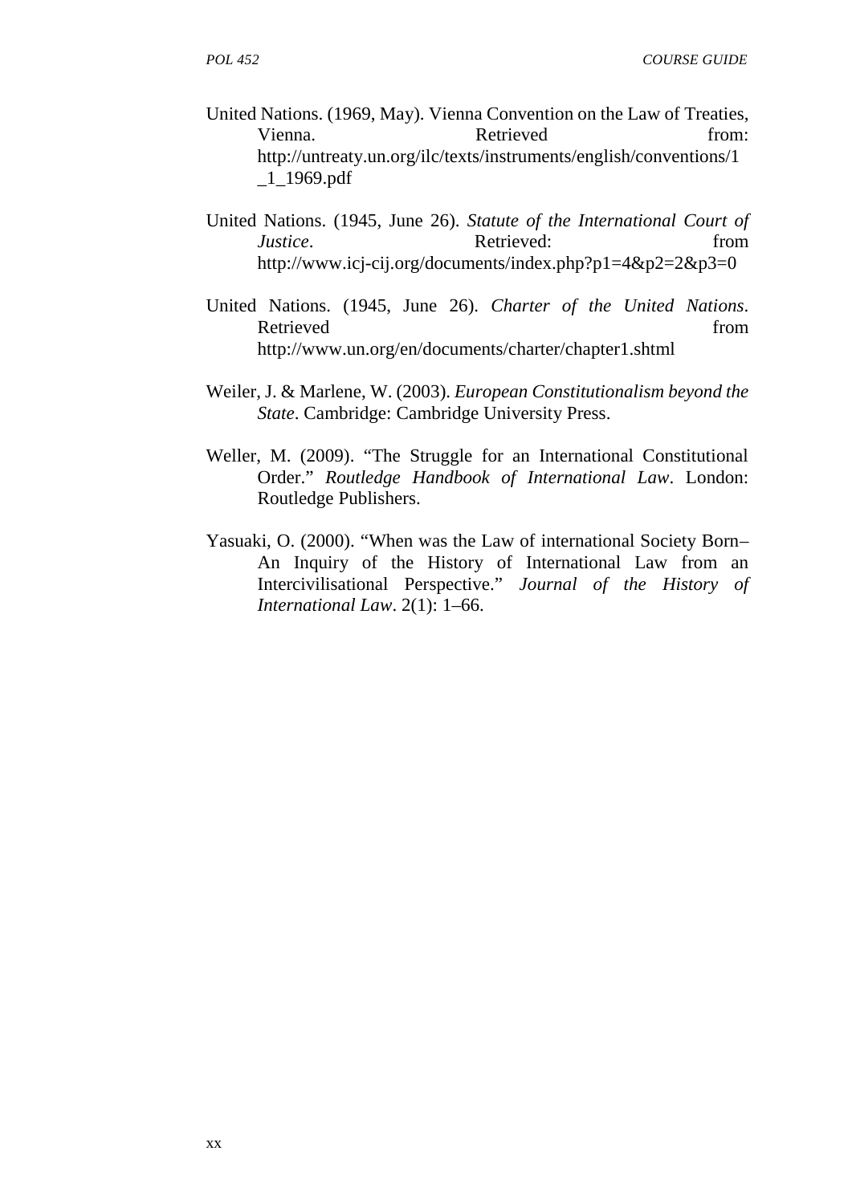United Nations. (1969, May). Vienna Convention on the Law of Treaties, Vienna. Retrieved from: http://untreaty.un.org/ilc/texts/instruments/english/conventions/1_1_1969.pdf

United Nations. (1945, June 26). *Statute of the International Court of Justice*. Retrieved: from http://www.icj-cij.org/documents/index.php?p1=4&p2=2&p3=0

United Nations. (1945, June 26). *Charter of the United Nations*. Retrieved from http://www.un.org/en/documents/charter/chapter1.shtml

Weiler, J. & Marlene, W. (2003). *European Constitutionalism beyond the State*. Cambridge: Cambridge University Press.

Weller, M. (2009). "The Struggle for an International Constitutional Order." *Routledge Handbook of International Law*. London: Routledge Publishers.

Yasuaki, O. (2000). "When was the Law of international Society Born– An Inquiry of the History of International Law from an Intercivilisational Perspective." *Journal of the History of International Law*. 2(1): 1–66.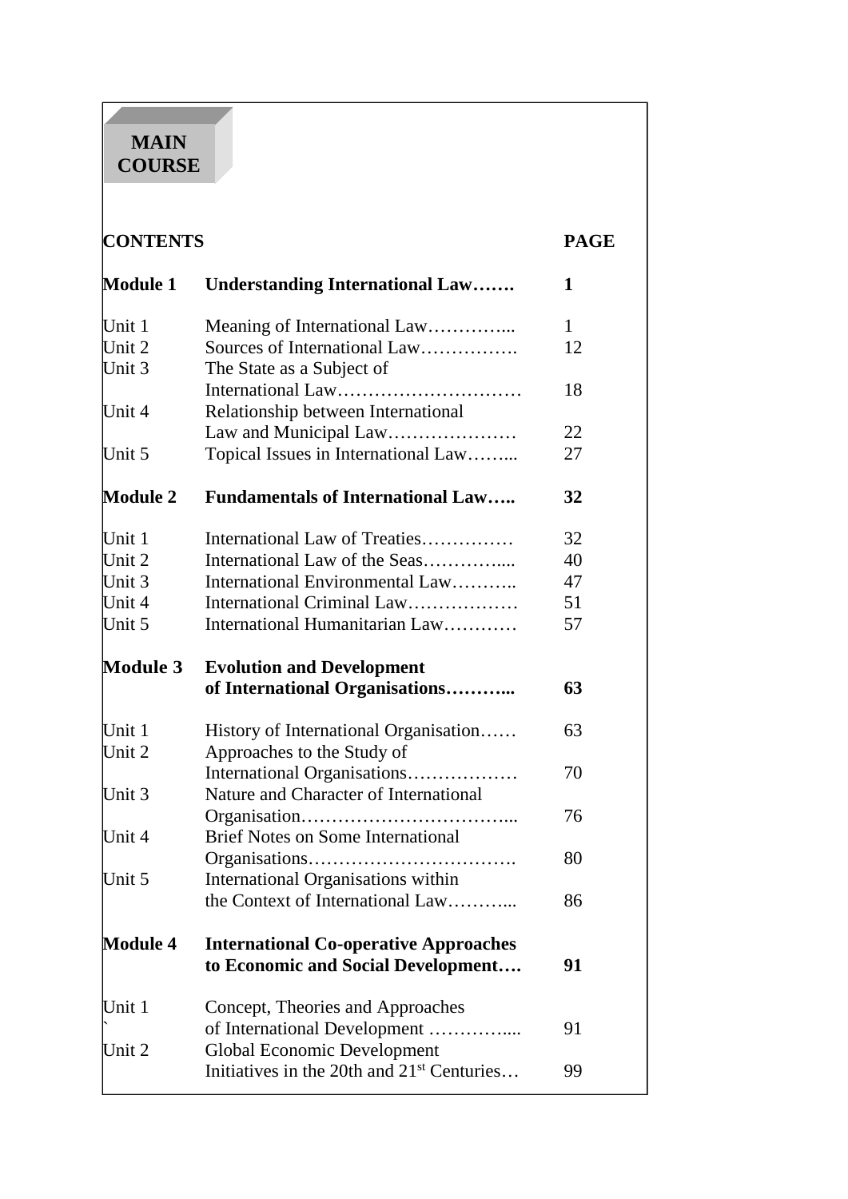# MAIN COURSE

| CONTENTS | | PAGE |
|---|---|---|
| **Module 1** | **Understanding International Law…….** | **1** |
| Unit 1 | Meaning of International Law…………... | 1 |
| Unit 2 | Sources of International Law……………. | 12 |
| Unit 3 | The State as a Subject of International Law………………………… | 18 |
| Unit 4 | Relationship between International Law and Municipal Law………………… | 22 |
| Unit 5 | Topical Issues in International Law……... | 27 |
| **Module 2** | **Fundamentals of International Law…..** | **32** |
| Unit 1 | International Law of Treaties…………… | 32 |
| Unit 2 | International Law of the Seas…………..... | 40 |
| Unit 3 | International Environmental Law……….. | 47 |
| Unit 4 | International Criminal Law……………… | 51 |
| Unit 5 | International Humanitarian Law………… | 57 |
| **Module 3** | **Evolution and Development of International Organisations………..** | **63** |
| Unit 1 | History of International Organisation…… | 63 |
| Unit 2 | Approaches to the Study of International Organisations……………… | 70 |
| Unit 3 | Nature and Character of International Organisation……………………………... | 76 |
| Unit 4 | Brief Notes on Some International Organisations……………………………. | 80 |
| Unit 5 | International Organisations within the Context of International Law………... | 86 |
| **Module 4** | **International Co-operative Approaches to Economic and Social Development….** | **91** |
| Unit 1 | Concept, Theories and Approaches of International Development …………..... | 91 |
| Unit 2 | Global Economic Development Initiatives in the 20th and 21st Centuries… | 99 |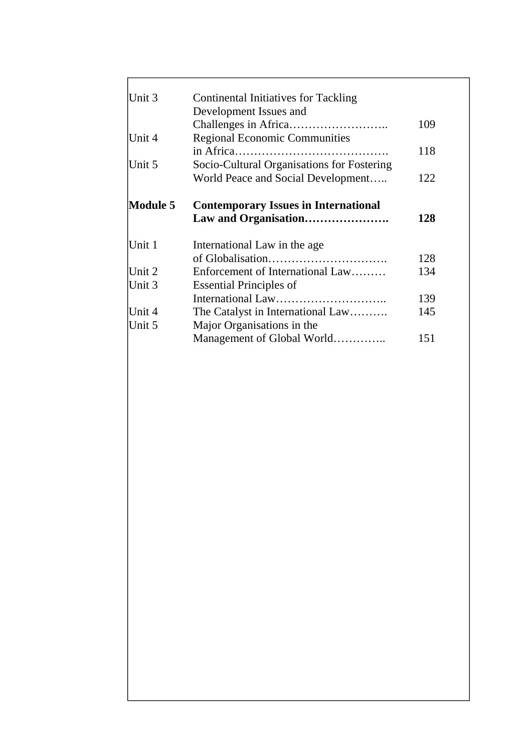| | | |
|---|---|---|
| Unit 3 | Continental Initiatives for Tackling Development Issues and Challenges in Africa…………………….. | 109 |
| Unit 4 | Regional Economic Communities in Africa…………………………………. | 118 |
| Unit 5 | Socio-Cultural Organisations for Fostering World Peace and Social Development….. | 122 |
| **Module 5** | **Contemporary Issues in International Law and Organisation………………….** | **128** |
| Unit 1 | International Law in the age of Globalisation…………………………. | 128 |
| Unit 2 | Enforcement of International Law……… | 134 |
| Unit 3 | Essential Principles of International Law……………………….. | 139 |
| Unit 4 | The Catalyst in International Law………. | 145 |
| Unit 5 | Major Organisations in the Management of Global World………….. | 151 |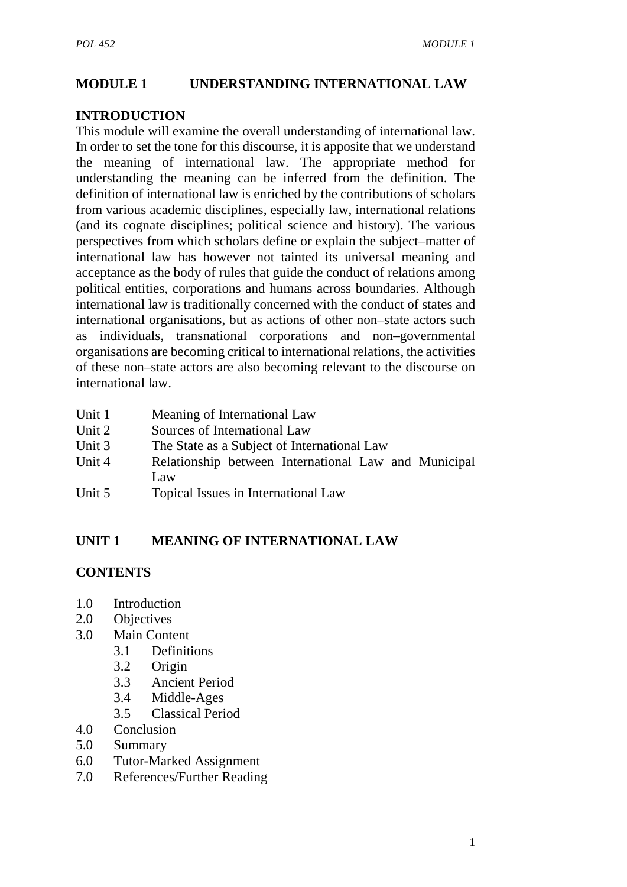# MODULE 1 UNDERSTANDING INTERNATIONAL LAW

## INTRODUCTION

This module will examine the overall understanding of international law. In order to set the tone for this discourse, it is apposite that we understand the meaning of international law. The appropriate method for understanding the meaning can be inferred from the definition. The definition of international law is enriched by the contributions of scholars from various academic disciplines, especially law, international relations (and its cognate disciplines; political science and history). The various perspectives from which scholars define or explain the subject–matter of international law has however not tainted its universal meaning and acceptance as the body of rules that guide the conduct of relations among political entities, corporations and humans across boundaries. Although international law is traditionally concerned with the conduct of states and international organisations, but as actions of other non–state actors such as individuals, transnational corporations and non–governmental organisations are becoming critical to international relations, the activities of these non–state actors are also becoming relevant to the discourse on international law.

- Unit 1 Meaning of International Law
- Unit 2 Sources of International Law
- Unit 3 The State as a Subject of International Law
- Unit 4 Relationship between International Law and Municipal Law
- Unit 5 Topical Issues in International Law

## UNIT 1 MEANING OF INTERNATIONAL LAW

### CONTENTS

- 1.0 Introduction
- 2.0 Objectives
- 3.0 Main Content
  - 3.1 Definitions
  - 3.2 Origin
  - 3.3 Ancient Period
  - 3.4 Middle-Ages
  - 3.5 Classical Period
- 4.0 Conclusion
- 5.0 Summary
- 6.0 Tutor-Marked Assignment
- 7.0 References/Further Reading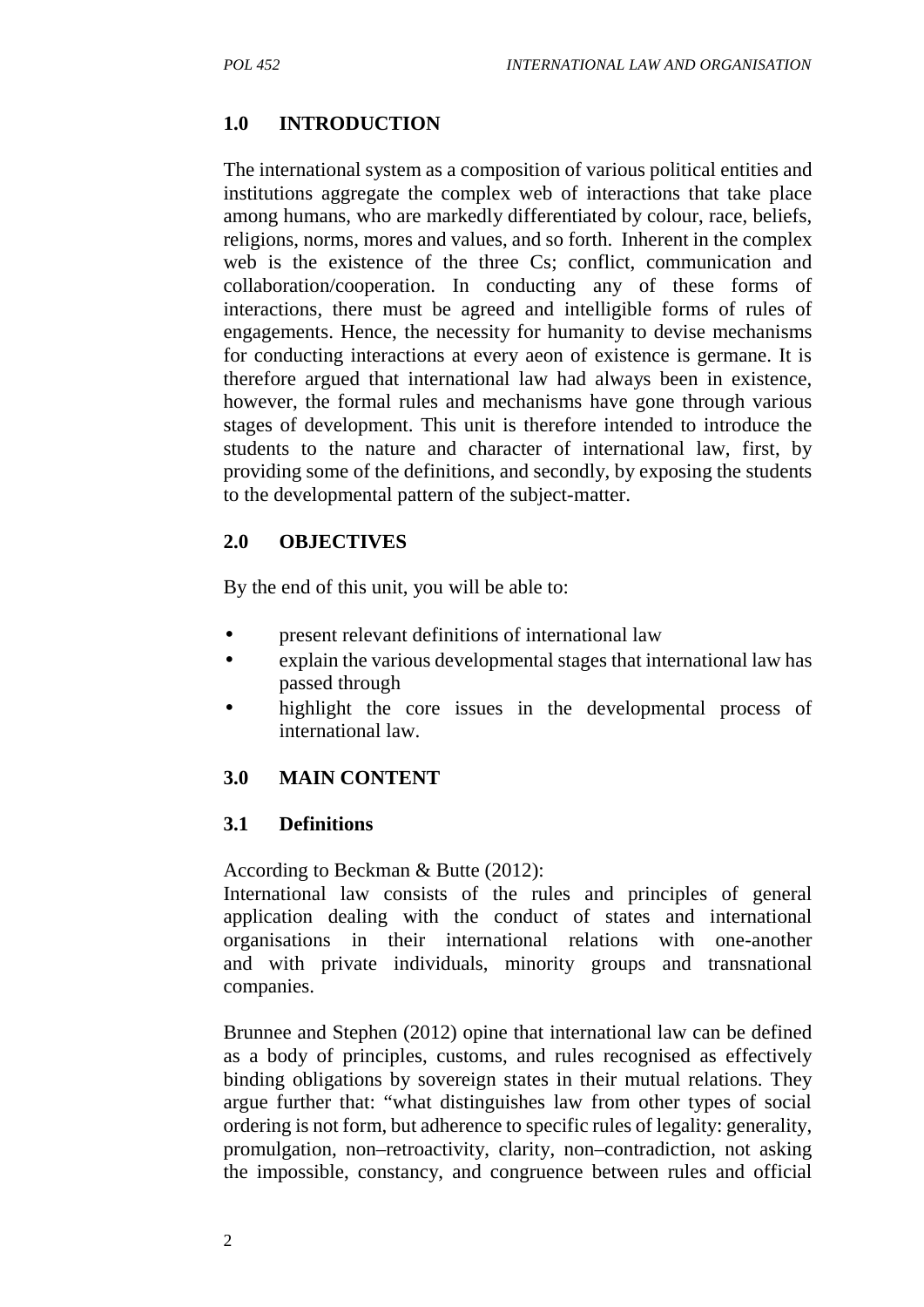## 1.0 INTRODUCTION

The international system as a composition of various political entities and institutions aggregate the complex web of interactions that take place among humans, who are markedly differentiated by colour, race, beliefs, religions, norms, mores and values, and so forth. Inherent in the complex web is the existence of the three Cs; conflict, communication and collaboration/cooperation. In conducting any of these forms of interactions, there must be agreed and intelligible forms of rules of engagements. Hence, the necessity for humanity to devise mechanisms for conducting interactions at every aeon of existence is germane. It is therefore argued that international law had always been in existence, however, the formal rules and mechanisms have gone through various stages of development. This unit is therefore intended to introduce the students to the nature and character of international law, first, by providing some of the definitions, and secondly, by exposing the students to the developmental pattern of the subject-matter.

## 2.0 OBJECTIVES

By the end of this unit, you will be able to:

- present relevant definitions of international law
- explain the various developmental stages that international law has passed through
- highlight the core issues in the developmental process of international law.

## 3.0 MAIN CONTENT

### 3.1 Definitions

According to Beckman & Butte (2012):
International law consists of the rules and principles of general application dealing with the conduct of states and international organisations in their international relations with one-another and with private individuals, minority groups and transnational companies.

Brunnee and Stephen (2012) opine that international law can be defined as a body of principles, customs, and rules recognised as effectively binding obligations by sovereign states in their mutual relations. They argue further that: "what distinguishes law from other types of social ordering is not form, but adherence to specific rules of legality: generality, promulgation, non–retroactivity, clarity, non–contradiction, not asking the impossible, constancy, and congruence between rules and official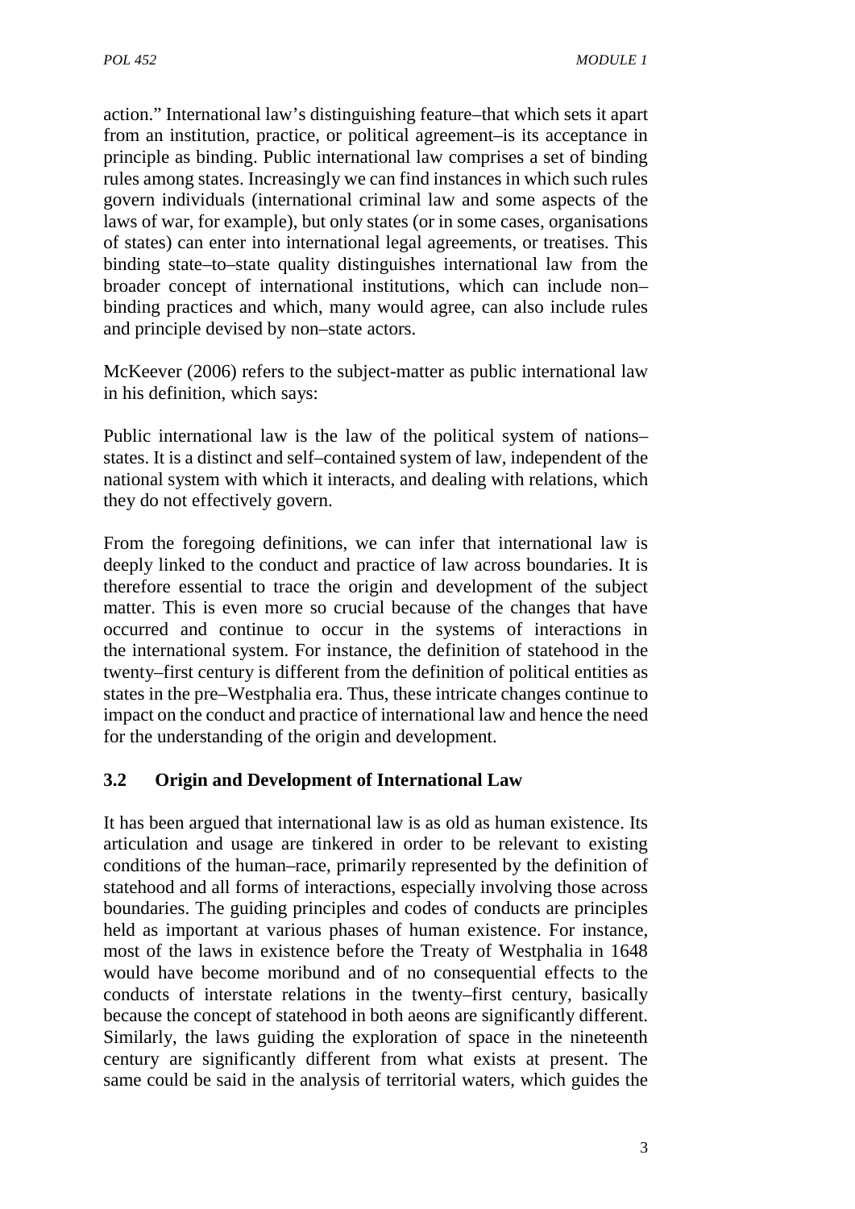action." International law's distinguishing feature–that which sets it apart from an institution, practice, or political agreement–is its acceptance in principle as binding. Public international law comprises a set of binding rules among states. Increasingly we can find instances in which such rules govern individuals (international criminal law and some aspects of the laws of war, for example), but only states (or in some cases, organisations of states) can enter into international legal agreements, or treatises. This binding state–to–state quality distinguishes international law from the broader concept of international institutions, which can include non–binding practices and which, many would agree, can also include rules and principle devised by non–state actors.

McKeever (2006) refers to the subject-matter as public international law in his definition, which says:

Public international law is the law of the political system of nations–states. It is a distinct and self–contained system of law, independent of the national system with which it interacts, and dealing with relations, which they do not effectively govern.

From the foregoing definitions, we can infer that international law is deeply linked to the conduct and practice of law across boundaries. It is therefore essential to trace the origin and development of the subject matter. This is even more so crucial because of the changes that have occurred and continue to occur in the systems of interactions in the international system. For instance, the definition of statehood in the twenty–first century is different from the definition of political entities as states in the pre–Westphalia era. Thus, these intricate changes continue to impact on the conduct and practice of international law and hence the need for the understanding of the origin and development.

### 3.2 Origin and Development of International Law

It has been argued that international law is as old as human existence. Its articulation and usage are tinkered in order to be relevant to existing conditions of the human–race, primarily represented by the definition of statehood and all forms of interactions, especially involving those across boundaries. The guiding principles and codes of conducts are principles held as important at various phases of human existence. For instance, most of the laws in existence before the Treaty of Westphalia in 1648 would have become moribund and of no consequential effects to the conducts of interstate relations in the twenty–first century, basically because the concept of statehood in both aeons are significantly different. Similarly, the laws guiding the exploration of space in the nineteenth century are significantly different from what exists at present. The same could be said in the analysis of territorial waters, which guides the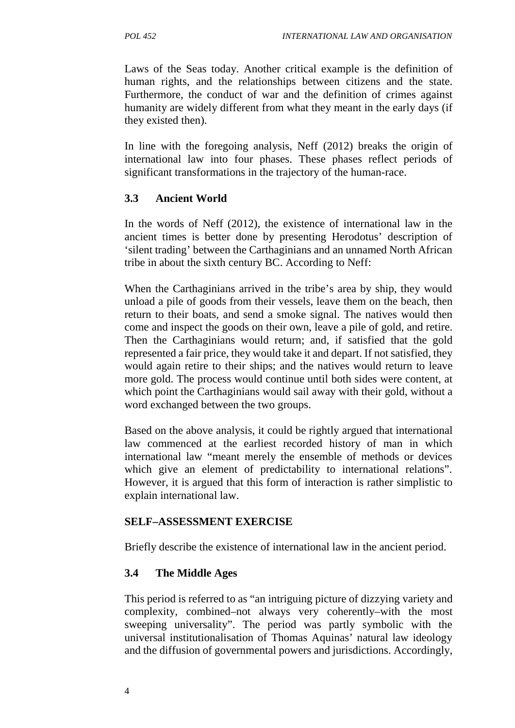Laws of the Seas today. Another critical example is the definition of human rights, and the relationships between citizens and the state. Furthermore, the conduct of war and the definition of crimes against humanity are widely different from what they meant in the early days (if they existed then).

In line with the foregoing analysis, Neff (2012) breaks the origin of international law into four phases. These phases reflect periods of significant transformations in the trajectory of the human-race.

### 3.3 Ancient World

In the words of Neff (2012), the existence of international law in the ancient times is better done by presenting Herodotus' description of 'silent trading' between the Carthaginians and an unnamed North African tribe in about the sixth century BC. According to Neff:

When the Carthaginians arrived in the tribe's area by ship, they would unload a pile of goods from their vessels, leave them on the beach, then return to their boats, and send a smoke signal. The natives would then come and inspect the goods on their own, leave a pile of gold, and retire. Then the Carthaginians would return; and, if satisfied that the gold represented a fair price, they would take it and depart. If not satisfied, they would again retire to their ships; and the natives would return to leave more gold. The process would continue until both sides were content, at which point the Carthaginians would sail away with their gold, without a word exchanged between the two groups.

Based on the above analysis, it could be rightly argued that international law commenced at the earliest recorded history of man in which international law "meant merely the ensemble of methods or devices which give an element of predictability to international relations". However, it is argued that this form of interaction is rather simplistic to explain international law.

**SELF–ASSESSMENT EXERCISE**

Briefly describe the existence of international law in the ancient period.

### 3.4 The Middle Ages

This period is referred to as "an intriguing picture of dizzying variety and complexity, combined–not always very coherently–with the most sweeping universality". The period was partly symbolic with the universal institutionalisation of Thomas Aquinas' natural law ideology and the diffusion of governmental powers and jurisdictions. Accordingly,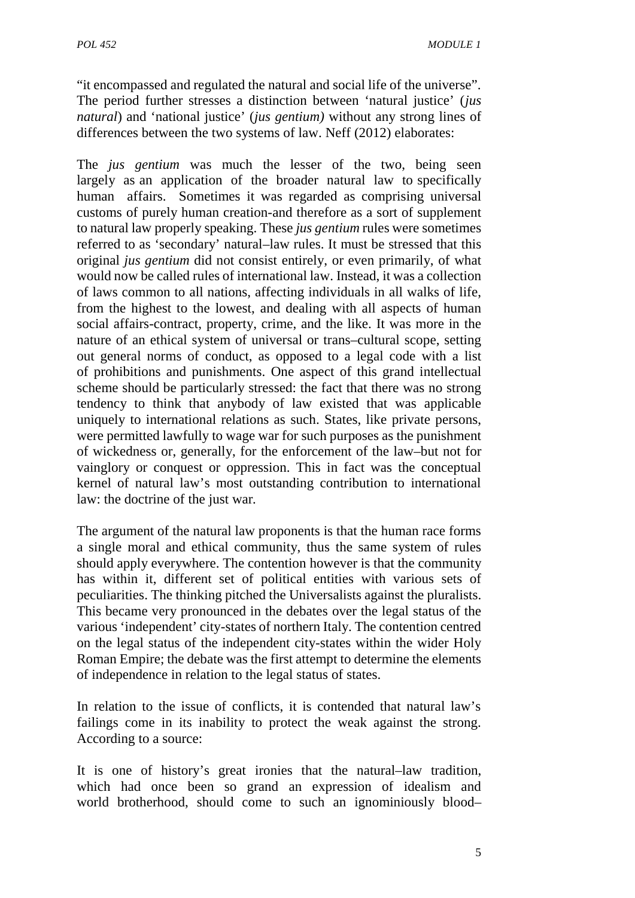"it encompassed and regulated the natural and social life of the universe". The period further stresses a distinction between 'natural justice' (*jus natural*) and 'national justice' (*jus gentium)* without any strong lines of differences between the two systems of law. Neff (2012) elaborates:

The *jus gentium* was much the lesser of the two, being seen largely as an application of the broader natural law to specifically human affairs. Sometimes it was regarded as comprising universal customs of purely human creation-and therefore as a sort of supplement to natural law properly speaking. These *jus gentium* rules were sometimes referred to as 'secondary' natural–law rules. It must be stressed that this original *jus gentium* did not consist entirely, or even primarily, of what would now be called rules of international law. Instead, it was a collection of laws common to all nations, affecting individuals in all walks of life, from the highest to the lowest, and dealing with all aspects of human social affairs-contract, property, crime, and the like. It was more in the nature of an ethical system of universal or trans–cultural scope, setting out general norms of conduct, as opposed to a legal code with a list of prohibitions and punishments. One aspect of this grand intellectual scheme should be particularly stressed: the fact that there was no strong tendency to think that anybody of law existed that was applicable uniquely to international relations as such. States, like private persons, were permitted lawfully to wage war for such purposes as the punishment of wickedness or, generally, for the enforcement of the law–but not for vainglory or conquest or oppression. This in fact was the conceptual kernel of natural law's most outstanding contribution to international law: the doctrine of the just war.

The argument of the natural law proponents is that the human race forms a single moral and ethical community, thus the same system of rules should apply everywhere. The contention however is that the community has within it, different set of political entities with various sets of peculiarities. The thinking pitched the Universalists against the pluralists. This became very pronounced in the debates over the legal status of the various 'independent' city-states of northern Italy. The contention centred on the legal status of the independent city-states within the wider Holy Roman Empire; the debate was the first attempt to determine the elements of independence in relation to the legal status of states.

In relation to the issue of conflicts, it is contended that natural law's failings come in its inability to protect the weak against the strong. According to a source:

It is one of history's great ironies that the natural–law tradition, which had once been so grand an expression of idealism and world brotherhood, should come to such an ignominiously blood–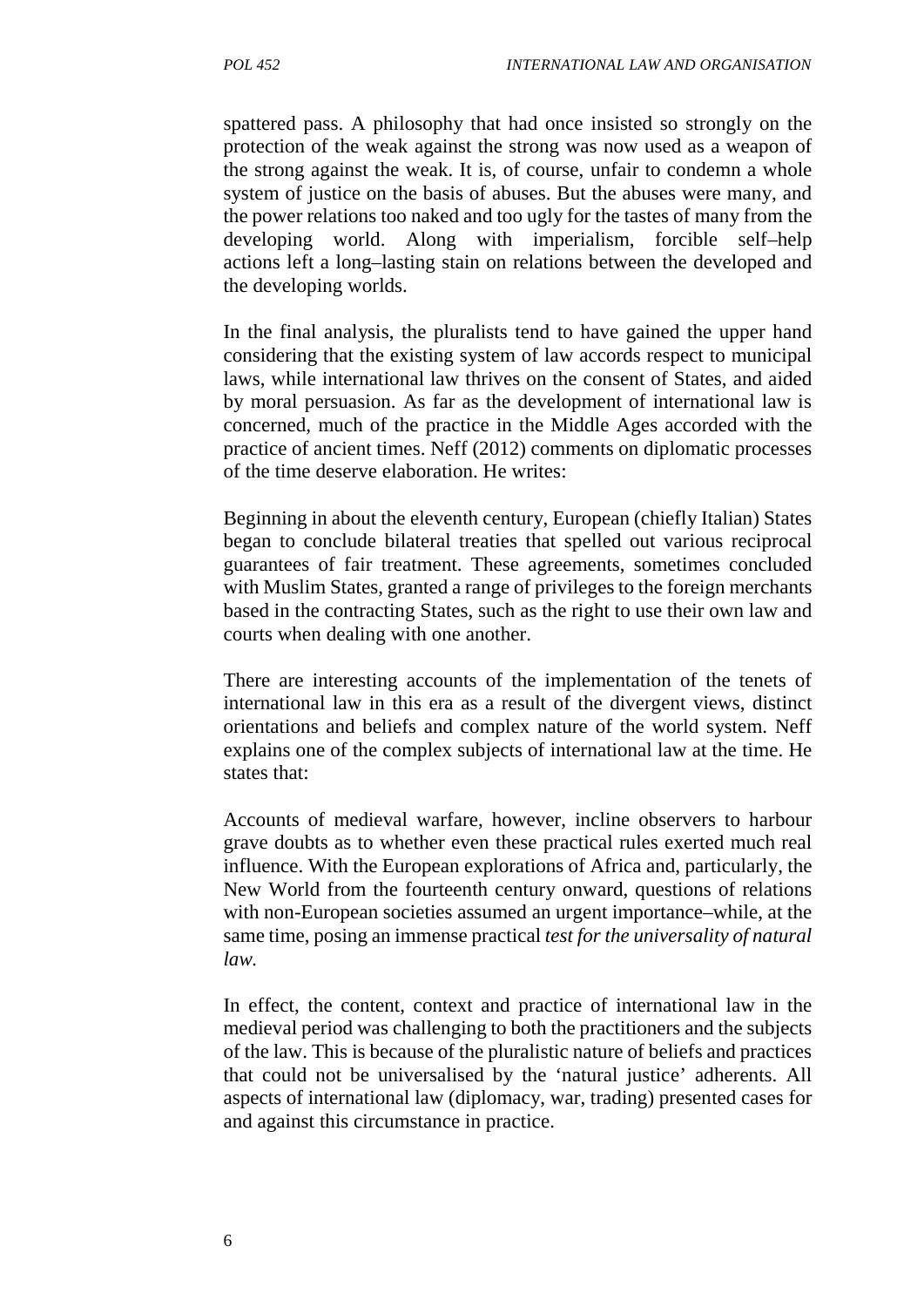spattered pass. A philosophy that had once insisted so strongly on the protection of the weak against the strong was now used as a weapon of the strong against the weak. It is, of course, unfair to condemn a whole system of justice on the basis of abuses. But the abuses were many, and the power relations too naked and too ugly for the tastes of many from the developing world. Along with imperialism, forcible self–help actions left a long–lasting stain on relations between the developed and the developing worlds.

In the final analysis, the pluralists tend to have gained the upper hand considering that the existing system of law accords respect to municipal laws, while international law thrives on the consent of States, and aided by moral persuasion. As far as the development of international law is concerned, much of the practice in the Middle Ages accorded with the practice of ancient times. Neff (2012) comments on diplomatic processes of the time deserve elaboration. He writes:

Beginning in about the eleventh century, European (chiefly Italian) States began to conclude bilateral treaties that spelled out various reciprocal guarantees of fair treatment. These agreements, sometimes concluded with Muslim States, granted a range of privileges to the foreign merchants based in the contracting States, such as the right to use their own law and courts when dealing with one another.

There are interesting accounts of the implementation of the tenets of international law in this era as a result of the divergent views, distinct orientations and beliefs and complex nature of the world system. Neff explains one of the complex subjects of international law at the time. He states that:

Accounts of medieval warfare, however, incline observers to harbour grave doubts as to whether even these practical rules exerted much real influence. With the European explorations of Africa and, particularly, the New World from the fourteenth century onward, questions of relations with non-European societies assumed an urgent importance–while, at the same time, posing an immense practical *test for the universality of natural law.*

In effect, the content, context and practice of international law in the medieval period was challenging to both the practitioners and the subjects of the law. This is because of the pluralistic nature of beliefs and practices that could not be universalised by the 'natural justice' adherents. All aspects of international law (diplomacy, war, trading) presented cases for and against this circumstance in practice.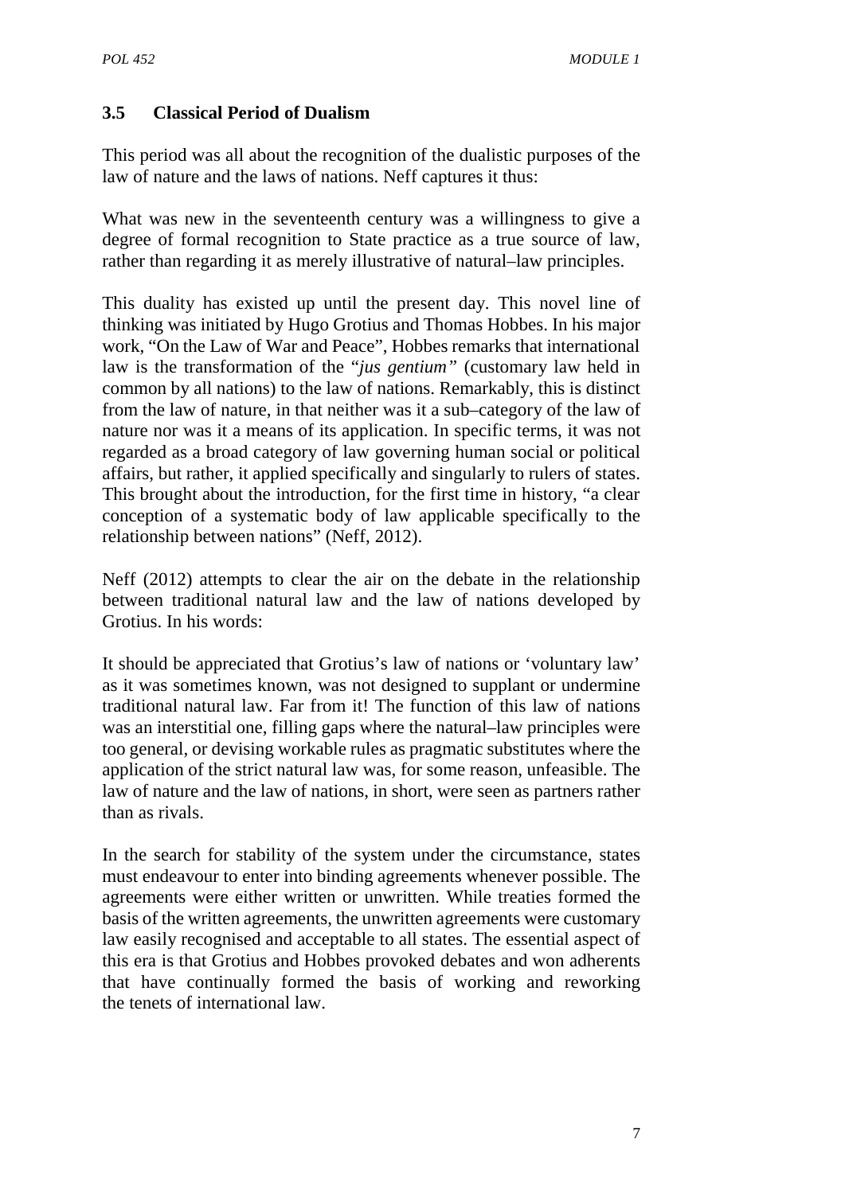### 3.5 Classical Period of Dualism

This period was all about the recognition of the dualistic purposes of the law of nature and the laws of nations. Neff captures it thus:

What was new in the seventeenth century was a willingness to give a degree of formal recognition to State practice as a true source of law, rather than regarding it as merely illustrative of natural–law principles.

This duality has existed up until the present day. This novel line of thinking was initiated by Hugo Grotius and Thomas Hobbes. In his major work, "On the Law of War and Peace", Hobbes remarks that international law is the transformation of the "*jus gentium*" (customary law held in common by all nations) to the law of nations. Remarkably, this is distinct from the law of nature, in that neither was it a sub–category of the law of nature nor was it a means of its application. In specific terms, it was not regarded as a broad category of law governing human social or political affairs, but rather, it applied specifically and singularly to rulers of states. This brought about the introduction, for the first time in history, "a clear conception of a systematic body of law applicable specifically to the relationship between nations" (Neff, 2012).

Neff (2012) attempts to clear the air on the debate in the relationship between traditional natural law and the law of nations developed by Grotius. In his words:

It should be appreciated that Grotius's law of nations or 'voluntary law' as it was sometimes known, was not designed to supplant or undermine traditional natural law. Far from it! The function of this law of nations was an interstitial one, filling gaps where the natural–law principles were too general, or devising workable rules as pragmatic substitutes where the application of the strict natural law was, for some reason, unfeasible. The law of nature and the law of nations, in short, were seen as partners rather than as rivals.

In the search for stability of the system under the circumstance, states must endeavour to enter into binding agreements whenever possible. The agreements were either written or unwritten. While treaties formed the basis of the written agreements, the unwritten agreements were customary law easily recognised and acceptable to all states. The essential aspect of this era is that Grotius and Hobbes provoked debates and won adherents that have continually formed the basis of working and reworking the tenets of international law.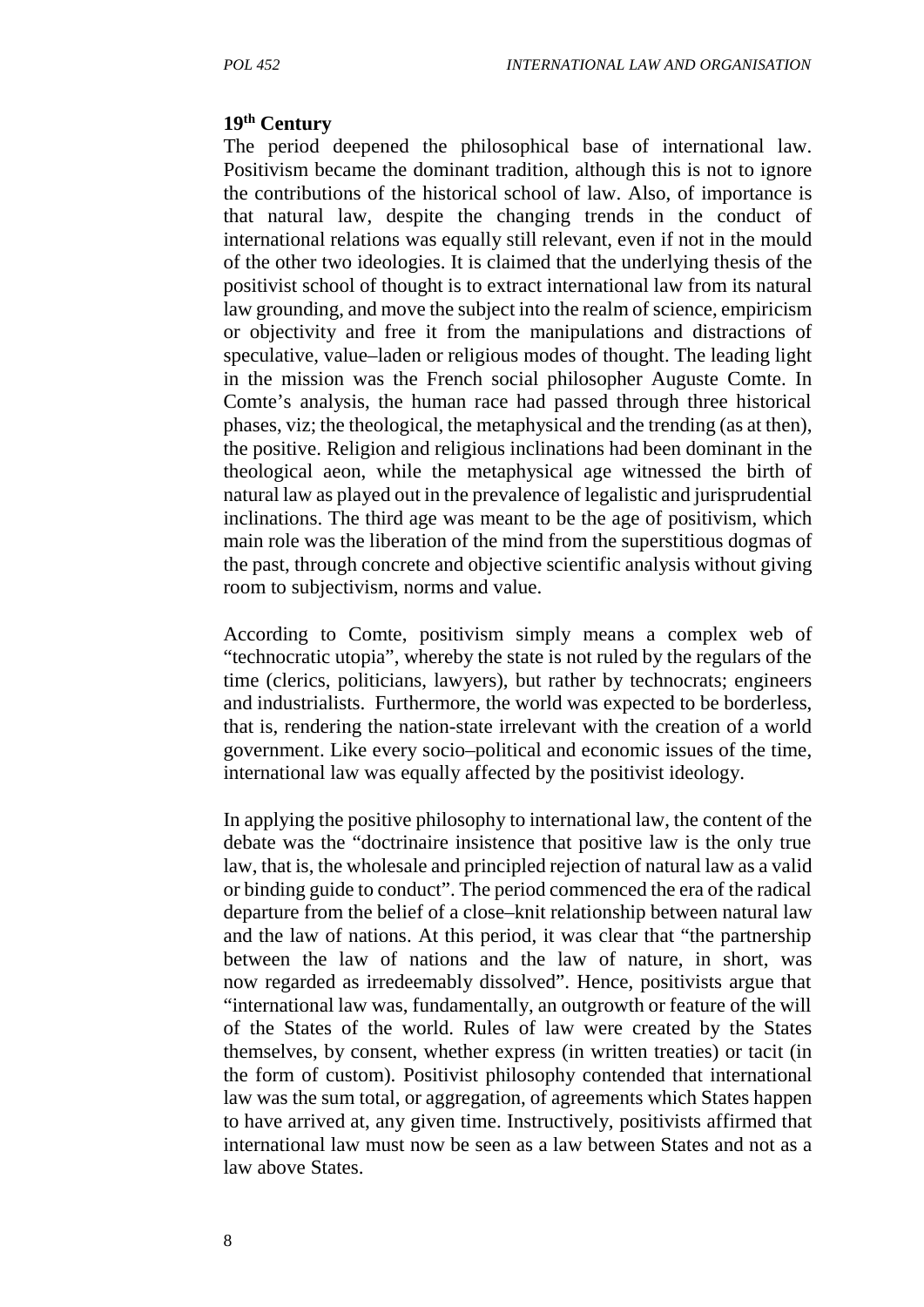### 19th Century

The period deepened the philosophical base of international law. Positivism became the dominant tradition, although this is not to ignore the contributions of the historical school of law. Also, of importance is that natural law, despite the changing trends in the conduct of international relations was equally still relevant, even if not in the mould of the other two ideologies. It is claimed that the underlying thesis of the positivist school of thought is to extract international law from its natural law grounding, and move the subject into the realm of science, empiricism or objectivity and free it from the manipulations and distractions of speculative, value–laden or religious modes of thought. The leading light in the mission was the French social philosopher Auguste Comte. In Comte's analysis, the human race had passed through three historical phases, viz; the theological, the metaphysical and the trending (as at then), the positive. Religion and religious inclinations had been dominant in the theological aeon, while the metaphysical age witnessed the birth of natural law as played out in the prevalence of legalistic and jurisprudential inclinations. The third age was meant to be the age of positivism, which main role was the liberation of the mind from the superstitious dogmas of the past, through concrete and objective scientific analysis without giving room to subjectivism, norms and value.

According to Comte, positivism simply means a complex web of "technocratic utopia", whereby the state is not ruled by the regulars of the time (clerics, politicians, lawyers), but rather by technocrats; engineers and industrialists. Furthermore, the world was expected to be borderless, that is, rendering the nation-state irrelevant with the creation of a world government. Like every socio–political and economic issues of the time, international law was equally affected by the positivist ideology.

In applying the positive philosophy to international law, the content of the debate was the "doctrinaire insistence that positive law is the only true law, that is, the wholesale and principled rejection of natural law as a valid or binding guide to conduct". The period commenced the era of the radical departure from the belief of a close–knit relationship between natural law and the law of nations. At this period, it was clear that "the partnership between the law of nations and the law of nature, in short, was now regarded as irredeemably dissolved". Hence, positivists argue that "international law was, fundamentally, an outgrowth or feature of the will of the States of the world. Rules of law were created by the States themselves, by consent, whether express (in written treaties) or tacit (in the form of custom). Positivist philosophy contended that international law was the sum total, or aggregation, of agreements which States happen to have arrived at, any given time. Instructively, positivists affirmed that international law must now be seen as a law between States and not as a law above States.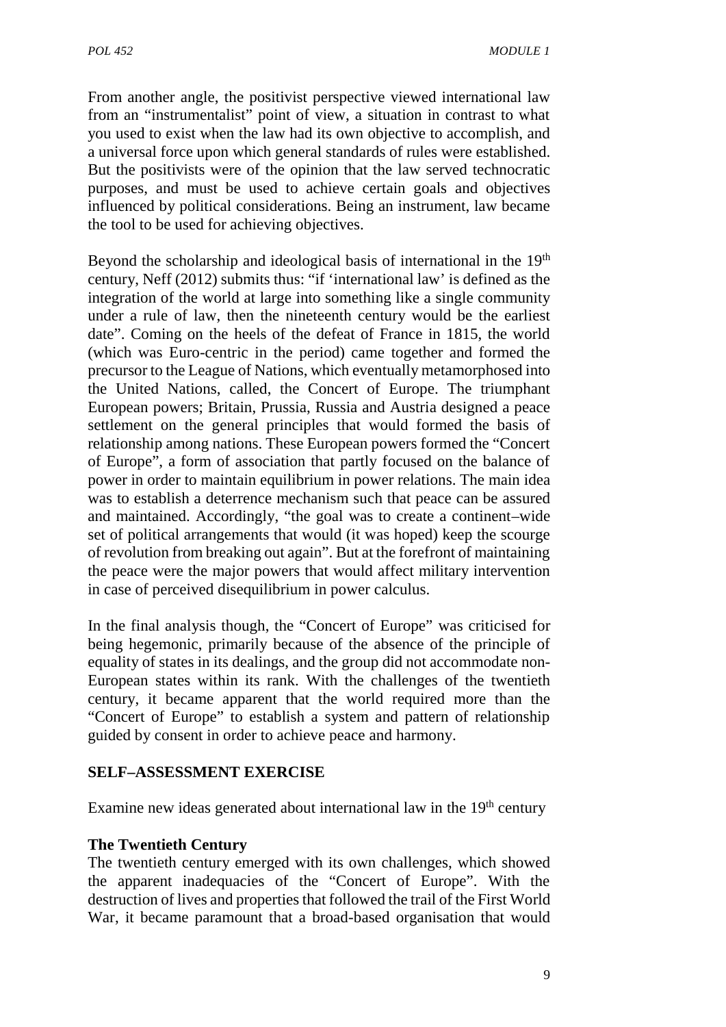From another angle, the positivist perspective viewed international law from an "instrumentalist" point of view, a situation in contrast to what you used to exist when the law had its own objective to accomplish, and a universal force upon which general standards of rules were established. But the positivists were of the opinion that the law served technocratic purposes, and must be used to achieve certain goals and objectives influenced by political considerations. Being an instrument, law became the tool to be used for achieving objectives.

Beyond the scholarship and ideological basis of international in the 19th century, Neff (2012) submits thus: "if 'international law' is defined as the integration of the world at large into something like a single community under a rule of law, then the nineteenth century would be the earliest date". Coming on the heels of the defeat of France in 1815, the world (which was Euro-centric in the period) came together and formed the precursor to the League of Nations, which eventually metamorphosed into the United Nations, called, the Concert of Europe. The triumphant European powers; Britain, Prussia, Russia and Austria designed a peace settlement on the general principles that would formed the basis of relationship among nations. These European powers formed the "Concert of Europe", a form of association that partly focused on the balance of power in order to maintain equilibrium in power relations. The main idea was to establish a deterrence mechanism such that peace can be assured and maintained. Accordingly, "the goal was to create a continent–wide set of political arrangements that would (it was hoped) keep the scourge of revolution from breaking out again". But at the forefront of maintaining the peace were the major powers that would affect military intervention in case of perceived disequilibrium in power calculus.

In the final analysis though, the "Concert of Europe" was criticised for being hegemonic, primarily because of the absence of the principle of equality of states in its dealings, and the group did not accommodate non-European states within its rank. With the challenges of the twentieth century, it became apparent that the world required more than the "Concert of Europe" to establish a system and pattern of relationship guided by consent in order to achieve peace and harmony.

**SELF–ASSESSMENT EXERCISE**

Examine new ideas generated about international law in the 19th century

**The Twentieth Century**

The twentieth century emerged with its own challenges, which showed the apparent inadequacies of the "Concert of Europe". With the destruction of lives and properties that followed the trail of the First World War, it became paramount that a broad-based organisation that would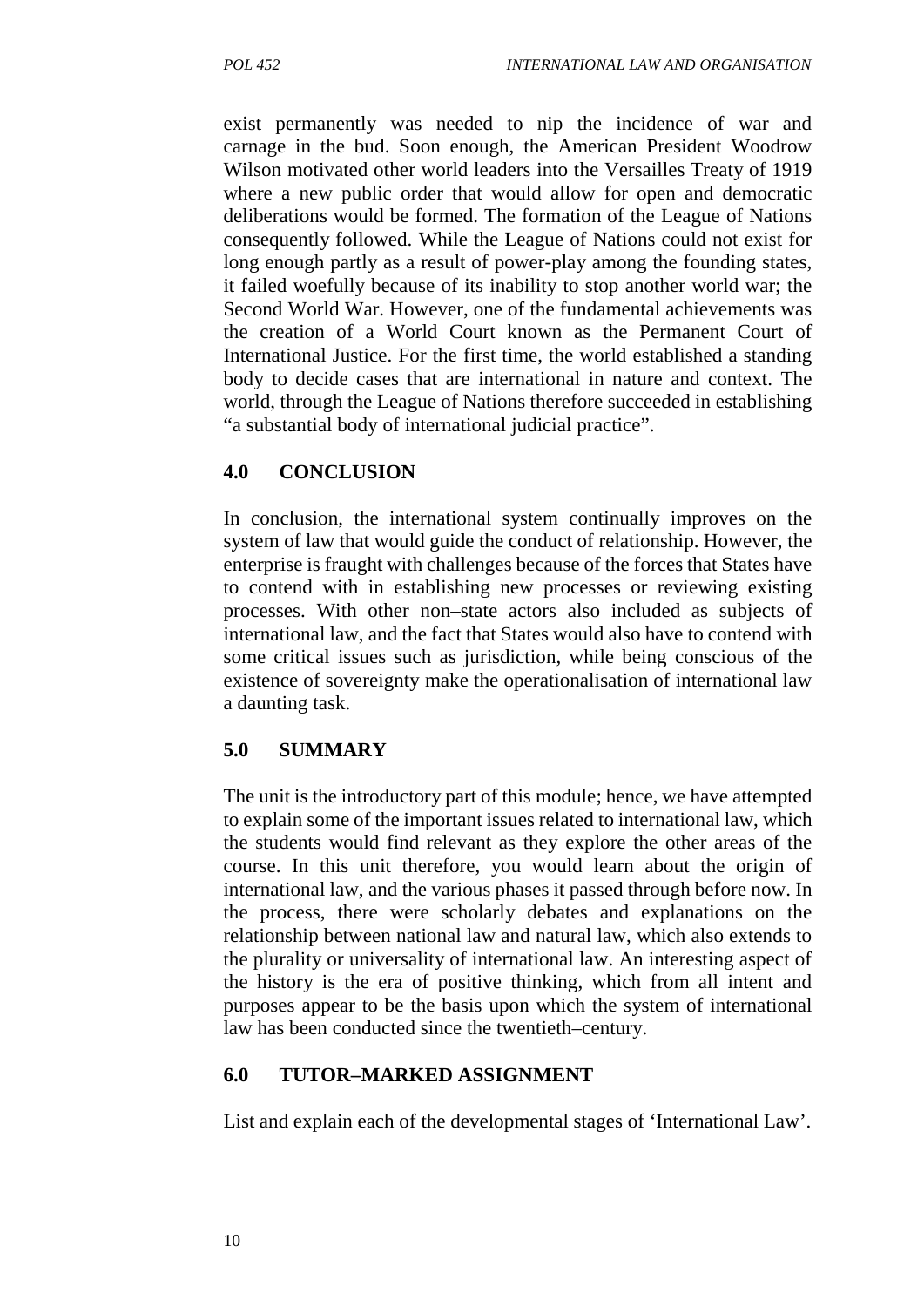exist permanently was needed to nip the incidence of war and carnage in the bud. Soon enough, the American President Woodrow Wilson motivated other world leaders into the Versailles Treaty of 1919 where a new public order that would allow for open and democratic deliberations would be formed. The formation of the League of Nations consequently followed. While the League of Nations could not exist for long enough partly as a result of power-play among the founding states, it failed woefully because of its inability to stop another world war; the Second World War. However, one of the fundamental achievements was the creation of a World Court known as the Permanent Court of International Justice. For the first time, the world established a standing body to decide cases that are international in nature and context. The world, through the League of Nations therefore succeeded in establishing "a substantial body of international judicial practice".

## 4.0 CONCLUSION

In conclusion, the international system continually improves on the system of law that would guide the conduct of relationship. However, the enterprise is fraught with challenges because of the forces that States have to contend with in establishing new processes or reviewing existing processes. With other non–state actors also included as subjects of international law, and the fact that States would also have to contend with some critical issues such as jurisdiction, while being conscious of the existence of sovereignty make the operationalisation of international law a daunting task.

## 5.0 SUMMARY

The unit is the introductory part of this module; hence, we have attempted to explain some of the important issues related to international law, which the students would find relevant as they explore the other areas of the course. In this unit therefore, you would learn about the origin of international law, and the various phases it passed through before now. In the process, there were scholarly debates and explanations on the relationship between national law and natural law, which also extends to the plurality or universality of international law. An interesting aspect of the history is the era of positive thinking, which from all intent and purposes appear to be the basis upon which the system of international law has been conducted since the twentieth–century.

## 6.0 TUTOR–MARKED ASSIGNMENT

List and explain each of the developmental stages of 'International Law'.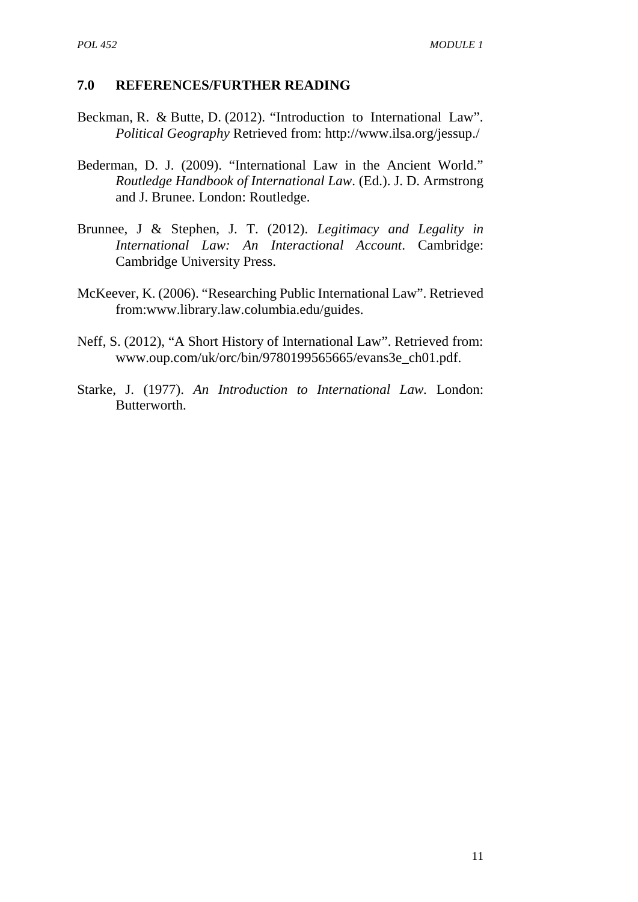## 7.0 REFERENCES/FURTHER READING

Beckman, R. & Butte, D. (2012). "Introduction to International Law". *Political Geography* Retrieved from: http://www.ilsa.org/jessup./

Bederman, D. J. (2009). "International Law in the Ancient World." *Routledge Handbook of International Law*. (Ed.). J. D. Armstrong and J. Brunee. London: Routledge.

Brunnee, J & Stephen, J. T. (2012). *Legitimacy and Legality in International Law: An Interactional Account*. Cambridge: Cambridge University Press.

McKeever, K. (2006). "Researching Public International Law". Retrieved from:www.library.law.columbia.edu/guides.

Neff, S. (2012), "A Short History of International Law". Retrieved from: www.oup.com/uk/orc/bin/9780199565665/evans3e_ch01.pdf.

Starke, J. (1977). *An Introduction to International Law.* London: Butterworth.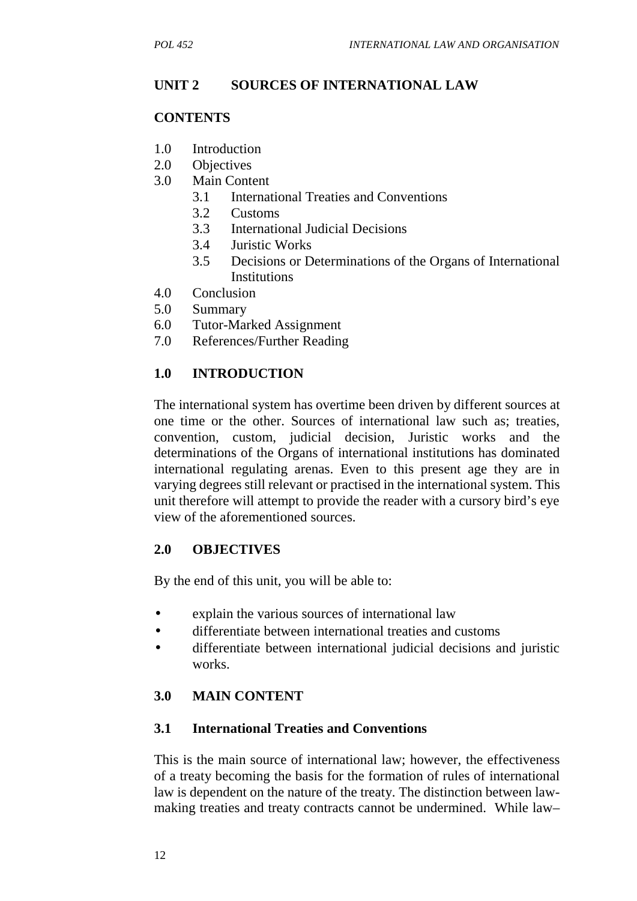## UNIT 2 SOURCES OF INTERNATIONAL LAW

**CONTENTS**

1.0 Introduction
2.0 Objectives
3.0 Main Content
   3.1 International Treaties and Conventions
   3.2 Customs
   3.3 International Judicial Decisions
   3.4 Juristic Works
   3.5 Decisions or Determinations of the Organs of International Institutions
4.0 Conclusion
5.0 Summary
6.0 Tutor-Marked Assignment
7.0 References/Further Reading

### 1.0 INTRODUCTION

The international system has overtime been driven by different sources at one time or the other. Sources of international law such as; treaties, convention, custom, judicial decision, Juristic works and the determinations of the Organs of international institutions has dominated international regulating arenas. Even to this present age they are in varying degrees still relevant or practised in the international system. This unit therefore will attempt to provide the reader with a cursory bird's eye view of the aforementioned sources.

### 2.0 OBJECTIVES

By the end of this unit, you will be able to:

- explain the various sources of international law
- differentiate between international treaties and customs
- differentiate between international judicial decisions and juristic works.

### 3.0 MAIN CONTENT

#### 3.1 International Treaties and Conventions

This is the main source of international law; however, the effectiveness of a treaty becoming the basis for the formation of rules of international law is dependent on the nature of the treaty. The distinction between law-making treaties and treaty contracts cannot be undermined. While law–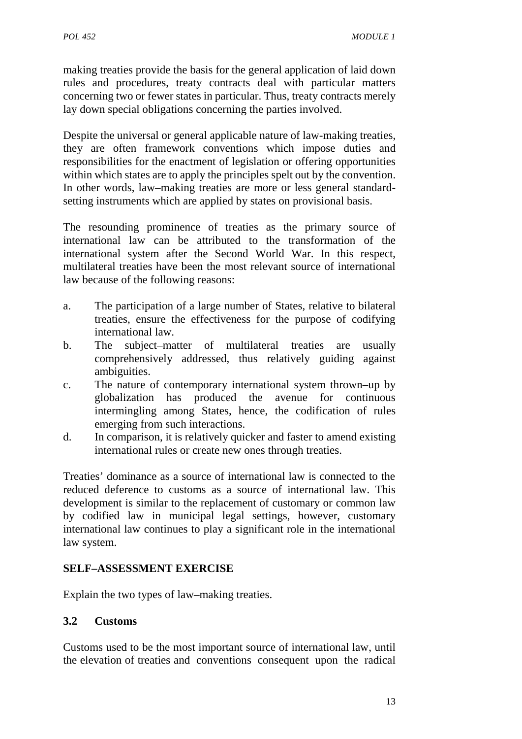making treaties provide the basis for the general application of laid down rules and procedures, treaty contracts deal with particular matters concerning two or fewer states in particular. Thus, treaty contracts merely lay down special obligations concerning the parties involved.

Despite the universal or general applicable nature of law-making treaties, they are often framework conventions which impose duties and responsibilities for the enactment of legislation or offering opportunities within which states are to apply the principles spelt out by the convention. In other words, law–making treaties are more or less general standard-setting instruments which are applied by states on provisional basis.

The resounding prominence of treaties as the primary source of international law can be attributed to the transformation of the international system after the Second World War. In this respect, multilateral treaties have been the most relevant source of international law because of the following reasons:

a. The participation of a large number of States, relative to bilateral treaties, ensure the effectiveness for the purpose of codifying international law.
b. The subject–matter of multilateral treaties are usually comprehensively addressed, thus relatively guiding against ambiguities.
c. The nature of contemporary international system thrown–up by globalization has produced the avenue for continuous intermingling among States, hence, the codification of rules emerging from such interactions.
d. In comparison, it is relatively quicker and faster to amend existing international rules or create new ones through treaties.

Treaties' dominance as a source of international law is connected to the reduced deference to customs as a source of international law. This development is similar to the replacement of customary or common law by codified law in municipal legal settings, however, customary international law continues to play a significant role in the international law system.

**SELF–ASSESSMENT EXERCISE**

Explain the two types of law–making treaties.

### 3.2 Customs

Customs used to be the most important source of international law, until the elevation of treaties and conventions consequent upon the radical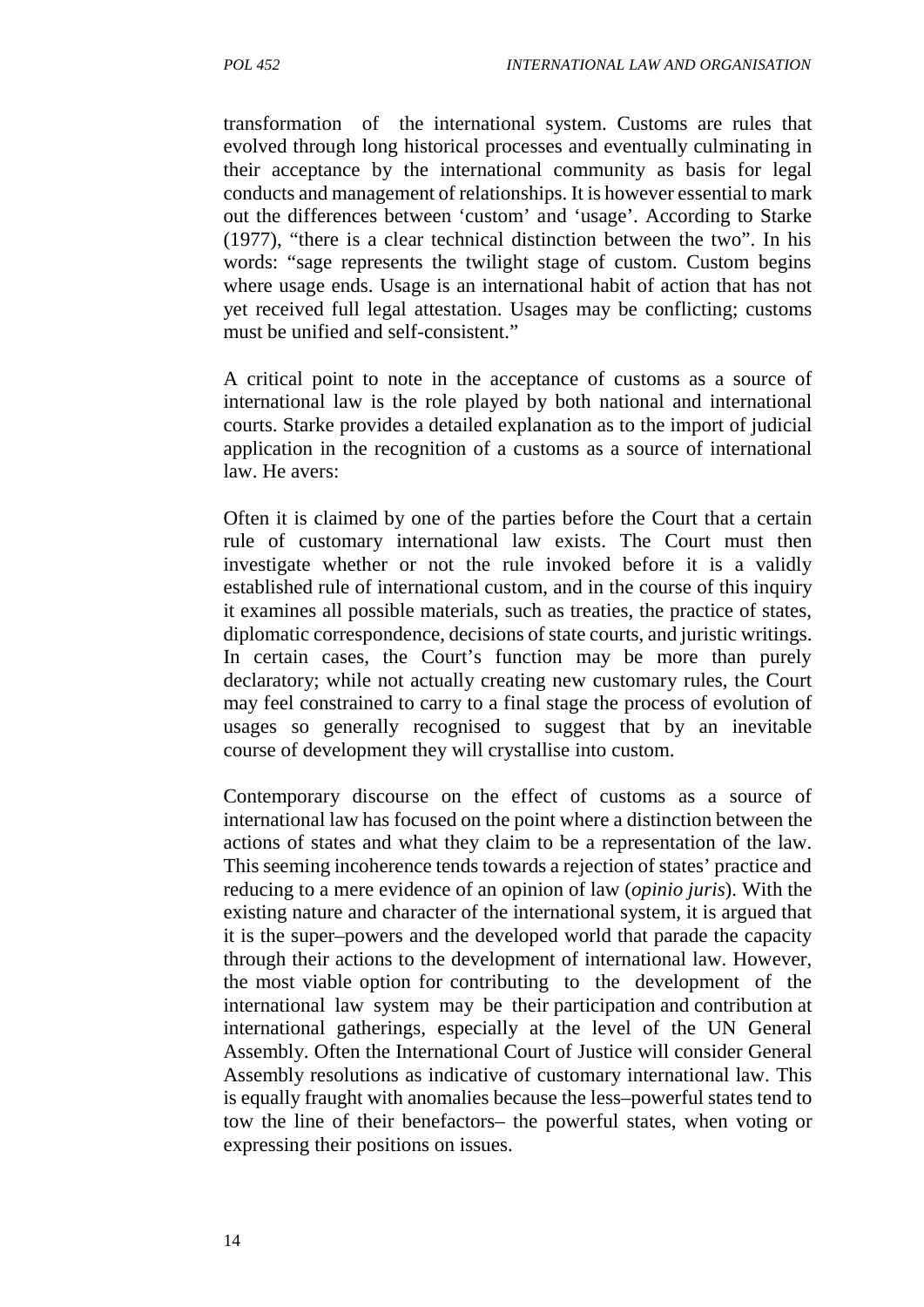transformation of the international system. Customs are rules that evolved through long historical processes and eventually culminating in their acceptance by the international community as basis for legal conducts and management of relationships. It is however essential to mark out the differences between 'custom' and 'usage'. According to Starke (1977), "there is a clear technical distinction between the two". In his words: "sage represents the twilight stage of custom. Custom begins where usage ends. Usage is an international habit of action that has not yet received full legal attestation. Usages may be conflicting; customs must be unified and self-consistent."

A critical point to note in the acceptance of customs as a source of international law is the role played by both national and international courts. Starke provides a detailed explanation as to the import of judicial application in the recognition of a customs as a source of international law. He avers:

Often it is claimed by one of the parties before the Court that a certain rule of customary international law exists. The Court must then investigate whether or not the rule invoked before it is a validly established rule of international custom, and in the course of this inquiry it examines all possible materials, such as treaties, the practice of states, diplomatic correspondence, decisions of state courts, and juristic writings. In certain cases, the Court's function may be more than purely declaratory; while not actually creating new customary rules, the Court may feel constrained to carry to a final stage the process of evolution of usages so generally recognised to suggest that by an inevitable course of development they will crystallise into custom.

Contemporary discourse on the effect of customs as a source of international law has focused on the point where a distinction between the actions of states and what they claim to be a representation of the law. This seeming incoherence tends towards a rejection of states' practice and reducing to a mere evidence of an opinion of law (*opinio juris*). With the existing nature and character of the international system, it is argued that it is the super–powers and the developed world that parade the capacity through their actions to the development of international law. However, the most viable option for contributing to the development of the international law system may be their participation and contribution at international gatherings, especially at the level of the UN General Assembly. Often the International Court of Justice will consider General Assembly resolutions as indicative of customary international law. This is equally fraught with anomalies because the less–powerful states tend to tow the line of their benefactors– the powerful states, when voting or expressing their positions on issues.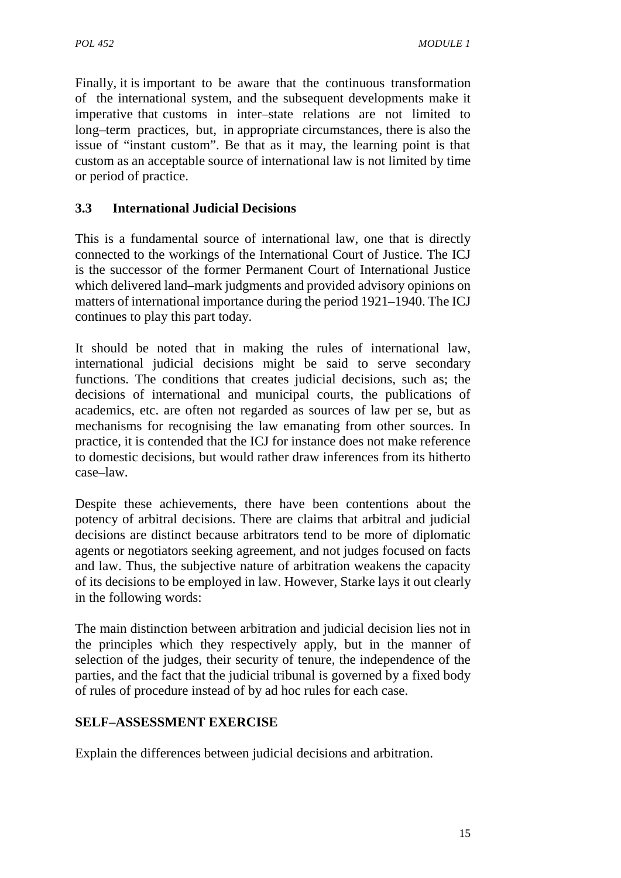Finally, it is important to be aware that the continuous transformation of the international system, and the subsequent developments make it imperative that customs in inter–state relations are not limited to long–term practices, but, in appropriate circumstances, there is also the issue of "instant custom". Be that as it may, the learning point is that custom as an acceptable source of international law is not limited by time or period of practice.

### 3.3 International Judicial Decisions

This is a fundamental source of international law, one that is directly connected to the workings of the International Court of Justice. The ICJ is the successor of the former Permanent Court of International Justice which delivered land–mark judgments and provided advisory opinions on matters of international importance during the period 1921–1940. The ICJ continues to play this part today.

It should be noted that in making the rules of international law, international judicial decisions might be said to serve secondary functions. The conditions that creates judicial decisions, such as; the decisions of international and municipal courts, the publications of academics, etc. are often not regarded as sources of law per se, but as mechanisms for recognising the law emanating from other sources. In practice, it is contended that the ICJ for instance does not make reference to domestic decisions, but would rather draw inferences from its hitherto case–law.

Despite these achievements, there have been contentions about the potency of arbitral decisions. There are claims that arbitral and judicial decisions are distinct because arbitrators tend to be more of diplomatic agents or negotiators seeking agreement, and not judges focused on facts and law. Thus, the subjective nature of arbitration weakens the capacity of its decisions to be employed in law. However, Starke lays it out clearly in the following words:

The main distinction between arbitration and judicial decision lies not in the principles which they respectively apply, but in the manner of selection of the judges, their security of tenure, the independence of the parties, and the fact that the judicial tribunal is governed by a fixed body of rules of procedure instead of by ad hoc rules for each case.

**SELF–ASSESSMENT EXERCISE**

Explain the differences between judicial decisions and arbitration.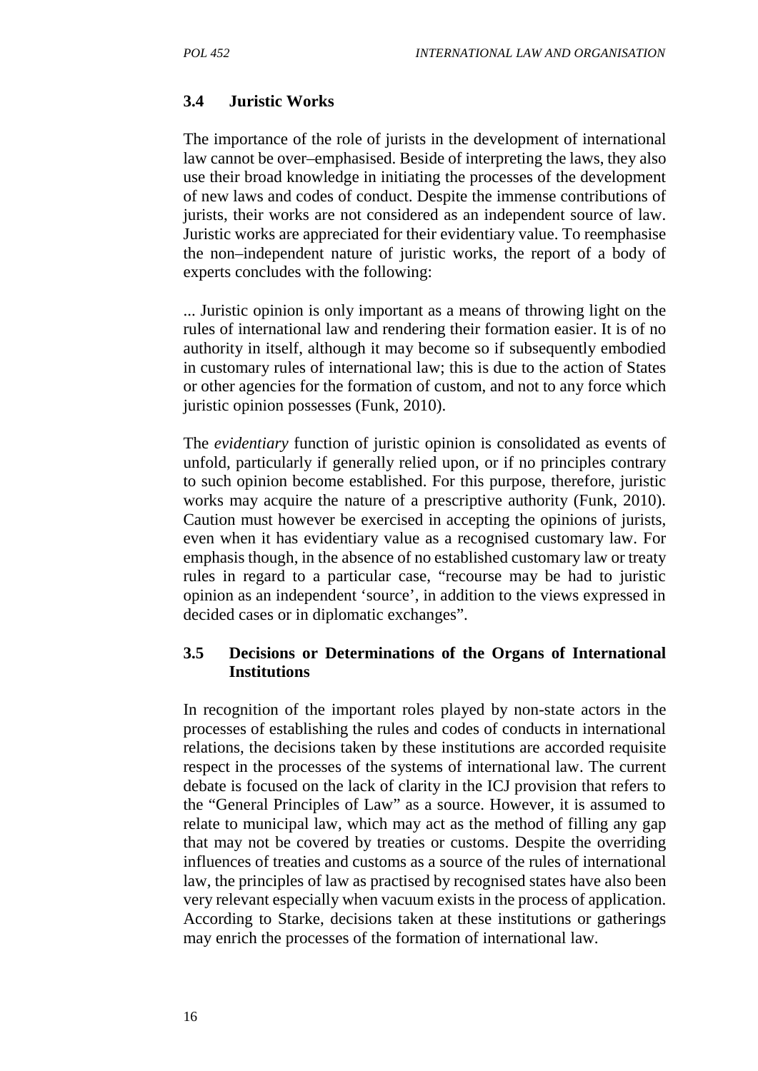### 3.4 Juristic Works

The importance of the role of jurists in the development of international law cannot be over–emphasised. Beside of interpreting the laws, they also use their broad knowledge in initiating the processes of the development of new laws and codes of conduct. Despite the immense contributions of jurists, their works are not considered as an independent source of law. Juristic works are appreciated for their evidentiary value. To reemphasise the non–independent nature of juristic works, the report of a body of experts concludes with the following:

... Juristic opinion is only important as a means of throwing light on the rules of international law and rendering their formation easier. It is of no authority in itself, although it may become so if subsequently embodied in customary rules of international law; this is due to the action of States or other agencies for the formation of custom, and not to any force which juristic opinion possesses (Funk, 2010).

The *evidentiary* function of juristic opinion is consolidated as events of unfold, particularly if generally relied upon, or if no principles contrary to such opinion become established. For this purpose, therefore, juristic works may acquire the nature of a prescriptive authority (Funk, 2010). Caution must however be exercised in accepting the opinions of jurists, even when it has evidentiary value as a recognised customary law. For emphasis though, in the absence of no established customary law or treaty rules in regard to a particular case, "recourse may be had to juristic opinion as an independent 'source', in addition to the views expressed in decided cases or in diplomatic exchanges".

### 3.5 Decisions or Determinations of the Organs of International Institutions

In recognition of the important roles played by non-state actors in the processes of establishing the rules and codes of conducts in international relations, the decisions taken by these institutions are accorded requisite respect in the processes of the systems of international law. The current debate is focused on the lack of clarity in the ICJ provision that refers to the "General Principles of Law" as a source. However, it is assumed to relate to municipal law, which may act as the method of filling any gap that may not be covered by treaties or customs. Despite the overriding influences of treaties and customs as a source of the rules of international law, the principles of law as practised by recognised states have also been very relevant especially when vacuum exists in the process of application. According to Starke, decisions taken at these institutions or gatherings may enrich the processes of the formation of international law.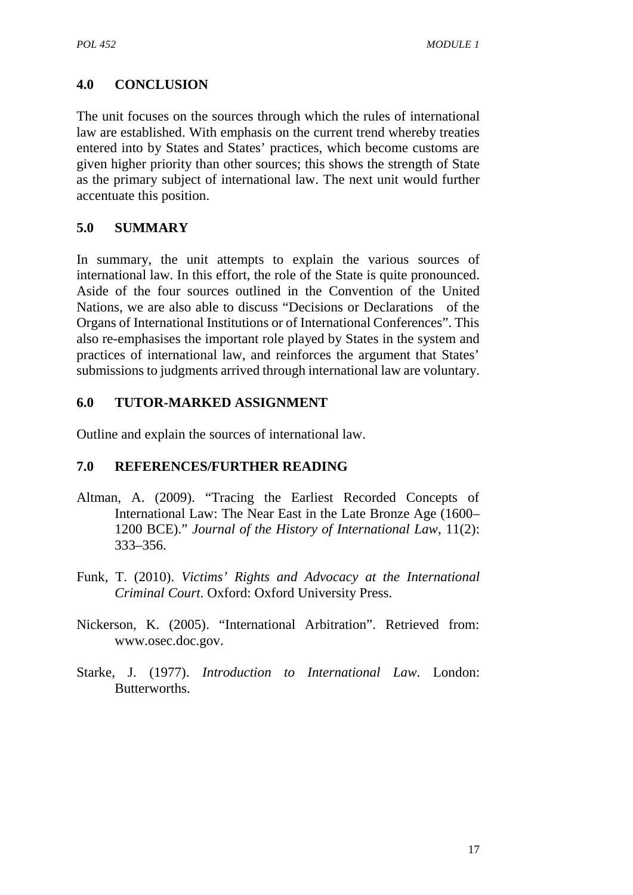## 4.0 CONCLUSION

The unit focuses on the sources through which the rules of international law are established. With emphasis on the current trend whereby treaties entered into by States and States' practices, which become customs are given higher priority than other sources; this shows the strength of State as the primary subject of international law. The next unit would further accentuate this position.

## 5.0 SUMMARY

In summary, the unit attempts to explain the various sources of international law. In this effort, the role of the State is quite pronounced. Aside of the four sources outlined in the Convention of the United Nations, we are also able to discuss "Decisions or Declarations of the Organs of International Institutions or of International Conferences". This also re-emphasises the important role played by States in the system and practices of international law, and reinforces the argument that States' submissions to judgments arrived through international law are voluntary.

## 6.0 TUTOR-MARKED ASSIGNMENT

Outline and explain the sources of international law.

## 7.0 REFERENCES/FURTHER READING

Altman, A. (2009). "Tracing the Earliest Recorded Concepts of International Law: The Near East in the Late Bronze Age (1600–1200 BCE)." *Journal of the History of International Law*, 11(2): 333–356.

Funk, T. (2010). *Victims' Rights and Advocacy at the International Criminal Court*. Oxford: Oxford University Press.

Nickerson, K. (2005). "International Arbitration". Retrieved from: www.osec.doc.gov.

Starke, J. (1977). *Introduction to International Law*. London: Butterworths.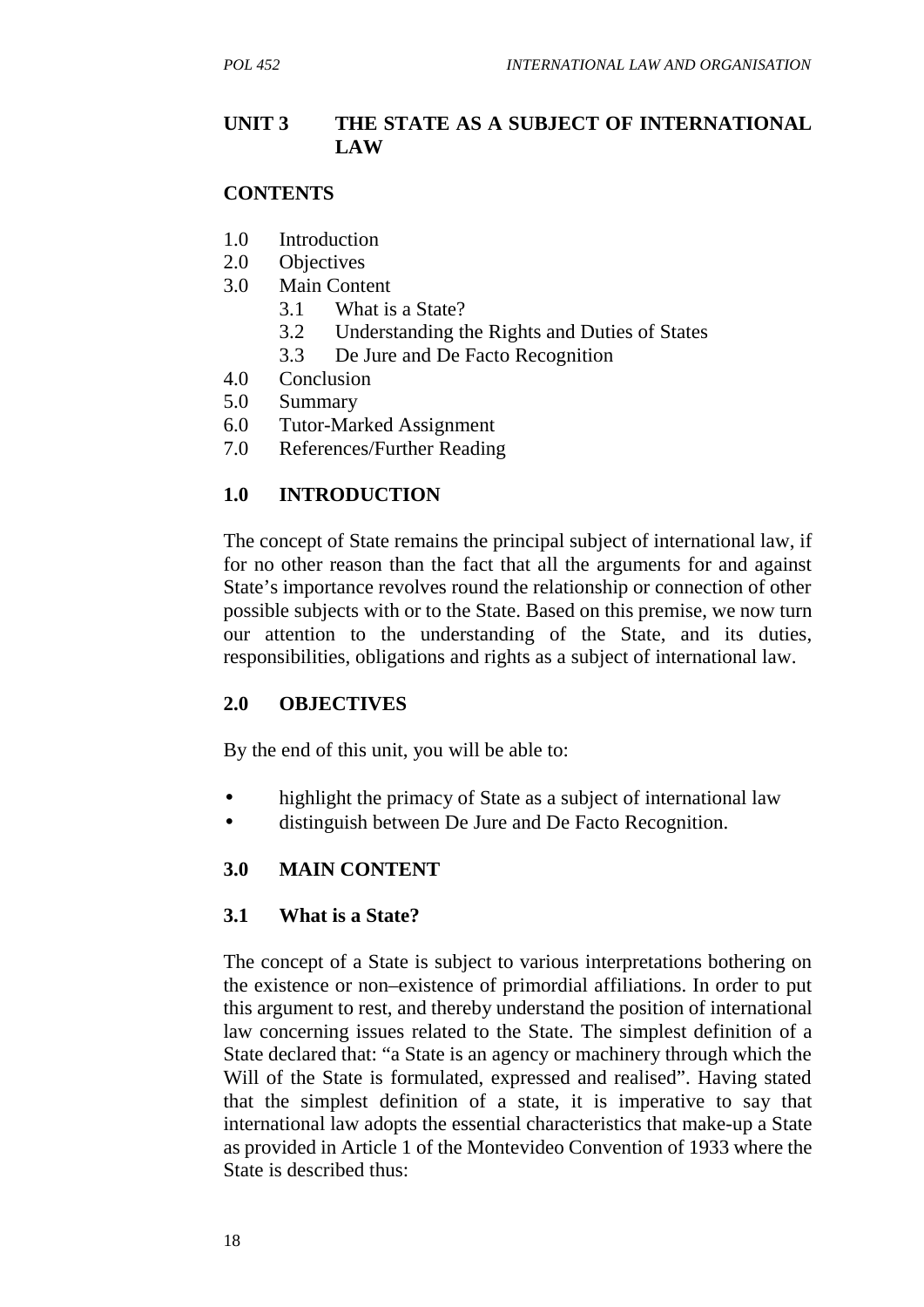## UNIT 3 THE STATE AS A SUBJECT OF INTERNATIONAL LAW

### CONTENTS

1.0 Introduction
2.0 Objectives
3.0 Main Content
    3.1 What is a State?
    3.2 Understanding the Rights and Duties of States
    3.3 De Jure and De Facto Recognition
4.0 Conclusion
5.0 Summary
6.0 Tutor-Marked Assignment
7.0 References/Further Reading

### 1.0 INTRODUCTION

The concept of State remains the principal subject of international law, if for no other reason than the fact that all the arguments for and against State's importance revolves round the relationship or connection of other possible subjects with or to the State. Based on this premise, we now turn our attention to the understanding of the State, and its duties, responsibilities, obligations and rights as a subject of international law.

### 2.0 OBJECTIVES

By the end of this unit, you will be able to:

- highlight the primacy of State as a subject of international law
- distinguish between De Jure and De Facto Recognition.

### 3.0 MAIN CONTENT

### 3.1 What is a State?

The concept of a State is subject to various interpretations bothering on the existence or non–existence of primordial affiliations. In order to put this argument to rest, and thereby understand the position of international law concerning issues related to the State. The simplest definition of a State declared that: "a State is an agency or machinery through which the Will of the State is formulated, expressed and realised". Having stated that the simplest definition of a state, it is imperative to say that international law adopts the essential characteristics that make-up a State as provided in Article 1 of the Montevideo Convention of 1933 where the State is described thus: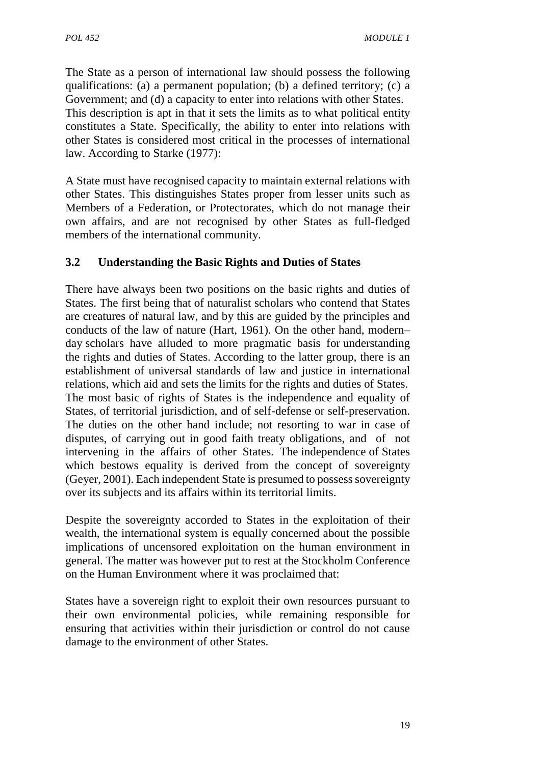The State as a person of international law should possess the following qualifications: (a) a permanent population; (b) a defined territory; (c) a Government; and (d) a capacity to enter into relations with other States. This description is apt in that it sets the limits as to what political entity constitutes a State. Specifically, the ability to enter into relations with other States is considered most critical in the processes of international law. According to Starke (1977):

A State must have recognised capacity to maintain external relations with other States. This distinguishes States proper from lesser units such as Members of a Federation, or Protectorates, which do not manage their own affairs, and are not recognised by other States as full-fledged members of the international community.

## 3.2 Understanding the Basic Rights and Duties of States

There have always been two positions on the basic rights and duties of States. The first being that of naturalist scholars who contend that States are creatures of natural law, and by this are guided by the principles and conducts of the law of nature (Hart, 1961). On the other hand, modern–day scholars have alluded to more pragmatic basis for understanding the rights and duties of States. According to the latter group, there is an establishment of universal standards of law and justice in international relations, which aid and sets the limits for the rights and duties of States. The most basic of rights of States is the independence and equality of States, of territorial jurisdiction, and of self-defense or self-preservation. The duties on the other hand include; not resorting to war in case of disputes, of carrying out in good faith treaty obligations, and of not intervening in the affairs of other States. The independence of States which bestows equality is derived from the concept of sovereignty (Geyer, 2001). Each independent State is presumed to possess sovereignty over its subjects and its affairs within its territorial limits.

Despite the sovereignty accorded to States in the exploitation of their wealth, the international system is equally concerned about the possible implications of uncensored exploitation on the human environment in general. The matter was however put to rest at the Stockholm Conference on the Human Environment where it was proclaimed that:

States have a sovereign right to exploit their own resources pursuant to their own environmental policies, while remaining responsible for ensuring that activities within their jurisdiction or control do not cause damage to the environment of other States.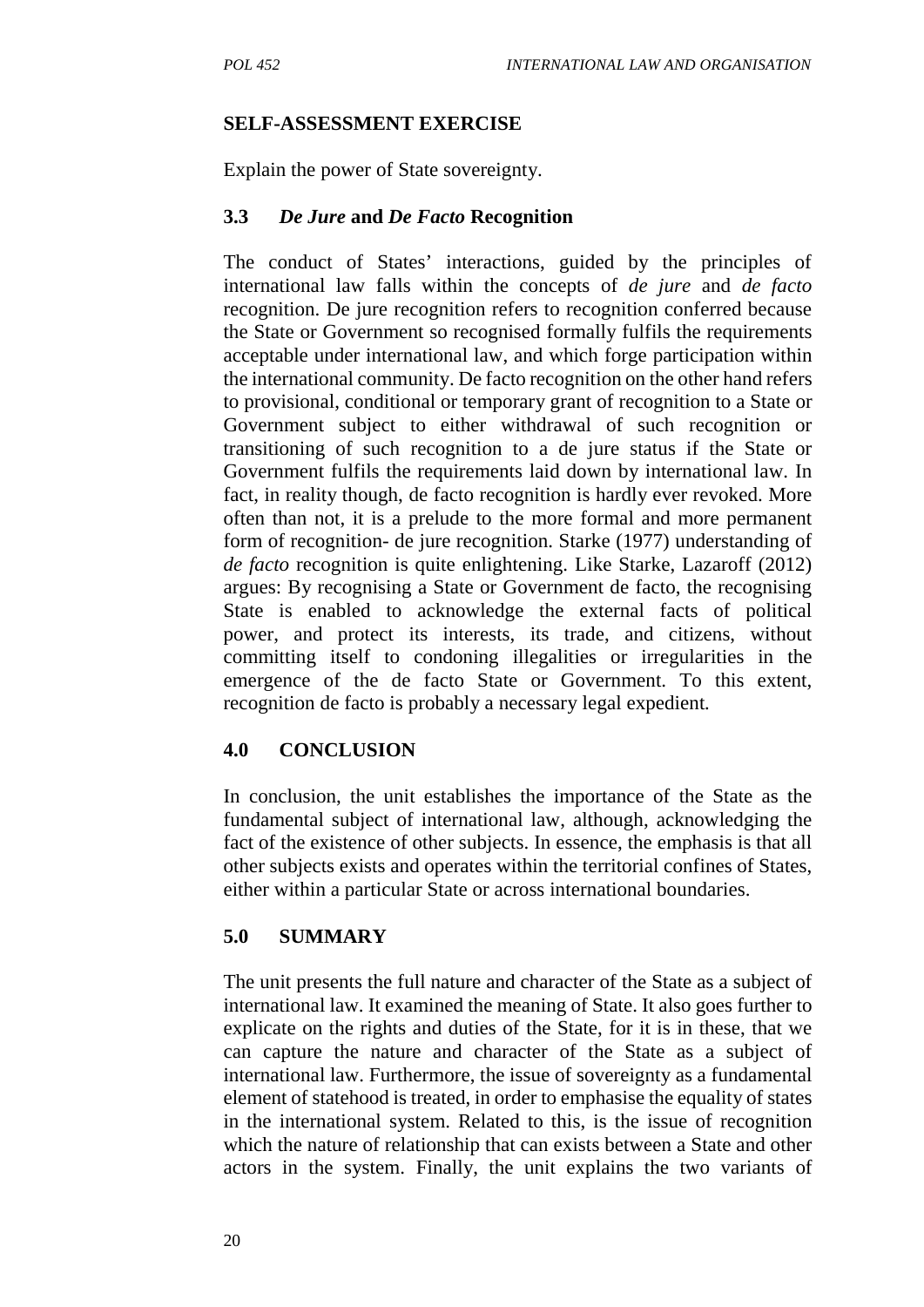**SELF-ASSESSMENT EXERCISE**

Explain the power of State sovereignty.

### 3.3 *De Jure* and *De Facto* Recognition

The conduct of States' interactions, guided by the principles of international law falls within the concepts of *de jure* and *de facto* recognition. De jure recognition refers to recognition conferred because the State or Government so recognised formally fulfils the requirements acceptable under international law, and which forge participation within the international community. De facto recognition on the other hand refers to provisional, conditional or temporary grant of recognition to a State or Government subject to either withdrawal of such recognition or transitioning of such recognition to a de jure status if the State or Government fulfils the requirements laid down by international law. In fact, in reality though, de facto recognition is hardly ever revoked. More often than not, it is a prelude to the more formal and more permanent form of recognition- de jure recognition. Starke (1977) understanding of *de facto* recognition is quite enlightening. Like Starke, Lazaroff (2012) argues: By recognising a State or Government de facto, the recognising State is enabled to acknowledge the external facts of political power, and protect its interests, its trade, and citizens, without committing itself to condoning illegalities or irregularities in the emergence of the de facto State or Government. To this extent, recognition de facto is probably a necessary legal expedient.

## 4.0 CONCLUSION

In conclusion, the unit establishes the importance of the State as the fundamental subject of international law, although, acknowledging the fact of the existence of other subjects. In essence, the emphasis is that all other subjects exists and operates within the territorial confines of States, either within a particular State or across international boundaries.

## 5.0 SUMMARY

The unit presents the full nature and character of the State as a subject of international law. It examined the meaning of State. It also goes further to explicate on the rights and duties of the State, for it is in these, that we can capture the nature and character of the State as a subject of international law. Furthermore, the issue of sovereignty as a fundamental element of statehood is treated, in order to emphasise the equality of states in the international system. Related to this, is the issue of recognition which the nature of relationship that can exists between a State and other actors in the system. Finally, the unit explains the two variants of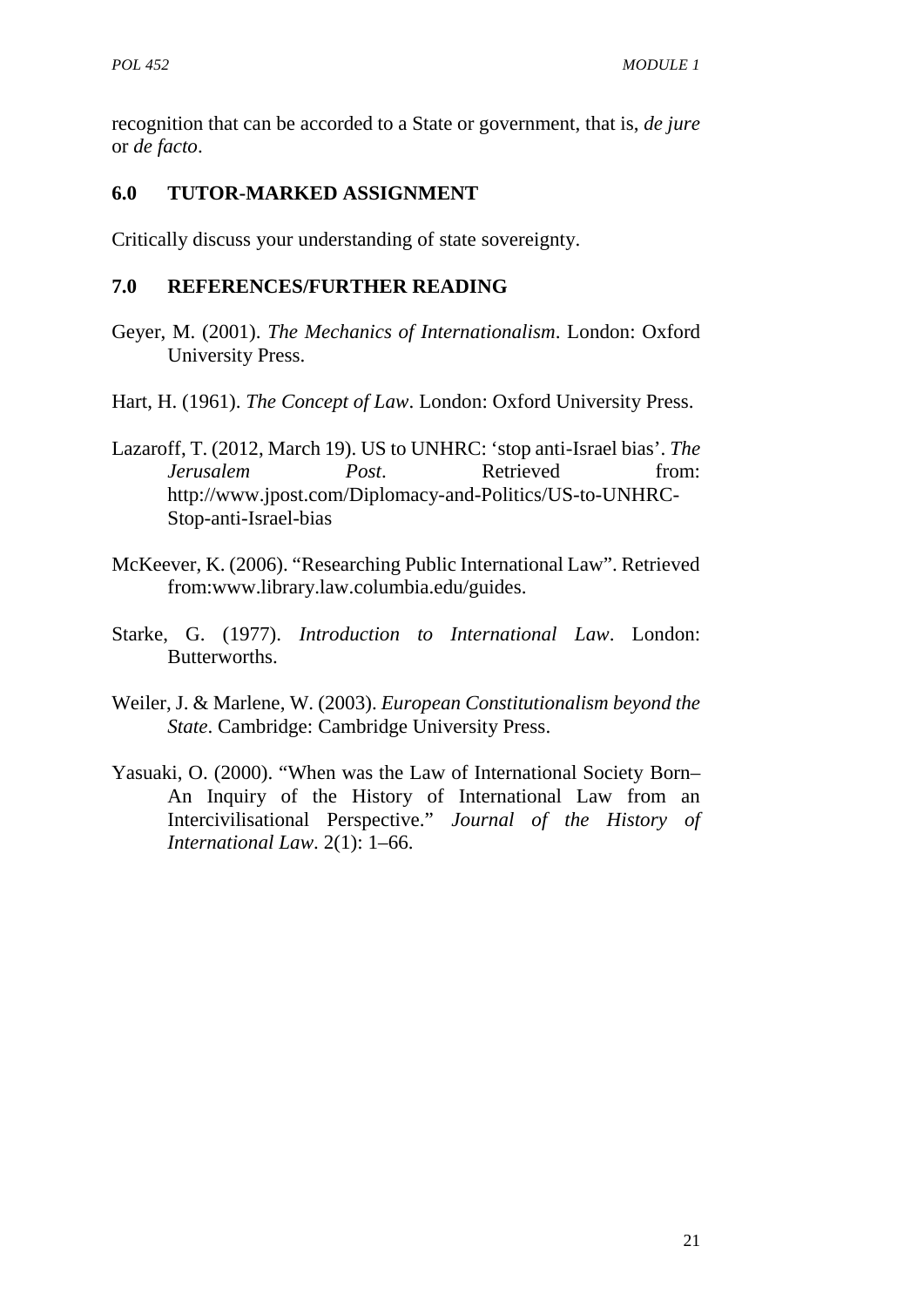recognition that can be accorded to a State or government, that is, *de jure* or *de facto*.

## 6.0 TUTOR-MARKED ASSIGNMENT

Critically discuss your understanding of state sovereignty.

## 7.0 REFERENCES/FURTHER READING

Geyer, M. (2001). *The Mechanics of Internationalism*. London: Oxford University Press.

Hart, H. (1961). *The Concept of Law*. London: Oxford University Press.

Lazaroff, T. (2012, March 19). US to UNHRC: 'stop anti-Israel bias'. *The Jerusalem Post*. Retrieved from: http://www.jpost.com/Diplomacy-and-Politics/US-to-UNHRC-Stop-anti-Israel-bias

McKeever, K. (2006). "Researching Public International Law". Retrieved from:www.library.law.columbia.edu/guides.

Starke, G. (1977). *Introduction to International Law*. London: Butterworths.

Weiler, J. & Marlene, W. (2003). *European Constitutionalism beyond the State*. Cambridge: Cambridge University Press.

Yasuaki, O. (2000). "When was the Law of International Society Born– An Inquiry of the History of International Law from an Intercivilisational Perspective." *Journal of the History of International Law*. 2(1): 1–66.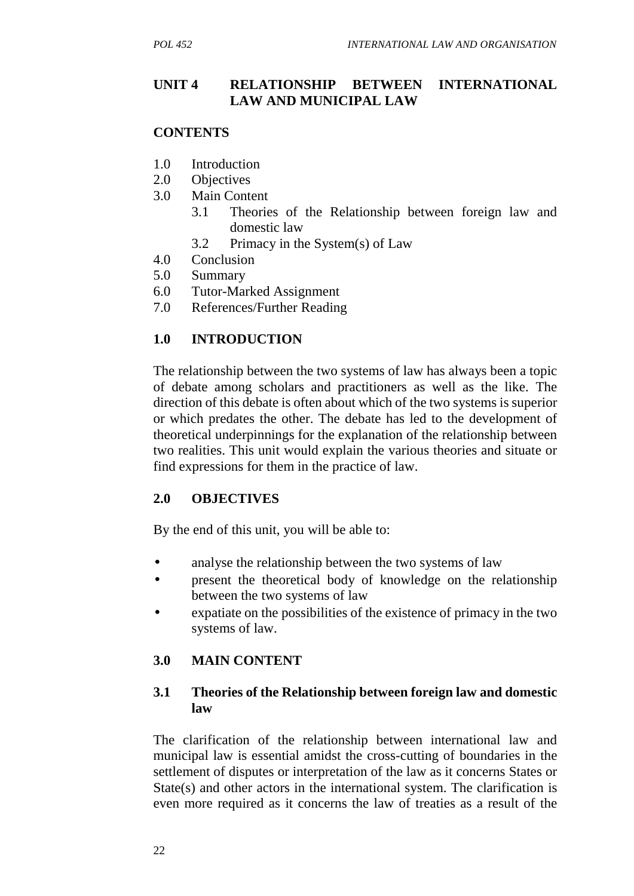## UNIT 4 RELATIONSHIP BETWEEN INTERNATIONAL LAW AND MUNICIPAL LAW

**CONTENTS**

1.0 Introduction
2.0 Objectives
3.0 Main Content
   3.1 Theories of the Relationship between foreign law and domestic law
   3.2 Primacy in the System(s) of Law
4.0 Conclusion
5.0 Summary
6.0 Tutor-Marked Assignment
7.0 References/Further Reading

### 1.0 INTRODUCTION

The relationship between the two systems of law has always been a topic of debate among scholars and practitioners as well as the like. The direction of this debate is often about which of the two systems is superior or which predates the other. The debate has led to the development of theoretical underpinnings for the explanation of the relationship between two realities. This unit would explain the various theories and situate or find expressions for them in the practice of law.

### 2.0 OBJECTIVES

By the end of this unit, you will be able to:

- analyse the relationship between the two systems of law
- present the theoretical body of knowledge on the relationship between the two systems of law
- expatiate on the possibilities of the existence of primacy in the two systems of law.

### 3.0 MAIN CONTENT

#### 3.1 Theories of the Relationship between foreign law and domestic law

The clarification of the relationship between international law and municipal law is essential amidst the cross-cutting of boundaries in the settlement of disputes or interpretation of the law as it concerns States or State(s) and other actors in the international system. The clarification is even more required as it concerns the law of treaties as a result of the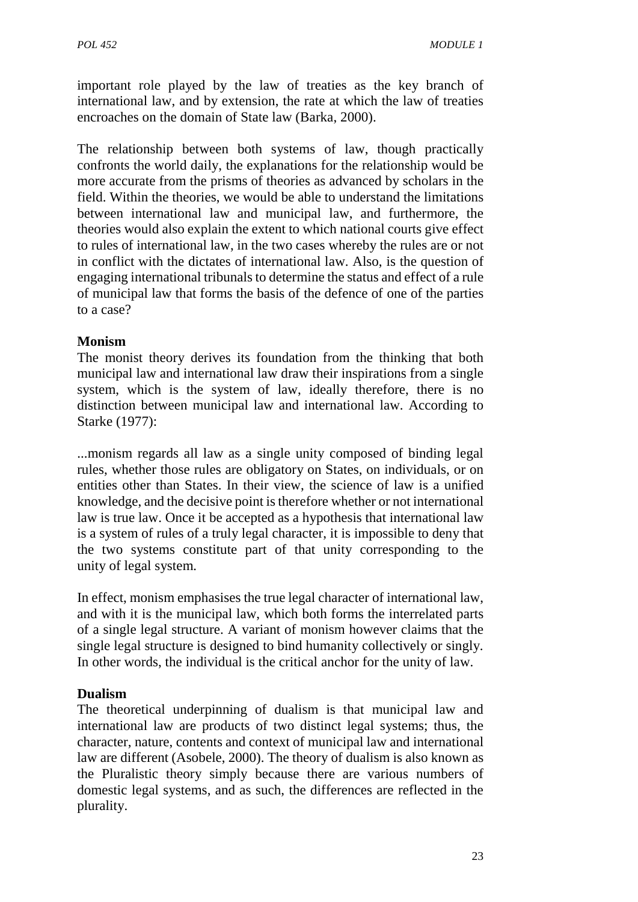important role played by the law of treaties as the key branch of international law, and by extension, the rate at which the law of treaties encroaches on the domain of State law (Barka, 2000).

The relationship between both systems of law, though practically confronts the world daily, the explanations for the relationship would be more accurate from the prisms of theories as advanced by scholars in the field. Within the theories, we would be able to understand the limitations between international law and municipal law, and furthermore, the theories would also explain the extent to which national courts give effect to rules of international law, in the two cases whereby the rules are or not in conflict with the dictates of international law. Also, is the question of engaging international tribunals to determine the status and effect of a rule of municipal law that forms the basis of the defence of one of the parties to a case?

**Monism**

The monist theory derives its foundation from the thinking that both municipal law and international law draw their inspirations from a single system, which is the system of law, ideally therefore, there is no distinction between municipal law and international law. According to Starke (1977):

...monism regards all law as a single unity composed of binding legal rules, whether those rules are obligatory on States, on individuals, or on entities other than States. In their view, the science of law is a unified knowledge, and the decisive point is therefore whether or not international law is true law. Once it be accepted as a hypothesis that international law is a system of rules of a truly legal character, it is impossible to deny that the two systems constitute part of that unity corresponding to the unity of legal system.

In effect, monism emphasises the true legal character of international law, and with it is the municipal law, which both forms the interrelated parts of a single legal structure. A variant of monism however claims that the single legal structure is designed to bind humanity collectively or singly. In other words, the individual is the critical anchor for the unity of law.

**Dualism**

The theoretical underpinning of dualism is that municipal law and international law are products of two distinct legal systems; thus, the character, nature, contents and context of municipal law and international law are different (Asobele, 2000). The theory of dualism is also known as the Pluralistic theory simply because there are various numbers of domestic legal systems, and as such, the differences are reflected in the plurality.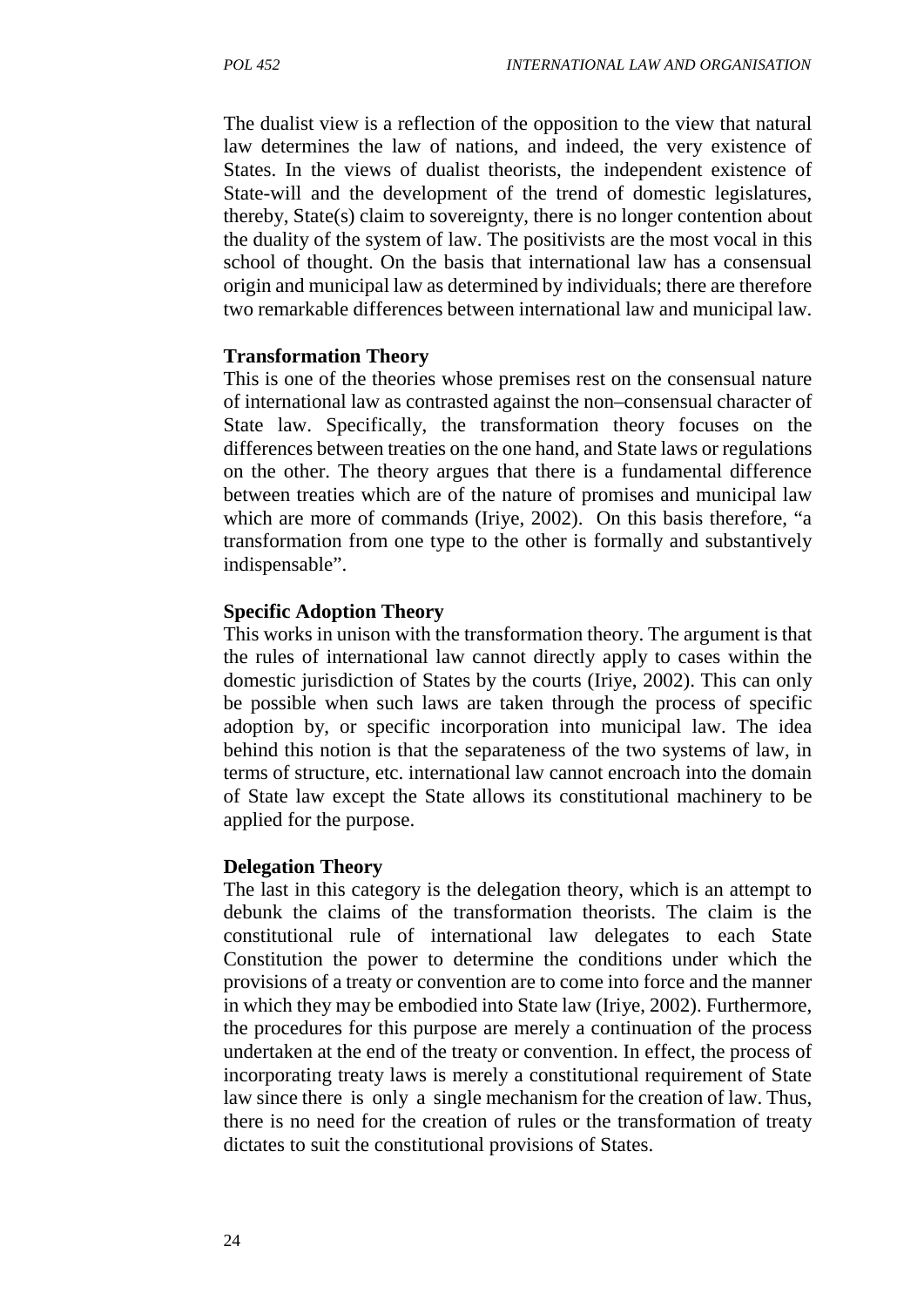The dualist view is a reflection of the opposition to the view that natural law determines the law of nations, and indeed, the very existence of States. In the views of dualist theorists, the independent existence of State-will and the development of the trend of domestic legislatures, thereby, State(s) claim to sovereignty, there is no longer contention about the duality of the system of law. The positivists are the most vocal in this school of thought. On the basis that international law has a consensual origin and municipal law as determined by individuals; there are therefore two remarkable differences between international law and municipal law.

**Transformation Theory**

This is one of the theories whose premises rest on the consensual nature of international law as contrasted against the non–consensual character of State law. Specifically, the transformation theory focuses on the differences between treaties on the one hand, and State laws or regulations on the other. The theory argues that there is a fundamental difference between treaties which are of the nature of promises and municipal law which are more of commands (Iriye, 2002). On this basis therefore, "a transformation from one type to the other is formally and substantively indispensable".

**Specific Adoption Theory**

This works in unison with the transformation theory. The argument is that the rules of international law cannot directly apply to cases within the domestic jurisdiction of States by the courts (Iriye, 2002). This can only be possible when such laws are taken through the process of specific adoption by, or specific incorporation into municipal law. The idea behind this notion is that the separateness of the two systems of law, in terms of structure, etc. international law cannot encroach into the domain of State law except the State allows its constitutional machinery to be applied for the purpose.

**Delegation Theory**

The last in this category is the delegation theory, which is an attempt to debunk the claims of the transformation theorists. The claim is the constitutional rule of international law delegates to each State Constitution the power to determine the conditions under which the provisions of a treaty or convention are to come into force and the manner in which they may be embodied into State law (Iriye, 2002). Furthermore, the procedures for this purpose are merely a continuation of the process undertaken at the end of the treaty or convention. In effect, the process of incorporating treaty laws is merely a constitutional requirement of State law since there is only a single mechanism for the creation of law. Thus, there is no need for the creation of rules or the transformation of treaty dictates to suit the constitutional provisions of States.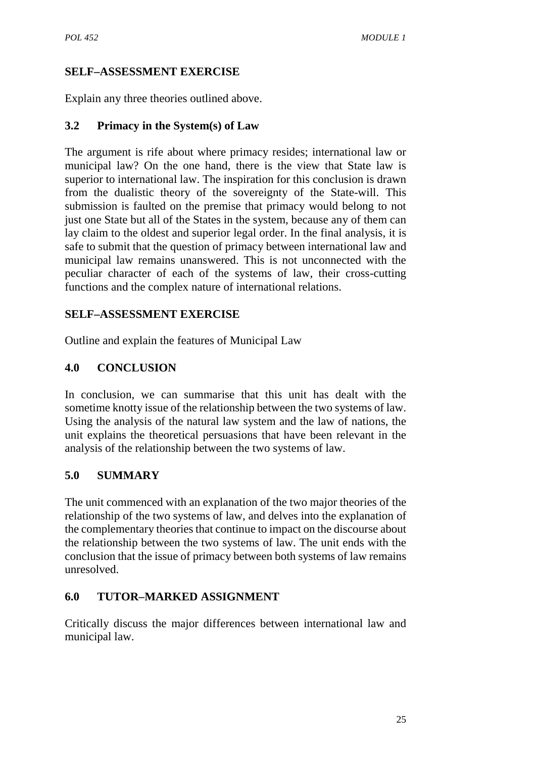### SELF–ASSESSMENT EXERCISE

Explain any three theories outlined above.

### 3.2 Primacy in the System(s) of Law

The argument is rife about where primacy resides; international law or municipal law? On the one hand, there is the view that State law is superior to international law. The inspiration for this conclusion is drawn from the dualistic theory of the sovereignty of the State-will. This submission is faulted on the premise that primacy would belong to not just one State but all of the States in the system, because any of them can lay claim to the oldest and superior legal order. In the final analysis, it is safe to submit that the question of primacy between international law and municipal law remains unanswered. This is not unconnected with the peculiar character of each of the systems of law, their cross-cutting functions and the complex nature of international relations.

### SELF–ASSESSMENT EXERCISE

Outline and explain the features of Municipal Law

## 4.0 CONCLUSION

In conclusion, we can summarise that this unit has dealt with the sometime knotty issue of the relationship between the two systems of law. Using the analysis of the natural law system and the law of nations, the unit explains the theoretical persuasions that have been relevant in the analysis of the relationship between the two systems of law.

## 5.0 SUMMARY

The unit commenced with an explanation of the two major theories of the relationship of the two systems of law, and delves into the explanation of the complementary theories that continue to impact on the discourse about the relationship between the two systems of law. The unit ends with the conclusion that the issue of primacy between both systems of law remains unresolved.

## 6.0 TUTOR–MARKED ASSIGNMENT

Critically discuss the major differences between international law and municipal law.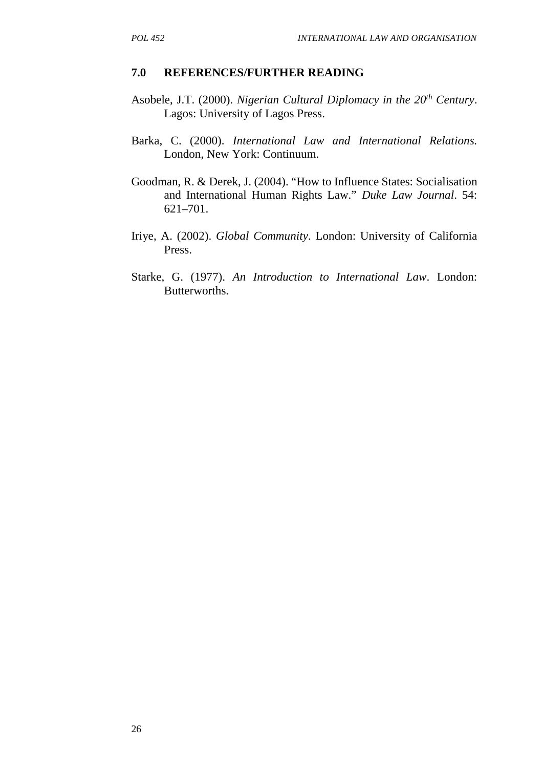## 7.0 REFERENCES/FURTHER READING

Asobele, J.T. (2000). *Nigerian Cultural Diplomacy in the 20th Century*. Lagos: University of Lagos Press.

Barka, C. (2000). *International Law and International Relations.* London, New York: Continuum.

Goodman, R. & Derek, J. (2004). "How to Influence States: Socialisation and International Human Rights Law." *Duke Law Journal*. 54: 621–701.

Iriye, A. (2002). *Global Community*. London: University of California Press.

Starke, G. (1977). *An Introduction to International Law*. London: Butterworths.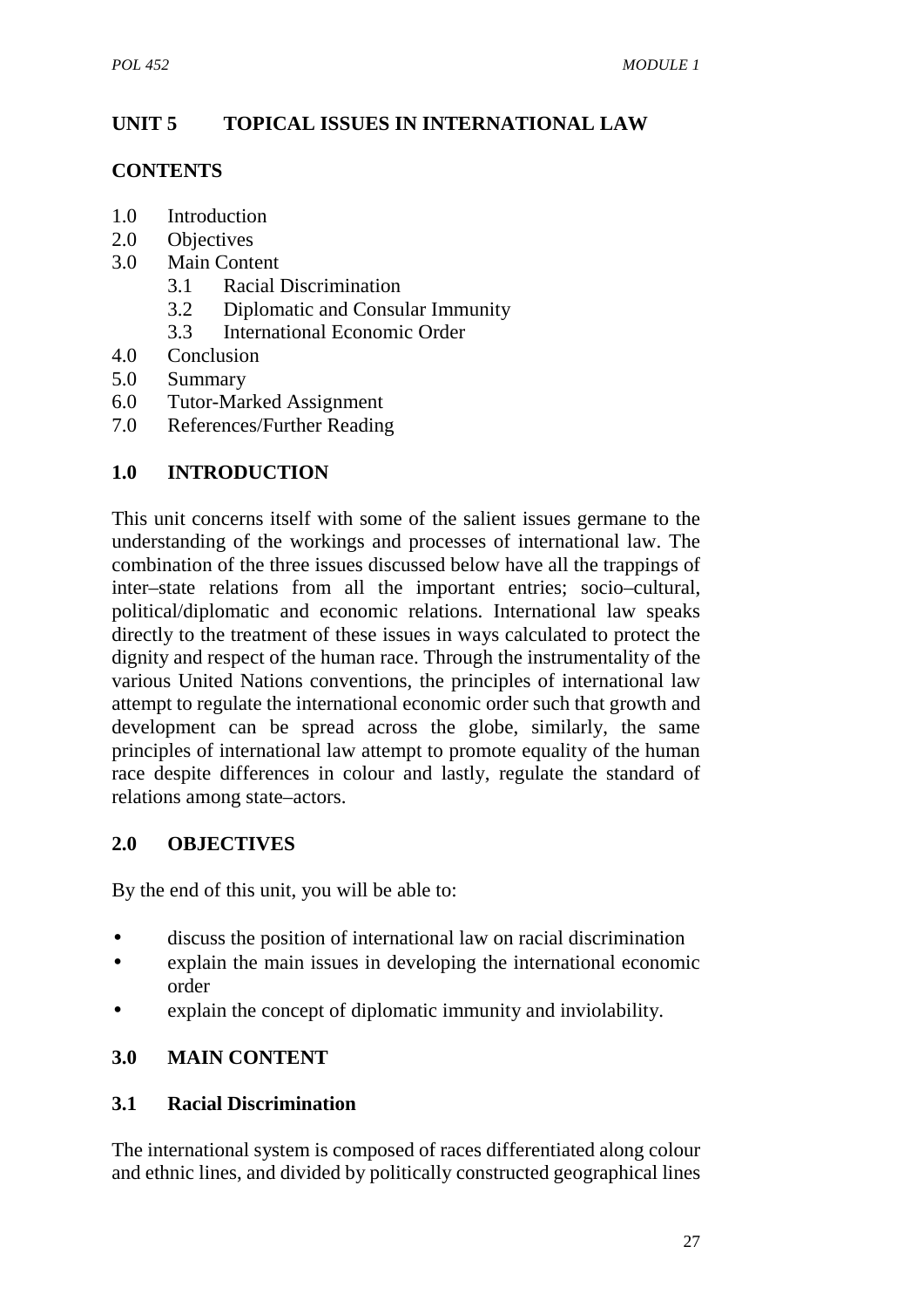# UNIT 5 TOPICAL ISSUES IN INTERNATIONAL LAW

## CONTENTS

1.0 Introduction
2.0 Objectives
3.0 Main Content
  3.1 Racial Discrimination
  3.2 Diplomatic and Consular Immunity
  3.3 International Economic Order
4.0 Conclusion
5.0 Summary
6.0 Tutor-Marked Assignment
7.0 References/Further Reading

## 1.0 INTRODUCTION

This unit concerns itself with some of the salient issues germane to the understanding of the workings and processes of international law. The combination of the three issues discussed below have all the trappings of inter–state relations from all the important entries; socio–cultural, political/diplomatic and economic relations. International law speaks directly to the treatment of these issues in ways calculated to protect the dignity and respect of the human race. Through the instrumentality of the various United Nations conventions, the principles of international law attempt to regulate the international economic order such that growth and development can be spread across the globe, similarly, the same principles of international law attempt to promote equality of the human race despite differences in colour and lastly, regulate the standard of relations among state–actors.

## 2.0 OBJECTIVES

By the end of this unit, you will be able to:

- discuss the position of international law on racial discrimination
- explain the main issues in developing the international economic order
- explain the concept of diplomatic immunity and inviolability.

## 3.0 MAIN CONTENT

### 3.1 Racial Discrimination

The international system is composed of races differentiated along colour and ethnic lines, and divided by politically constructed geographical lines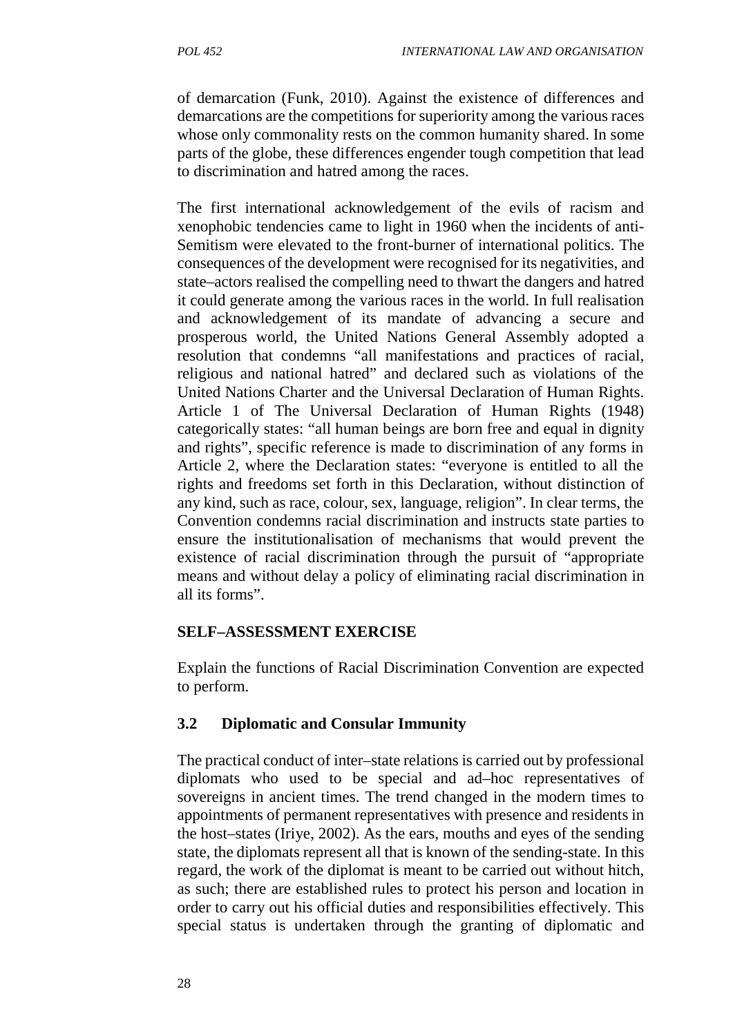of demarcation (Funk, 2010). Against the existence of differences and demarcations are the competitions for superiority among the various races whose only commonality rests on the common humanity shared. In some parts of the globe, these differences engender tough competition that lead to discrimination and hatred among the races.

The first international acknowledgement of the evils of racism and xenophobic tendencies came to light in 1960 when the incidents of anti-Semitism were elevated to the front-burner of international politics. The consequences of the development were recognised for its negativities, and state–actors realised the compelling need to thwart the dangers and hatred it could generate among the various races in the world. In full realisation and acknowledgement of its mandate of advancing a secure and prosperous world, the United Nations General Assembly adopted a resolution that condemns "all manifestations and practices of racial, religious and national hatred" and declared such as violations of the United Nations Charter and the Universal Declaration of Human Rights. Article 1 of The Universal Declaration of Human Rights (1948) categorically states: "all human beings are born free and equal in dignity and rights", specific reference is made to discrimination of any forms in Article 2, where the Declaration states: "everyone is entitled to all the rights and freedoms set forth in this Declaration, without distinction of any kind, such as race, colour, sex, language, religion". In clear terms, the Convention condemns racial discrimination and instructs state parties to ensure the institutionalisation of mechanisms that would prevent the existence of racial discrimination through the pursuit of "appropriate means and without delay a policy of eliminating racial discrimination in all its forms".

**SELF–ASSESSMENT EXERCISE**

Explain the functions of Racial Discrimination Convention are expected to perform.

### 3.2 Diplomatic and Consular Immunity

The practical conduct of inter–state relations is carried out by professional diplomats who used to be special and ad–hoc representatives of sovereigns in ancient times. The trend changed in the modern times to appointments of permanent representatives with presence and residents in the host–states (Iriye, 2002). As the ears, mouths and eyes of the sending state, the diplomats represent all that is known of the sending-state. In this regard, the work of the diplomat is meant to be carried out without hitch, as such; there are established rules to protect his person and location in order to carry out his official duties and responsibilities effectively. This special status is undertaken through the granting of diplomatic and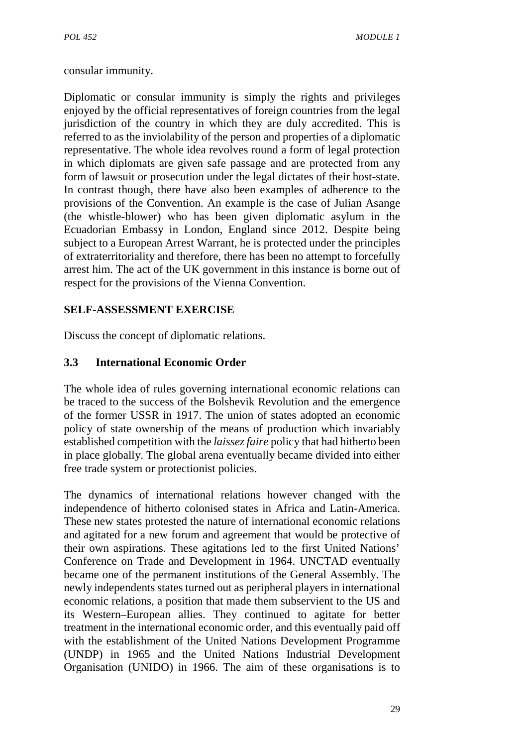consular immunity.

Diplomatic or consular immunity is simply the rights and privileges enjoyed by the official representatives of foreign countries from the legal jurisdiction of the country in which they are duly accredited. This is referred to as the inviolability of the person and properties of a diplomatic representative. The whole idea revolves round a form of legal protection in which diplomats are given safe passage and are protected from any form of lawsuit or prosecution under the legal dictates of their host-state. In contrast though, there have also been examples of adherence to the provisions of the Convention. An example is the case of Julian Asange (the whistle-blower) who has been given diplomatic asylum in the Ecuadorian Embassy in London, England since 2012. Despite being subject to a European Arrest Warrant, he is protected under the principles of extraterritoriality and therefore, there has been no attempt to forcefully arrest him. The act of the UK government in this instance is borne out of respect for the provisions of the Vienna Convention.

**SELF-ASSESSMENT EXERCISE**

Discuss the concept of diplomatic relations.

### 3.3 International Economic Order

The whole idea of rules governing international economic relations can be traced to the success of the Bolshevik Revolution and the emergence of the former USSR in 1917. The union of states adopted an economic policy of state ownership of the means of production which invariably established competition with the *laissez faire* policy that had hitherto been in place globally. The global arena eventually became divided into either free trade system or protectionist policies.

The dynamics of international relations however changed with the independence of hitherto colonised states in Africa and Latin-America. These new states protested the nature of international economic relations and agitated for a new forum and agreement that would be protective of their own aspirations. These agitations led to the first United Nations' Conference on Trade and Development in 1964. UNCTAD eventually became one of the permanent institutions of the General Assembly. The newly independents states turned out as peripheral players in international economic relations, a position that made them subservient to the US and its Western–European allies. They continued to agitate for better treatment in the international economic order, and this eventually paid off with the establishment of the United Nations Development Programme (UNDP) in 1965 and the United Nations Industrial Development Organisation (UNIDO) in 1966. The aim of these organisations is to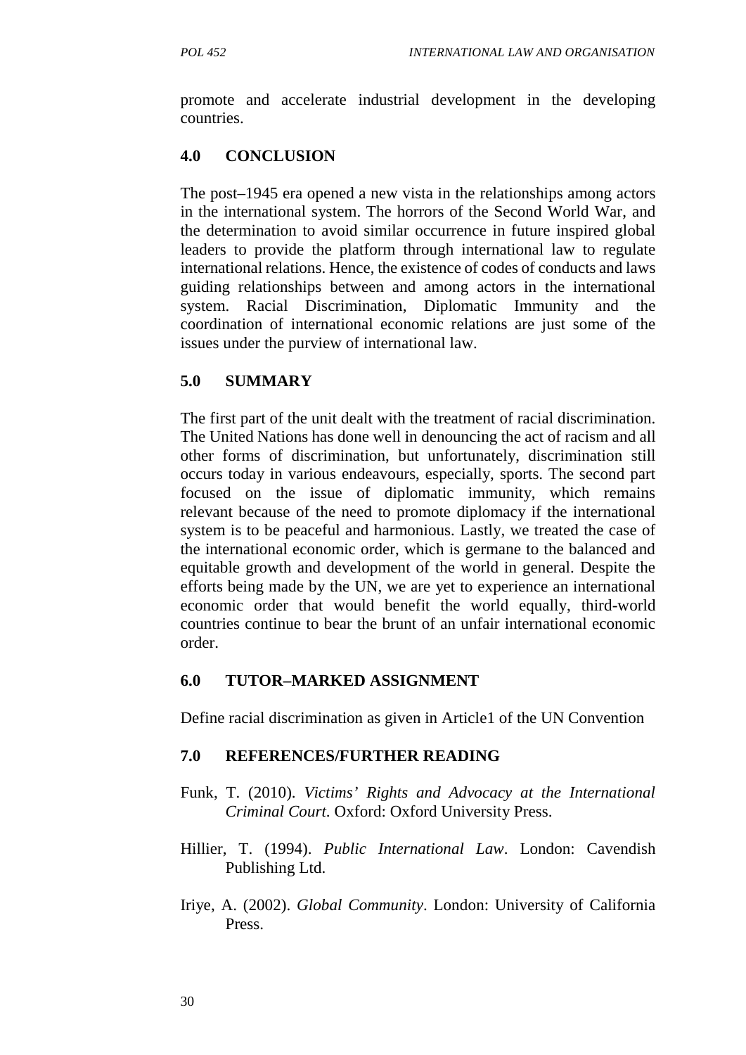promote and accelerate industrial development in the developing countries.

## 4.0 CONCLUSION

The post–1945 era opened a new vista in the relationships among actors in the international system. The horrors of the Second World War, and the determination to avoid similar occurrence in future inspired global leaders to provide the platform through international law to regulate international relations. Hence, the existence of codes of conducts and laws guiding relationships between and among actors in the international system. Racial Discrimination, Diplomatic Immunity and the coordination of international economic relations are just some of the issues under the purview of international law.

## 5.0 SUMMARY

The first part of the unit dealt with the treatment of racial discrimination. The United Nations has done well in denouncing the act of racism and all other forms of discrimination, but unfortunately, discrimination still occurs today in various endeavours, especially, sports. The second part focused on the issue of diplomatic immunity, which remains relevant because of the need to promote diplomacy if the international system is to be peaceful and harmonious. Lastly, we treated the case of the international economic order, which is germane to the balanced and equitable growth and development of the world in general. Despite the efforts being made by the UN, we are yet to experience an international economic order that would benefit the world equally, third-world countries continue to bear the brunt of an unfair international economic order.

## 6.0 TUTOR–MARKED ASSIGNMENT

Define racial discrimination as given in Article1 of the UN Convention

## 7.0 REFERENCES/FURTHER READING

Funk, T. (2010). *Victims' Rights and Advocacy at the International Criminal Court*. Oxford: Oxford University Press.

Hillier, T. (1994). *Public International Law*. London: Cavendish Publishing Ltd.

Iriye, A. (2002). *Global Community*. London: University of California Press.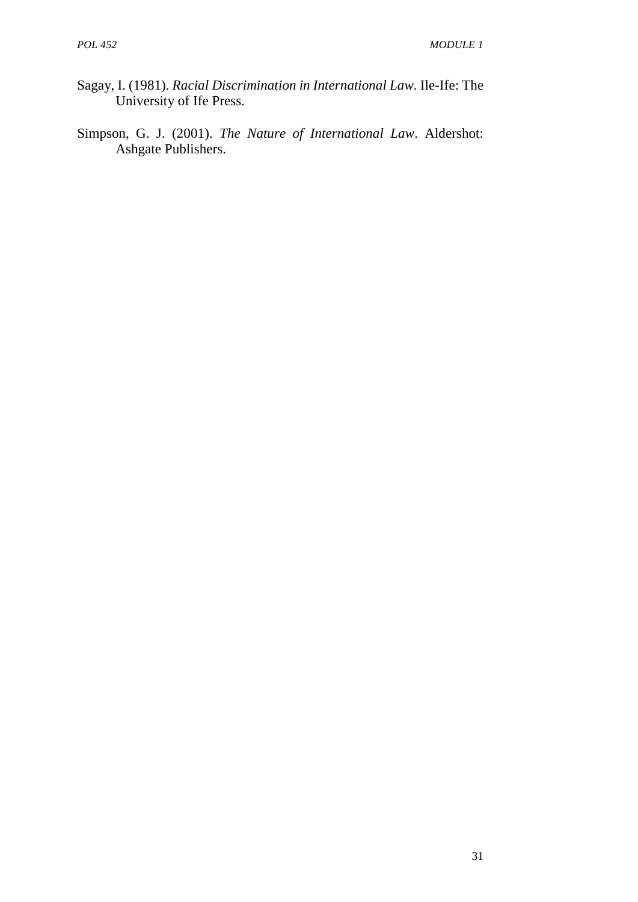Sagay, I. (1981). *Racial Discrimination in International Law*. Ile-Ife: The University of Ife Press.

Simpson, G. J. (2001). *The Nature of International Law*. Aldershot: Ashgate Publishers.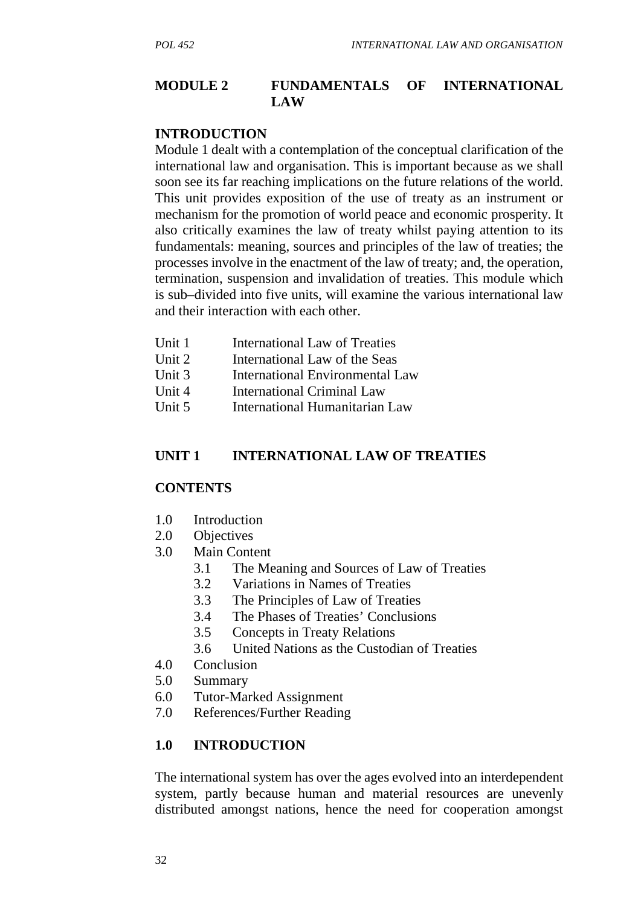## MODULE 2 FUNDAMENTALS OF INTERNATIONAL LAW

### INTRODUCTION

Module 1 dealt with a contemplation of the conceptual clarification of the international law and organisation. This is important because as we shall soon see its far reaching implications on the future relations of the world. This unit provides exposition of the use of treaty as an instrument or mechanism for the promotion of world peace and economic prosperity. It also critically examines the law of treaty whilst paying attention to its fundamentals: meaning, sources and principles of the law of treaties; the processes involve in the enactment of the law of treaty; and, the operation, termination, suspension and invalidation of treaties. This module which is sub–divided into five units, will examine the various international law and their interaction with each other.

- Unit 1 International Law of Treaties
- Unit 2 International Law of the Seas
- Unit 3 International Environmental Law
- Unit 4 International Criminal Law
- Unit 5 International Humanitarian Law

## UNIT 1 INTERNATIONAL LAW OF TREATIES

### CONTENTS

- 1.0 Introduction
- 2.0 Objectives
- 3.0 Main Content
  - 3.1 The Meaning and Sources of Law of Treaties
  - 3.2 Variations in Names of Treaties
  - 3.3 The Principles of Law of Treaties
  - 3.4 The Phases of Treaties' Conclusions
  - 3.5 Concepts in Treaty Relations
  - 3.6 United Nations as the Custodian of Treaties
- 4.0 Conclusion
- 5.0 Summary
- 6.0 Tutor-Marked Assignment
- 7.0 References/Further Reading

### 1.0 INTRODUCTION

The international system has over the ages evolved into an interdependent system, partly because human and material resources are unevenly distributed amongst nations, hence the need for cooperation amongst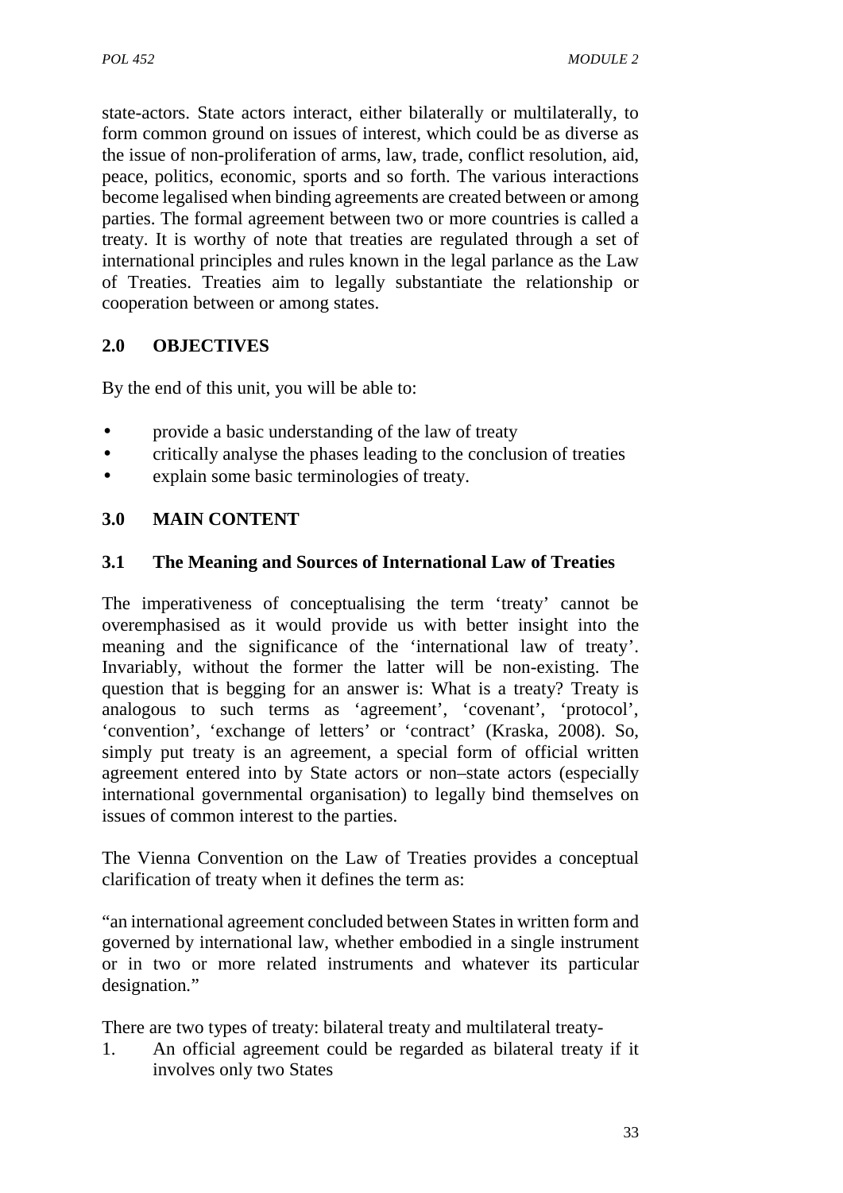state-actors. State actors interact, either bilaterally or multilaterally, to form common ground on issues of interest, which could be as diverse as the issue of non-proliferation of arms, law, trade, conflict resolution, aid, peace, politics, economic, sports and so forth. The various interactions become legalised when binding agreements are created between or among parties. The formal agreement between two or more countries is called a treaty. It is worthy of note that treaties are regulated through a set of international principles and rules known in the legal parlance as the Law of Treaties. Treaties aim to legally substantiate the relationship or cooperation between or among states.

## 2.0 OBJECTIVES

By the end of this unit, you will be able to:

- provide a basic understanding of the law of treaty
- critically analyse the phases leading to the conclusion of treaties
- explain some basic terminologies of treaty.

## 3.0 MAIN CONTENT

### 3.1 The Meaning and Sources of International Law of Treaties

The imperativeness of conceptualising the term 'treaty' cannot be overemphasised as it would provide us with better insight into the meaning and the significance of the 'international law of treaty'. Invariably, without the former the latter will be non-existing. The question that is begging for an answer is: What is a treaty? Treaty is analogous to such terms as 'agreement', 'covenant', 'protocol', 'convention', 'exchange of letters' or 'contract' (Kraska, 2008). So, simply put treaty is an agreement, a special form of official written agreement entered into by State actors or non–state actors (especially international governmental organisation) to legally bind themselves on issues of common interest to the parties.

The Vienna Convention on the Law of Treaties provides a conceptual clarification of treaty when it defines the term as:

"an international agreement concluded between States in written form and governed by international law, whether embodied in a single instrument or in two or more related instruments and whatever its particular designation."

There are two types of treaty: bilateral treaty and multilateral treaty-

1. An official agreement could be regarded as bilateral treaty if it involves only two States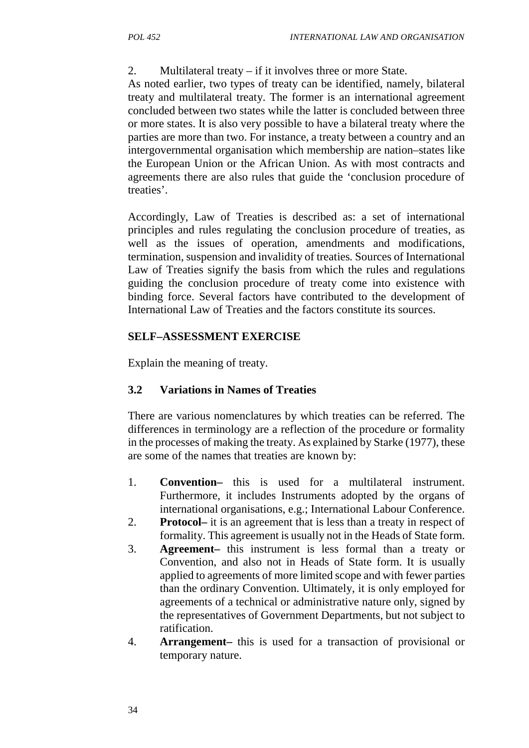2. Multilateral treaty – if it involves three or more State.

As noted earlier, two types of treaty can be identified, namely, bilateral treaty and multilateral treaty. The former is an international agreement concluded between two states while the latter is concluded between three or more states. It is also very possible to have a bilateral treaty where the parties are more than two. For instance, a treaty between a country and an intergovernmental organisation which membership are nation–states like the European Union or the African Union. As with most contracts and agreements there are also rules that guide the 'conclusion procedure of treaties'.

Accordingly, Law of Treaties is described as: a set of international principles and rules regulating the conclusion procedure of treaties, as well as the issues of operation, amendments and modifications, termination, suspension and invalidity of treaties. Sources of International Law of Treaties signify the basis from which the rules and regulations guiding the conclusion procedure of treaty come into existence with binding force. Several factors have contributed to the development of International Law of Treaties and the factors constitute its sources.

**SELF–ASSESSMENT EXERCISE**

Explain the meaning of treaty.

### 3.2 Variations in Names of Treaties

There are various nomenclatures by which treaties can be referred. The differences in terminology are a reflection of the procedure or formality in the processes of making the treaty. As explained by Starke (1977), these are some of the names that treaties are known by:

1. **Convention–** this is used for a multilateral instrument. Furthermore, it includes Instruments adopted by the organs of international organisations, e.g.; International Labour Conference.
2. **Protocol–** it is an agreement that is less than a treaty in respect of formality. This agreement is usually not in the Heads of State form.
3. **Agreement–** this instrument is less formal than a treaty or Convention, and also not in Heads of State form. It is usually applied to agreements of more limited scope and with fewer parties than the ordinary Convention. Ultimately, it is only employed for agreements of a technical or administrative nature only, signed by the representatives of Government Departments, but not subject to ratification.
4. **Arrangement–** this is used for a transaction of provisional or temporary nature.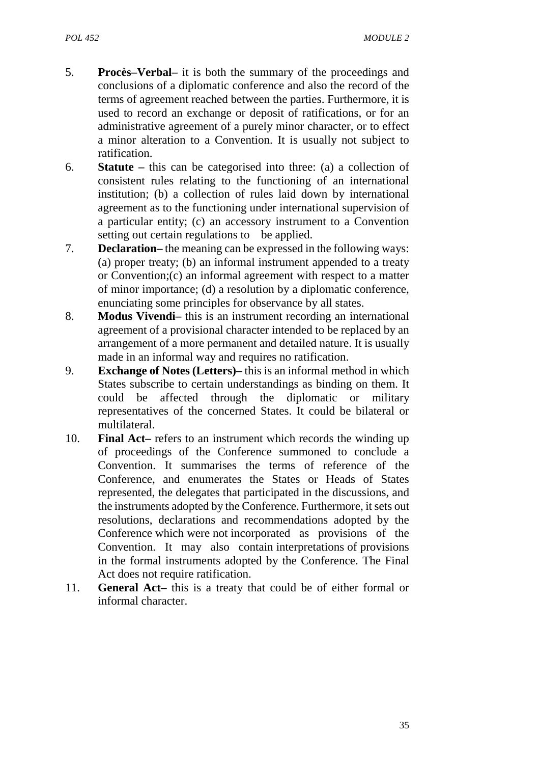5. **Procès–Verbal–** it is both the summary of the proceedings and conclusions of a diplomatic conference and also the record of the terms of agreement reached between the parties. Furthermore, it is used to record an exchange or deposit of ratifications, or for an administrative agreement of a purely minor character, or to effect a minor alteration to a Convention. It is usually not subject to ratification.
6. **Statute –** this can be categorised into three: (a) a collection of consistent rules relating to the functioning of an international institution; (b) a collection of rules laid down by international agreement as to the functioning under international supervision of a particular entity; (c) an accessory instrument to a Convention setting out certain regulations to be applied.
7. **Declaration–** the meaning can be expressed in the following ways: (a) proper treaty; (b) an informal instrument appended to a treaty or Convention;(c) an informal agreement with respect to a matter of minor importance; (d) a resolution by a diplomatic conference, enunciating some principles for observance by all states.
8. **Modus Vivendi–** this is an instrument recording an international agreement of a provisional character intended to be replaced by an arrangement of a more permanent and detailed nature. It is usually made in an informal way and requires no ratification.
9. **Exchange of Notes (Letters)–** this is an informal method in which States subscribe to certain understandings as binding on them. It could be affected through the diplomatic or military representatives of the concerned States. It could be bilateral or multilateral.
10. **Final Act–** refers to an instrument which records the winding up of proceedings of the Conference summoned to conclude a Convention. It summarises the terms of reference of the Conference, and enumerates the States or Heads of States represented, the delegates that participated in the discussions, and the instruments adopted by the Conference. Furthermore, it sets out resolutions, declarations and recommendations adopted by the Conference which were not incorporated as provisions of the Convention. It may also contain interpretations of provisions in the formal instruments adopted by the Conference. The Final Act does not require ratification.
11. **General Act–** this is a treaty that could be of either formal or informal character.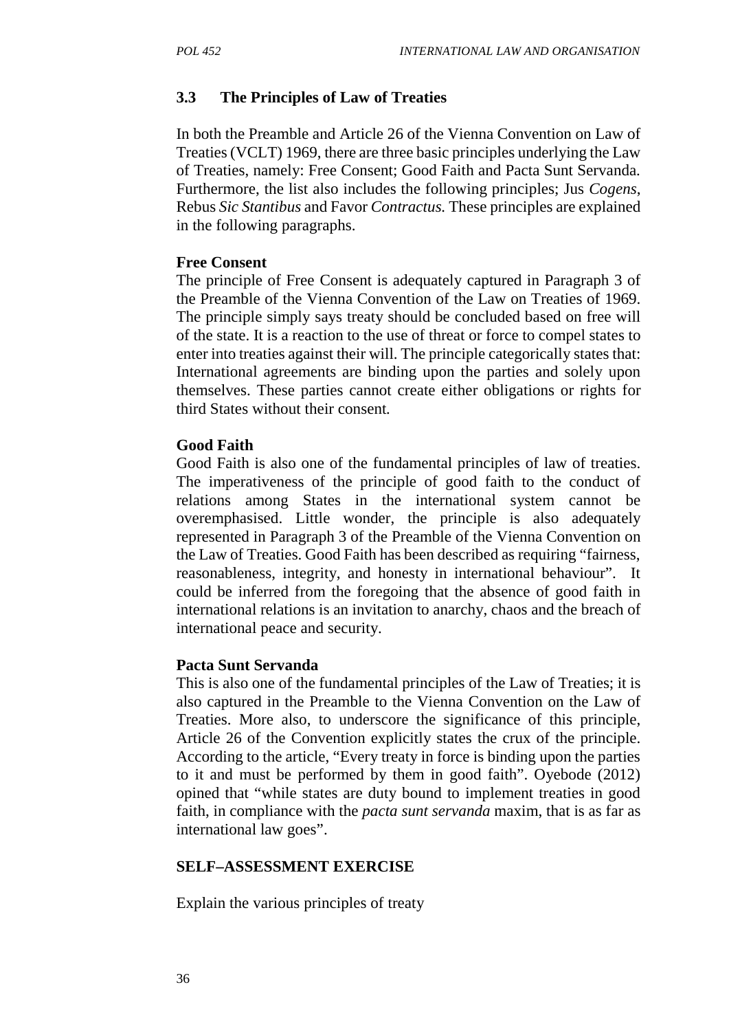### 3.3 The Principles of Law of Treaties

In both the Preamble and Article 26 of the Vienna Convention on Law of Treaties (VCLT) 1969, there are three basic principles underlying the Law of Treaties, namely: Free Consent; Good Faith and Pacta Sunt Servanda. Furthermore, the list also includes the following principles; Jus *Cogens*, Rebus *Sic Stantibus* and Favor *Contractus.* These principles are explained in the following paragraphs.

**Free Consent**

The principle of Free Consent is adequately captured in Paragraph 3 of the Preamble of the Vienna Convention of the Law on Treaties of 1969. The principle simply says treaty should be concluded based on free will of the state. It is a reaction to the use of threat or force to compel states to enter into treaties against their will. The principle categorically states that: International agreements are binding upon the parties and solely upon themselves. These parties cannot create either obligations or rights for third States without their consent.

**Good Faith**

Good Faith is also one of the fundamental principles of law of treaties. The imperativeness of the principle of good faith to the conduct of relations among States in the international system cannot be overemphasised. Little wonder, the principle is also adequately represented in Paragraph 3 of the Preamble of the Vienna Convention on the Law of Treaties. Good Faith has been described as requiring "fairness, reasonableness, integrity, and honesty in international behaviour". It could be inferred from the foregoing that the absence of good faith in international relations is an invitation to anarchy, chaos and the breach of international peace and security.

**Pacta Sunt Servanda**

This is also one of the fundamental principles of the Law of Treaties; it is also captured in the Preamble to the Vienna Convention on the Law of Treaties. More also, to underscore the significance of this principle, Article 26 of the Convention explicitly states the crux of the principle. According to the article, "Every treaty in force is binding upon the parties to it and must be performed by them in good faith". Oyebode (2012) opined that "while states are duty bound to implement treaties in good faith, in compliance with the *pacta sunt servanda* maxim, that is as far as international law goes".

**SELF–ASSESSMENT EXERCISE**

Explain the various principles of treaty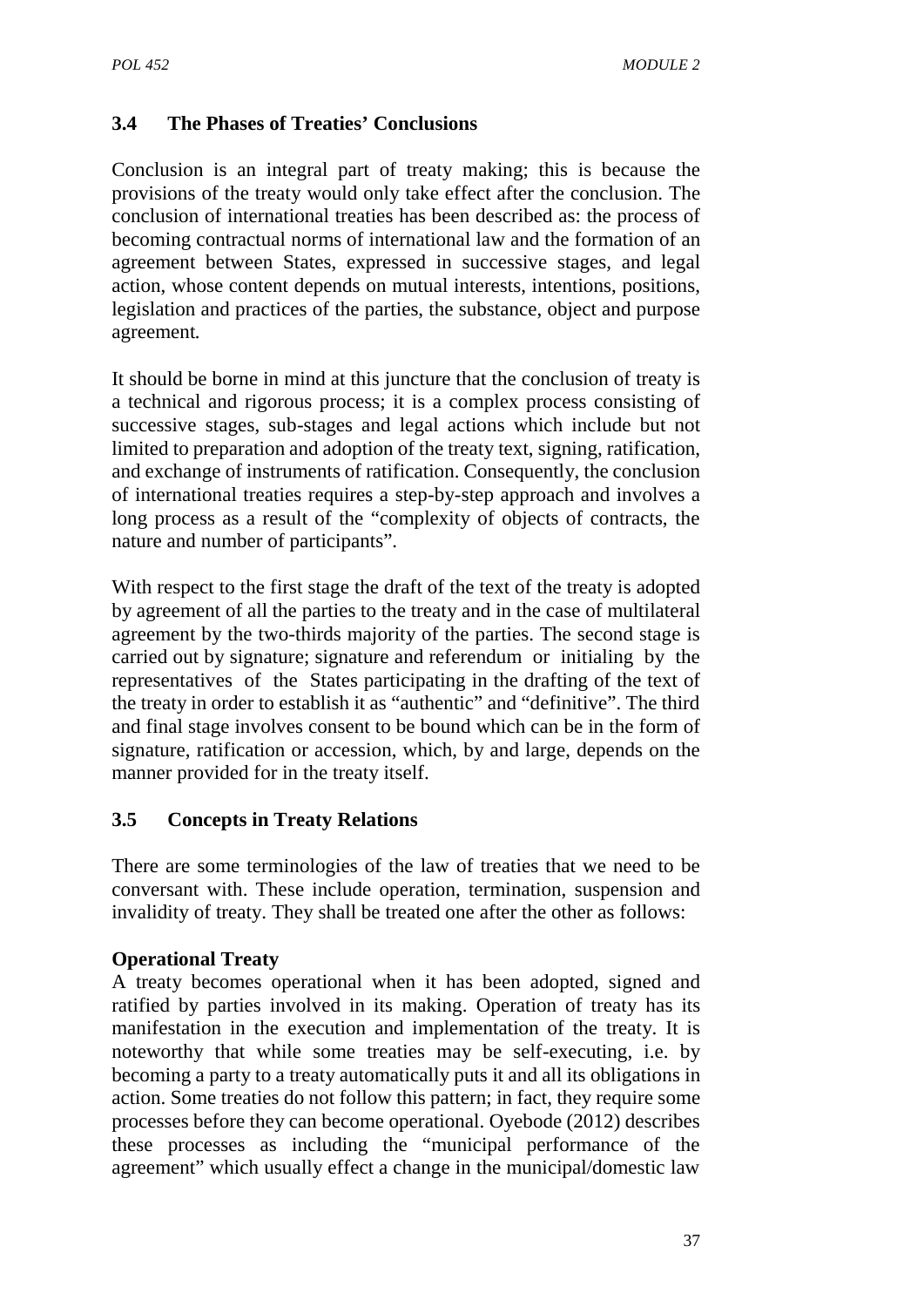### 3.4 The Phases of Treaties' Conclusions

Conclusion is an integral part of treaty making; this is because the provisions of the treaty would only take effect after the conclusion. The conclusion of international treaties has been described as: the process of becoming contractual norms of international law and the formation of an agreement between States, expressed in successive stages, and legal action, whose content depends on mutual interests, intentions, positions, legislation and practices of the parties, the substance, object and purpose agreement.

It should be borne in mind at this juncture that the conclusion of treaty is a technical and rigorous process; it is a complex process consisting of successive stages, sub-stages and legal actions which include but not limited to preparation and adoption of the treaty text, signing, ratification, and exchange of instruments of ratification. Consequently, the conclusion of international treaties requires a step-by-step approach and involves a long process as a result of the "complexity of objects of contracts, the nature and number of participants".

With respect to the first stage the draft of the text of the treaty is adopted by agreement of all the parties to the treaty and in the case of multilateral agreement by the two-thirds majority of the parties. The second stage is carried out by signature; signature and referendum or initialing by the representatives of the States participating in the drafting of the text of the treaty in order to establish it as "authentic" and "definitive". The third and final stage involves consent to be bound which can be in the form of signature, ratification or accession, which, by and large, depends on the manner provided for in the treaty itself.

### 3.5 Concepts in Treaty Relations

There are some terminologies of the law of treaties that we need to be conversant with. These include operation, termination, suspension and invalidity of treaty. They shall be treated one after the other as follows:

**Operational Treaty**

A treaty becomes operational when it has been adopted, signed and ratified by parties involved in its making. Operation of treaty has its manifestation in the execution and implementation of the treaty. It is noteworthy that while some treaties may be self-executing, i.e. by becoming a party to a treaty automatically puts it and all its obligations in action. Some treaties do not follow this pattern; in fact, they require some processes before they can become operational. Oyebode (2012) describes these processes as including the "municipal performance of the agreement" which usually effect a change in the municipal/domestic law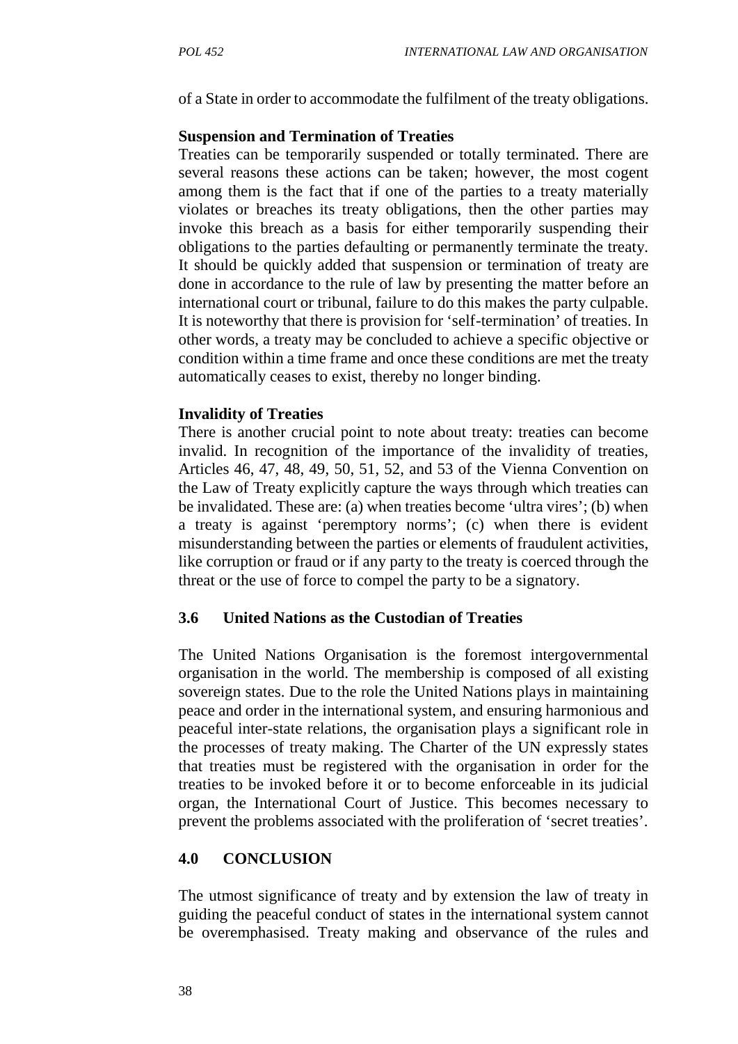of a State in order to accommodate the fulfilment of the treaty obligations.

**Suspension and Termination of Treaties**

Treaties can be temporarily suspended or totally terminated. There are several reasons these actions can be taken; however, the most cogent among them is the fact that if one of the parties to a treaty materially violates or breaches its treaty obligations, then the other parties may invoke this breach as a basis for either temporarily suspending their obligations to the parties defaulting or permanently terminate the treaty. It should be quickly added that suspension or termination of treaty are done in accordance to the rule of law by presenting the matter before an international court or tribunal, failure to do this makes the party culpable. It is noteworthy that there is provision for 'self-termination' of treaties. In other words, a treaty may be concluded to achieve a specific objective or condition within a time frame and once these conditions are met the treaty automatically ceases to exist, thereby no longer binding.

**Invalidity of Treaties**

There is another crucial point to note about treaty: treaties can become invalid. In recognition of the importance of the invalidity of treaties, Articles 46, 47, 48, 49, 50, 51, 52, and 53 of the Vienna Convention on the Law of Treaty explicitly capture the ways through which treaties can be invalidated. These are: (a) when treaties become 'ultra vires'; (b) when a treaty is against 'peremptory norms'; (c) when there is evident misunderstanding between the parties or elements of fraudulent activities, like corruption or fraud or if any party to the treaty is coerced through the threat or the use of force to compel the party to be a signatory.

### 3.6 United Nations as the Custodian of Treaties

The United Nations Organisation is the foremost intergovernmental organisation in the world. The membership is composed of all existing sovereign states. Due to the role the United Nations plays in maintaining peace and order in the international system, and ensuring harmonious and peaceful inter-state relations, the organisation plays a significant role in the processes of treaty making. The Charter of the UN expressly states that treaties must be registered with the organisation in order for the treaties to be invoked before it or to become enforceable in its judicial organ, the International Court of Justice. This becomes necessary to prevent the problems associated with the proliferation of 'secret treaties'.

## 4.0 CONCLUSION

The utmost significance of treaty and by extension the law of treaty in guiding the peaceful conduct of states in the international system cannot be overemphasised. Treaty making and observance of the rules and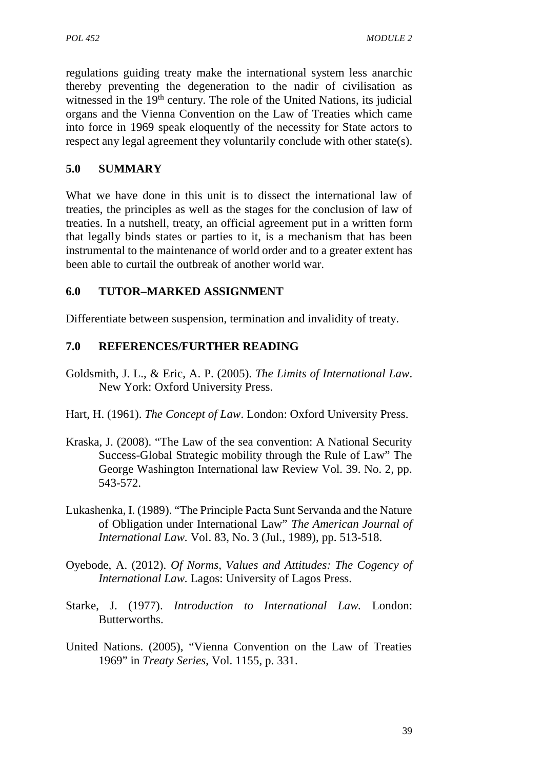regulations guiding treaty make the international system less anarchic thereby preventing the degeneration to the nadir of civilisation as witnessed in the 19th century. The role of the United Nations, its judicial organs and the Vienna Convention on the Law of Treaties which came into force in 1969 speak eloquently of the necessity for State actors to respect any legal agreement they voluntarily conclude with other state(s).

## 5.0 SUMMARY

What we have done in this unit is to dissect the international law of treaties, the principles as well as the stages for the conclusion of law of treaties. In a nutshell, treaty, an official agreement put in a written form that legally binds states or parties to it, is a mechanism that has been instrumental to the maintenance of world order and to a greater extent has been able to curtail the outbreak of another world war.

## 6.0 TUTOR–MARKED ASSIGNMENT

Differentiate between suspension, termination and invalidity of treaty.

## 7.0 REFERENCES/FURTHER READING

Goldsmith, J. L., & Eric, A. P. (2005). *The Limits of International Law*. New York: Oxford University Press.

Hart, H. (1961). *The Concept of Law*. London: Oxford University Press.

Kraska, J. (2008). "The Law of the sea convention: A National Security Success-Global Strategic mobility through the Rule of Law" The George Washington International law Review Vol. 39. No. 2, pp. 543-572.

Lukashenka, I. (1989). "The Principle Pacta Sunt Servanda and the Nature of Obligation under International Law" *The American Journal of International Law.* Vol. 83, No. 3 (Jul., 1989), pp. 513-518.

Oyebode, A. (2012). *Of Norms, Values and Attitudes: The Cogency of International Law.* Lagos: University of Lagos Press.

Starke, J. (1977). *Introduction to International Law.* London: Butterworths.

United Nations. (2005), "Vienna Convention on the Law of Treaties 1969" in *Treaty Series*, Vol. 1155, p. 331.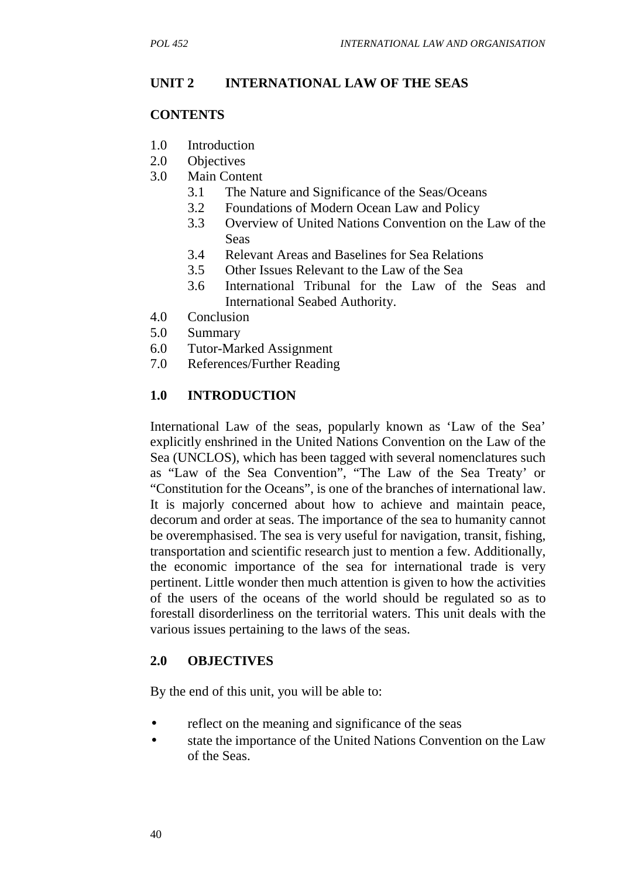## UNIT 2 INTERNATIONAL LAW OF THE SEAS

### CONTENTS

1.0 Introduction
2.0 Objectives
3.0 Main Content
  3.1 The Nature and Significance of the Seas/Oceans
  3.2 Foundations of Modern Ocean Law and Policy
  3.3 Overview of United Nations Convention on the Law of the Seas
  3.4 Relevant Areas and Baselines for Sea Relations
  3.5 Other Issues Relevant to the Law of the Sea
  3.6 International Tribunal for the Law of the Seas and International Seabed Authority.
4.0 Conclusion
5.0 Summary
6.0 Tutor-Marked Assignment
7.0 References/Further Reading

### 1.0 INTRODUCTION

International Law of the seas, popularly known as 'Law of the Sea' explicitly enshrined in the United Nations Convention on the Law of the Sea (UNCLOS), which has been tagged with several nomenclatures such as "Law of the Sea Convention", "The Law of the Sea Treaty' or "Constitution for the Oceans", is one of the branches of international law. It is majorly concerned about how to achieve and maintain peace, decorum and order at seas. The importance of the sea to humanity cannot be overemphasised. The sea is very useful for navigation, transit, fishing, transportation and scientific research just to mention a few. Additionally, the economic importance of the sea for international trade is very pertinent. Little wonder then much attention is given to how the activities of the users of the oceans of the world should be regulated so as to forestall disorderliness on the territorial waters. This unit deals with the various issues pertaining to the laws of the seas.

### 2.0 OBJECTIVES

By the end of this unit, you will be able to:

- reflect on the meaning and significance of the seas
- state the importance of the United Nations Convention on the Law of the Seas.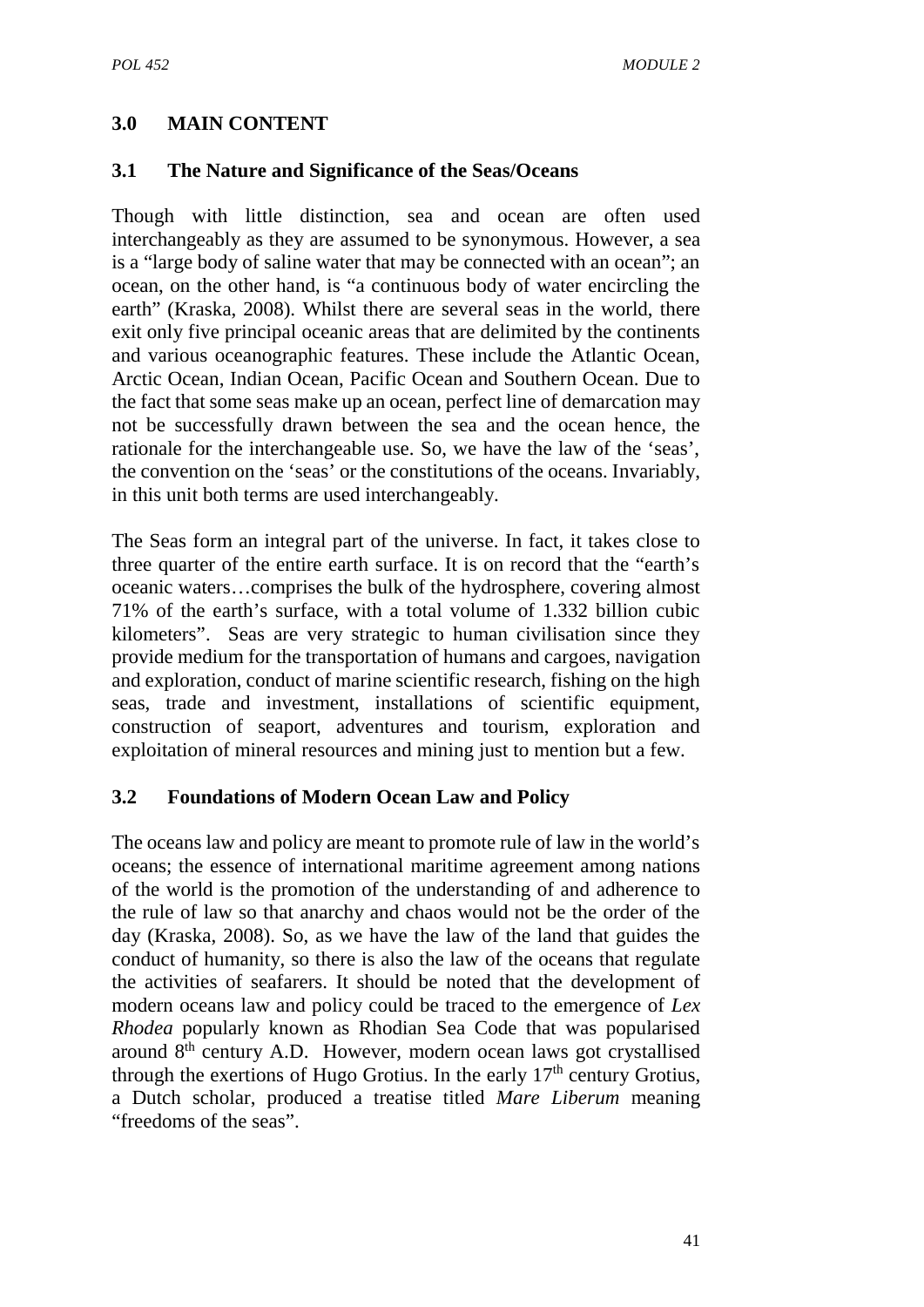## 3.0 MAIN CONTENT

### 3.1 The Nature and Significance of the Seas/Oceans

Though with little distinction, sea and ocean are often used interchangeably as they are assumed to be synonymous. However, a sea is a "large body of saline water that may be connected with an ocean"; an ocean, on the other hand, is "a continuous body of water encircling the earth" (Kraska, 2008). Whilst there are several seas in the world, there exit only five principal oceanic areas that are delimited by the continents and various oceanographic features. These include the Atlantic Ocean, Arctic Ocean, Indian Ocean, Pacific Ocean and Southern Ocean. Due to the fact that some seas make up an ocean, perfect line of demarcation may not be successfully drawn between the sea and the ocean hence, the rationale for the interchangeable use. So, we have the law of the 'seas', the convention on the 'seas' or the constitutions of the oceans. Invariably, in this unit both terms are used interchangeably.

The Seas form an integral part of the universe. In fact, it takes close to three quarter of the entire earth surface. It is on record that the "earth's oceanic waters…comprises the bulk of the hydrosphere, covering almost 71% of the earth's surface, with a total volume of 1.332 billion cubic kilometers". Seas are very strategic to human civilisation since they provide medium for the transportation of humans and cargoes, navigation and exploration, conduct of marine scientific research, fishing on the high seas, trade and investment, installations of scientific equipment, construction of seaport, adventures and tourism, exploration and exploitation of mineral resources and mining just to mention but a few.

### 3.2 Foundations of Modern Ocean Law and Policy

The oceans law and policy are meant to promote rule of law in the world's oceans; the essence of international maritime agreement among nations of the world is the promotion of the understanding of and adherence to the rule of law so that anarchy and chaos would not be the order of the day (Kraska, 2008). So, as we have the law of the land that guides the conduct of humanity, so there is also the law of the oceans that regulate the activities of seafarers. It should be noted that the development of modern oceans law and policy could be traced to the emergence of *Lex Rhodea* popularly known as Rhodian Sea Code that was popularised around 8th century A.D. However, modern ocean laws got crystallised through the exertions of Hugo Grotius. In the early 17th century Grotius, a Dutch scholar, produced a treatise titled *Mare Liberum* meaning "freedoms of the seas".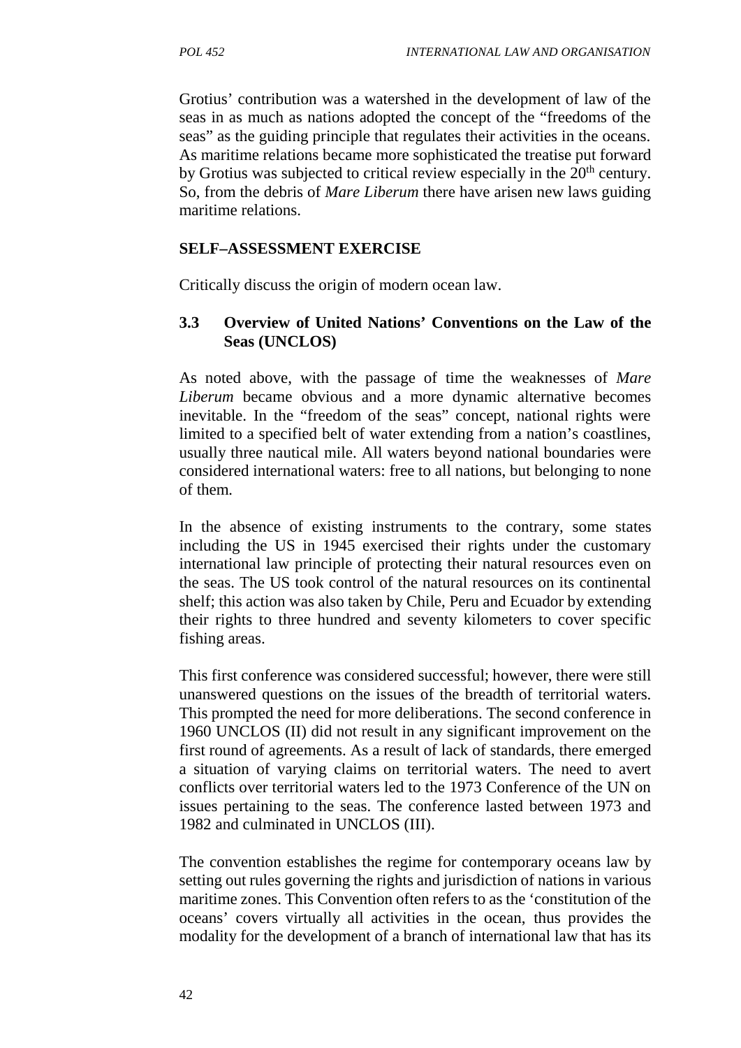Grotius' contribution was a watershed in the development of law of the seas in as much as nations adopted the concept of the "freedoms of the seas" as the guiding principle that regulates their activities in the oceans. As maritime relations became more sophisticated the treatise put forward by Grotius was subjected to critical review especially in the 20th century. So, from the debris of *Mare Liberum* there have arisen new laws guiding maritime relations.

**SELF–ASSESSMENT EXERCISE**

Critically discuss the origin of modern ocean law.

### 3.3 Overview of United Nations' Conventions on the Law of the Seas (UNCLOS)

As noted above, with the passage of time the weaknesses of *Mare Liberum* became obvious and a more dynamic alternative becomes inevitable. In the "freedom of the seas" concept, national rights were limited to a specified belt of water extending from a nation's coastlines, usually three nautical mile. All waters beyond national boundaries were considered international waters: free to all nations, but belonging to none of them.

In the absence of existing instruments to the contrary, some states including the US in 1945 exercised their rights under the customary international law principle of protecting their natural resources even on the seas. The US took control of the natural resources on its continental shelf; this action was also taken by Chile, Peru and Ecuador by extending their rights to three hundred and seventy kilometers to cover specific fishing areas.

This first conference was considered successful; however, there were still unanswered questions on the issues of the breadth of territorial waters. This prompted the need for more deliberations. The second conference in 1960 UNCLOS (II) did not result in any significant improvement on the first round of agreements. As a result of lack of standards, there emerged a situation of varying claims on territorial waters. The need to avert conflicts over territorial waters led to the 1973 Conference of the UN on issues pertaining to the seas. The conference lasted between 1973 and 1982 and culminated in UNCLOS (III).

The convention establishes the regime for contemporary oceans law by setting out rules governing the rights and jurisdiction of nations in various maritime zones. This Convention often refers to as the 'constitution of the oceans' covers virtually all activities in the ocean, thus provides the modality for the development of a branch of international law that has its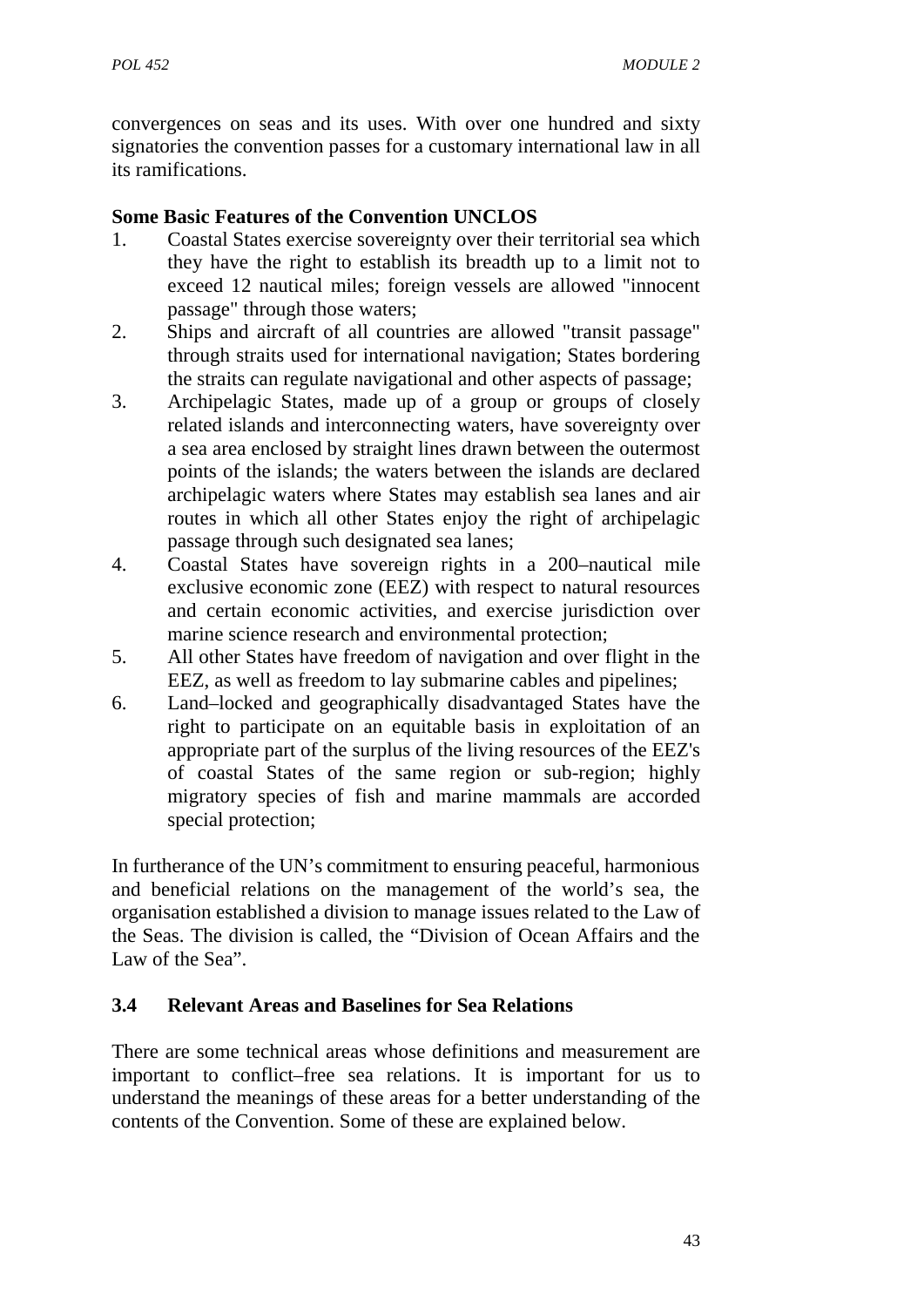convergences on seas and its uses. With over one hundred and sixty signatories the convention passes for a customary international law in all its ramifications.

**Some Basic Features of the Convention UNCLOS**

1. Coastal States exercise sovereignty over their territorial sea which they have the right to establish its breadth up to a limit not to exceed 12 nautical miles; foreign vessels are allowed "innocent passage" through those waters;
2. Ships and aircraft of all countries are allowed "transit passage" through straits used for international navigation; States bordering the straits can regulate navigational and other aspects of passage;
3. Archipelagic States, made up of a group or groups of closely related islands and interconnecting waters, have sovereignty over a sea area enclosed by straight lines drawn between the outermost points of the islands; the waters between the islands are declared archipelagic waters where States may establish sea lanes and air routes in which all other States enjoy the right of archipelagic passage through such designated sea lanes;
4. Coastal States have sovereign rights in a 200–nautical mile exclusive economic zone (EEZ) with respect to natural resources and certain economic activities, and exercise jurisdiction over marine science research and environmental protection;
5. All other States have freedom of navigation and over flight in the EEZ, as well as freedom to lay submarine cables and pipelines;
6. Land–locked and geographically disadvantaged States have the right to participate on an equitable basis in exploitation of an appropriate part of the surplus of the living resources of the EEZ's of coastal States of the same region or sub-region; highly migratory species of fish and marine mammals are accorded special protection;

In furtherance of the UN's commitment to ensuring peaceful, harmonious and beneficial relations on the management of the world's sea, the organisation established a division to manage issues related to the Law of the Seas. The division is called, the "Division of Ocean Affairs and the Law of the Sea".

### 3.4 Relevant Areas and Baselines for Sea Relations

There are some technical areas whose definitions and measurement are important to conflict–free sea relations. It is important for us to understand the meanings of these areas for a better understanding of the contents of the Convention. Some of these are explained below.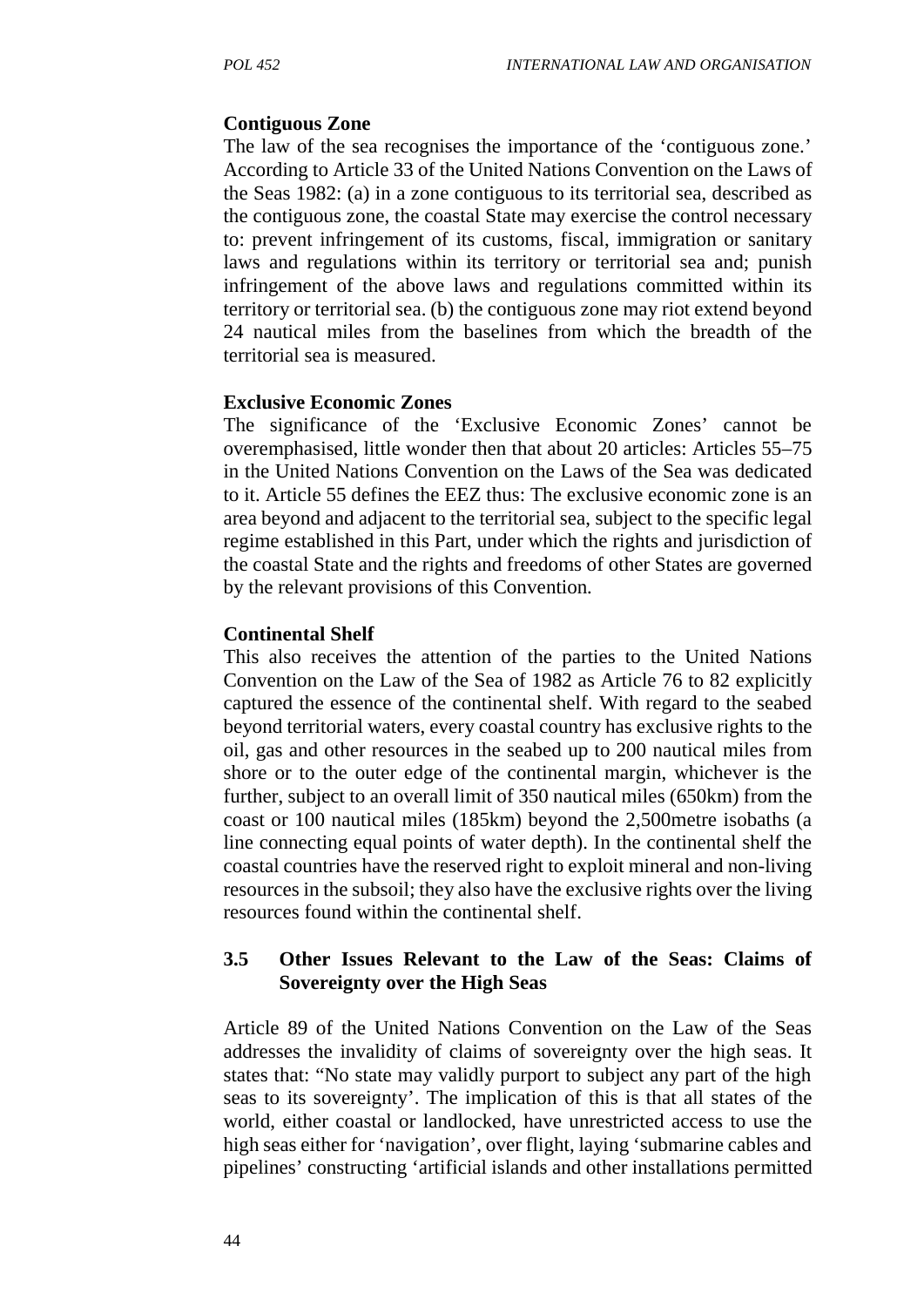**Contiguous Zone**

The law of the sea recognises the importance of the 'contiguous zone.' According to Article 33 of the United Nations Convention on the Laws of the Seas 1982: (a) in a zone contiguous to its territorial sea, described as the contiguous zone, the coastal State may exercise the control necessary to: prevent infringement of its customs, fiscal, immigration or sanitary laws and regulations within its territory or territorial sea and; punish infringement of the above laws and regulations committed within its territory or territorial sea. (b) the contiguous zone may riot extend beyond 24 nautical miles from the baselines from which the breadth of the territorial sea is measured.

**Exclusive Economic Zones**

The significance of the 'Exclusive Economic Zones' cannot be overemphasised, little wonder then that about 20 articles: Articles 55–75 in the United Nations Convention on the Laws of the Sea was dedicated to it. Article 55 defines the EEZ thus: The exclusive economic zone is an area beyond and adjacent to the territorial sea, subject to the specific legal regime established in this Part, under which the rights and jurisdiction of the coastal State and the rights and freedoms of other States are governed by the relevant provisions of this Convention.

**Continental Shelf**

This also receives the attention of the parties to the United Nations Convention on the Law of the Sea of 1982 as Article 76 to 82 explicitly captured the essence of the continental shelf. With regard to the seabed beyond territorial waters, every coastal country has exclusive rights to the oil, gas and other resources in the seabed up to 200 nautical miles from shore or to the outer edge of the continental margin, whichever is the further, subject to an overall limit of 350 nautical miles (650km) from the coast or 100 nautical miles (185km) beyond the 2,500metre isobaths (a line connecting equal points of water depth). In the continental shelf the coastal countries have the reserved right to exploit mineral and non-living resources in the subsoil; they also have the exclusive rights over the living resources found within the continental shelf.

### 3.5 Other Issues Relevant to the Law of the Seas: Claims of Sovereignty over the High Seas

Article 89 of the United Nations Convention on the Law of the Seas addresses the invalidity of claims of sovereignty over the high seas. It states that: "No state may validly purport to subject any part of the high seas to its sovereignty'. The implication of this is that all states of the world, either coastal or landlocked, have unrestricted access to use the high seas either for 'navigation', over flight, laying 'submarine cables and pipelines' constructing 'artificial islands and other installations permitted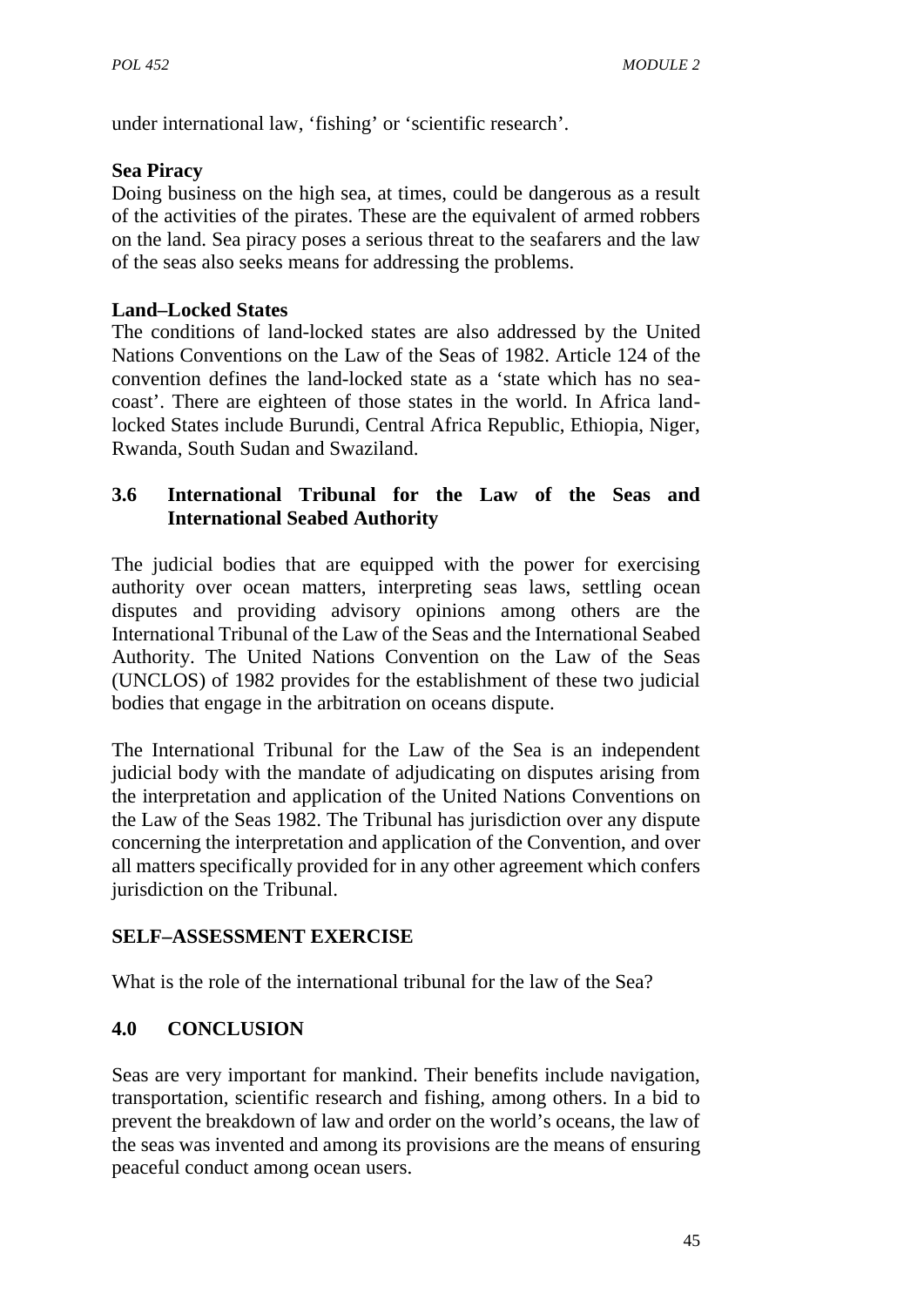under international law, 'fishing' or 'scientific research'.

**Sea Piracy**

Doing business on the high sea, at times, could be dangerous as a result of the activities of the pirates. These are the equivalent of armed robbers on the land. Sea piracy poses a serious threat to the seafarers and the law of the seas also seeks means for addressing the problems.

**Land–Locked States**

The conditions of land-locked states are also addressed by the United Nations Conventions on the Law of the Seas of 1982. Article 124 of the convention defines the land-locked state as a 'state which has no sea-coast'. There are eighteen of those states in the world. In Africa land-locked States include Burundi, Central Africa Republic, Ethiopia, Niger, Rwanda, South Sudan and Swaziland.

### 3.6 International Tribunal for the Law of the Seas and International Seabed Authority

The judicial bodies that are equipped with the power for exercising authority over ocean matters, interpreting seas laws, settling ocean disputes and providing advisory opinions among others are the International Tribunal of the Law of the Seas and the International Seabed Authority. The United Nations Convention on the Law of the Seas (UNCLOS) of 1982 provides for the establishment of these two judicial bodies that engage in the arbitration on oceans dispute.

The International Tribunal for the Law of the Sea is an independent judicial body with the mandate of adjudicating on disputes arising from the interpretation and application of the United Nations Conventions on the Law of the Seas 1982. The Tribunal has jurisdiction over any dispute concerning the interpretation and application of the Convention, and over all matters specifically provided for in any other agreement which confers jurisdiction on the Tribunal.

## SELF–ASSESSMENT EXERCISE

What is the role of the international tribunal for the law of the Sea?

## 4.0 CONCLUSION

Seas are very important for mankind. Their benefits include navigation, transportation, scientific research and fishing, among others. In a bid to prevent the breakdown of law and order on the world's oceans, the law of the seas was invented and among its provisions are the means of ensuring peaceful conduct among ocean users.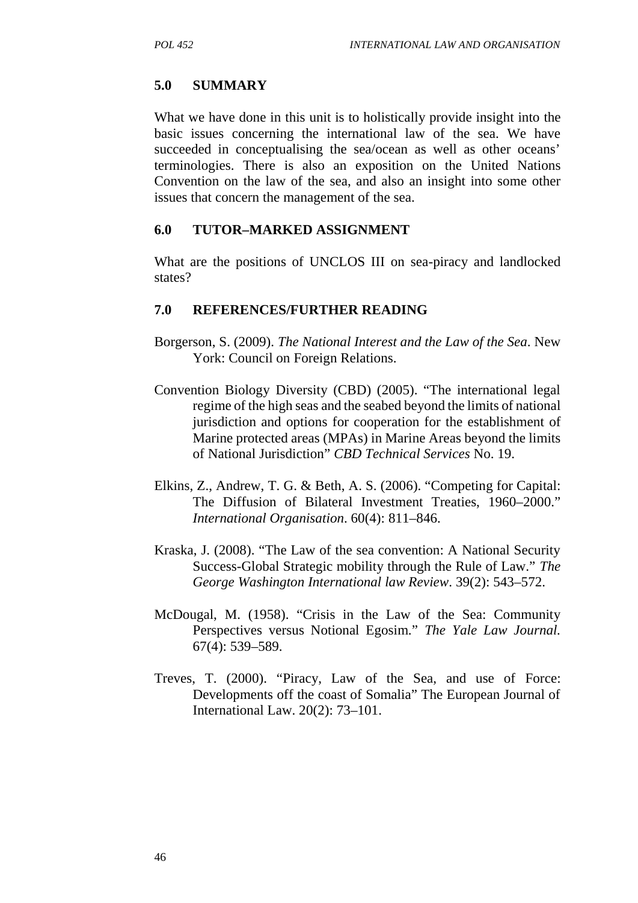## 5.0 SUMMARY

What we have done in this unit is to holistically provide insight into the basic issues concerning the international law of the sea. We have succeeded in conceptualising the sea/ocean as well as other oceans' terminologies. There is also an exposition on the United Nations Convention on the law of the sea, and also an insight into some other issues that concern the management of the sea.

## 6.0 TUTOR–MARKED ASSIGNMENT

What are the positions of UNCLOS III on sea-piracy and landlocked states?

## 7.0 REFERENCES/FURTHER READING

Borgerson, S. (2009). *The National Interest and the Law of the Sea*. New York: Council on Foreign Relations.

Convention Biology Diversity (CBD) (2005). "The international legal regime of the high seas and the seabed beyond the limits of national jurisdiction and options for cooperation for the establishment of Marine protected areas (MPAs) in Marine Areas beyond the limits of National Jurisdiction" *CBD Technical Services* No. 19.

Elkins, Z., Andrew, T. G. & Beth, A. S. (2006). "Competing for Capital: The Diffusion of Bilateral Investment Treaties, 1960–2000." *International Organisation*. 60(4): 811–846.

Kraska, J. (2008). "The Law of the sea convention: A National Security Success-Global Strategic mobility through the Rule of Law." *The George Washington International law Review*. 39(2): 543–572.

McDougal, M. (1958). "Crisis in the Law of the Sea: Community Perspectives versus Notional Egosim." *The Yale Law Journal.* 67(4): 539–589.

Treves, T. (2000). "Piracy, Law of the Sea, and use of Force: Developments off the coast of Somalia" The European Journal of International Law. 20(2): 73–101.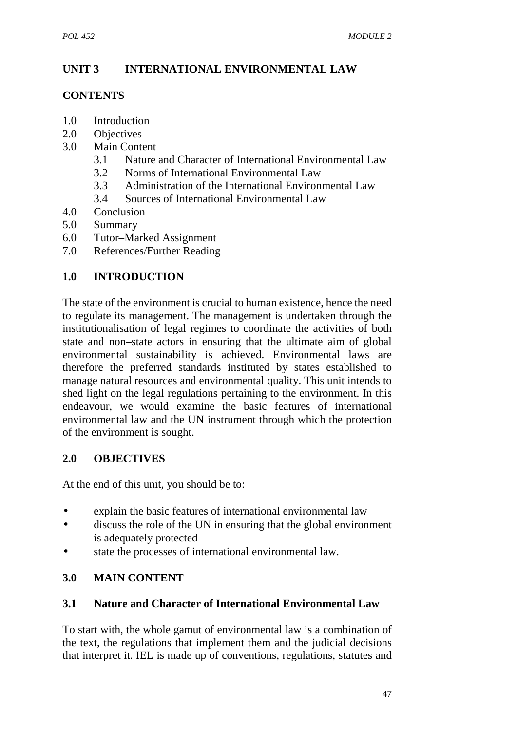## UNIT 3 INTERNATIONAL ENVIRONMENTAL LAW

### CONTENTS

1.0 Introduction
2.0 Objectives
3.0 Main Content
  3.1 Nature and Character of International Environmental Law
  3.2 Norms of International Environmental Law
  3.3 Administration of the International Environmental Law
  3.4 Sources of International Environmental Law
4.0 Conclusion
5.0 Summary
6.0 Tutor–Marked Assignment
7.0 References/Further Reading

### 1.0 INTRODUCTION

The state of the environment is crucial to human existence, hence the need to regulate its management. The management is undertaken through the institutionalisation of legal regimes to coordinate the activities of both state and non–state actors in ensuring that the ultimate aim of global environmental sustainability is achieved. Environmental laws are therefore the preferred standards instituted by states established to manage natural resources and environmental quality. This unit intends to shed light on the legal regulations pertaining to the environment. In this endeavour, we would examine the basic features of international environmental law and the UN instrument through which the protection of the environment is sought.

### 2.0 OBJECTIVES

At the end of this unit, you should be to:

- explain the basic features of international environmental law
- discuss the role of the UN in ensuring that the global environment is adequately protected
- state the processes of international environmental law.

### 3.0 MAIN CONTENT

### 3.1 Nature and Character of International Environmental Law

To start with, the whole gamut of environmental law is a combination of the text, the regulations that implement them and the judicial decisions that interpret it. IEL is made up of conventions, regulations, statutes and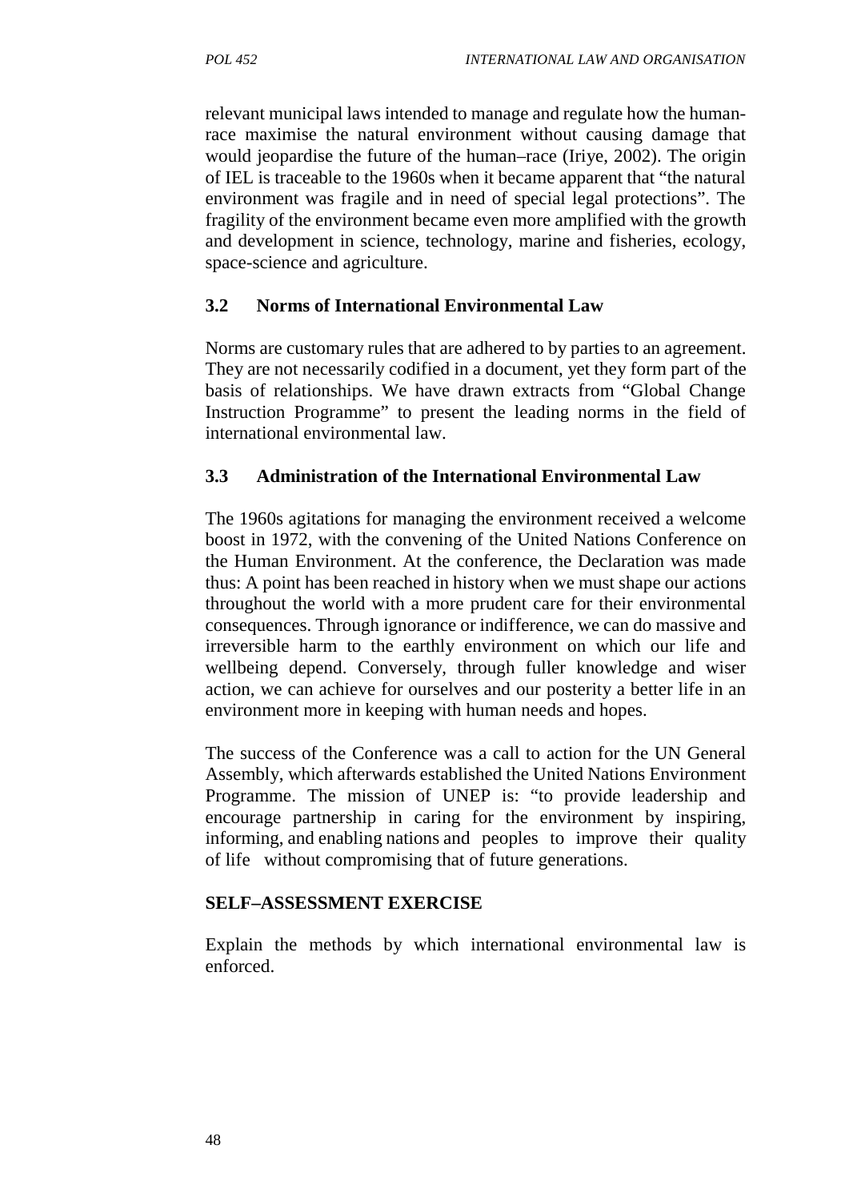relevant municipal laws intended to manage and regulate how the human-race maximise the natural environment without causing damage that would jeopardise the future of the human–race (Iriye, 2002). The origin of IEL is traceable to the 1960s when it became apparent that "the natural environment was fragile and in need of special legal protections". The fragility of the environment became even more amplified with the growth and development in science, technology, marine and fisheries, ecology, space-science and agriculture.

### 3.2 Norms of International Environmental Law

Norms are customary rules that are adhered to by parties to an agreement. They are not necessarily codified in a document, yet they form part of the basis of relationships. We have drawn extracts from "Global Change Instruction Programme" to present the leading norms in the field of international environmental law.

### 3.3 Administration of the International Environmental Law

The 1960s agitations for managing the environment received a welcome boost in 1972, with the convening of the United Nations Conference on the Human Environment. At the conference, the Declaration was made thus: A point has been reached in history when we must shape our actions throughout the world with a more prudent care for their environmental consequences. Through ignorance or indifference, we can do massive and irreversible harm to the earthly environment on which our life and wellbeing depend. Conversely, through fuller knowledge and wiser action, we can achieve for ourselves and our posterity a better life in an environment more in keeping with human needs and hopes.

The success of the Conference was a call to action for the UN General Assembly, which afterwards established the United Nations Environment Programme. The mission of UNEP is: "to provide leadership and encourage partnership in caring for the environment by inspiring, informing, and enabling nations and peoples to improve their quality of life without compromising that of future generations.

**SELF–ASSESSMENT EXERCISE**

Explain the methods by which international environmental law is enforced.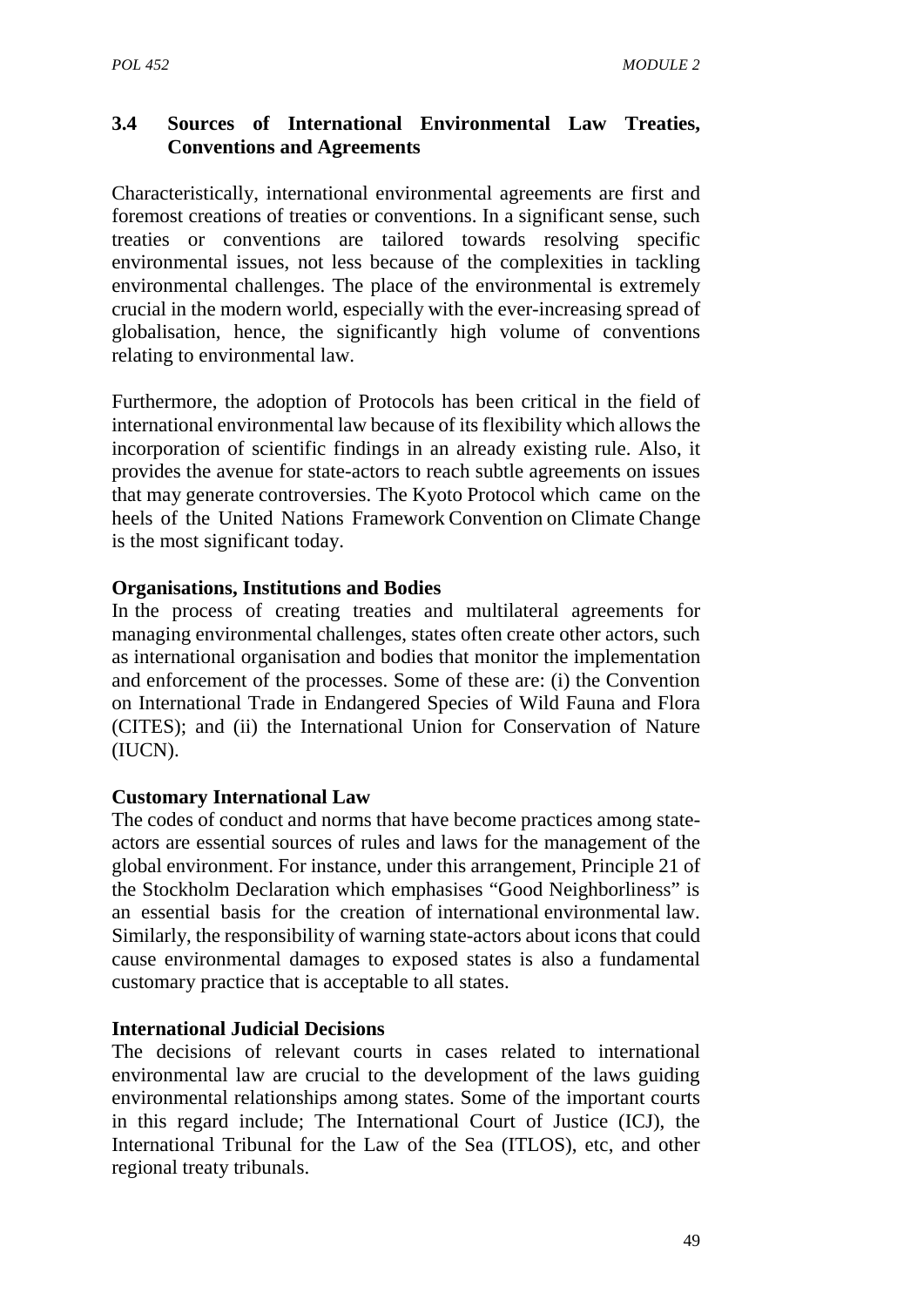### 3.4 Sources of International Environmental Law Treaties, Conventions and Agreements

Characteristically, international environmental agreements are first and foremost creations of treaties or conventions. In a significant sense, such treaties or conventions are tailored towards resolving specific environmental issues, not less because of the complexities in tackling environmental challenges. The place of the environmental is extremely crucial in the modern world, especially with the ever-increasing spread of globalisation, hence, the significantly high volume of conventions relating to environmental law.

Furthermore, the adoption of Protocols has been critical in the field of international environmental law because of its flexibility which allows the incorporation of scientific findings in an already existing rule. Also, it provides the avenue for state-actors to reach subtle agreements on issues that may generate controversies. The Kyoto Protocol which came on the heels of the United Nations Framework Convention on Climate Change is the most significant today.

**Organisations, Institutions and Bodies**

In the process of creating treaties and multilateral agreements for managing environmental challenges, states often create other actors, such as international organisation and bodies that monitor the implementation and enforcement of the processes. Some of these are: (i) the Convention on International Trade in Endangered Species of Wild Fauna and Flora (CITES); and (ii) the International Union for Conservation of Nature (IUCN).

**Customary International Law**

The codes of conduct and norms that have become practices among state-actors are essential sources of rules and laws for the management of the global environment. For instance, under this arrangement, Principle 21 of the Stockholm Declaration which emphasises "Good Neighborliness" is an essential basis for the creation of international environmental law. Similarly, the responsibility of warning state-actors about icons that could cause environmental damages to exposed states is also a fundamental customary practice that is acceptable to all states.

**International Judicial Decisions**

The decisions of relevant courts in cases related to international environmental law are crucial to the development of the laws guiding environmental relationships among states. Some of the important courts in this regard include; The International Court of Justice (ICJ), the International Tribunal for the Law of the Sea (ITLOS), etc, and other regional treaty tribunals.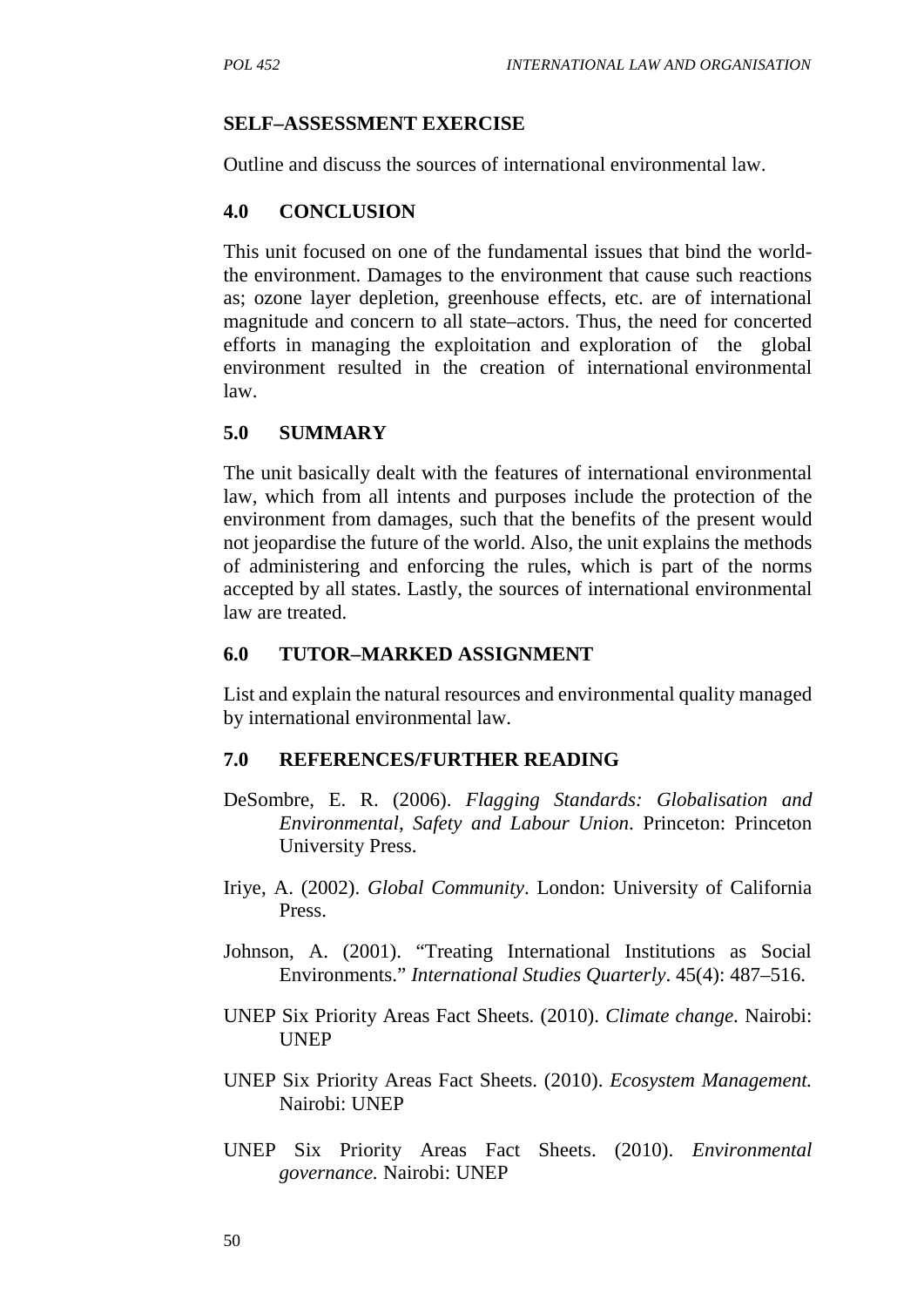## SELF–ASSESSMENT EXERCISE

Outline and discuss the sources of international environmental law.

## 4.0 CONCLUSION

This unit focused on one of the fundamental issues that bind the world-the environment. Damages to the environment that cause such reactions as; ozone layer depletion, greenhouse effects, etc. are of international magnitude and concern to all state–actors. Thus, the need for concerted efforts in managing the exploitation and exploration of the global environment resulted in the creation of international environmental law.

## 5.0 SUMMARY

The unit basically dealt with the features of international environmental law, which from all intents and purposes include the protection of the environment from damages, such that the benefits of the present would not jeopardise the future of the world. Also, the unit explains the methods of administering and enforcing the rules, which is part of the norms accepted by all states. Lastly, the sources of international environmental law are treated.

## 6.0 TUTOR–MARKED ASSIGNMENT

List and explain the natural resources and environmental quality managed by international environmental law.

## 7.0 REFERENCES/FURTHER READING

DeSombre, E. R. (2006). *Flagging Standards: Globalisation and Environmental, Safety and Labour Union*. Princeton: Princeton University Press.

Iriye, A. (2002). *Global Community*. London: University of California Press.

Johnson, A. (2001). "Treating International Institutions as Social Environments." *International Studies Quarterly*. 45(4): 487–516.

UNEP Six Priority Areas Fact Sheets. (2010). *Climate change.* Nairobi: UNEP

UNEP Six Priority Areas Fact Sheets. (2010). *Ecosystem Management.* Nairobi: UNEP

UNEP Six Priority Areas Fact Sheets. (2010). *Environmental governance.* Nairobi: UNEP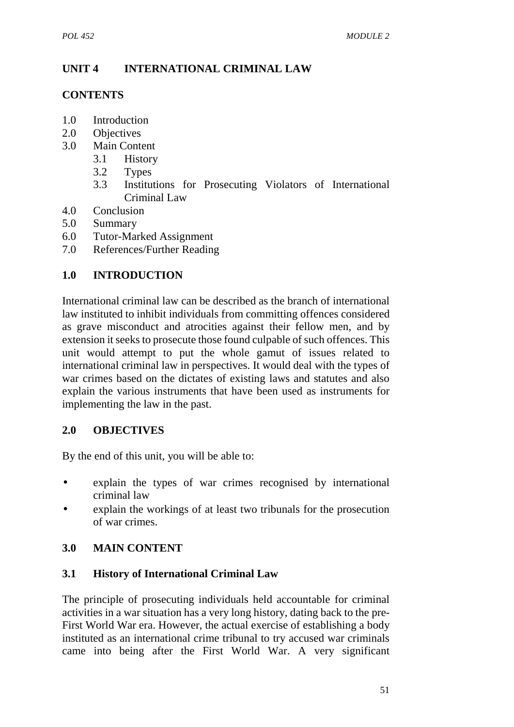## UNIT 4 INTERNATIONAL CRIMINAL LAW

### CONTENTS

1.0 Introduction
2.0 Objectives
3.0 Main Content
    3.1 History
    3.2 Types
    3.3 Institutions for Prosecuting Violators of International Criminal Law
4.0 Conclusion
5.0 Summary
6.0 Tutor-Marked Assignment
7.0 References/Further Reading

### 1.0 INTRODUCTION

International criminal law can be described as the branch of international law instituted to inhibit individuals from committing offences considered as grave misconduct and atrocities against their fellow men, and by extension it seeks to prosecute those found culpable of such offences. This unit would attempt to put the whole gamut of issues related to international criminal law in perspectives. It would deal with the types of war crimes based on the dictates of existing laws and statutes and also explain the various instruments that have been used as instruments for implementing the law in the past.

### 2.0 OBJECTIVES

By the end of this unit, you will be able to:

- explain the types of war crimes recognised by international criminal law
- explain the workings of at least two tribunals for the prosecution of war crimes.

### 3.0 MAIN CONTENT

#### 3.1 History of International Criminal Law

The principle of prosecuting individuals held accountable for criminal activities in a war situation has a very long history, dating back to the pre-First World War era. However, the actual exercise of establishing a body instituted as an international crime tribunal to try accused war criminals came into being after the First World War. A very significant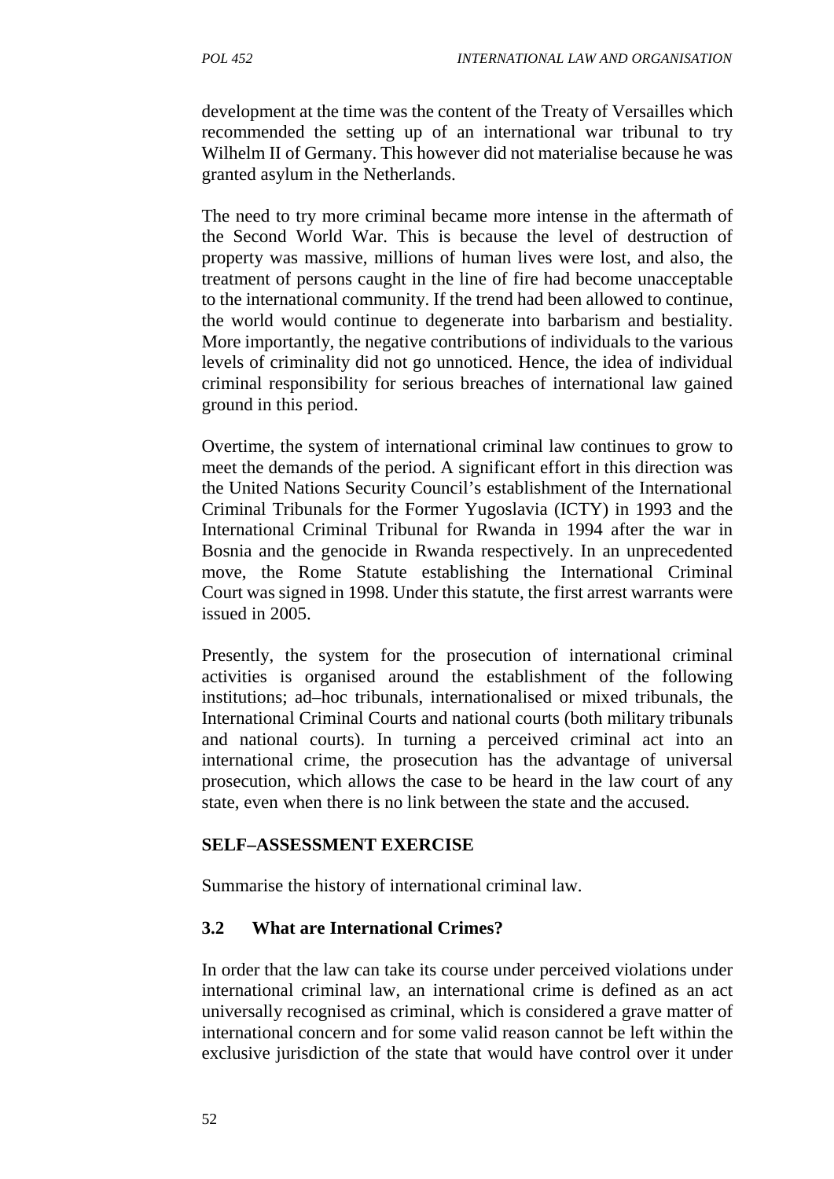development at the time was the content of the Treaty of Versailles which recommended the setting up of an international war tribunal to try Wilhelm II of Germany. This however did not materialise because he was granted asylum in the Netherlands.

The need to try more criminal became more intense in the aftermath of the Second World War. This is because the level of destruction of property was massive, millions of human lives were lost, and also, the treatment of persons caught in the line of fire had become unacceptable to the international community. If the trend had been allowed to continue, the world would continue to degenerate into barbarism and bestiality. More importantly, the negative contributions of individuals to the various levels of criminality did not go unnoticed. Hence, the idea of individual criminal responsibility for serious breaches of international law gained ground in this period.

Overtime, the system of international criminal law continues to grow to meet the demands of the period. A significant effort in this direction was the United Nations Security Council's establishment of the International Criminal Tribunals for the Former Yugoslavia (ICTY) in 1993 and the International Criminal Tribunal for Rwanda in 1994 after the war in Bosnia and the genocide in Rwanda respectively. In an unprecedented move, the Rome Statute establishing the International Criminal Court was signed in 1998. Under this statute, the first arrest warrants were issued in 2005.

Presently, the system for the prosecution of international criminal activities is organised around the establishment of the following institutions; ad–hoc tribunals, internationalised or mixed tribunals, the International Criminal Courts and national courts (both military tribunals and national courts). In turning a perceived criminal act into an international crime, the prosecution has the advantage of universal prosecution, which allows the case to be heard in the law court of any state, even when there is no link between the state and the accused.

**SELF–ASSESSMENT EXERCISE**

Summarise the history of international criminal law.

### 3.2 What are International Crimes?

In order that the law can take its course under perceived violations under international criminal law, an international crime is defined as an act universally recognised as criminal, which is considered a grave matter of international concern and for some valid reason cannot be left within the exclusive jurisdiction of the state that would have control over it under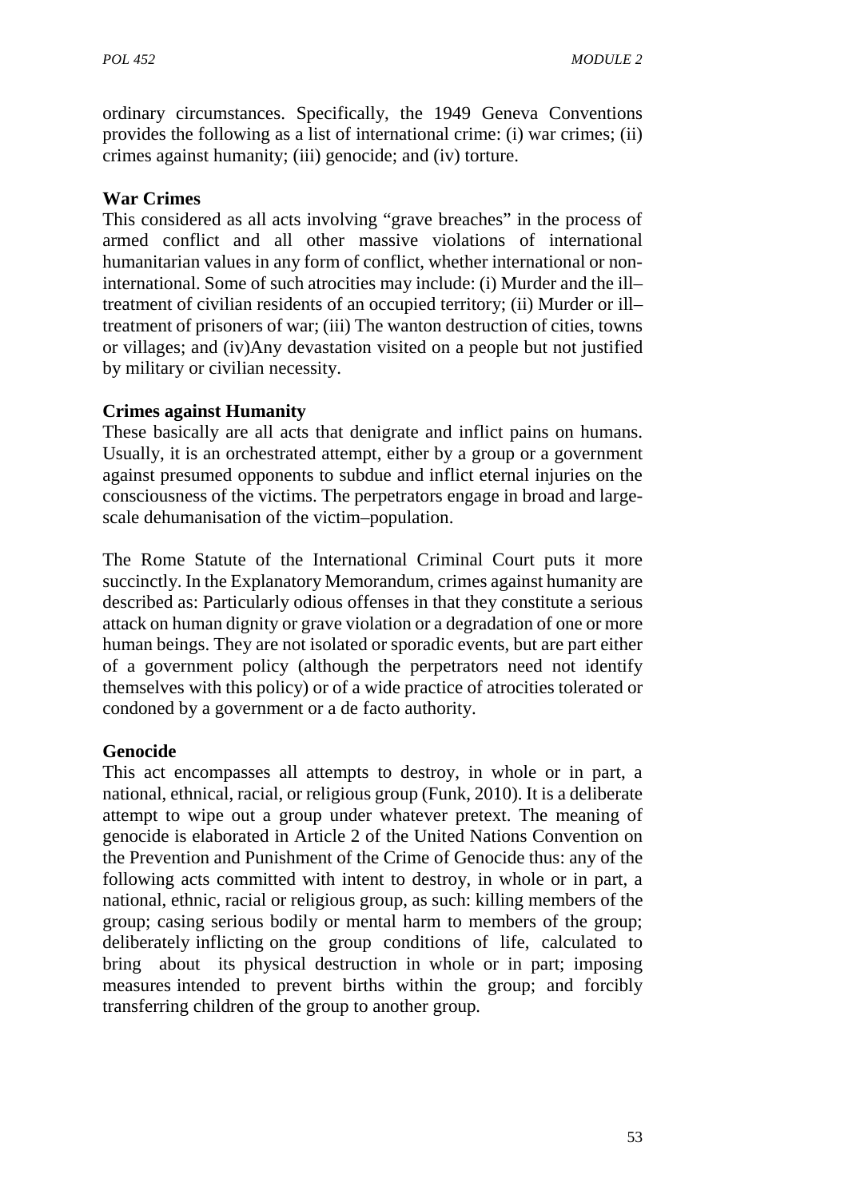ordinary circumstances. Specifically, the 1949 Geneva Conventions provides the following as a list of international crime: (i) war crimes; (ii) crimes against humanity; (iii) genocide; and (iv) torture.

**War Crimes**

This considered as all acts involving "grave breaches" in the process of armed conflict and all other massive violations of international humanitarian values in any form of conflict, whether international or non-international. Some of such atrocities may include: (i) Murder and the ill–treatment of civilian residents of an occupied territory; (ii) Murder or ill–treatment of prisoners of war; (iii) The wanton destruction of cities, towns or villages; and (iv)Any devastation visited on a people but not justified by military or civilian necessity.

**Crimes against Humanity**

These basically are all acts that denigrate and inflict pains on humans. Usually, it is an orchestrated attempt, either by a group or a government against presumed opponents to subdue and inflict eternal injuries on the consciousness of the victims. The perpetrators engage in broad and large-scale dehumanisation of the victim–population.

The Rome Statute of the International Criminal Court puts it more succinctly. In the Explanatory Memorandum, crimes against humanity are described as: Particularly odious offenses in that they constitute a serious attack on human dignity or grave violation or a degradation of one or more human beings. They are not isolated or sporadic events, but are part either of a government policy (although the perpetrators need not identify themselves with this policy) or of a wide practice of atrocities tolerated or condoned by a government or a de facto authority.

**Genocide**

This act encompasses all attempts to destroy, in whole or in part, a national, ethnical, racial, or religious group (Funk, 2010). It is a deliberate attempt to wipe out a group under whatever pretext. The meaning of genocide is elaborated in Article 2 of the United Nations Convention on the Prevention and Punishment of the Crime of Genocide thus: any of the following acts committed with intent to destroy, in whole or in part, a national, ethnic, racial or religious group, as such: killing members of the group; casing serious bodily or mental harm to members of the group; deliberately inflicting on the group conditions of life, calculated to bring about its physical destruction in whole or in part; imposing measures intended to prevent births within the group; and forcibly transferring children of the group to another group.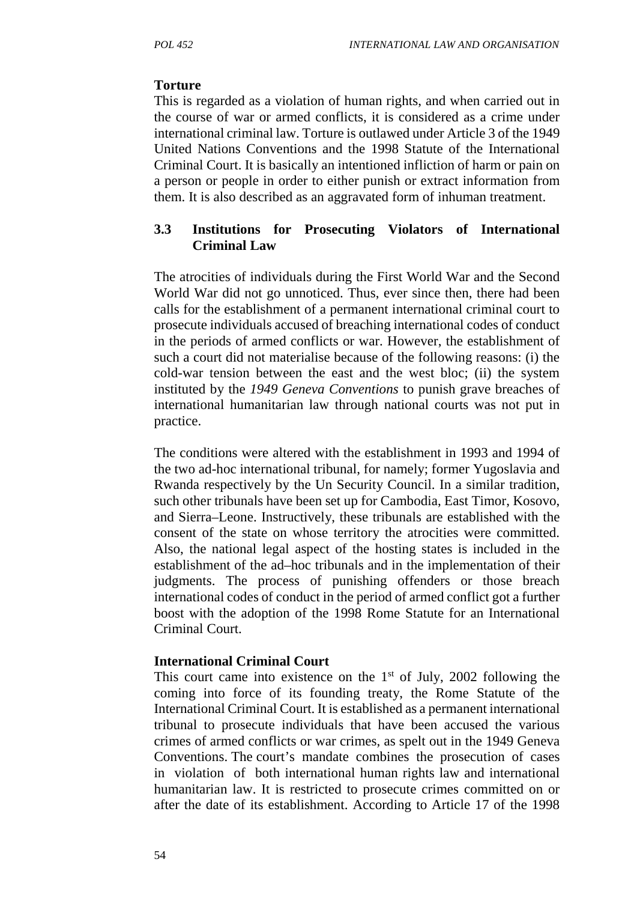**Torture**

This is regarded as a violation of human rights, and when carried out in the course of war or armed conflicts, it is considered as a crime under international criminal law. Torture is outlawed under Article 3 of the 1949 United Nations Conventions and the 1998 Statute of the International Criminal Court. It is basically an intentioned infliction of harm or pain on a person or people in order to either punish or extract information from them. It is also described as an aggravated form of inhuman treatment.

### 3.3 Institutions for Prosecuting Violators of International Criminal Law

The atrocities of individuals during the First World War and the Second World War did not go unnoticed. Thus, ever since then, there had been calls for the establishment of a permanent international criminal court to prosecute individuals accused of breaching international codes of conduct in the periods of armed conflicts or war. However, the establishment of such a court did not materialise because of the following reasons: (i) the cold-war tension between the east and the west bloc; (ii) the system instituted by the *1949 Geneva Conventions* to punish grave breaches of international humanitarian law through national courts was not put in practice.

The conditions were altered with the establishment in 1993 and 1994 of the two ad-hoc international tribunal, for namely; former Yugoslavia and Rwanda respectively by the Un Security Council. In a similar tradition, such other tribunals have been set up for Cambodia, East Timor, Kosovo, and Sierra–Leone. Instructively, these tribunals are established with the consent of the state on whose territory the atrocities were committed. Also, the national legal aspect of the hosting states is included in the establishment of the ad–hoc tribunals and in the implementation of their judgments. The process of punishing offenders or those breach international codes of conduct in the period of armed conflict got a further boost with the adoption of the 1998 Rome Statute for an International Criminal Court.

**International Criminal Court**

This court came into existence on the 1st of July, 2002 following the coming into force of its founding treaty, the Rome Statute of the International Criminal Court. It is established as a permanent international tribunal to prosecute individuals that have been accused the various crimes of armed conflicts or war crimes, as spelt out in the 1949 Geneva Conventions. The court's mandate combines the prosecution of cases in violation of both international human rights law and international humanitarian law. It is restricted to prosecute crimes committed on or after the date of its establishment. According to Article 17 of the 1998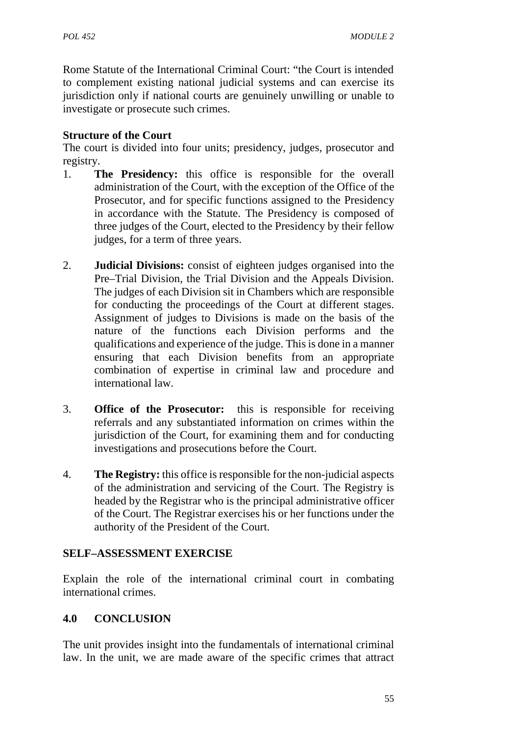Rome Statute of the International Criminal Court: "the Court is intended to complement existing national judicial systems and can exercise its jurisdiction only if national courts are genuinely unwilling or unable to investigate or prosecute such crimes.

**Structure of the Court**

The court is divided into four units; presidency, judges, prosecutor and registry.

1. **The Presidency:** this office is responsible for the overall administration of the Court, with the exception of the Office of the Prosecutor, and for specific functions assigned to the Presidency in accordance with the Statute. The Presidency is composed of three judges of the Court, elected to the Presidency by their fellow judges, for a term of three years.

2. **Judicial Divisions:** consist of eighteen judges organised into the Pre–Trial Division, the Trial Division and the Appeals Division. The judges of each Division sit in Chambers which are responsible for conducting the proceedings of the Court at different stages. Assignment of judges to Divisions is made on the basis of the nature of the functions each Division performs and the qualifications and experience of the judge. This is done in a manner ensuring that each Division benefits from an appropriate combination of expertise in criminal law and procedure and international law.

3. **Office of the Prosecutor:** this is responsible for receiving referrals and any substantiated information on crimes within the jurisdiction of the Court, for examining them and for conducting investigations and prosecutions before the Court.

4. **The Registry:** this office is responsible for the non-judicial aspects of the administration and servicing of the Court. The Registry is headed by the Registrar who is the principal administrative officer of the Court. The Registrar exercises his or her functions under the authority of the President of the Court.

**SELF–ASSESSMENT EXERCISE**

Explain the role of the international criminal court in combating international crimes.

## 4.0 CONCLUSION

The unit provides insight into the fundamentals of international criminal law. In the unit, we are made aware of the specific crimes that attract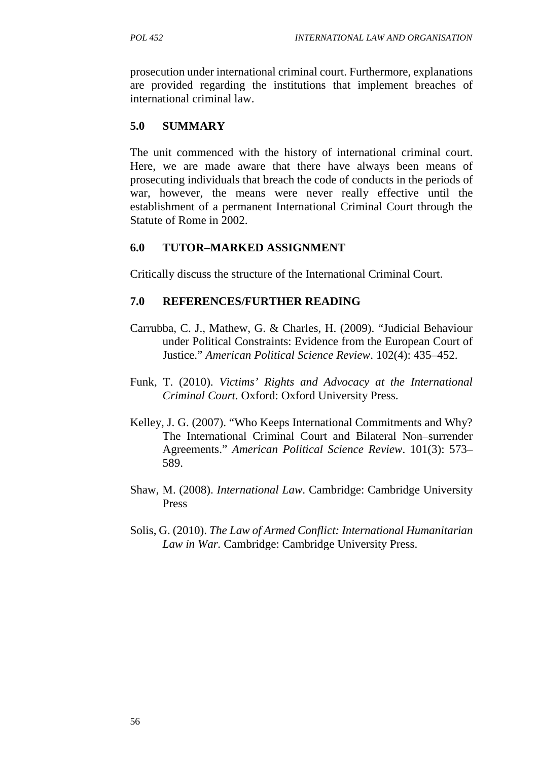prosecution under international criminal court. Furthermore, explanations are provided regarding the institutions that implement breaches of international criminal law.

## 5.0 SUMMARY

The unit commenced with the history of international criminal court. Here, we are made aware that there have always been means of prosecuting individuals that breach the code of conducts in the periods of war, however, the means were never really effective until the establishment of a permanent International Criminal Court through the Statute of Rome in 2002.

## 6.0 TUTOR–MARKED ASSIGNMENT

Critically discuss the structure of the International Criminal Court.

## 7.0 REFERENCES/FURTHER READING

Carrubba, C. J., Mathew, G. & Charles, H. (2009). "Judicial Behaviour under Political Constraints: Evidence from the European Court of Justice." *American Political Science Review*. 102(4): 435–452.

Funk, T. (2010). *Victims' Rights and Advocacy at the International Criminal Court*. Oxford: Oxford University Press.

Kelley, J. G. (2007). "Who Keeps International Commitments and Why? The International Criminal Court and Bilateral Non–surrender Agreements." *American Political Science Review*. 101(3): 573–589.

Shaw, M. (2008). *International Law*. Cambridge: Cambridge University Press

Solis, G. (2010). *The Law of Armed Conflict: International Humanitarian Law in War.* Cambridge: Cambridge University Press.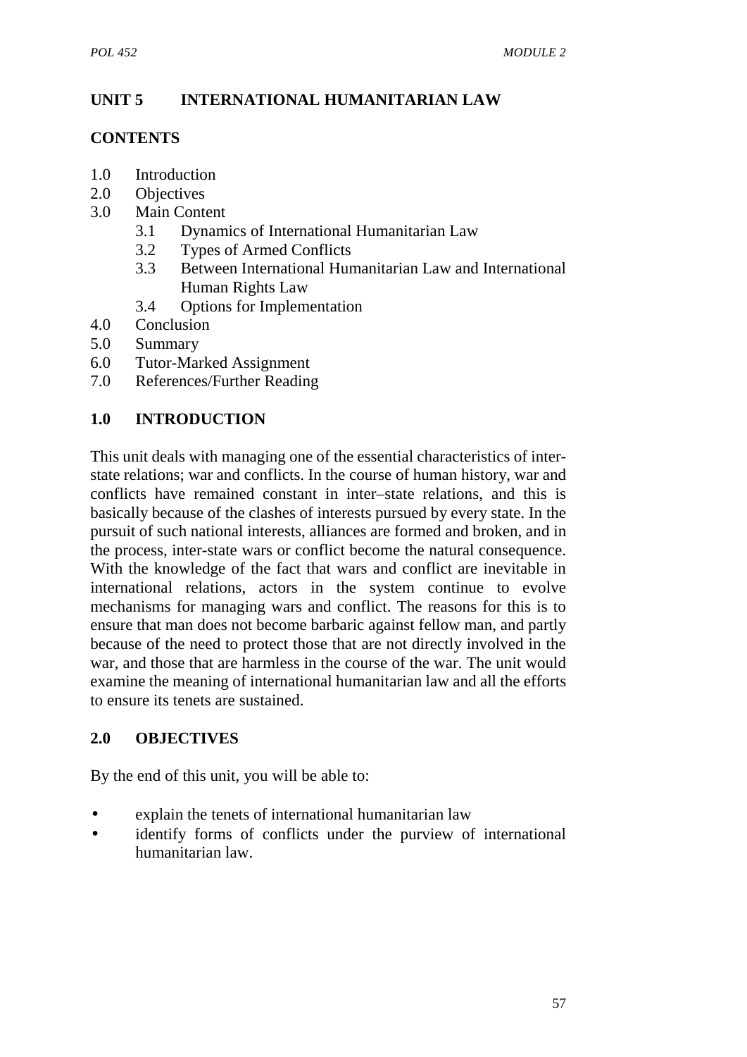## UNIT 5 INTERNATIONAL HUMANITARIAN LAW

### CONTENTS

1.0 Introduction
2.0 Objectives
3.0 Main Content
 3.1 Dynamics of International Humanitarian Law
 3.2 Types of Armed Conflicts
 3.3 Between International Humanitarian Law and International Human Rights Law
 3.4 Options for Implementation
4.0 Conclusion
5.0 Summary
6.0 Tutor-Marked Assignment
7.0 References/Further Reading

### 1.0 INTRODUCTION

This unit deals with managing one of the essential characteristics of inter-state relations; war and conflicts. In the course of human history, war and conflicts have remained constant in inter–state relations, and this is basically because of the clashes of interests pursued by every state. In the pursuit of such national interests, alliances are formed and broken, and in the process, inter-state wars or conflict become the natural consequence. With the knowledge of the fact that wars and conflict are inevitable in international relations, actors in the system continue to evolve mechanisms for managing wars and conflict. The reasons for this is to ensure that man does not become barbaric against fellow man, and partly because of the need to protect those that are not directly involved in the war, and those that are harmless in the course of the war. The unit would examine the meaning of international humanitarian law and all the efforts to ensure its tenets are sustained.

### 2.0 OBJECTIVES

By the end of this unit, you will be able to:

- explain the tenets of international humanitarian law
- identify forms of conflicts under the purview of international humanitarian law.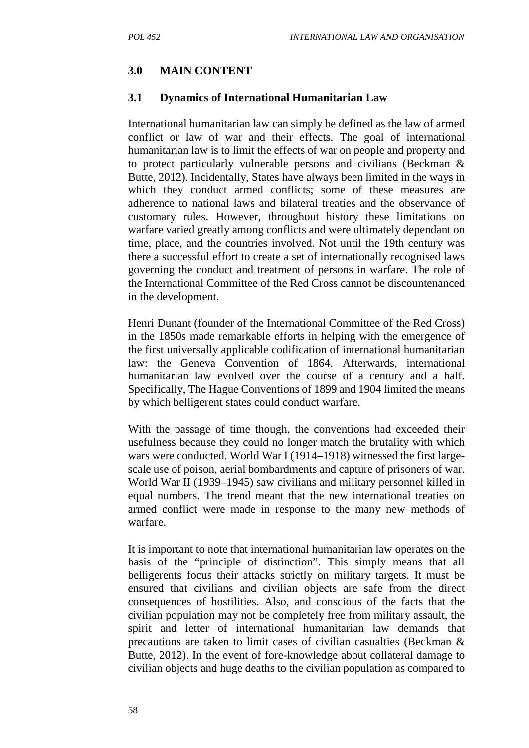## 3.0 MAIN CONTENT

### 3.1 Dynamics of International Humanitarian Law

International humanitarian law can simply be defined as the law of armed conflict or law of war and their effects. The goal of international humanitarian law is to limit the effects of war on people and property and to protect particularly vulnerable persons and civilians (Beckman & Butte, 2012). Incidentally, States have always been limited in the ways in which they conduct armed conflicts; some of these measures are adherence to national laws and bilateral treaties and the observance of customary rules. However, throughout history these limitations on warfare varied greatly among conflicts and were ultimately dependant on time, place, and the countries involved. Not until the 19th century was there a successful effort to create a set of internationally recognised laws governing the conduct and treatment of persons in warfare. The role of the International Committee of the Red Cross cannot be discountenanced in the development.

Henri Dunant (founder of the International Committee of the Red Cross) in the 1850s made remarkable efforts in helping with the emergence of the first universally applicable codification of international humanitarian law: the Geneva Convention of 1864. Afterwards, international humanitarian law evolved over the course of a century and a half. Specifically, The Hague Conventions of 1899 and 1904 limited the means by which belligerent states could conduct warfare.

With the passage of time though, the conventions had exceeded their usefulness because they could no longer match the brutality with which wars were conducted. World War I (1914–1918) witnessed the first large-scale use of poison, aerial bombardments and capture of prisoners of war. World War II (1939–1945) saw civilians and military personnel killed in equal numbers. The trend meant that the new international treaties on armed conflict were made in response to the many new methods of warfare.

It is important to note that international humanitarian law operates on the basis of the "principle of distinction". This simply means that all belligerents focus their attacks strictly on military targets. It must be ensured that civilians and civilian objects are safe from the direct consequences of hostilities. Also, and conscious of the facts that the civilian population may not be completely free from military assault, the spirit and letter of international humanitarian law demands that precautions are taken to limit cases of civilian casualties (Beckman & Butte, 2012). In the event of fore-knowledge about collateral damage to civilian objects and huge deaths to the civilian population as compared to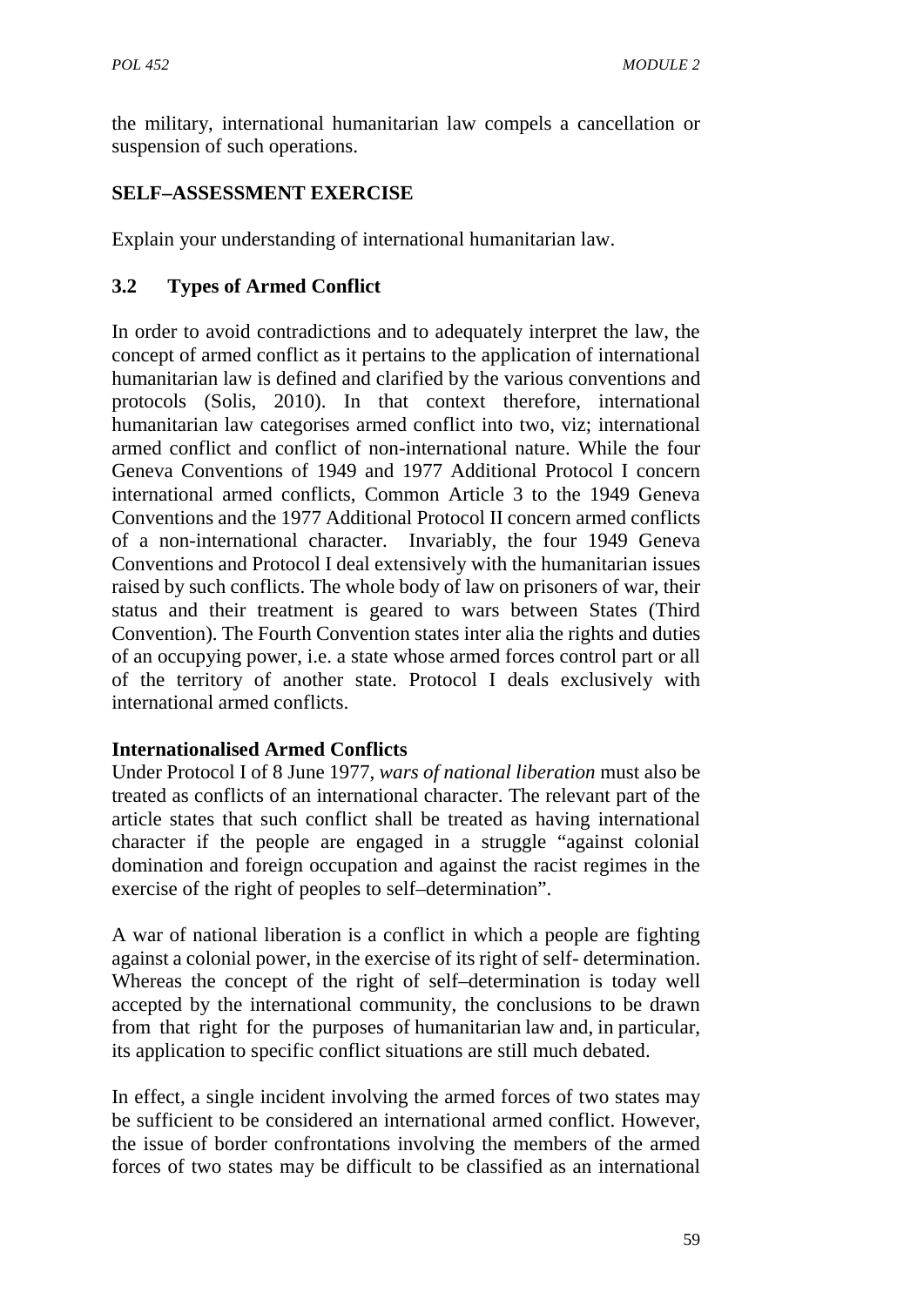the military, international humanitarian law compels a cancellation or suspension of such operations.

## SELF–ASSESSMENT EXERCISE

Explain your understanding of international humanitarian law.

## 3.2 Types of Armed Conflict

In order to avoid contradictions and to adequately interpret the law, the concept of armed conflict as it pertains to the application of international humanitarian law is defined and clarified by the various conventions and protocols (Solis, 2010). In that context therefore, international humanitarian law categorises armed conflict into two, viz; international armed conflict and conflict of non-international nature. While the four Geneva Conventions of 1949 and 1977 Additional Protocol I concern international armed conflicts, Common Article 3 to the 1949 Geneva Conventions and the 1977 Additional Protocol II concern armed conflicts of a non-international character. Invariably, the four 1949 Geneva Conventions and Protocol I deal extensively with the humanitarian issues raised by such conflicts. The whole body of law on prisoners of war, their status and their treatment is geared to wars between States (Third Convention). The Fourth Convention states inter alia the rights and duties of an occupying power, i.e. a state whose armed forces control part or all of the territory of another state. Protocol I deals exclusively with international armed conflicts.

**Internationalised Armed Conflicts**

Under Protocol I of 8 June 1977, *wars of national liberation* must also be treated as conflicts of an international character. The relevant part of the article states that such conflict shall be treated as having international character if the people are engaged in a struggle "against colonial domination and foreign occupation and against the racist regimes in the exercise of the right of peoples to self–determination".

A war of national liberation is a conflict in which a people are fighting against a colonial power, in the exercise of its right of self- determination. Whereas the concept of the right of self–determination is today well accepted by the international community, the conclusions to be drawn from that right for the purposes of humanitarian law and, in particular, its application to specific conflict situations are still much debated.

In effect, a single incident involving the armed forces of two states may be sufficient to be considered an international armed conflict. However, the issue of border confrontations involving the members of the armed forces of two states may be difficult to be classified as an international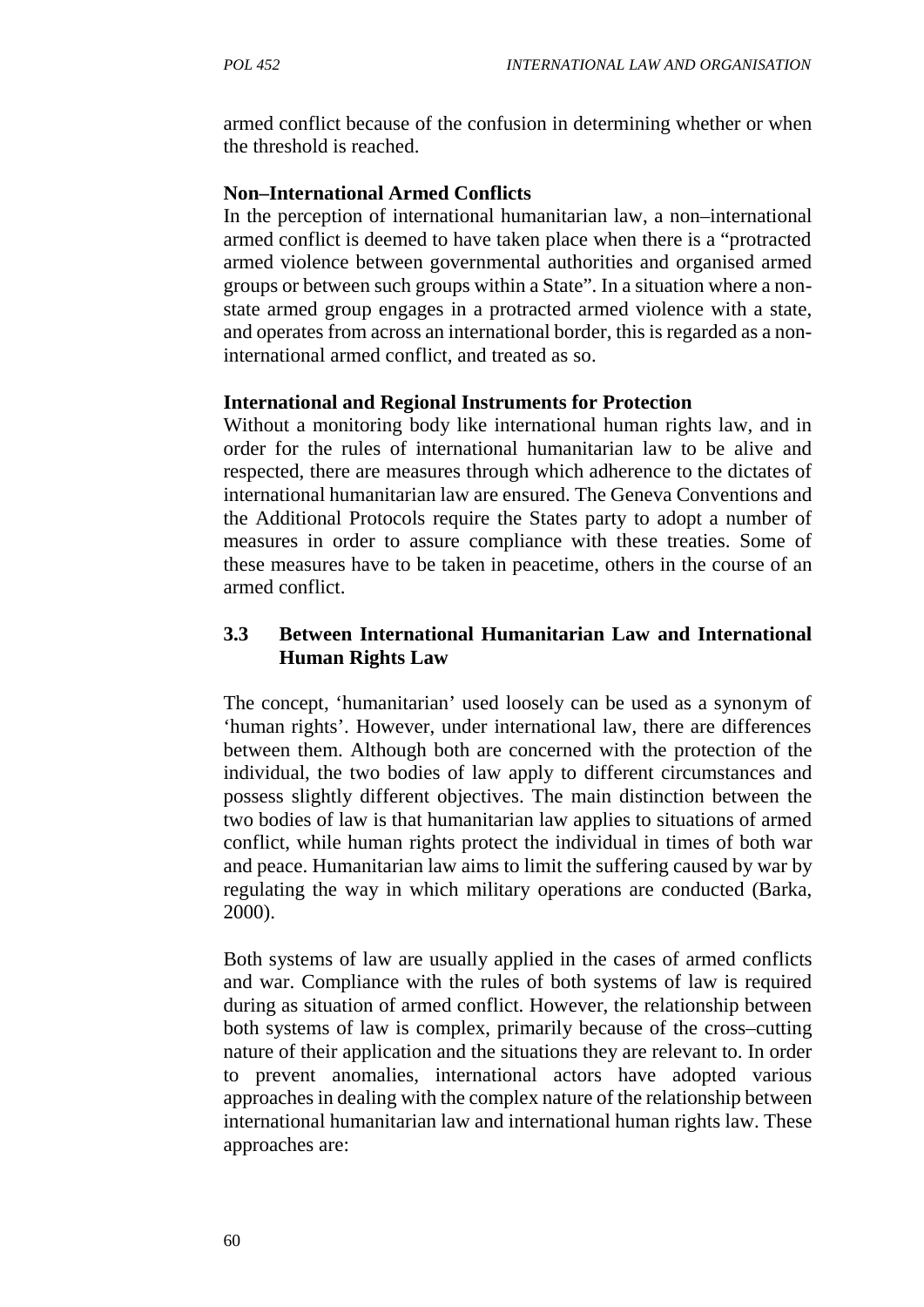armed conflict because of the confusion in determining whether or when the threshold is reached.

**Non–International Armed Conflicts**

In the perception of international humanitarian law, a non–international armed conflict is deemed to have taken place when there is a "protracted armed violence between governmental authorities and organised armed groups or between such groups within a State". In a situation where a non-state armed group engages in a protracted armed violence with a state, and operates from across an international border, this is regarded as a non-international armed conflict, and treated as so.

**International and Regional Instruments for Protection**

Without a monitoring body like international human rights law, and in order for the rules of international humanitarian law to be alive and respected, there are measures through which adherence to the dictates of international humanitarian law are ensured. The Geneva Conventions and the Additional Protocols require the States party to adopt a number of measures in order to assure compliance with these treaties. Some of these measures have to be taken in peacetime, others in the course of an armed conflict.

### 3.3 Between International Humanitarian Law and International Human Rights Law

The concept, 'humanitarian' used loosely can be used as a synonym of 'human rights'. However, under international law, there are differences between them. Although both are concerned with the protection of the individual, the two bodies of law apply to different circumstances and possess slightly different objectives. The main distinction between the two bodies of law is that humanitarian law applies to situations of armed conflict, while human rights protect the individual in times of both war and peace. Humanitarian law aims to limit the suffering caused by war by regulating the way in which military operations are conducted (Barka, 2000).

Both systems of law are usually applied in the cases of armed conflicts and war. Compliance with the rules of both systems of law is required during as situation of armed conflict. However, the relationship between both systems of law is complex, primarily because of the cross–cutting nature of their application and the situations they are relevant to. In order to prevent anomalies, international actors have adopted various approaches in dealing with the complex nature of the relationship between international humanitarian law and international human rights law. These approaches are: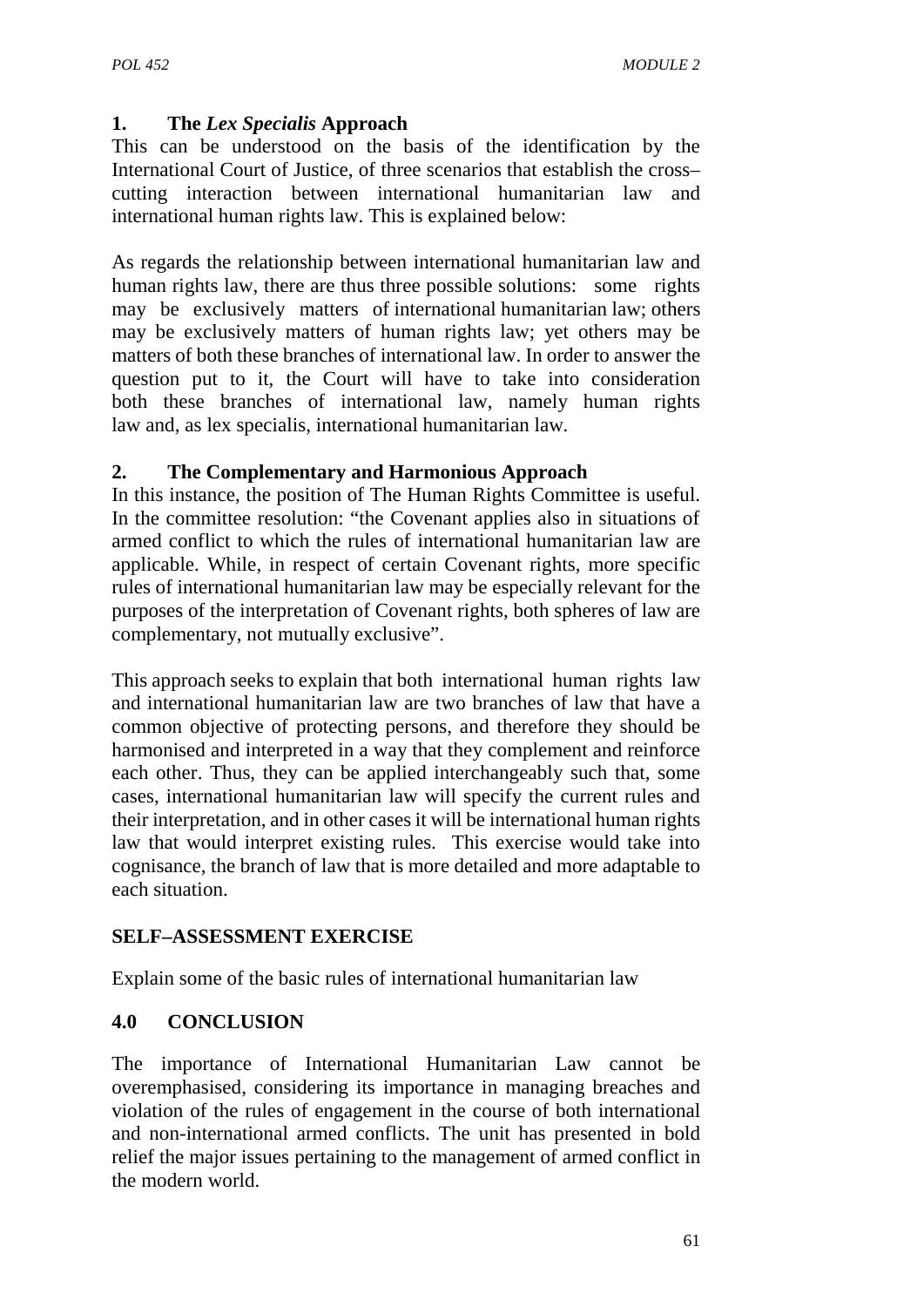### 1. The *Lex Specialis* Approach

This can be understood on the basis of the identification by the International Court of Justice, of three scenarios that establish the cross–cutting interaction between international humanitarian law and international human rights law. This is explained below:

As regards the relationship between international humanitarian law and human rights law, there are thus three possible solutions: some rights may be exclusively matters of international humanitarian law; others may be exclusively matters of human rights law; yet others may be matters of both these branches of international law. In order to answer the question put to it, the Court will have to take into consideration both these branches of international law, namely human rights law and, as lex specialis, international humanitarian law.

### 2. The Complementary and Harmonious Approach

In this instance, the position of The Human Rights Committee is useful. In the committee resolution: "the Covenant applies also in situations of armed conflict to which the rules of international humanitarian law are applicable. While, in respect of certain Covenant rights, more specific rules of international humanitarian law may be especially relevant for the purposes of the interpretation of Covenant rights, both spheres of law are complementary, not mutually exclusive".

This approach seeks to explain that both international human rights law and international humanitarian law are two branches of law that have a common objective of protecting persons, and therefore they should be harmonised and interpreted in a way that they complement and reinforce each other. Thus, they can be applied interchangeably such that, some cases, international humanitarian law will specify the current rules and their interpretation, and in other cases it will be international human rights law that would interpret existing rules. This exercise would take into cognisance, the branch of law that is more detailed and more adaptable to each situation.

**SELF–ASSESSMENT EXERCISE**

Explain some of the basic rules of international humanitarian law

## 4.0 CONCLUSION

The importance of International Humanitarian Law cannot be overemphasised, considering its importance in managing breaches and violation of the rules of engagement in the course of both international and non-international armed conflicts. The unit has presented in bold relief the major issues pertaining to the management of armed conflict in the modern world.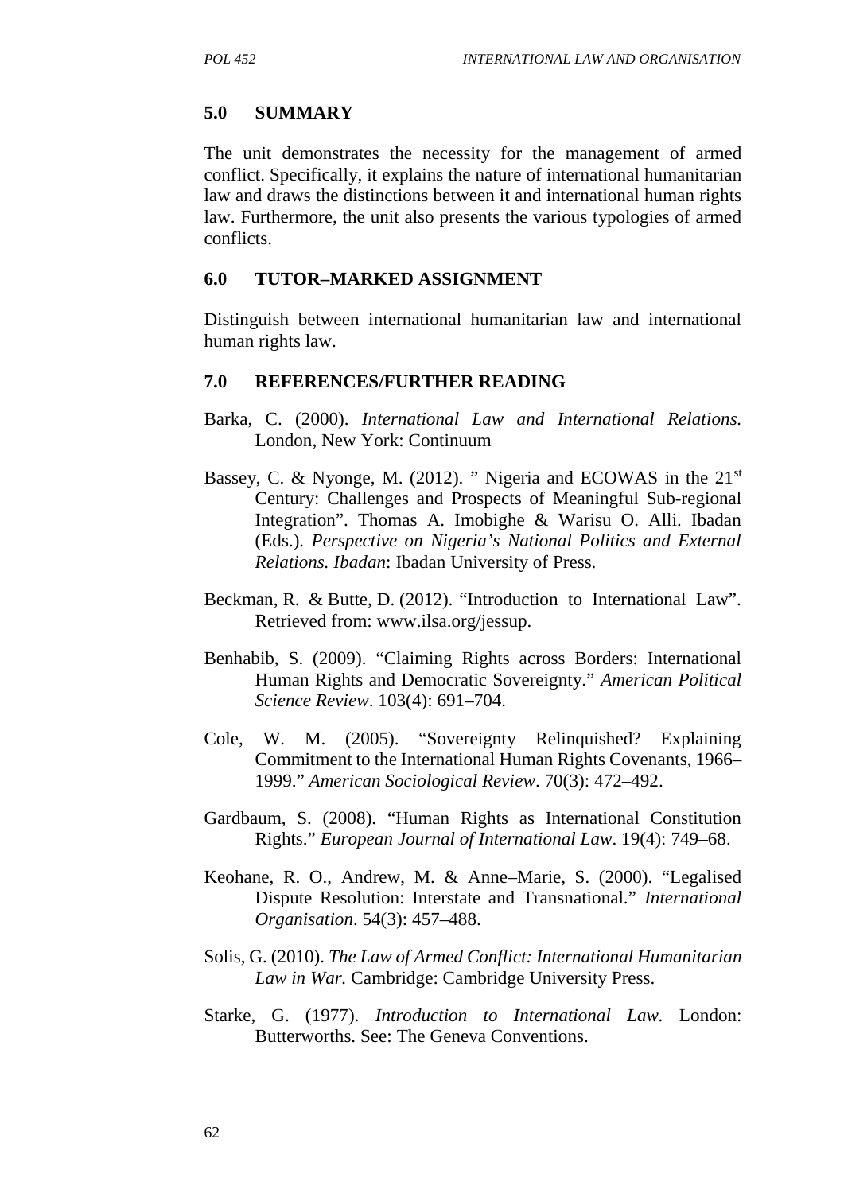## 5.0 SUMMARY

The unit demonstrates the necessity for the management of armed conflict. Specifically, it explains the nature of international humanitarian law and draws the distinctions between it and international human rights law. Furthermore, the unit also presents the various typologies of armed conflicts.

## 6.0 TUTOR–MARKED ASSIGNMENT

Distinguish between international humanitarian law and international human rights law.

## 7.0 REFERENCES/FURTHER READING

Barka, C. (2000). *International Law and International Relations.* London, New York: Continuum

Bassey, C. & Nyonge, M. (2012). " Nigeria and ECOWAS in the 21st Century: Challenges and Prospects of Meaningful Sub-regional Integration". Thomas A. Imobighe & Warisu O. Alli. Ibadan (Eds.). *Perspective on Nigeria's National Politics and External Relations. Ibadan*: Ibadan University of Press.

Beckman, R. & Butte, D. (2012). "Introduction to International Law". Retrieved from: www.ilsa.org/jessup.

Benhabib, S. (2009). "Claiming Rights across Borders: International Human Rights and Democratic Sovereignty." *American Political Science Review*. 103(4): 691–704.

Cole, W. M. (2005). "Sovereignty Relinquished? Explaining Commitment to the International Human Rights Covenants, 1966–1999." *American Sociological Review*. 70(3): 472–492.

Gardbaum, S. (2008). "Human Rights as International Constitution Rights." *European Journal of International Law*. 19(4): 749–68.

Keohane, R. O., Andrew, M. & Anne–Marie, S. (2000). "Legalised Dispute Resolution: Interstate and Transnational." *International Organisation*. 54(3): 457–488.

Solis, G. (2010). *The Law of Armed Conflict: International Humanitarian Law in War.* Cambridge: Cambridge University Press.

Starke, G. (1977). *Introduction to International Law.* London: Butterworths. See: The Geneva Conventions.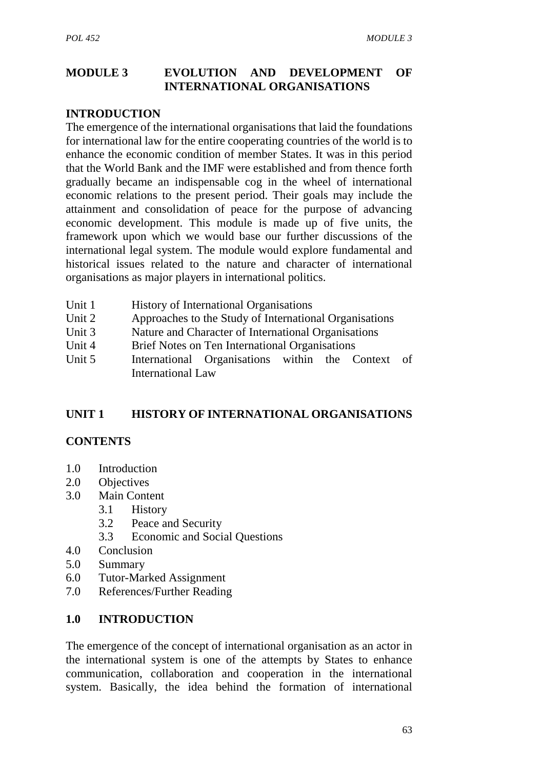# MODULE 3 EVOLUTION AND DEVELOPMENT OF INTERNATIONAL ORGANISATIONS

## INTRODUCTION

The emergence of the international organisations that laid the foundations for international law for the entire cooperating countries of the world is to enhance the economic condition of member States. It was in this period that the World Bank and the IMF were established and from thence forth gradually became an indispensable cog in the wheel of international economic relations to the present period. Their goals may include the attainment and consolidation of peace for the purpose of advancing economic development. This module is made up of five units, the framework upon which we would base our further discussions of the international legal system. The module would explore fundamental and historical issues related to the nature and character of international organisations as major players in international politics.

- Unit 1 History of International Organisations
- Unit 2 Approaches to the Study of International Organisations
- Unit 3 Nature and Character of International Organisations
- Unit 4 Brief Notes on Ten International Organisations
- Unit 5 International Organisations within the Context of International Law

## UNIT 1 HISTORY OF INTERNATIONAL ORGANISATIONS

### CONTENTS

- 1.0 Introduction
- 2.0 Objectives
- 3.0 Main Content
  - 3.1 History
  - 3.2 Peace and Security
  - 3.3 Economic and Social Questions
- 4.0 Conclusion
- 5.0 Summary
- 6.0 Tutor-Marked Assignment
- 7.0 References/Further Reading

### 1.0 INTRODUCTION

The emergence of the concept of international organisation as an actor in the international system is one of the attempts by States to enhance communication, collaboration and cooperation in the international system. Basically, the idea behind the formation of international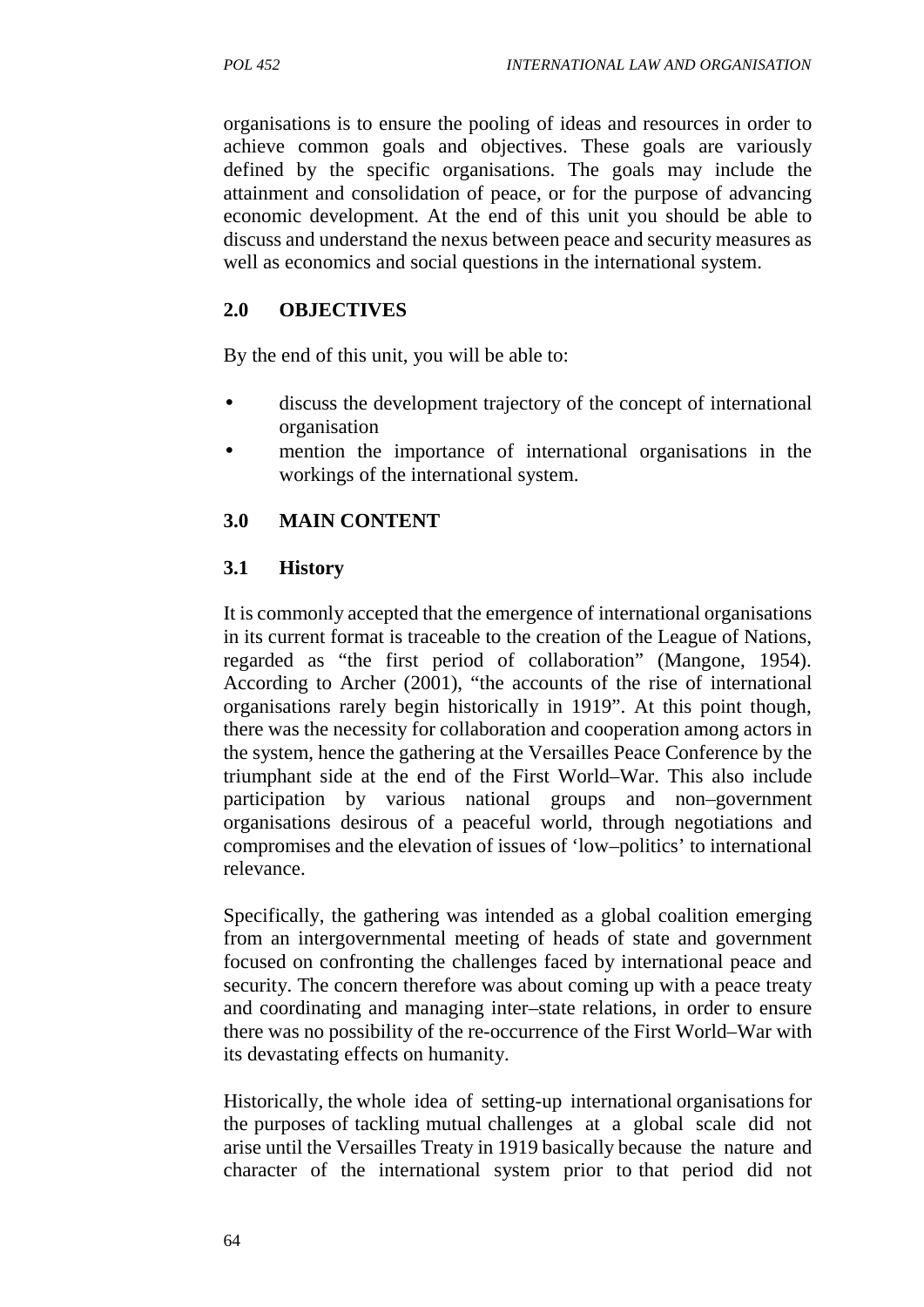organisations is to ensure the pooling of ideas and resources in order to achieve common goals and objectives. These goals are variously defined by the specific organisations. The goals may include the attainment and consolidation of peace, or for the purpose of advancing economic development. At the end of this unit you should be able to discuss and understand the nexus between peace and security measures as well as economics and social questions in the international system.

## 2.0 OBJECTIVES

By the end of this unit, you will be able to:

- discuss the development trajectory of the concept of international organisation
- mention the importance of international organisations in the workings of the international system.

## 3.0 MAIN CONTENT

### 3.1 History

It is commonly accepted that the emergence of international organisations in its current format is traceable to the creation of the League of Nations, regarded as "the first period of collaboration" (Mangone, 1954). According to Archer (2001), "the accounts of the rise of international organisations rarely begin historically in 1919". At this point though, there was the necessity for collaboration and cooperation among actors in the system, hence the gathering at the Versailles Peace Conference by the triumphant side at the end of the First World–War. This also include participation by various national groups and non–government organisations desirous of a peaceful world, through negotiations and compromises and the elevation of issues of 'low–politics' to international relevance.

Specifically, the gathering was intended as a global coalition emerging from an intergovernmental meeting of heads of state and government focused on confronting the challenges faced by international peace and security. The concern therefore was about coming up with a peace treaty and coordinating and managing inter–state relations, in order to ensure there was no possibility of the re-occurrence of the First World–War with its devastating effects on humanity.

Historically, the whole idea of setting-up international organisations for the purposes of tackling mutual challenges at a global scale did not arise until the Versailles Treaty in 1919 basically because the nature and character of the international system prior to that period did not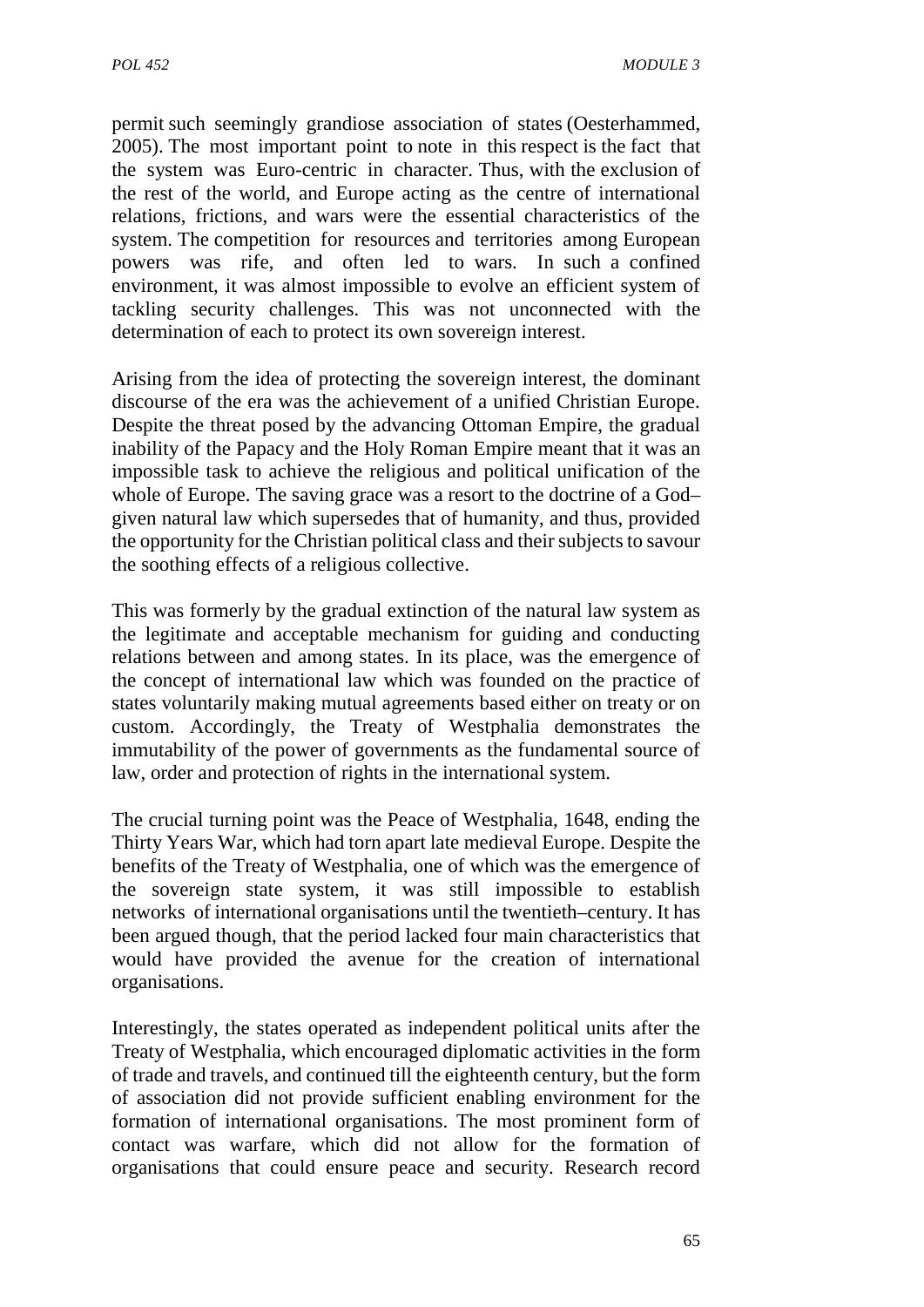permit such seemingly grandiose association of states (Oesterhammed, 2005). The most important point to note in this respect is the fact that the system was Euro-centric in character. Thus, with the exclusion of the rest of the world, and Europe acting as the centre of international relations, frictions, and wars were the essential characteristics of the system. The competition for resources and territories among European powers was rife, and often led to wars. In such a confined environment, it was almost impossible to evolve an efficient system of tackling security challenges. This was not unconnected with the determination of each to protect its own sovereign interest.

Arising from the idea of protecting the sovereign interest, the dominant discourse of the era was the achievement of a unified Christian Europe. Despite the threat posed by the advancing Ottoman Empire, the gradual inability of the Papacy and the Holy Roman Empire meant that it was an impossible task to achieve the religious and political unification of the whole of Europe. The saving grace was a resort to the doctrine of a God–given natural law which supersedes that of humanity, and thus, provided the opportunity for the Christian political class and their subjects to savour the soothing effects of a religious collective.

This was formerly by the gradual extinction of the natural law system as the legitimate and acceptable mechanism for guiding and conducting relations between and among states. In its place, was the emergence of the concept of international law which was founded on the practice of states voluntarily making mutual agreements based either on treaty or on custom. Accordingly, the Treaty of Westphalia demonstrates the immutability of the power of governments as the fundamental source of law, order and protection of rights in the international system.

The crucial turning point was the Peace of Westphalia, 1648, ending the Thirty Years War, which had torn apart late medieval Europe. Despite the benefits of the Treaty of Westphalia, one of which was the emergence of the sovereign state system, it was still impossible to establish networks of international organisations until the twentieth–century. It has been argued though, that the period lacked four main characteristics that would have provided the avenue for the creation of international organisations.

Interestingly, the states operated as independent political units after the Treaty of Westphalia, which encouraged diplomatic activities in the form of trade and travels, and continued till the eighteenth century, but the form of association did not provide sufficient enabling environment for the formation of international organisations. The most prominent form of contact was warfare, which did not allow for the formation of organisations that could ensure peace and security. Research record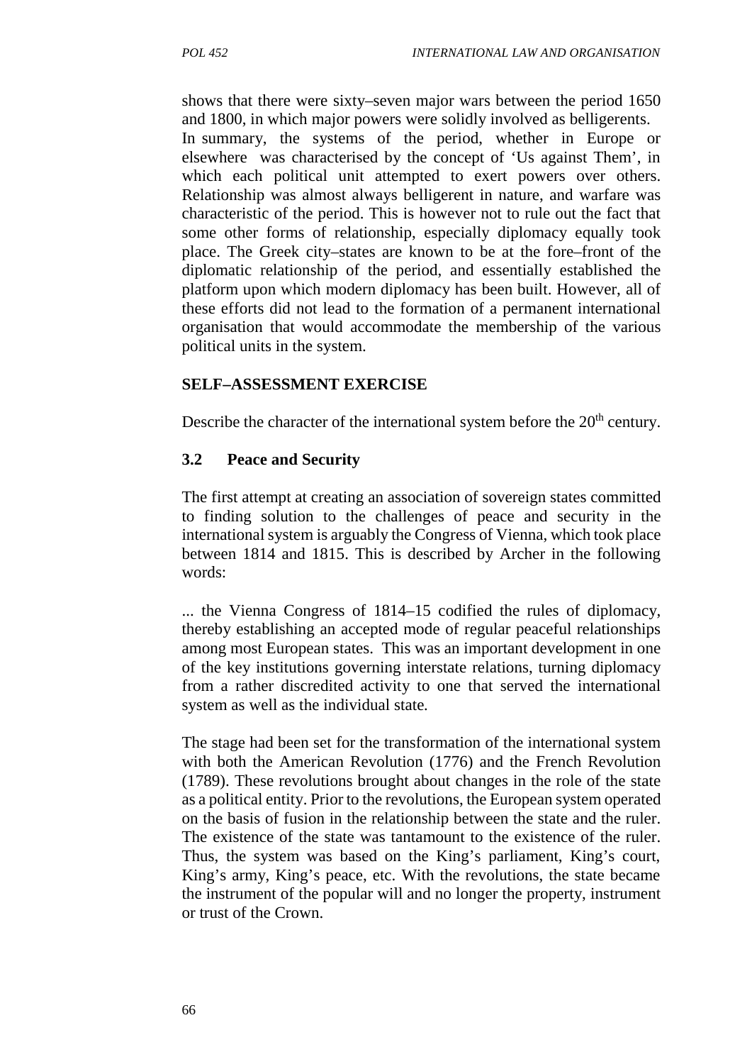shows that there were sixty–seven major wars between the period 1650 and 1800, in which major powers were solidly involved as belligerents.
In summary, the systems of the period, whether in Europe or elsewhere was characterised by the concept of 'Us against Them', in which each political unit attempted to exert powers over others. Relationship was almost always belligerent in nature, and warfare was characteristic of the period. This is however not to rule out the fact that some other forms of relationship, especially diplomacy equally took place. The Greek city–states are known to be at the fore–front of the diplomatic relationship of the period, and essentially established the platform upon which modern diplomacy has been built. However, all of these efforts did not lead to the formation of a permanent international organisation that would accommodate the membership of the various political units in the system.

**SELF–ASSESSMENT EXERCISE**

Describe the character of the international system before the 20th century.

### 3.2 Peace and Security

The first attempt at creating an association of sovereign states committed to finding solution to the challenges of peace and security in the international system is arguably the Congress of Vienna, which took place between 1814 and 1815. This is described by Archer in the following words:

... the Vienna Congress of 1814–15 codified the rules of diplomacy, thereby establishing an accepted mode of regular peaceful relationships among most European states. This was an important development in one of the key institutions governing interstate relations, turning diplomacy from a rather discredited activity to one that served the international system as well as the individual state.

The stage had been set for the transformation of the international system with both the American Revolution (1776) and the French Revolution (1789). These revolutions brought about changes in the role of the state as a political entity. Prior to the revolutions, the European system operated on the basis of fusion in the relationship between the state and the ruler. The existence of the state was tantamount to the existence of the ruler. Thus, the system was based on the King's parliament, King's court, King's army, King's peace, etc. With the revolutions, the state became the instrument of the popular will and no longer the property, instrument or trust of the Crown.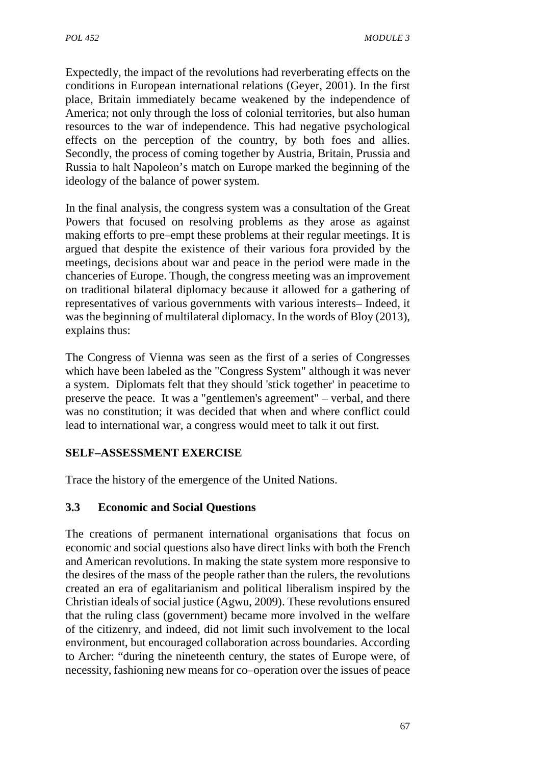Expectedly, the impact of the revolutions had reverberating effects on the conditions in European international relations (Geyer, 2001). In the first place, Britain immediately became weakened by the independence of America; not only through the loss of colonial territories, but also human resources to the war of independence. This had negative psychological effects on the perception of the country, by both foes and allies. Secondly, the process of coming together by Austria, Britain, Prussia and Russia to halt Napoleon's match on Europe marked the beginning of the ideology of the balance of power system.

In the final analysis, the congress system was a consultation of the Great Powers that focused on resolving problems as they arose as against making efforts to pre–empt these problems at their regular meetings. It is argued that despite the existence of their various fora provided by the meetings, decisions about war and peace in the period were made in the chanceries of Europe. Though, the congress meeting was an improvement on traditional bilateral diplomacy because it allowed for a gathering of representatives of various governments with various interests– Indeed, it was the beginning of multilateral diplomacy. In the words of Bloy (2013), explains thus:

The Congress of Vienna was seen as the first of a series of Congresses which have been labeled as the "Congress System" although it was never a system. Diplomats felt that they should 'stick together' in peacetime to preserve the peace. It was a "gentlemen's agreement" – verbal, and there was no constitution; it was decided that when and where conflict could lead to international war, a congress would meet to talk it out first.

**SELF–ASSESSMENT EXERCISE**

Trace the history of the emergence of the United Nations.

### 3.3 Economic and Social Questions

The creations of permanent international organisations that focus on economic and social questions also have direct links with both the French and American revolutions. In making the state system more responsive to the desires of the mass of the people rather than the rulers, the revolutions created an era of egalitarianism and political liberalism inspired by the Christian ideals of social justice (Agwu, 2009). These revolutions ensured that the ruling class (government) became more involved in the welfare of the citizenry, and indeed, did not limit such involvement to the local environment, but encouraged collaboration across boundaries. According to Archer: "during the nineteenth century, the states of Europe were, of necessity, fashioning new means for co–operation over the issues of peace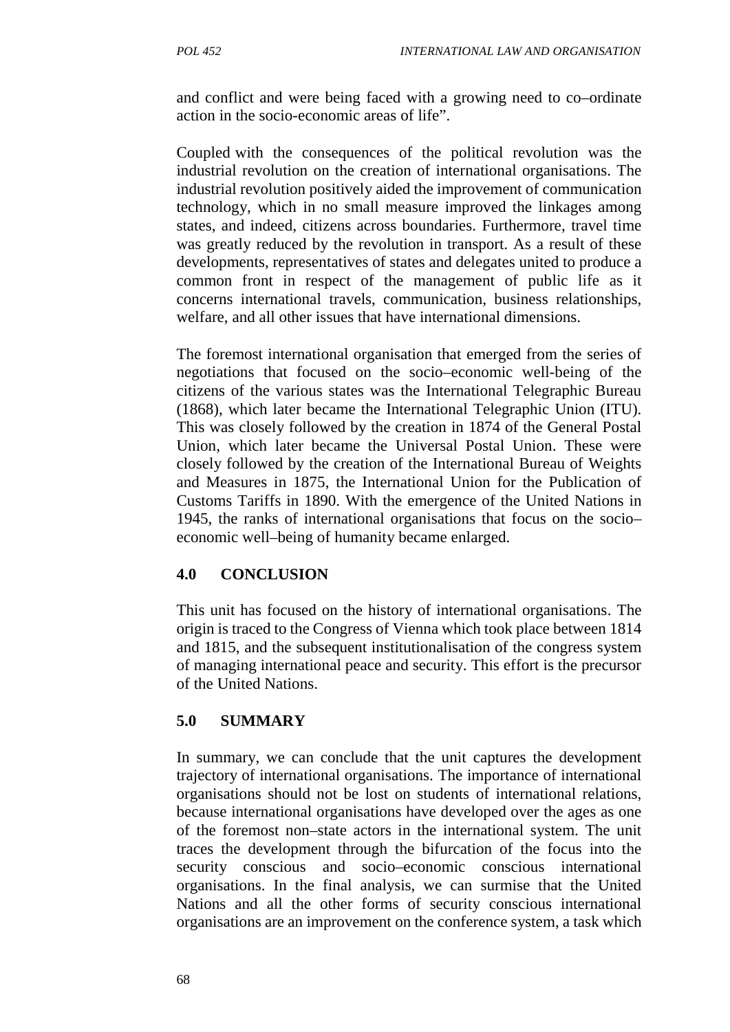and conflict and were being faced with a growing need to co–ordinate action in the socio-economic areas of life".

Coupled with the consequences of the political revolution was the industrial revolution on the creation of international organisations. The industrial revolution positively aided the improvement of communication technology, which in no small measure improved the linkages among states, and indeed, citizens across boundaries. Furthermore, travel time was greatly reduced by the revolution in transport. As a result of these developments, representatives of states and delegates united to produce a common front in respect of the management of public life as it concerns international travels, communication, business relationships, welfare, and all other issues that have international dimensions.

The foremost international organisation that emerged from the series of negotiations that focused on the socio–economic well-being of the citizens of the various states was the International Telegraphic Bureau (1868), which later became the International Telegraphic Union (ITU). This was closely followed by the creation in 1874 of the General Postal Union, which later became the Universal Postal Union. These were closely followed by the creation of the International Bureau of Weights and Measures in 1875, the International Union for the Publication of Customs Tariffs in 1890. With the emergence of the United Nations in 1945, the ranks of international organisations that focus on the socio–economic well–being of humanity became enlarged.

## 4.0 CONCLUSION

This unit has focused on the history of international organisations. The origin is traced to the Congress of Vienna which took place between 1814 and 1815, and the subsequent institutionalisation of the congress system of managing international peace and security. This effort is the precursor of the United Nations.

## 5.0 SUMMARY

In summary, we can conclude that the unit captures the development trajectory of international organisations. The importance of international organisations should not be lost on students of international relations, because international organisations have developed over the ages as one of the foremost non–state actors in the international system. The unit traces the development through the bifurcation of the focus into the security conscious and socio–economic conscious international organisations. In the final analysis, we can surmise that the United Nations and all the other forms of security conscious international organisations are an improvement on the conference system, a task which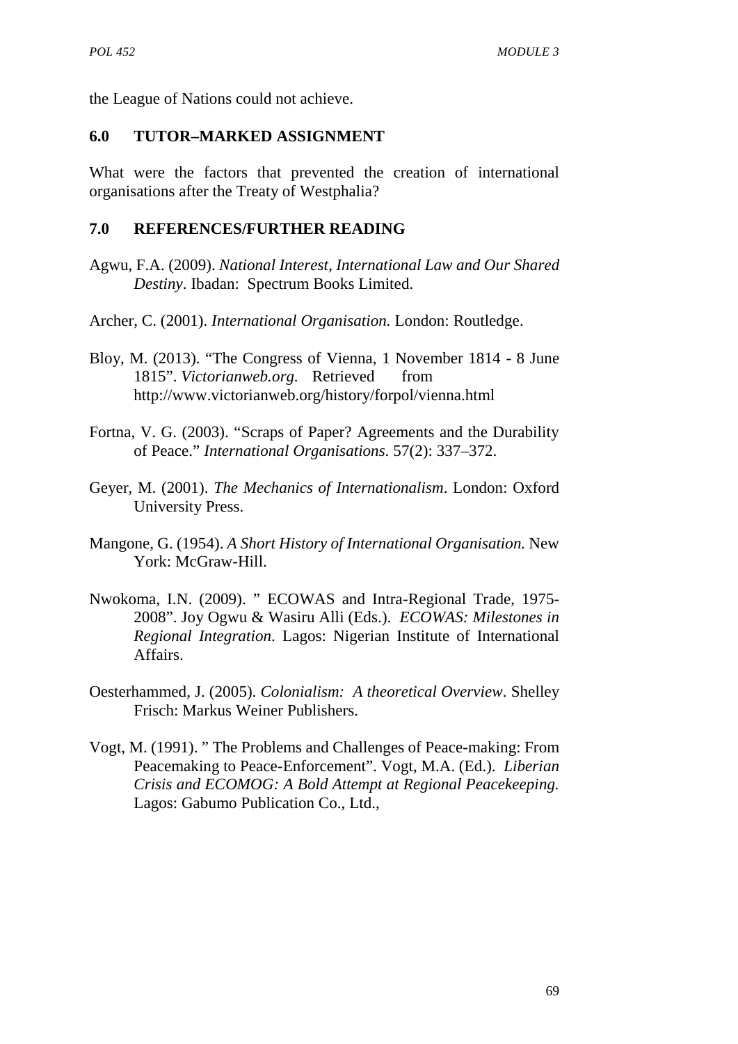the League of Nations could not achieve.

## 6.0 TUTOR–MARKED ASSIGNMENT

What were the factors that prevented the creation of international organisations after the Treaty of Westphalia?

## 7.0 REFERENCES/FURTHER READING

Agwu, F.A. (2009). *National Interest, International Law and Our Shared Destiny*. Ibadan: Spectrum Books Limited.

Archer, C. (2001). *International Organisation.* London: Routledge.

Bloy, M. (2013). "The Congress of Vienna, 1 November 1814 - 8 June 1815". *Victorianweb.org.* Retrieved from http://www.victorianweb.org/history/forpol/vienna.html

Fortna, V. G. (2003). "Scraps of Paper? Agreements and the Durability of Peace." *International Organisations*. 57(2): 337–372.

Geyer, M. (2001). *The Mechanics of Internationalism*. London: Oxford University Press.

Mangone, G. (1954). *A Short History of International Organisation.* New York: McGraw-Hill.

Nwokoma, I.N. (2009). " ECOWAS and Intra-Regional Trade, 1975-2008". Joy Ogwu & Wasiru Alli (Eds.). *ECOWAS: Milestones in Regional Integration*. Lagos: Nigerian Institute of International Affairs.

Oesterhammed, J. (2005). *Colonialism: A theoretical Overview*. Shelley Frisch: Markus Weiner Publishers.

Vogt, M. (1991). " The Problems and Challenges of Peace-making: From Peacemaking to Peace-Enforcement". Vogt, M.A. (Ed.). *Liberian Crisis and ECOMOG: A Bold Attempt at Regional Peacekeeping.* Lagos: Gabumo Publication Co., Ltd.,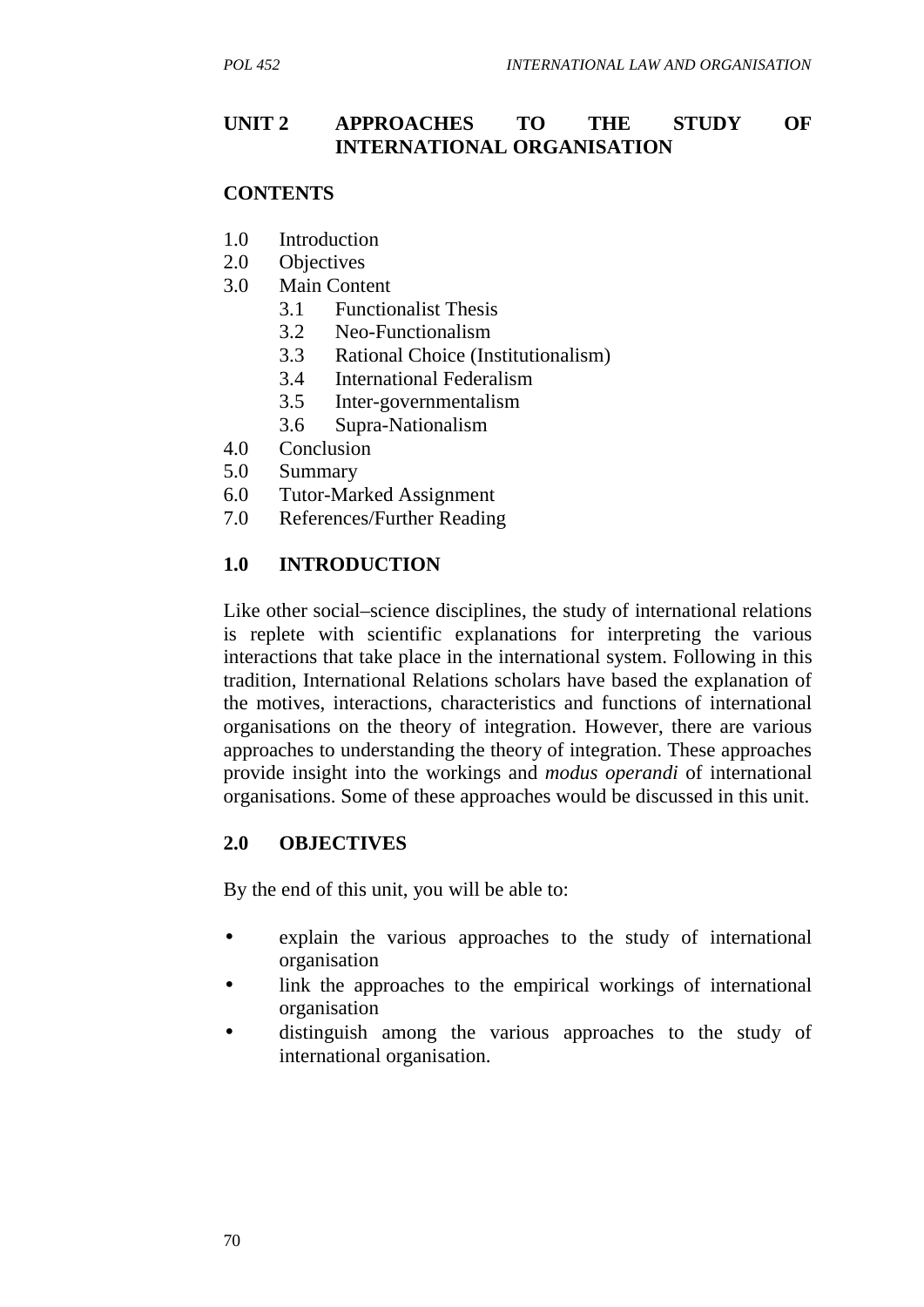# UNIT 2 APPROACHES TO THE STUDY OF INTERNATIONAL ORGANISATION

## CONTENTS

1.0 Introduction
2.0 Objectives
3.0 Main Content
   3.1 Functionalist Thesis
   3.2 Neo-Functionalism
   3.3 Rational Choice (Institutionalism)
   3.4 International Federalism
   3.5 Inter-governmentalism
   3.6 Supra-Nationalism
4.0 Conclusion
5.0 Summary
6.0 Tutor-Marked Assignment
7.0 References/Further Reading

## 1.0 INTRODUCTION

Like other social–science disciplines, the study of international relations is replete with scientific explanations for interpreting the various interactions that take place in the international system. Following in this tradition, International Relations scholars have based the explanation of the motives, interactions, characteristics and functions of international organisations on the theory of integration. However, there are various approaches to understanding the theory of integration. These approaches provide insight into the workings and *modus operandi* of international organisations. Some of these approaches would be discussed in this unit.

## 2.0 OBJECTIVES

By the end of this unit, you will be able to:

- explain the various approaches to the study of international organisation
- link the approaches to the empirical workings of international organisation
- distinguish among the various approaches to the study of international organisation.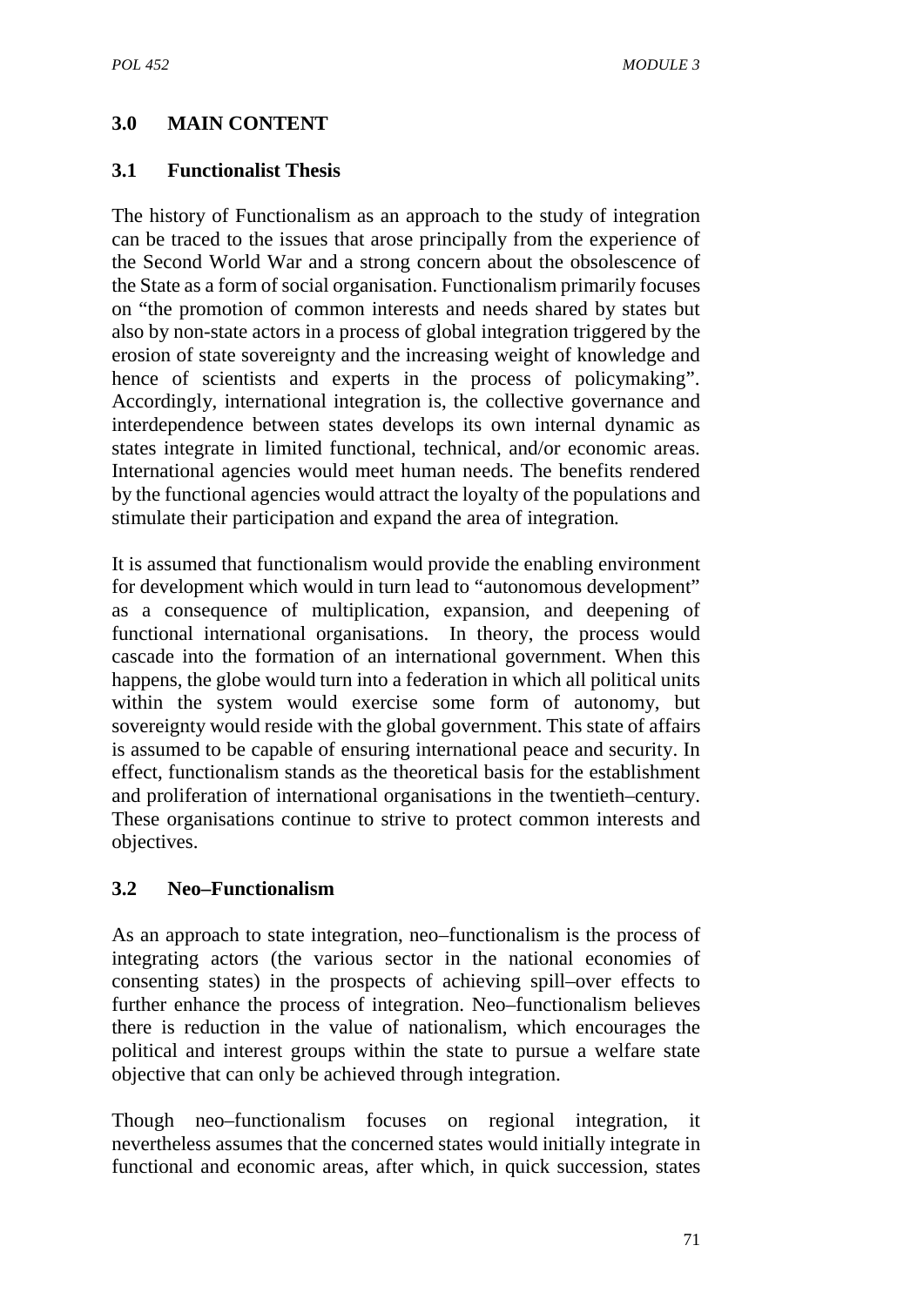## 3.0 MAIN CONTENT

### 3.1 Functionalist Thesis

The history of Functionalism as an approach to the study of integration can be traced to the issues that arose principally from the experience of the Second World War and a strong concern about the obsolescence of the State as a form of social organisation. Functionalism primarily focuses on "the promotion of common interests and needs shared by states but also by non-state actors in a process of global integration triggered by the erosion of state sovereignty and the increasing weight of knowledge and hence of scientists and experts in the process of policymaking". Accordingly, international integration is, the collective governance and interdependence between states develops its own internal dynamic as states integrate in limited functional, technical, and/or economic areas. International agencies would meet human needs. The benefits rendered by the functional agencies would attract the loyalty of the populations and stimulate their participation and expand the area of integration.

It is assumed that functionalism would provide the enabling environment for development which would in turn lead to "autonomous development" as a consequence of multiplication, expansion, and deepening of functional international organisations. In theory, the process would cascade into the formation of an international government. When this happens, the globe would turn into a federation in which all political units within the system would exercise some form of autonomy, but sovereignty would reside with the global government. This state of affairs is assumed to be capable of ensuring international peace and security. In effect, functionalism stands as the theoretical basis for the establishment and proliferation of international organisations in the twentieth–century. These organisations continue to strive to protect common interests and objectives.

### 3.2 Neo–Functionalism

As an approach to state integration, neo–functionalism is the process of integrating actors (the various sector in the national economies of consenting states) in the prospects of achieving spill–over effects to further enhance the process of integration. Neo–functionalism believes there is reduction in the value of nationalism, which encourages the political and interest groups within the state to pursue a welfare state objective that can only be achieved through integration.

Though neo–functionalism focuses on regional integration, it nevertheless assumes that the concerned states would initially integrate in functional and economic areas, after which, in quick succession, states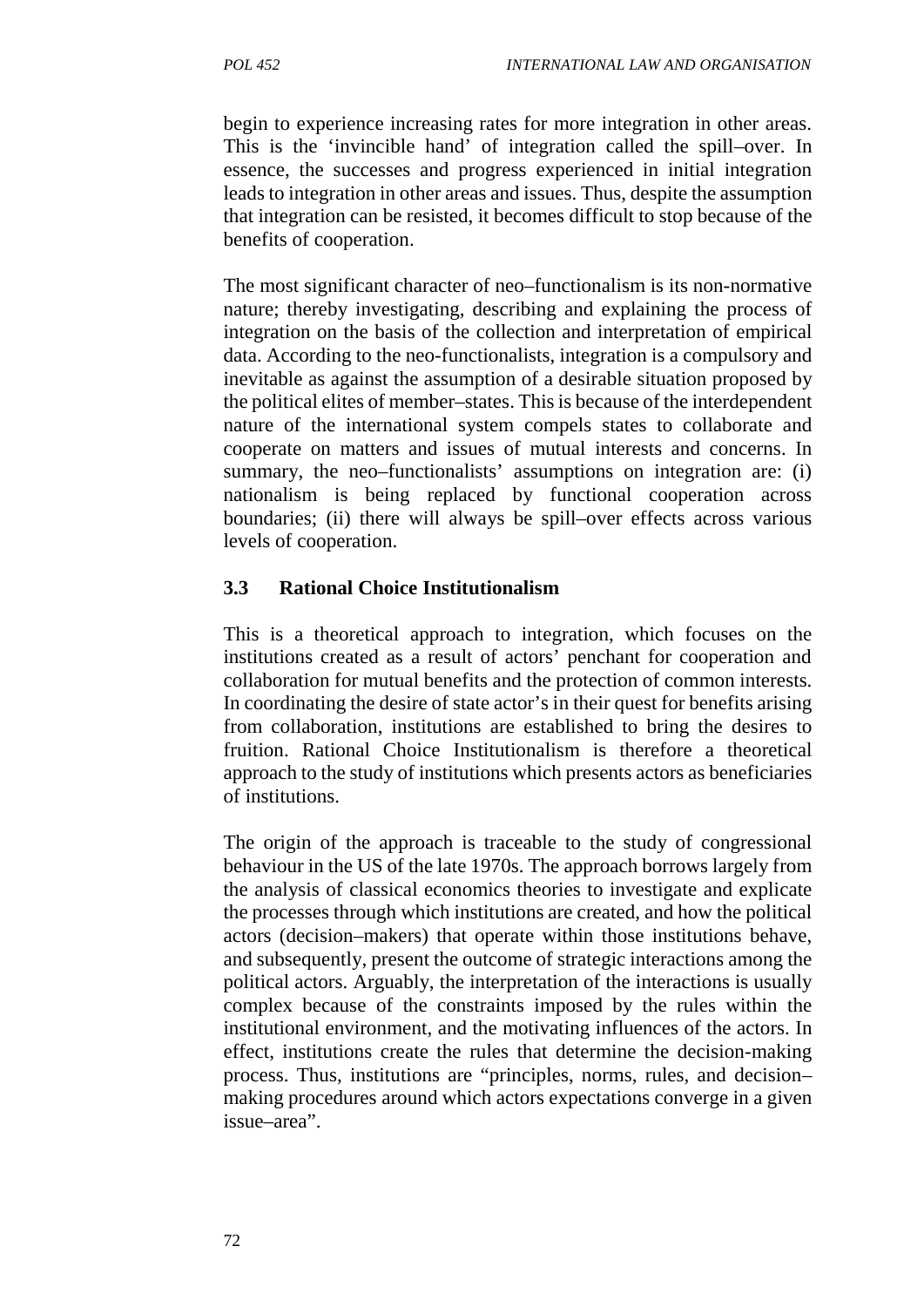begin to experience increasing rates for more integration in other areas. This is the 'invincible hand' of integration called the spill–over. In essence, the successes and progress experienced in initial integration leads to integration in other areas and issues. Thus, despite the assumption that integration can be resisted, it becomes difficult to stop because of the benefits of cooperation.

The most significant character of neo–functionalism is its non-normative nature; thereby investigating, describing and explaining the process of integration on the basis of the collection and interpretation of empirical data. According to the neo-functionalists, integration is a compulsory and inevitable as against the assumption of a desirable situation proposed by the political elites of member–states. This is because of the interdependent nature of the international system compels states to collaborate and cooperate on matters and issues of mutual interests and concerns. In summary, the neo–functionalists' assumptions on integration are: (i) nationalism is being replaced by functional cooperation across boundaries; (ii) there will always be spill–over effects across various levels of cooperation.

### 3.3 Rational Choice Institutionalism

This is a theoretical approach to integration, which focuses on the institutions created as a result of actors' penchant for cooperation and collaboration for mutual benefits and the protection of common interests. In coordinating the desire of state actor's in their quest for benefits arising from collaboration, institutions are established to bring the desires to fruition. Rational Choice Institutionalism is therefore a theoretical approach to the study of institutions which presents actors as beneficiaries of institutions.

The origin of the approach is traceable to the study of congressional behaviour in the US of the late 1970s. The approach borrows largely from the analysis of classical economics theories to investigate and explicate the processes through which institutions are created, and how the political actors (decision–makers) that operate within those institutions behave, and subsequently, present the outcome of strategic interactions among the political actors. Arguably, the interpretation of the interactions is usually complex because of the constraints imposed by the rules within the institutional environment, and the motivating influences of the actors. In effect, institutions create the rules that determine the decision-making process. Thus, institutions are "principles, norms, rules, and decision–making procedures around which actors expectations converge in a given issue–area".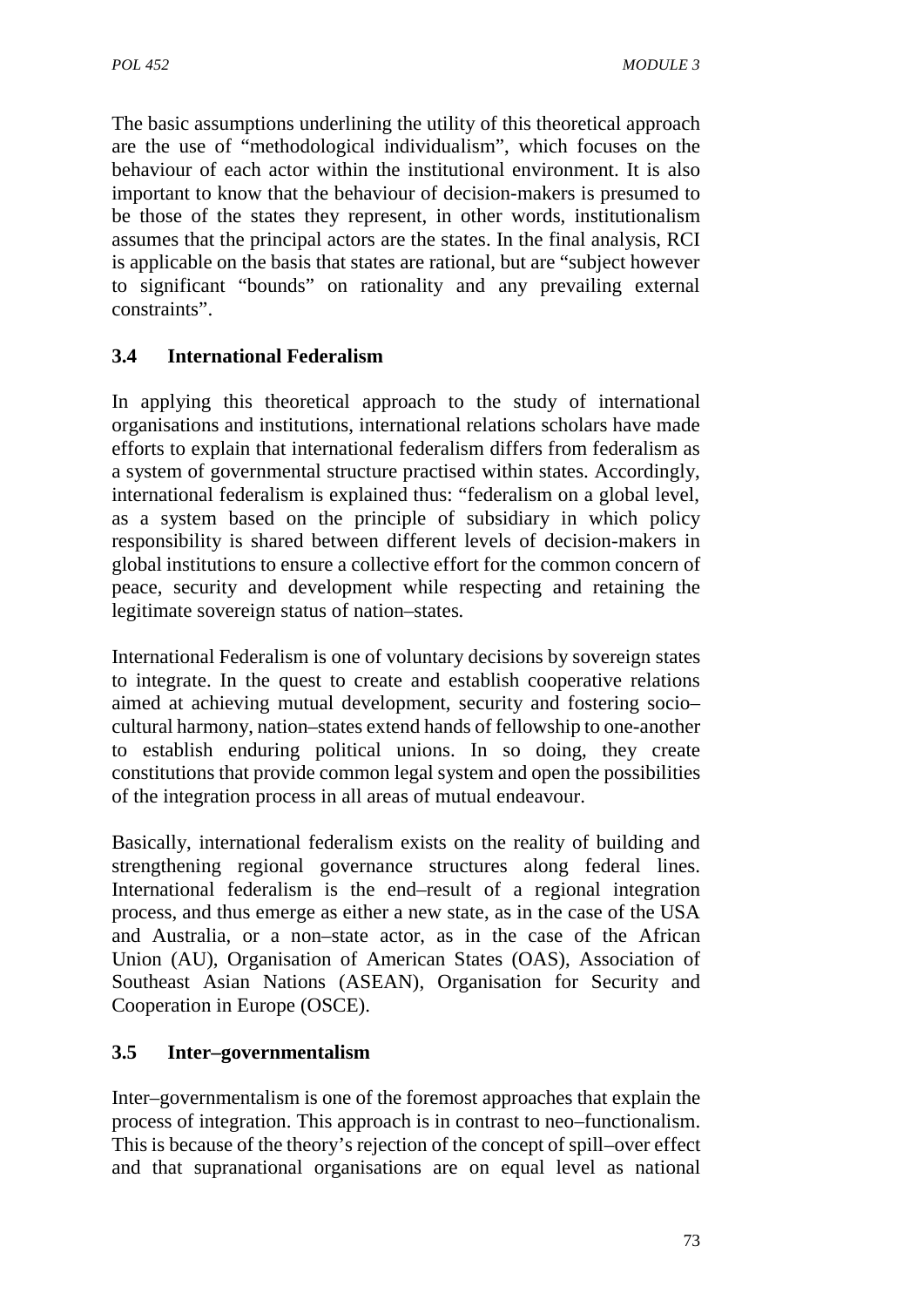The basic assumptions underlining the utility of this theoretical approach are the use of "methodological individualism", which focuses on the behaviour of each actor within the institutional environment. It is also important to know that the behaviour of decision-makers is presumed to be those of the states they represent, in other words, institutionalism assumes that the principal actors are the states. In the final analysis, RCI is applicable on the basis that states are rational, but are "subject however to significant "bounds" on rationality and any prevailing external constraints".

### 3.4 International Federalism

In applying this theoretical approach to the study of international organisations and institutions, international relations scholars have made efforts to explain that international federalism differs from federalism as a system of governmental structure practised within states. Accordingly, international federalism is explained thus: "federalism on a global level, as a system based on the principle of subsidiary in which policy responsibility is shared between different levels of decision-makers in global institutions to ensure a collective effort for the common concern of peace, security and development while respecting and retaining the legitimate sovereign status of nation–states.

International Federalism is one of voluntary decisions by sovereign states to integrate. In the quest to create and establish cooperative relations aimed at achieving mutual development, security and fostering socio–cultural harmony, nation–states extend hands of fellowship to one-another to establish enduring political unions. In so doing, they create constitutions that provide common legal system and open the possibilities of the integration process in all areas of mutual endeavour.

Basically, international federalism exists on the reality of building and strengthening regional governance structures along federal lines. International federalism is the end–result of a regional integration process, and thus emerge as either a new state, as in the case of the USA and Australia, or a non–state actor, as in the case of the African Union (AU), Organisation of American States (OAS), Association of Southeast Asian Nations (ASEAN), Organisation for Security and Cooperation in Europe (OSCE).

### 3.5 Inter–governmentalism

Inter–governmentalism is one of the foremost approaches that explain the process of integration. This approach is in contrast to neo–functionalism. This is because of the theory's rejection of the concept of spill–over effect and that supranational organisations are on equal level as national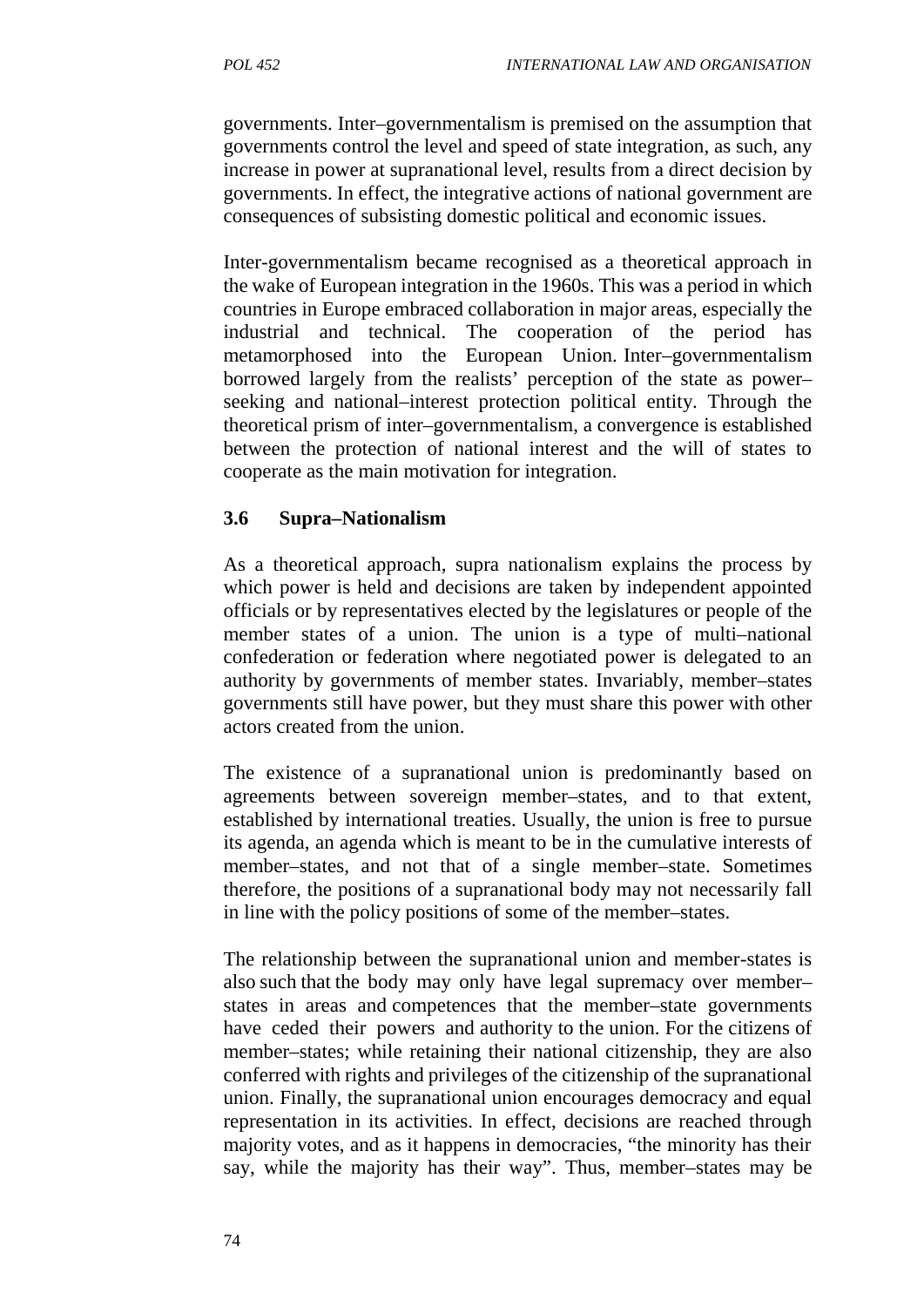governments. Inter–governmentalism is premised on the assumption that governments control the level and speed of state integration, as such, any increase in power at supranational level, results from a direct decision by governments. In effect, the integrative actions of national government are consequences of subsisting domestic political and economic issues.

Inter-governmentalism became recognised as a theoretical approach in the wake of European integration in the 1960s. This was a period in which countries in Europe embraced collaboration in major areas, especially the industrial and technical. The cooperation of the period has metamorphosed into the European Union. Inter–governmentalism borrowed largely from the realists' perception of the state as power–seeking and national–interest protection political entity. Through the theoretical prism of inter–governmentalism, a convergence is established between the protection of national interest and the will of states to cooperate as the main motivation for integration.

### 3.6 Supra–Nationalism

As a theoretical approach, supra nationalism explains the process by which power is held and decisions are taken by independent appointed officials or by representatives elected by the legislatures or people of the member states of a union. The union is a type of multi–national confederation or federation where negotiated power is delegated to an authority by governments of member states. Invariably, member–states governments still have power, but they must share this power with other actors created from the union.

The existence of a supranational union is predominantly based on agreements between sovereign member–states, and to that extent, established by international treaties. Usually, the union is free to pursue its agenda, an agenda which is meant to be in the cumulative interests of member–states, and not that of a single member–state. Sometimes therefore, the positions of a supranational body may not necessarily fall in line with the policy positions of some of the member–states.

The relationship between the supranational union and member-states is also such that the body may only have legal supremacy over member–states in areas and competences that the member–state governments have ceded their powers and authority to the union. For the citizens of member–states; while retaining their national citizenship, they are also conferred with rights and privileges of the citizenship of the supranational union. Finally, the supranational union encourages democracy and equal representation in its activities. In effect, decisions are reached through majority votes, and as it happens in democracies, "the minority has their say, while the majority has their way". Thus, member–states may be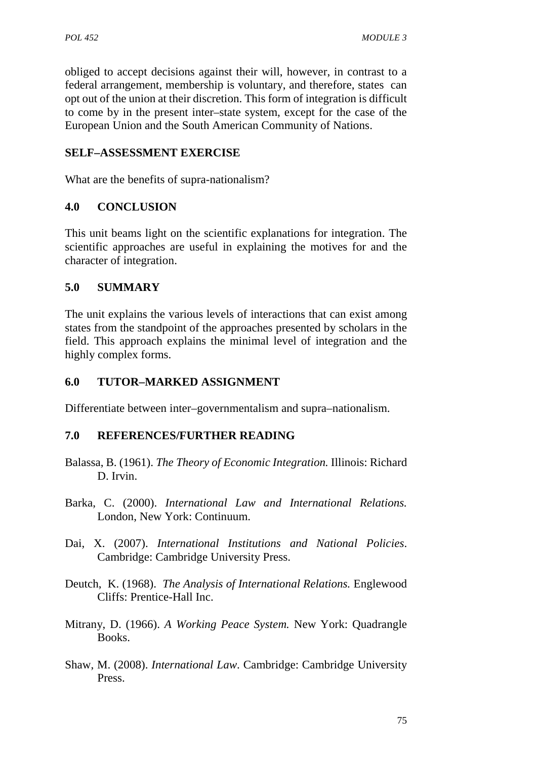obliged to accept decisions against their will, however, in contrast to a federal arrangement, membership is voluntary, and therefore, states can opt out of the union at their discretion. This form of integration is difficult to come by in the present inter–state system, except for the case of the European Union and the South American Community of Nations.

## SELF–ASSESSMENT EXERCISE

What are the benefits of supra-nationalism?

## 4.0 CONCLUSION

This unit beams light on the scientific explanations for integration. The scientific approaches are useful in explaining the motives for and the character of integration.

## 5.0 SUMMARY

The unit explains the various levels of interactions that can exist among states from the standpoint of the approaches presented by scholars in the field. This approach explains the minimal level of integration and the highly complex forms.

## 6.0 TUTOR–MARKED ASSIGNMENT

Differentiate between inter–governmentalism and supra–nationalism.

## 7.0 REFERENCES/FURTHER READING

Balassa, B. (1961). *The Theory of Economic Integration.* Illinois: Richard D. Irvin.

Barka, C. (2000). *International Law and International Relations.* London, New York: Continuum.

Dai, X. (2007). *International Institutions and National Policies*. Cambridge: Cambridge University Press.

Deutch, K. (1968). *The Analysis of International Relations.* Englewood Cliffs: Prentice-Hall Inc.

Mitrany, D. (1966). *A Working Peace System.* New York: Quadrangle Books.

Shaw, M. (2008). *International Law*. Cambridge: Cambridge University Press.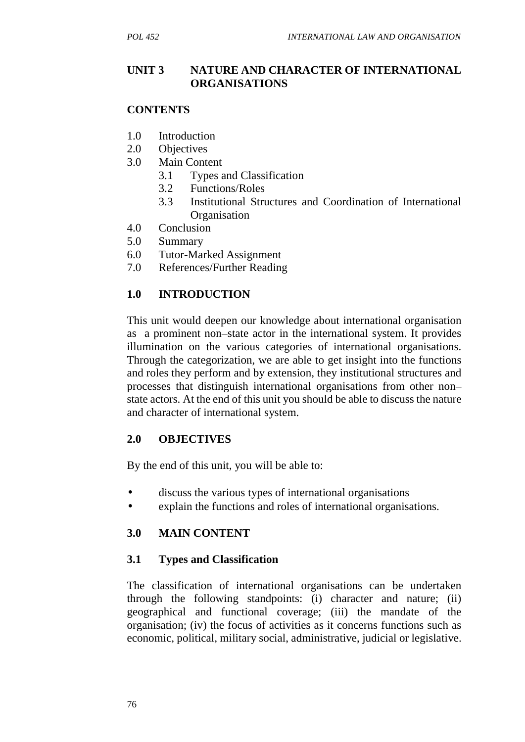## UNIT 3 NATURE AND CHARACTER OF INTERNATIONAL ORGANISATIONS

### CONTENTS

1.0 Introduction
2.0 Objectives
3.0 Main Content
    3.1 Types and Classification
    3.2 Functions/Roles
    3.3 Institutional Structures and Coordination of International Organisation
4.0 Conclusion
5.0 Summary
6.0 Tutor-Marked Assignment
7.0 References/Further Reading

### 1.0 INTRODUCTION

This unit would deepen our knowledge about international organisation as a prominent non–state actor in the international system. It provides illumination on the various categories of international organisations. Through the categorization, we are able to get insight into the functions and roles they perform and by extension, they institutional structures and processes that distinguish international organisations from other non–state actors. At the end of this unit you should be able to discuss the nature and character of international system.

### 2.0 OBJECTIVES

By the end of this unit, you will be able to:

- discuss the various types of international organisations
- explain the functions and roles of international organisations.

### 3.0 MAIN CONTENT

#### 3.1 Types and Classification

The classification of international organisations can be undertaken through the following standpoints: (i) character and nature; (ii) geographical and functional coverage; (iii) the mandate of the organisation; (iv) the focus of activities as it concerns functions such as economic, political, military social, administrative, judicial or legislative.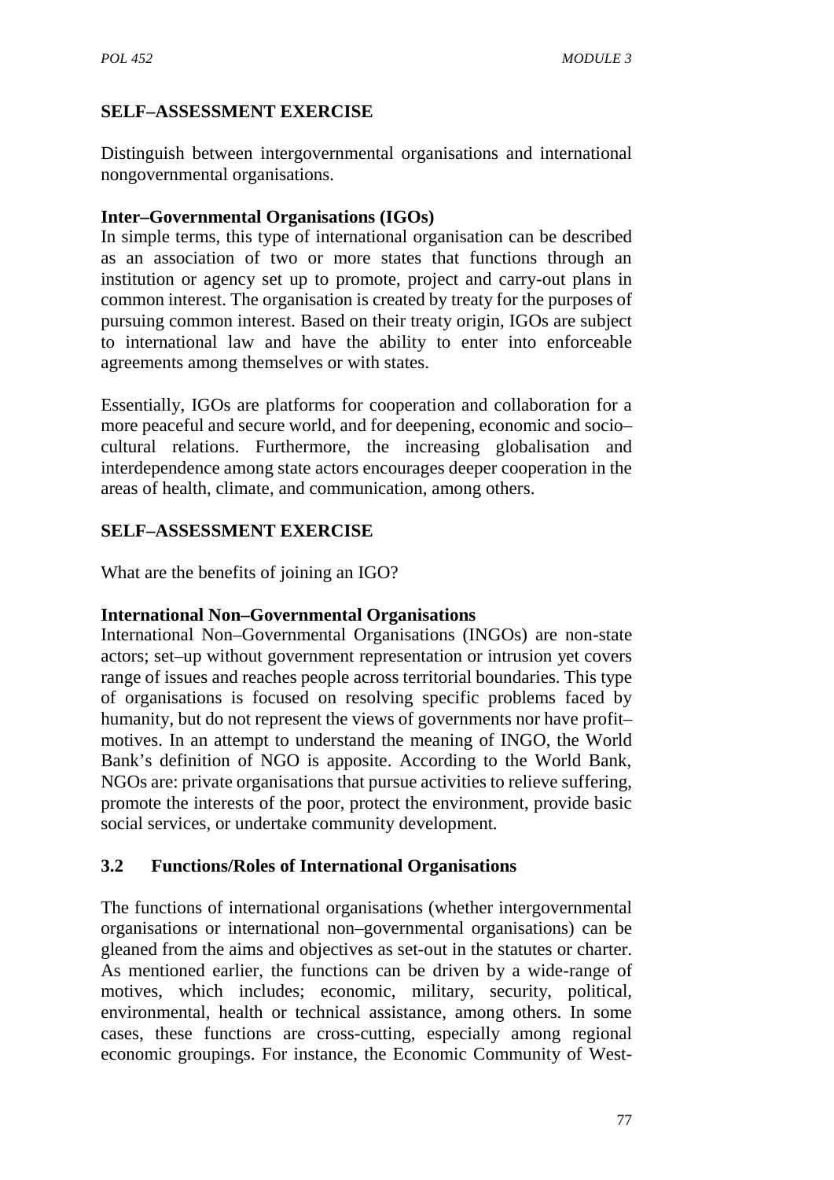**SELF–ASSESSMENT EXERCISE**

Distinguish between intergovernmental organisations and international nongovernmental organisations.

**Inter–Governmental Organisations (IGOs)**

In simple terms, this type of international organisation can be described as an association of two or more states that functions through an institution or agency set up to promote, project and carry-out plans in common interest. The organisation is created by treaty for the purposes of pursuing common interest. Based on their treaty origin, IGOs are subject to international law and have the ability to enter into enforceable agreements among themselves or with states.

Essentially, IGOs are platforms for cooperation and collaboration for a more peaceful and secure world, and for deepening, economic and socio–cultural relations. Furthermore, the increasing globalisation and interdependence among state actors encourages deeper cooperation in the areas of health, climate, and communication, among others.

**SELF–ASSESSMENT EXERCISE**

What are the benefits of joining an IGO?

**International Non–Governmental Organisations**

International Non–Governmental Organisations (INGOs) are non-state actors; set–up without government representation or intrusion yet covers range of issues and reaches people across territorial boundaries. This type of organisations is focused on resolving specific problems faced by humanity, but do not represent the views of governments nor have profit–motives. In an attempt to understand the meaning of INGO, the World Bank's definition of NGO is apposite. According to the World Bank, NGOs are: private organisations that pursue activities to relieve suffering, promote the interests of the poor, protect the environment, provide basic social services, or undertake community development.

## 3.2 Functions/Roles of International Organisations

The functions of international organisations (whether intergovernmental organisations or international non–governmental organisations) can be gleaned from the aims and objectives as set-out in the statutes or charter. As mentioned earlier, the functions can be driven by a wide-range of motives, which includes; economic, military, security, political, environmental, health or technical assistance, among others. In some cases, these functions are cross-cutting, especially among regional economic groupings. For instance, the Economic Community of West-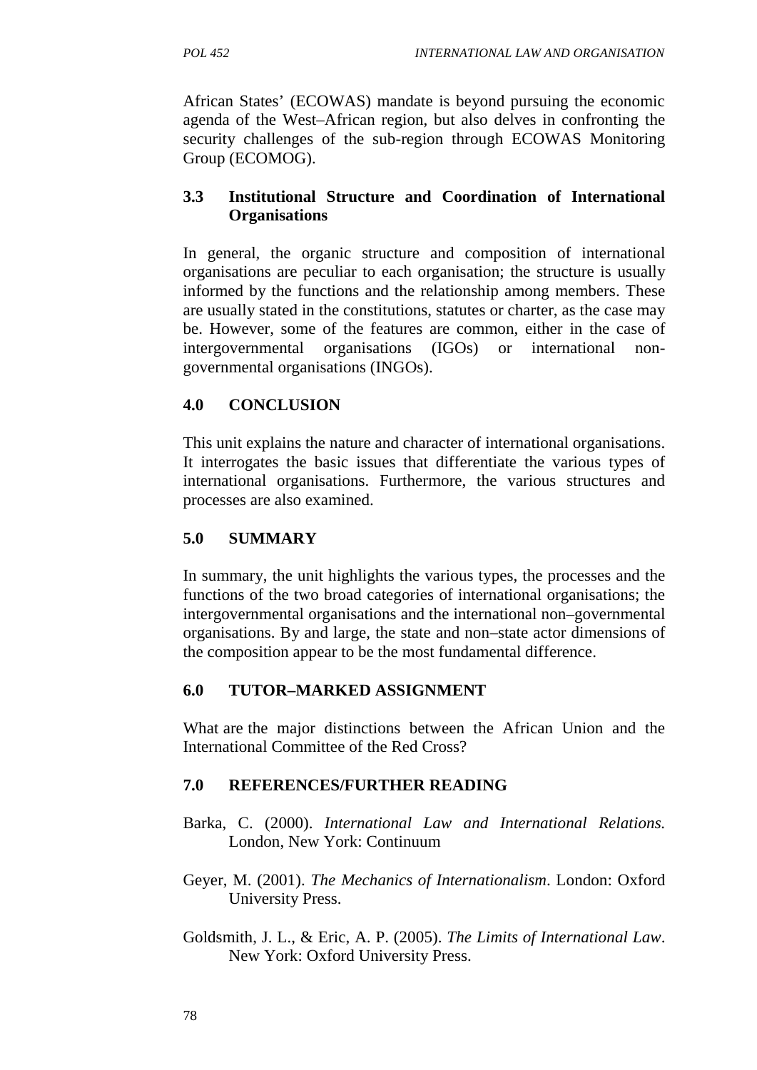African States' (ECOWAS) mandate is beyond pursuing the economic agenda of the West–African region, but also delves in confronting the security challenges of the sub-region through ECOWAS Monitoring Group (ECOMOG).

### 3.3 Institutional Structure and Coordination of International Organisations

In general, the organic structure and composition of international organisations are peculiar to each organisation; the structure is usually informed by the functions and the relationship among members. These are usually stated in the constitutions, statutes or charter, as the case may be. However, some of the features are common, either in the case of intergovernmental organisations (IGOs) or international non-governmental organisations (INGOs).

## 4.0 CONCLUSION

This unit explains the nature and character of international organisations. It interrogates the basic issues that differentiate the various types of international organisations. Furthermore, the various structures and processes are also examined.

## 5.0 SUMMARY

In summary, the unit highlights the various types, the processes and the functions of the two broad categories of international organisations; the intergovernmental organisations and the international non–governmental organisations. By and large, the state and non–state actor dimensions of the composition appear to be the most fundamental difference.

## 6.0 TUTOR–MARKED ASSIGNMENT

What are the major distinctions between the African Union and the International Committee of the Red Cross?

## 7.0 REFERENCES/FURTHER READING

Barka, C. (2000). *International Law and International Relations.* London, New York: Continuum

Geyer, M. (2001). *The Mechanics of Internationalism*. London: Oxford University Press.

Goldsmith, J. L., & Eric, A. P. (2005). *The Limits of International Law*. New York: Oxford University Press.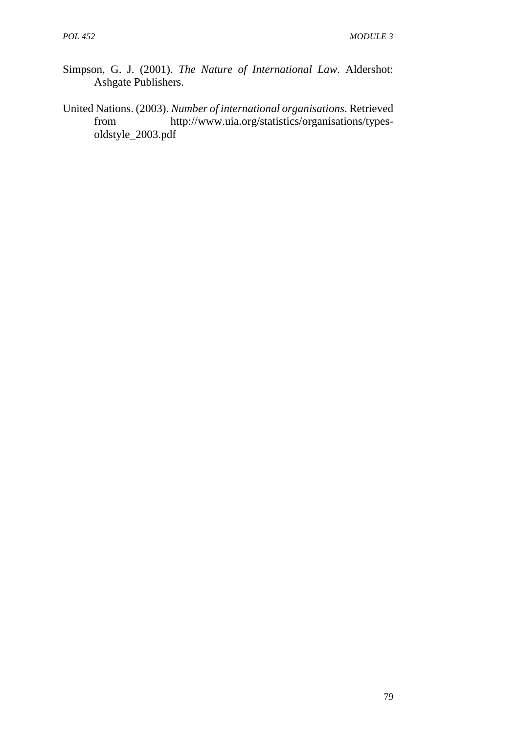Simpson, G. J. (2001). *The Nature of International Law*. Aldershot: Ashgate Publishers.

United Nations. (2003). *Number of international organisations*. Retrieved from http://www.uia.org/statistics/organisations/types-oldstyle_2003.pdf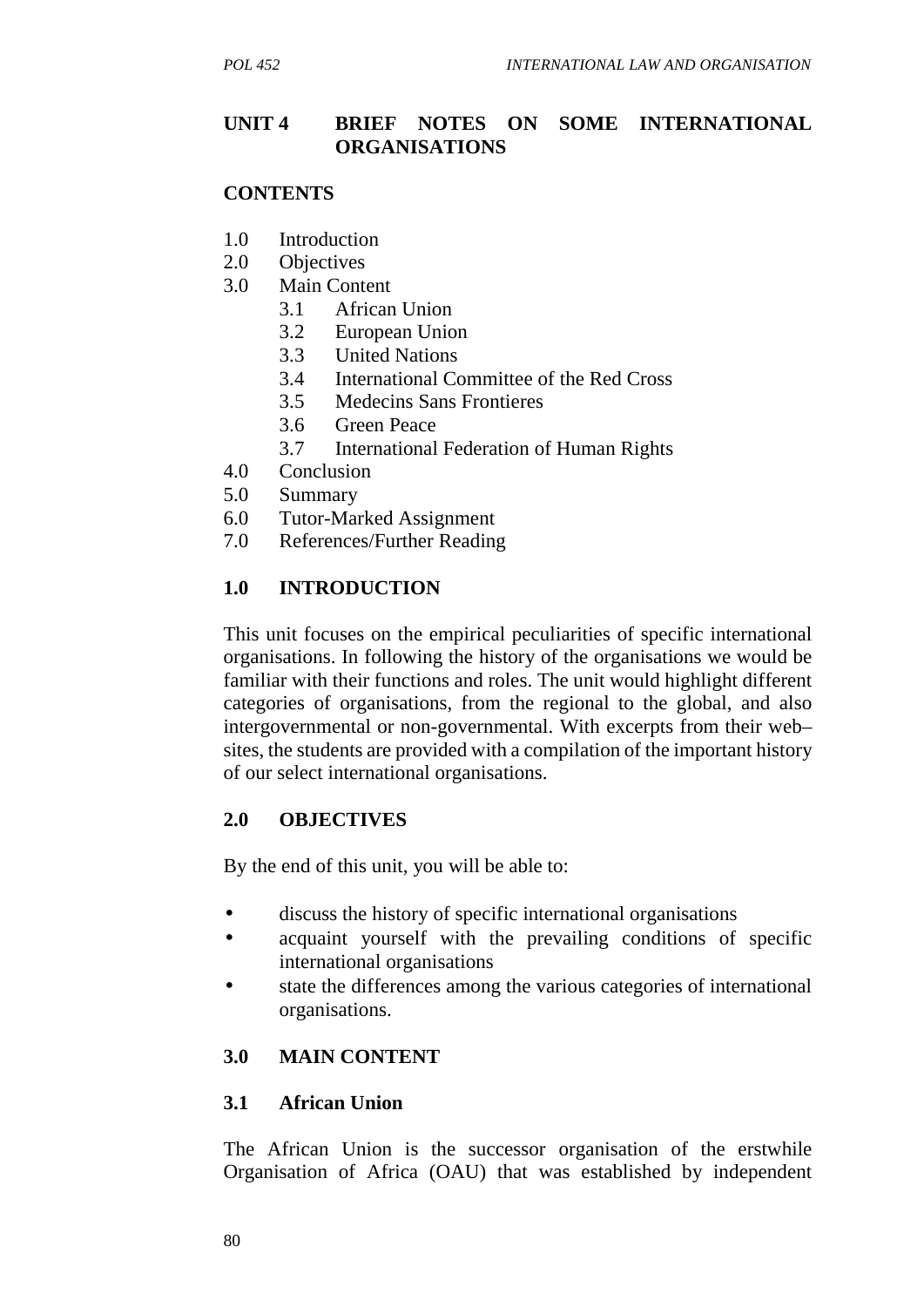# UNIT 4 BRIEF NOTES ON SOME INTERNATIONAL ORGANISATIONS

## CONTENTS

1.0 Introduction
2.0 Objectives
3.0 Main Content
  3.1 African Union
  3.2 European Union
  3.3 United Nations
  3.4 International Committee of the Red Cross
  3.5 Medecins Sans Frontieres
  3.6 Green Peace
  3.7 International Federation of Human Rights
4.0 Conclusion
5.0 Summary
6.0 Tutor-Marked Assignment
7.0 References/Further Reading

## 1.0 INTRODUCTION

This unit focuses on the empirical peculiarities of specific international organisations. In following the history of the organisations we would be familiar with their functions and roles. The unit would highlight different categories of organisations, from the regional to the global, and also intergovernmental or non-governmental. With excerpts from their web–sites, the students are provided with a compilation of the important history of our select international organisations.

## 2.0 OBJECTIVES

By the end of this unit, you will be able to:

- discuss the history of specific international organisations
- acquaint yourself with the prevailing conditions of specific international organisations
- state the differences among the various categories of international organisations.

## 3.0 MAIN CONTENT

### 3.1 African Union

The African Union is the successor organisation of the erstwhile Organisation of Africa (OAU) that was established by independent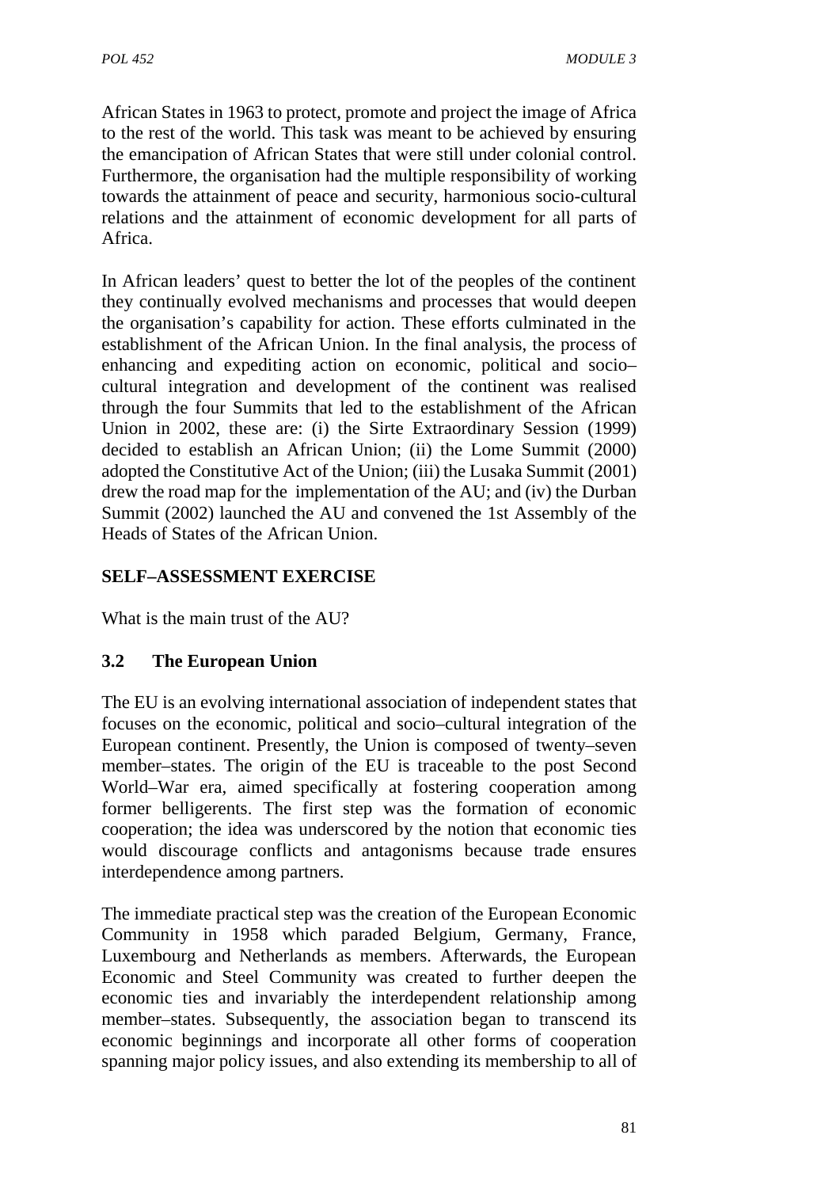African States in 1963 to protect, promote and project the image of Africa to the rest of the world. This task was meant to be achieved by ensuring the emancipation of African States that were still under colonial control. Furthermore, the organisation had the multiple responsibility of working towards the attainment of peace and security, harmonious socio-cultural relations and the attainment of economic development for all parts of Africa.

In African leaders' quest to better the lot of the peoples of the continent they continually evolved mechanisms and processes that would deepen the organisation's capability for action. These efforts culminated in the establishment of the African Union. In the final analysis, the process of enhancing and expediting action on economic, political and socio–cultural integration and development of the continent was realised through the four Summits that led to the establishment of the African Union in 2002, these are: (i) the Sirte Extraordinary Session (1999) decided to establish an African Union; (ii) the Lome Summit (2000) adopted the Constitutive Act of the Union; (iii) the Lusaka Summit (2001) drew the road map for the implementation of the AU; and (iv) the Durban Summit (2002) launched the AU and convened the 1st Assembly of the Heads of States of the African Union.

## SELF–ASSESSMENT EXERCISE

What is the main trust of the AU?

### 3.2 The European Union

The EU is an evolving international association of independent states that focuses on the economic, political and socio–cultural integration of the European continent. Presently, the Union is composed of twenty–seven member–states. The origin of the EU is traceable to the post Second World–War era, aimed specifically at fostering cooperation among former belligerents. The first step was the formation of economic cooperation; the idea was underscored by the notion that economic ties would discourage conflicts and antagonisms because trade ensures interdependence among partners.

The immediate practical step was the creation of the European Economic Community in 1958 which paraded Belgium, Germany, France, Luxembourg and Netherlands as members. Afterwards, the European Economic and Steel Community was created to further deepen the economic ties and invariably the interdependent relationship among member–states. Subsequently, the association began to transcend its economic beginnings and incorporate all other forms of cooperation spanning major policy issues, and also extending its membership to all of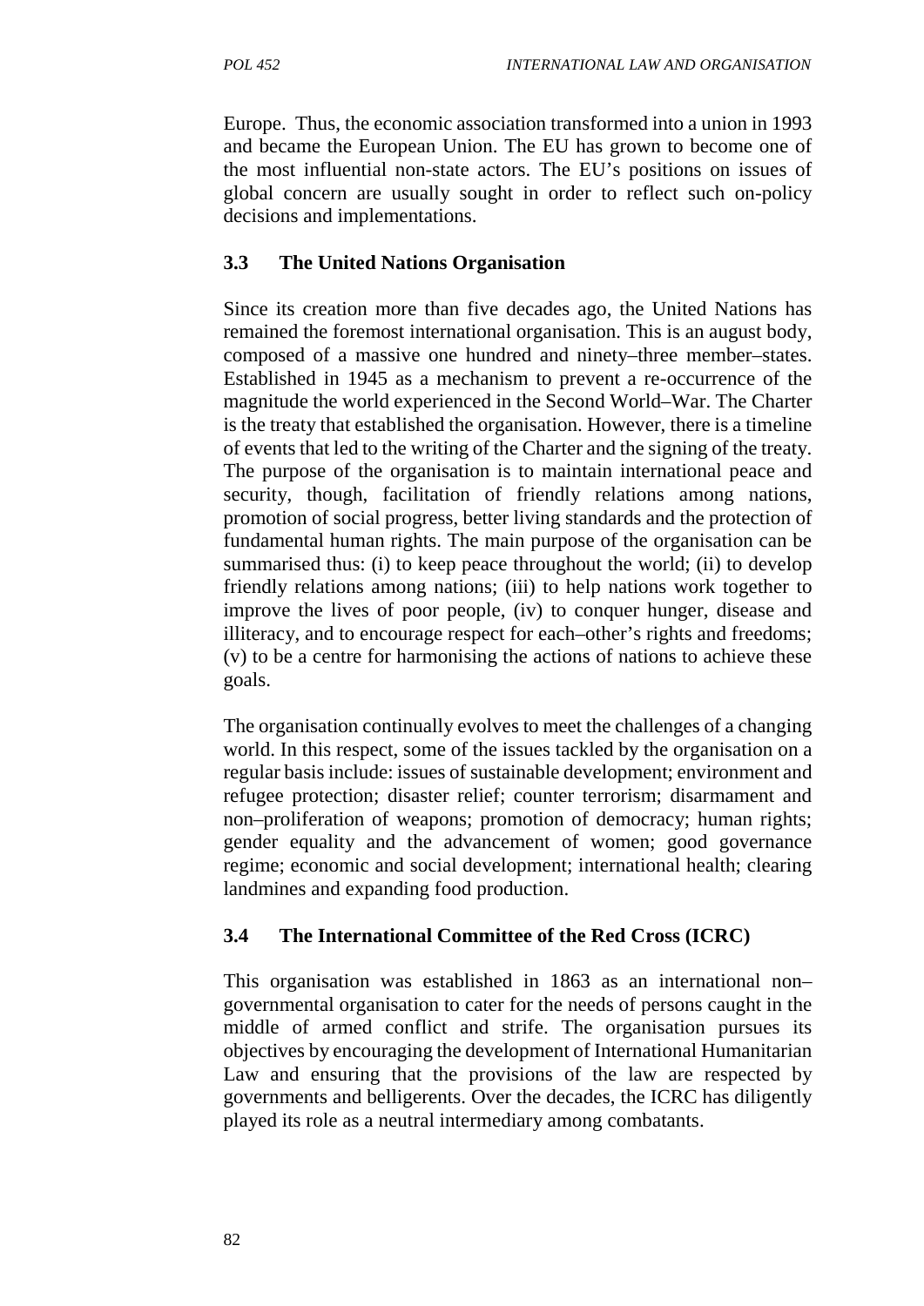Europe. Thus, the economic association transformed into a union in 1993 and became the European Union. The EU has grown to become one of the most influential non-state actors. The EU's positions on issues of global concern are usually sought in order to reflect such on-policy decisions and implementations.

### 3.3 The United Nations Organisation

Since its creation more than five decades ago, the United Nations has remained the foremost international organisation. This is an august body, composed of a massive one hundred and ninety–three member–states. Established in 1945 as a mechanism to prevent a re-occurrence of the magnitude the world experienced in the Second World–War. The Charter is the treaty that established the organisation. However, there is a timeline of events that led to the writing of the Charter and the signing of the treaty. The purpose of the organisation is to maintain international peace and security, though, facilitation of friendly relations among nations, promotion of social progress, better living standards and the protection of fundamental human rights. The main purpose of the organisation can be summarised thus: (i) to keep peace throughout the world; (ii) to develop friendly relations among nations; (iii) to help nations work together to improve the lives of poor people, (iv) to conquer hunger, disease and illiteracy, and to encourage respect for each–other's rights and freedoms; (v) to be a centre for harmonising the actions of nations to achieve these goals.

The organisation continually evolves to meet the challenges of a changing world. In this respect, some of the issues tackled by the organisation on a regular basis include: issues of sustainable development; environment and refugee protection; disaster relief; counter terrorism; disarmament and non–proliferation of weapons; promotion of democracy; human rights; gender equality and the advancement of women; good governance regime; economic and social development; international health; clearing landmines and expanding food production.

### 3.4 The International Committee of the Red Cross (ICRC)

This organisation was established in 1863 as an international non–governmental organisation to cater for the needs of persons caught in the middle of armed conflict and strife. The organisation pursues its objectives by encouraging the development of International Humanitarian Law and ensuring that the provisions of the law are respected by governments and belligerents. Over the decades, the ICRC has diligently played its role as a neutral intermediary among combatants.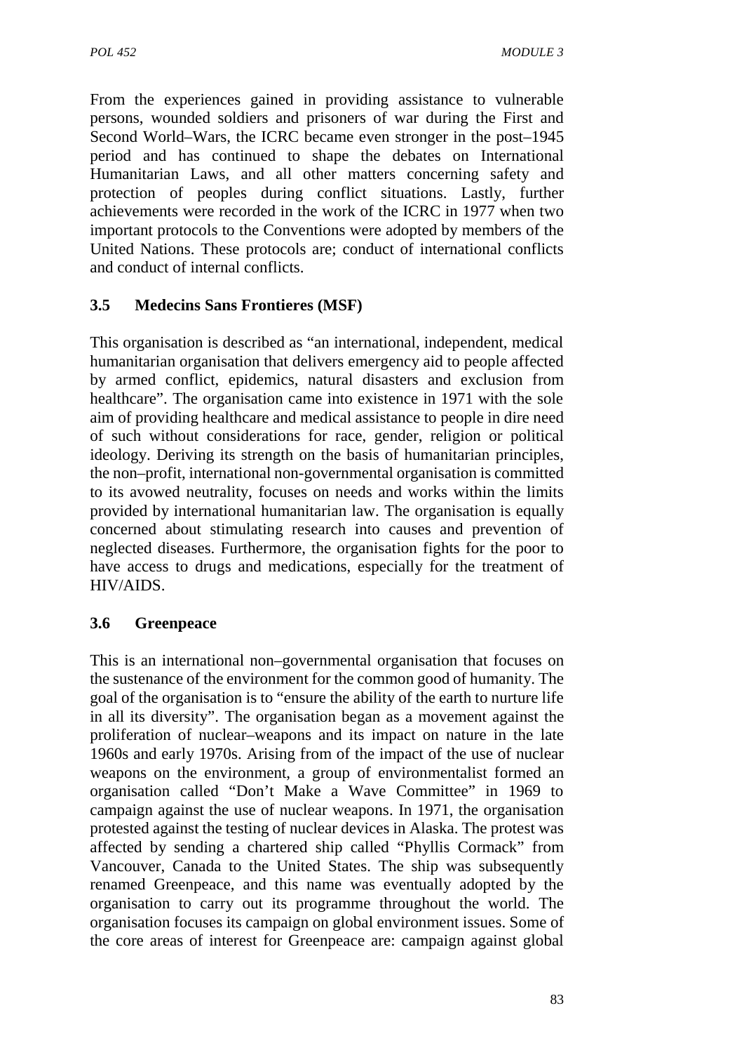From the experiences gained in providing assistance to vulnerable persons, wounded soldiers and prisoners of war during the First and Second World–Wars, the ICRC became even stronger in the post–1945 period and has continued to shape the debates on International Humanitarian Laws, and all other matters concerning safety and protection of peoples during conflict situations. Lastly, further achievements were recorded in the work of the ICRC in 1977 when two important protocols to the Conventions were adopted by members of the United Nations. These protocols are; conduct of international conflicts and conduct of internal conflicts.

### 3.5 Medecins Sans Frontieres (MSF)

This organisation is described as "an international, independent, medical humanitarian organisation that delivers emergency aid to people affected by armed conflict, epidemics, natural disasters and exclusion from healthcare". The organisation came into existence in 1971 with the sole aim of providing healthcare and medical assistance to people in dire need of such without considerations for race, gender, religion or political ideology. Deriving its strength on the basis of humanitarian principles, the non–profit, international non-governmental organisation is committed to its avowed neutrality, focuses on needs and works within the limits provided by international humanitarian law. The organisation is equally concerned about stimulating research into causes and prevention of neglected diseases. Furthermore, the organisation fights for the poor to have access to drugs and medications, especially for the treatment of HIV/AIDS.

### 3.6 Greenpeace

This is an international non–governmental organisation that focuses on the sustenance of the environment for the common good of humanity. The goal of the organisation is to "ensure the ability of the earth to nurture life in all its diversity". The organisation began as a movement against the proliferation of nuclear–weapons and its impact on nature in the late 1960s and early 1970s. Arising from of the impact of the use of nuclear weapons on the environment, a group of environmentalist formed an organisation called "Don't Make a Wave Committee" in 1969 to campaign against the use of nuclear weapons. In 1971, the organisation protested against the testing of nuclear devices in Alaska. The protest was affected by sending a chartered ship called "Phyllis Cormack" from Vancouver, Canada to the United States. The ship was subsequently renamed Greenpeace, and this name was eventually adopted by the organisation to carry out its programme throughout the world. The organisation focuses its campaign on global environment issues. Some of the core areas of interest for Greenpeace are: campaign against global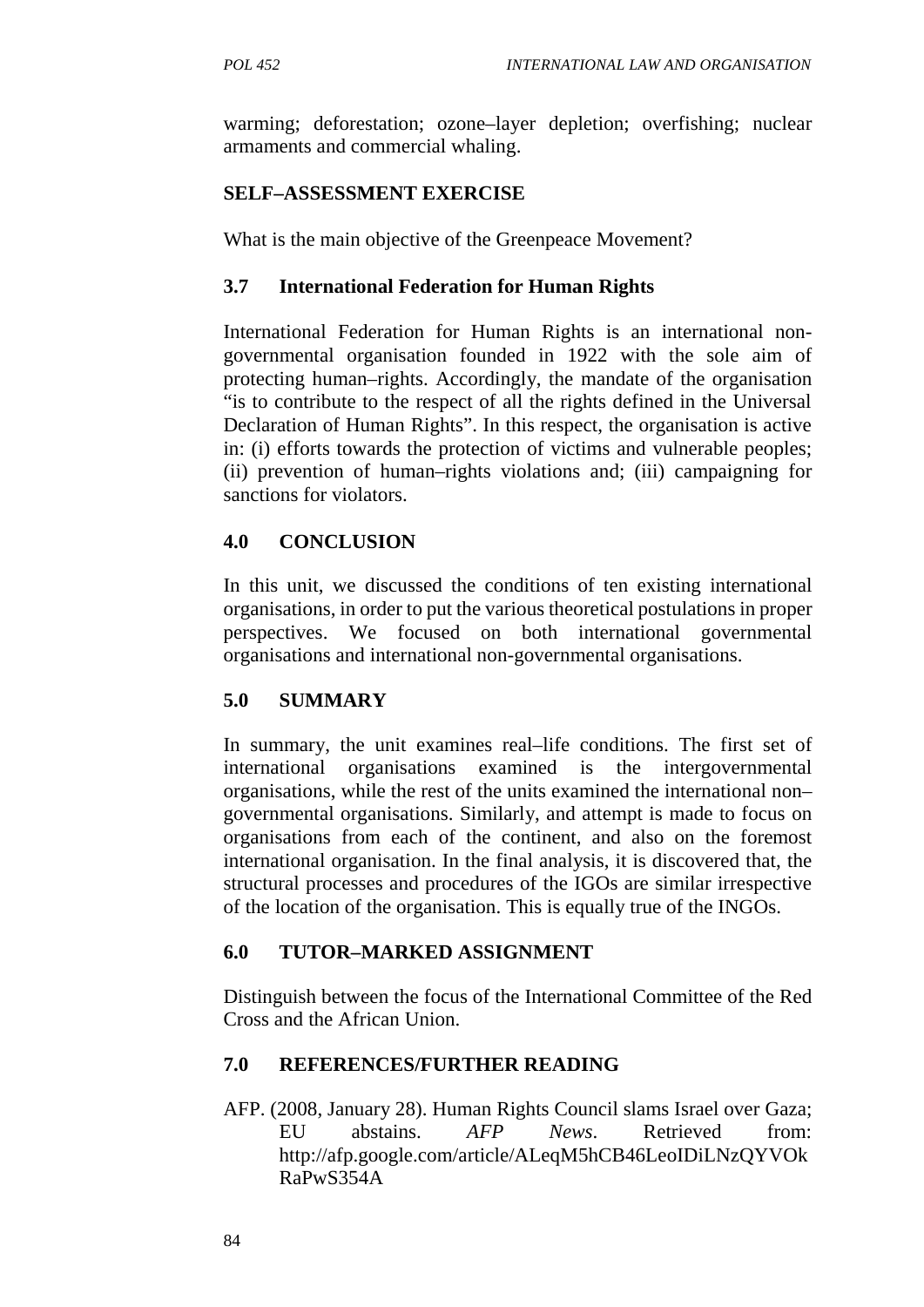warming; deforestation; ozone–layer depletion; overfishing; nuclear armaments and commercial whaling.

**SELF–ASSESSMENT EXERCISE**

What is the main objective of the Greenpeace Movement?

### 3.7 International Federation for Human Rights

International Federation for Human Rights is an international non-governmental organisation founded in 1922 with the sole aim of protecting human–rights. Accordingly, the mandate of the organisation "is to contribute to the respect of all the rights defined in the Universal Declaration of Human Rights". In this respect, the organisation is active in: (i) efforts towards the protection of victims and vulnerable peoples; (ii) prevention of human–rights violations and; (iii) campaigning for sanctions for violators.

## 4.0 CONCLUSION

In this unit, we discussed the conditions of ten existing international organisations, in order to put the various theoretical postulations in proper perspectives. We focused on both international governmental organisations and international non-governmental organisations.

## 5.0 SUMMARY

In summary, the unit examines real–life conditions. The first set of international organisations examined is the intergovernmental organisations, while the rest of the units examined the international non–governmental organisations. Similarly, and attempt is made to focus on organisations from each of the continent, and also on the foremost international organisation. In the final analysis, it is discovered that, the structural processes and procedures of the IGOs are similar irrespective of the location of the organisation. This is equally true of the INGOs.

## 6.0 TUTOR–MARKED ASSIGNMENT

Distinguish between the focus of the International Committee of the Red Cross and the African Union.

## 7.0 REFERENCES/FURTHER READING

AFP. (2008, January 28). Human Rights Council slams Israel over Gaza; EU abstains. *AFP News*. Retrieved from: http://afp.google.com/article/ALeqM5hCB46LeoIDiLNzQYVOkRaPwS354A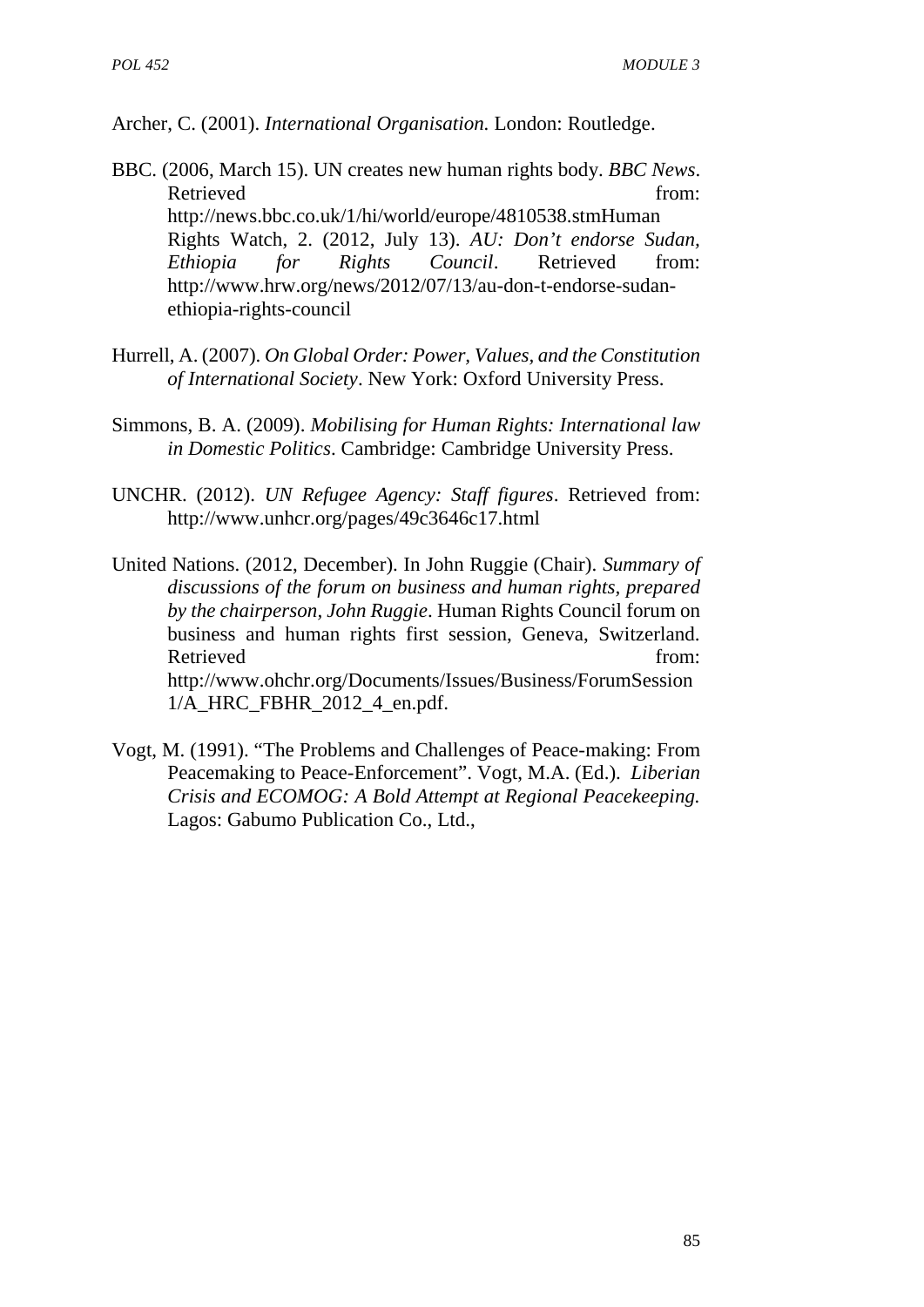Archer, C. (2001). *International Organisation.* London: Routledge.

BBC. (2006, March 15). UN creates new human rights body. *BBC News*. Retrieved from: http://news.bbc.co.uk/1/hi/world/europe/4810538.stmHuman Rights Watch, 2. (2012, July 13). *AU: Don't endorse Sudan, Ethiopia for Rights Council*. Retrieved from: http://www.hrw.org/news/2012/07/13/au-don-t-endorse-sudan-ethiopia-rights-council

Hurrell, A. (2007). *On Global Order: Power, Values, and the Constitution of International Society*. New York: Oxford University Press.

Simmons, B. A. (2009). *Mobilising for Human Rights: International law in Domestic Politics*. Cambridge: Cambridge University Press.

UNCHR. (2012). *UN Refugee Agency: Staff figures*. Retrieved from: http://www.unhcr.org/pages/49c3646c17.html

United Nations. (2012, December). In John Ruggie (Chair). *Summary of discussions of the forum on business and human rights, prepared by the chairperson, John Ruggie*. Human Rights Council forum on business and human rights first session, Geneva, Switzerland. Retrieved from: http://www.ohchr.org/Documents/Issues/Business/ForumSession1/A_HRC_FBHR_2012_4_en.pdf.

Vogt, M. (1991). "The Problems and Challenges of Peace-making: From Peacemaking to Peace-Enforcement". Vogt, M.A. (Ed.). *Liberian Crisis and ECOMOG: A Bold Attempt at Regional Peacekeeping.* Lagos: Gabumo Publication Co., Ltd.,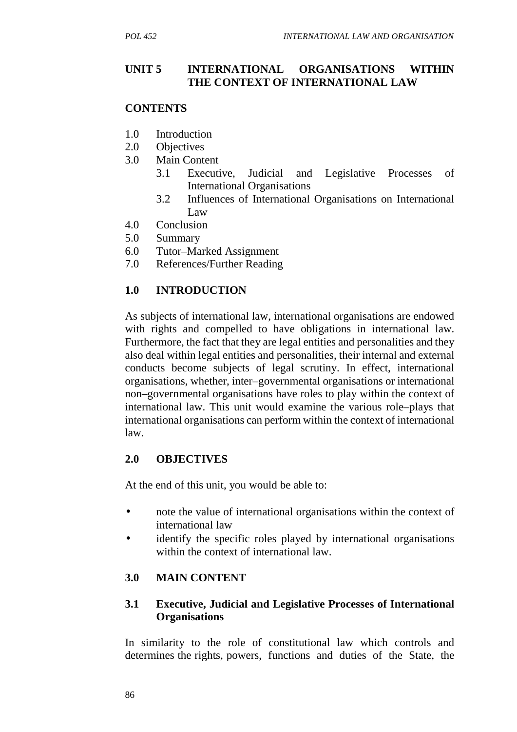## UNIT 5 INTERNATIONAL ORGANISATIONS WITHIN THE CONTEXT OF INTERNATIONAL LAW

**CONTENTS**

1.0 Introduction
2.0 Objectives
3.0 Main Content
   3.1 Executive, Judicial and Legislative Processes of International Organisations
   3.2 Influences of International Organisations on International Law
4.0 Conclusion
5.0 Summary
6.0 Tutor–Marked Assignment
7.0 References/Further Reading

### 1.0 INTRODUCTION

As subjects of international law, international organisations are endowed with rights and compelled to have obligations in international law. Furthermore, the fact that they are legal entities and personalities and they also deal within legal entities and personalities, their internal and external conducts become subjects of legal scrutiny. In effect, international organisations, whether, inter–governmental organisations or international non–governmental organisations have roles to play within the context of international law. This unit would examine the various role–plays that international organisations can perform within the context of international law.

### 2.0 OBJECTIVES

At the end of this unit, you would be able to:

- note the value of international organisations within the context of international law
- identify the specific roles played by international organisations within the context of international law.

### 3.0 MAIN CONTENT

#### 3.1 Executive, Judicial and Legislative Processes of International Organisations

In similarity to the role of constitutional law which controls and determines the rights, powers, functions and duties of the State, the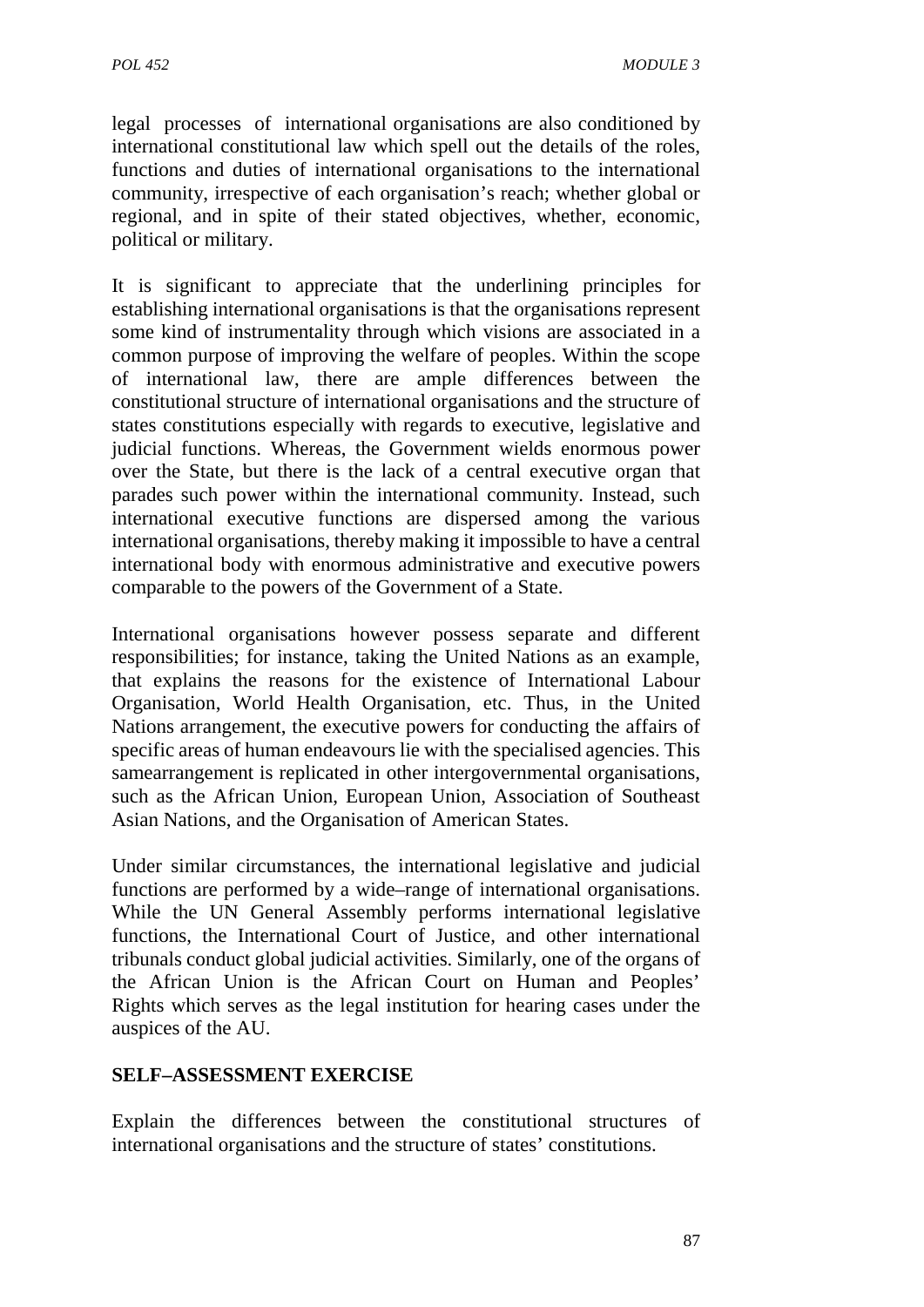legal processes of international organisations are also conditioned by international constitutional law which spell out the details of the roles, functions and duties of international organisations to the international community, irrespective of each organisation's reach; whether global or regional, and in spite of their stated objectives, whether, economic, political or military.

It is significant to appreciate that the underlining principles for establishing international organisations is that the organisations represent some kind of instrumentality through which visions are associated in a common purpose of improving the welfare of peoples. Within the scope of international law, there are ample differences between the constitutional structure of international organisations and the structure of states constitutions especially with regards to executive, legislative and judicial functions. Whereas, the Government wields enormous power over the State, but there is the lack of a central executive organ that parades such power within the international community. Instead, such international executive functions are dispersed among the various international organisations, thereby making it impossible to have a central international body with enormous administrative and executive powers comparable to the powers of the Government of a State.

International organisations however possess separate and different responsibilities; for instance, taking the United Nations as an example, that explains the reasons for the existence of International Labour Organisation, World Health Organisation, etc. Thus, in the United Nations arrangement, the executive powers for conducting the affairs of specific areas of human endeavours lie with the specialised agencies. This samearrangement is replicated in other intergovernmental organisations, such as the African Union, European Union, Association of Southeast Asian Nations, and the Organisation of American States.

Under similar circumstances, the international legislative and judicial functions are performed by a wide–range of international organisations. While the UN General Assembly performs international legislative functions, the International Court of Justice, and other international tribunals conduct global judicial activities. Similarly, one of the organs of the African Union is the African Court on Human and Peoples' Rights which serves as the legal institution for hearing cases under the auspices of the AU.

**SELF–ASSESSMENT EXERCISE**

Explain the differences between the constitutional structures of international organisations and the structure of states' constitutions.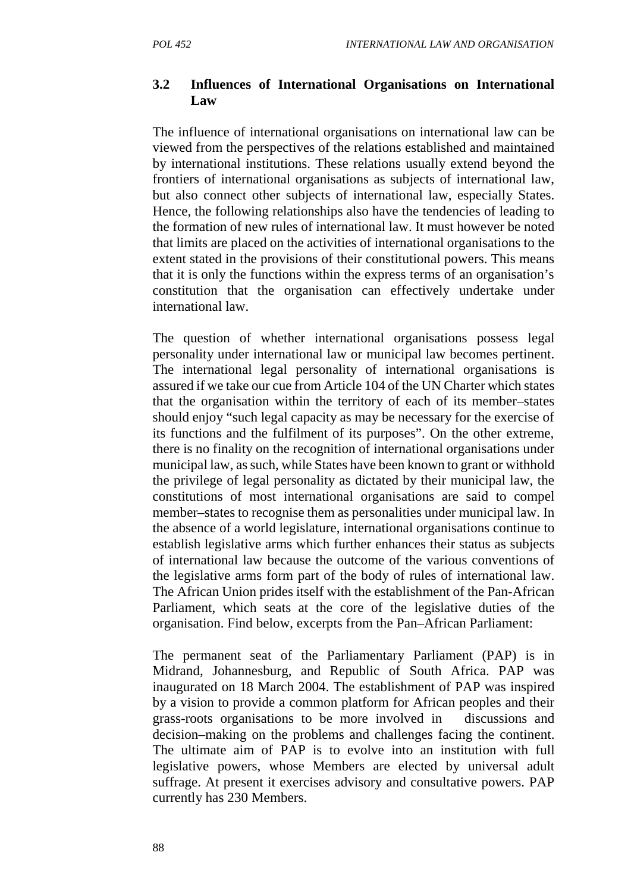### 3.2 Influences of International Organisations on International Law

The influence of international organisations on international law can be viewed from the perspectives of the relations established and maintained by international institutions. These relations usually extend beyond the frontiers of international organisations as subjects of international law, but also connect other subjects of international law, especially States. Hence, the following relationships also have the tendencies of leading to the formation of new rules of international law. It must however be noted that limits are placed on the activities of international organisations to the extent stated in the provisions of their constitutional powers. This means that it is only the functions within the express terms of an organisation's constitution that the organisation can effectively undertake under international law.

The question of whether international organisations possess legal personality under international law or municipal law becomes pertinent. The international legal personality of international organisations is assured if we take our cue from Article 104 of the UN Charter which states that the organisation within the territory of each of its member–states should enjoy "such legal capacity as may be necessary for the exercise of its functions and the fulfilment of its purposes". On the other extreme, there is no finality on the recognition of international organisations under municipal law, as such, while States have been known to grant or withhold the privilege of legal personality as dictated by their municipal law, the constitutions of most international organisations are said to compel member–states to recognise them as personalities under municipal law. In the absence of a world legislature, international organisations continue to establish legislative arms which further enhances their status as subjects of international law because the outcome of the various conventions of the legislative arms form part of the body of rules of international law. The African Union prides itself with the establishment of the Pan-African Parliament, which seats at the core of the legislative duties of the organisation. Find below, excerpts from the Pan–African Parliament:

The permanent seat of the Parliamentary Parliament (PAP) is in Midrand, Johannesburg, and Republic of South Africa. PAP was inaugurated on 18 March 2004. The establishment of PAP was inspired by a vision to provide a common platform for African peoples and their grass-roots organisations to be more involved in discussions and decision–making on the problems and challenges facing the continent. The ultimate aim of PAP is to evolve into an institution with full legislative powers, whose Members are elected by universal adult suffrage. At present it exercises advisory and consultative powers. PAP currently has 230 Members.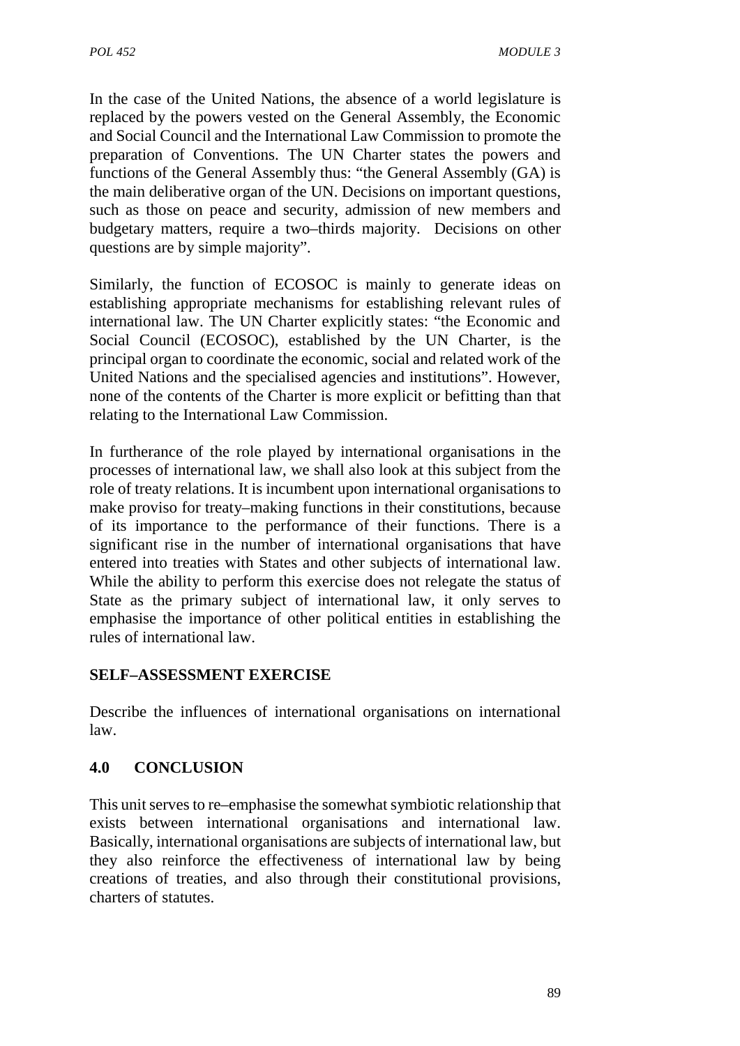In the case of the United Nations, the absence of a world legislature is replaced by the powers vested on the General Assembly, the Economic and Social Council and the International Law Commission to promote the preparation of Conventions. The UN Charter states the powers and functions of the General Assembly thus: "the General Assembly (GA) is the main deliberative organ of the UN. Decisions on important questions, such as those on peace and security, admission of new members and budgetary matters, require a two–thirds majority. Decisions on other questions are by simple majority".

Similarly, the function of ECOSOC is mainly to generate ideas on establishing appropriate mechanisms for establishing relevant rules of international law. The UN Charter explicitly states: "the Economic and Social Council (ECOSOC), established by the UN Charter, is the principal organ to coordinate the economic, social and related work of the United Nations and the specialised agencies and institutions". However, none of the contents of the Charter is more explicit or befitting than that relating to the International Law Commission.

In furtherance of the role played by international organisations in the processes of international law, we shall also look at this subject from the role of treaty relations. It is incumbent upon international organisations to make proviso for treaty–making functions in their constitutions, because of its importance to the performance of their functions. There is a significant rise in the number of international organisations that have entered into treaties with States and other subjects of international law. While the ability to perform this exercise does not relegate the status of State as the primary subject of international law, it only serves to emphasise the importance of other political entities in establishing the rules of international law.

**SELF–ASSESSMENT EXERCISE**

Describe the influences of international organisations on international law.

## 4.0 CONCLUSION

This unit serves to re–emphasise the somewhat symbiotic relationship that exists between international organisations and international law. Basically, international organisations are subjects of international law, but they also reinforce the effectiveness of international law by being creations of treaties, and also through their constitutional provisions, charters of statutes.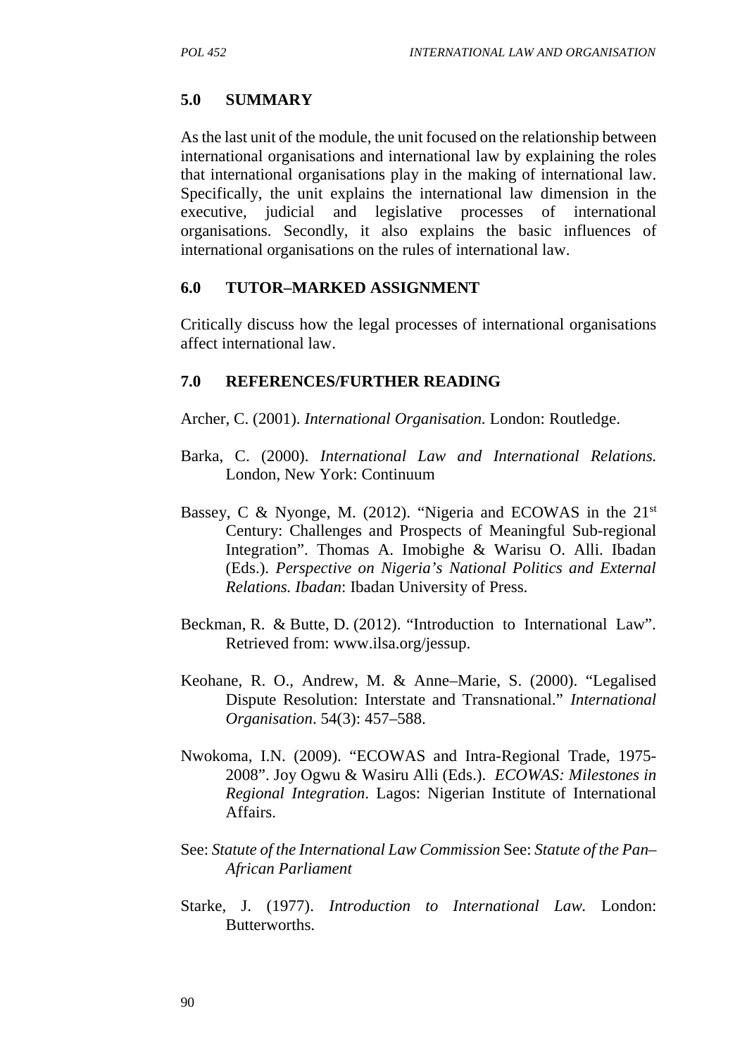## 5.0 SUMMARY

As the last unit of the module, the unit focused on the relationship between international organisations and international law by explaining the roles that international organisations play in the making of international law. Specifically, the unit explains the international law dimension in the executive, judicial and legislative processes of international organisations. Secondly, it also explains the basic influences of international organisations on the rules of international law.

## 6.0 TUTOR–MARKED ASSIGNMENT

Critically discuss how the legal processes of international organisations affect international law.

## 7.0 REFERENCES/FURTHER READING

Archer, C. (2001). *International Organisation.* London: Routledge.

Barka, C. (2000). *International Law and International Relations.* London, New York: Continuum

Bassey, C & Nyonge, M. (2012). "Nigeria and ECOWAS in the 21st Century: Challenges and Prospects of Meaningful Sub-regional Integration". Thomas A. Imobighe & Warisu O. Alli. Ibadan (Eds.). *Perspective on Nigeria's National Politics and External Relations. Ibadan*: Ibadan University of Press.

Beckman, R. & Butte, D. (2012). "Introduction to International Law". Retrieved from: www.ilsa.org/jessup.

Keohane, R. O., Andrew, M. & Anne–Marie, S. (2000). "Legalised Dispute Resolution: Interstate and Transnational." *International Organisation*. 54(3): 457–588.

Nwokoma, I.N. (2009). "ECOWAS and Intra-Regional Trade, 1975-2008". Joy Ogwu & Wasiru Alli (Eds.). *ECOWAS: Milestones in Regional Integration*. Lagos: Nigerian Institute of International Affairs.

See: *Statute of the International Law Commission* See: *Statute of the Pan–African Parliament*

Starke, J. (1977). *Introduction to International Law.* London: Butterworths.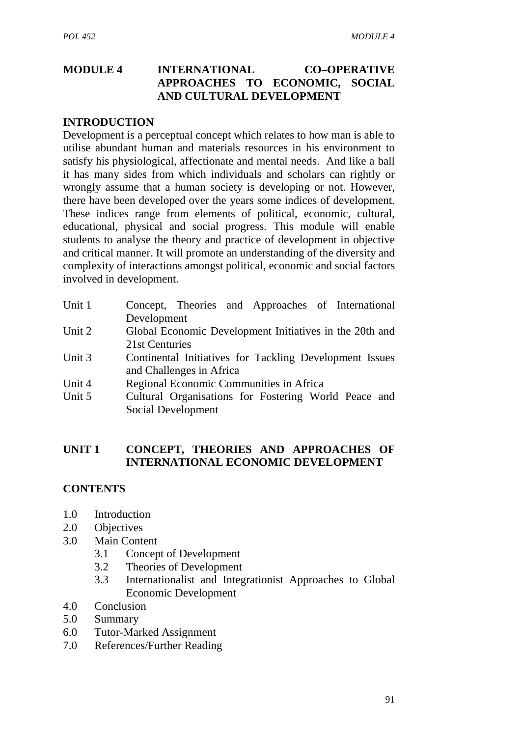# MODULE 4 INTERNATIONAL CO–OPERATIVE APPROACHES TO ECONOMIC, SOCIAL AND CULTURAL DEVELOPMENT

## INTRODUCTION

Development is a perceptual concept which relates to how man is able to utilise abundant human and materials resources in his environment to satisfy his physiological, affectionate and mental needs. And like a ball it has many sides from which individuals and scholars can rightly or wrongly assume that a human society is developing or not. However, there have been developed over the years some indices of development. These indices range from elements of political, economic, cultural, educational, physical and social progress. This module will enable students to analyse the theory and practice of development in objective and critical manner. It will promote an understanding of the diversity and complexity of interactions amongst political, economic and social factors involved in development.

| | |
|---|---|
| Unit 1 | Concept, Theories and Approaches of International Development |
| Unit 2 | Global Economic Development Initiatives in the 20th and 21st Centuries |
| Unit 3 | Continental Initiatives for Tackling Development Issues and Challenges in Africa |
| Unit 4 | Regional Economic Communities in Africa |
| Unit 5 | Cultural Organisations for Fostering World Peace and Social Development |

## UNIT 1 CONCEPT, THEORIES AND APPROACHES OF INTERNATIONAL ECONOMIC DEVELOPMENT

### CONTENTS

1.0 Introduction
2.0 Objectives
3.0 Main Content
  3.1 Concept of Development
  3.2 Theories of Development
  3.3 Internationalist and Integrationist Approaches to Global Economic Development
4.0 Conclusion
5.0 Summary
6.0 Tutor-Marked Assignment
7.0 References/Further Reading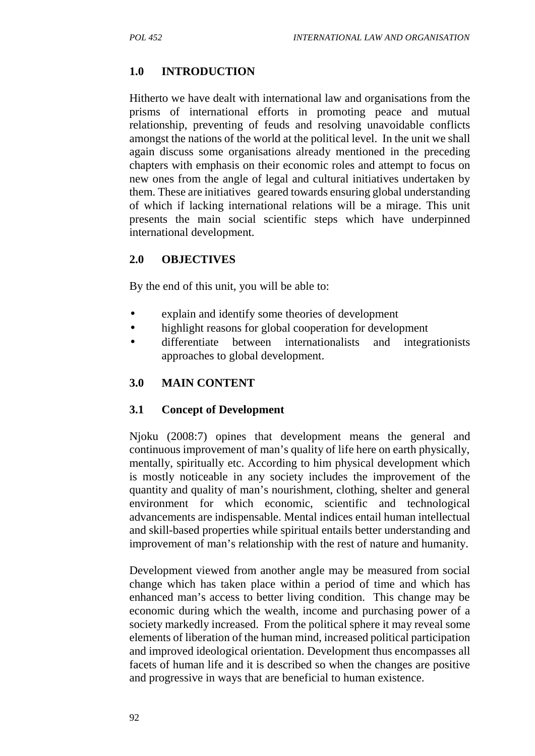## 1.0 INTRODUCTION

Hitherto we have dealt with international law and organisations from the prisms of international efforts in promoting peace and mutual relationship, preventing of feuds and resolving unavoidable conflicts amongst the nations of the world at the political level. In the unit we shall again discuss some organisations already mentioned in the preceding chapters with emphasis on their economic roles and attempt to focus on new ones from the angle of legal and cultural initiatives undertaken by them. These are initiatives geared towards ensuring global understanding of which if lacking international relations will be a mirage. This unit presents the main social scientific steps which have underpinned international development.

## 2.0 OBJECTIVES

By the end of this unit, you will be able to:

- explain and identify some theories of development
- highlight reasons for global cooperation for development
- differentiate between internationalists and integrationists approaches to global development.

## 3.0 MAIN CONTENT

### 3.1 Concept of Development

Njoku (2008:7) opines that development means the general and continuous improvement of man's quality of life here on earth physically, mentally, spiritually etc. According to him physical development which is mostly noticeable in any society includes the improvement of the quantity and quality of man's nourishment, clothing, shelter and general environment for which economic, scientific and technological advancements are indispensable. Mental indices entail human intellectual and skill-based properties while spiritual entails better understanding and improvement of man's relationship with the rest of nature and humanity.

Development viewed from another angle may be measured from social change which has taken place within a period of time and which has enhanced man's access to better living condition. This change may be economic during which the wealth, income and purchasing power of a society markedly increased. From the political sphere it may reveal some elements of liberation of the human mind, increased political participation and improved ideological orientation. Development thus encompasses all facets of human life and it is described so when the changes are positive and progressive in ways that are beneficial to human existence.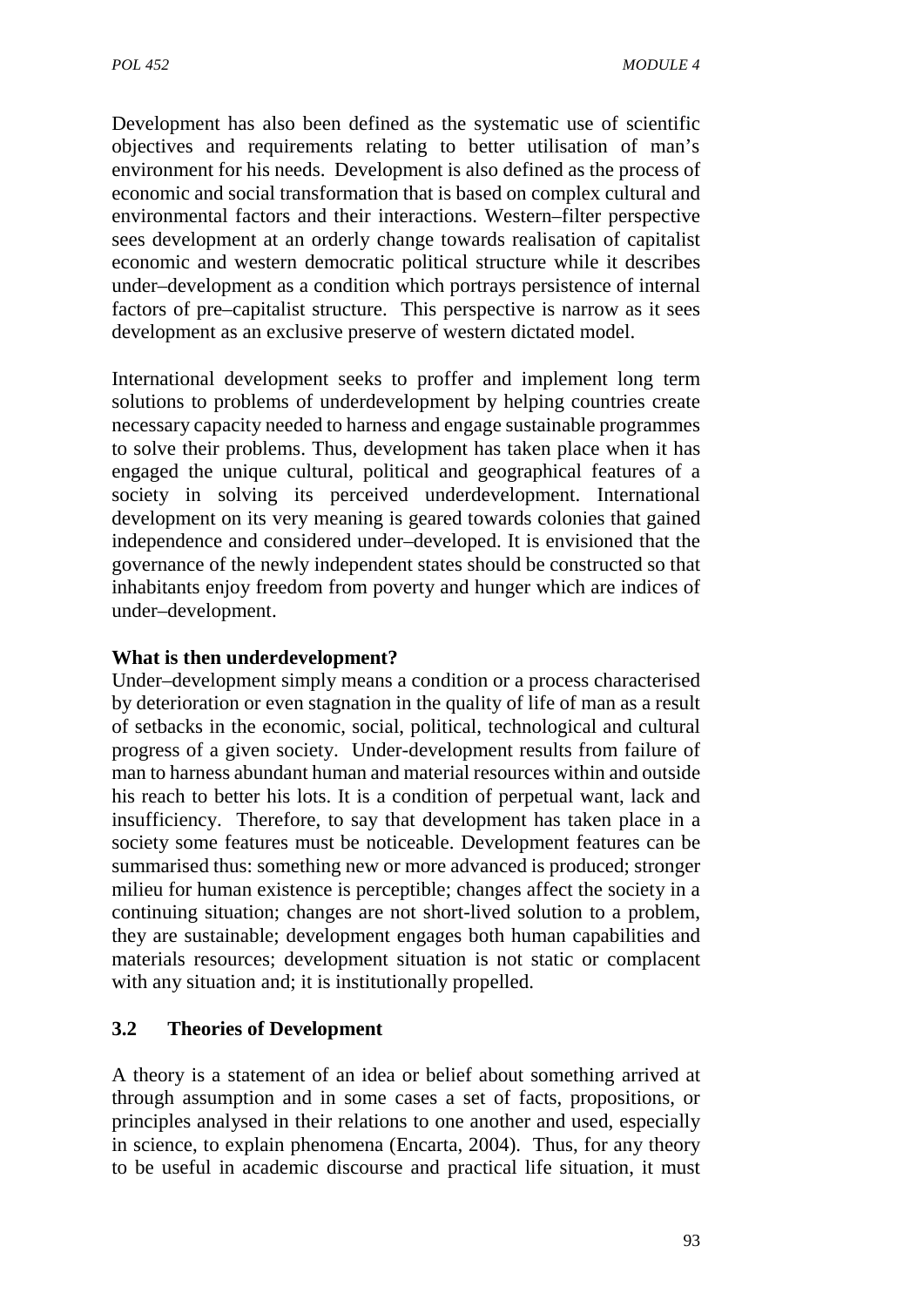Development has also been defined as the systematic use of scientific objectives and requirements relating to better utilisation of man's environment for his needs. Development is also defined as the process of economic and social transformation that is based on complex cultural and environmental factors and their interactions. Western–filter perspective sees development at an orderly change towards realisation of capitalist economic and western democratic political structure while it describes under–development as a condition which portrays persistence of internal factors of pre–capitalist structure. This perspective is narrow as it sees development as an exclusive preserve of western dictated model.

International development seeks to proffer and implement long term solutions to problems of underdevelopment by helping countries create necessary capacity needed to harness and engage sustainable programmes to solve their problems. Thus, development has taken place when it has engaged the unique cultural, political and geographical features of a society in solving its perceived underdevelopment. International development on its very meaning is geared towards colonies that gained independence and considered under–developed. It is envisioned that the governance of the newly independent states should be constructed so that inhabitants enjoy freedom from poverty and hunger which are indices of under–development.

**What is then underdevelopment?**

Under–development simply means a condition or a process characterised by deterioration or even stagnation in the quality of life of man as a result of setbacks in the economic, social, political, technological and cultural progress of a given society. Under-development results from failure of man to harness abundant human and material resources within and outside his reach to better his lots. It is a condition of perpetual want, lack and insufficiency. Therefore, to say that development has taken place in a society some features must be noticeable. Development features can be summarised thus: something new or more advanced is produced; stronger milieu for human existence is perceptible; changes affect the society in a continuing situation; changes are not short-lived solution to a problem, they are sustainable; development engages both human capabilities and materials resources; development situation is not static or complacent with any situation and; it is institutionally propelled.

## 3.2 Theories of Development

A theory is a statement of an idea or belief about something arrived at through assumption and in some cases a set of facts, propositions, or principles analysed in their relations to one another and used, especially in science, to explain phenomena (Encarta, 2004). Thus, for any theory to be useful in academic discourse and practical life situation, it must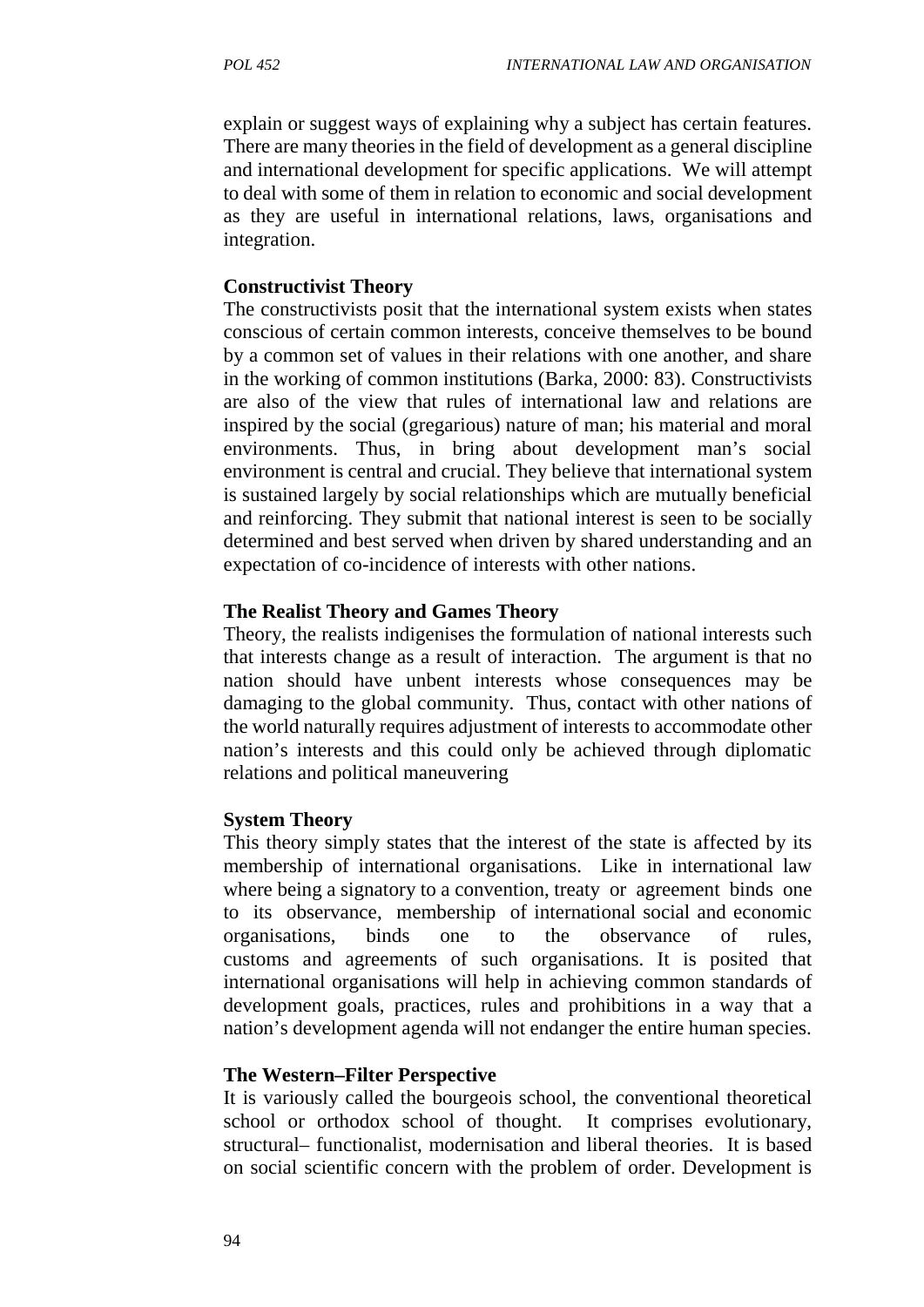explain or suggest ways of explaining why a subject has certain features. There are many theories in the field of development as a general discipline and international development for specific applications. We will attempt to deal with some of them in relation to economic and social development as they are useful in international relations, laws, organisations and integration.

**Constructivist Theory**

The constructivists posit that the international system exists when states conscious of certain common interests, conceive themselves to be bound by a common set of values in their relations with one another, and share in the working of common institutions (Barka, 2000: 83). Constructivists are also of the view that rules of international law and relations are inspired by the social (gregarious) nature of man; his material and moral environments. Thus, in bring about development man's social environment is central and crucial. They believe that international system is sustained largely by social relationships which are mutually beneficial and reinforcing. They submit that national interest is seen to be socially determined and best served when driven by shared understanding and an expectation of co-incidence of interests with other nations.

**The Realist Theory and Games Theory**

Theory, the realists indigenises the formulation of national interests such that interests change as a result of interaction. The argument is that no nation should have unbent interests whose consequences may be damaging to the global community. Thus, contact with other nations of the world naturally requires adjustment of interests to accommodate other nation's interests and this could only be achieved through diplomatic relations and political maneuvering

**System Theory**

This theory simply states that the interest of the state is affected by its membership of international organisations. Like in international law where being a signatory to a convention, treaty or agreement binds one to its observance, membership of international social and economic organisations, binds one to the observance of rules, customs and agreements of such organisations. It is posited that international organisations will help in achieving common standards of development goals, practices, rules and prohibitions in a way that a nation's development agenda will not endanger the entire human species.

**The Western–Filter Perspective**

It is variously called the bourgeois school, the conventional theoretical school or orthodox school of thought. It comprises evolutionary, structural– functionalist, modernisation and liberal theories. It is based on social scientific concern with the problem of order. Development is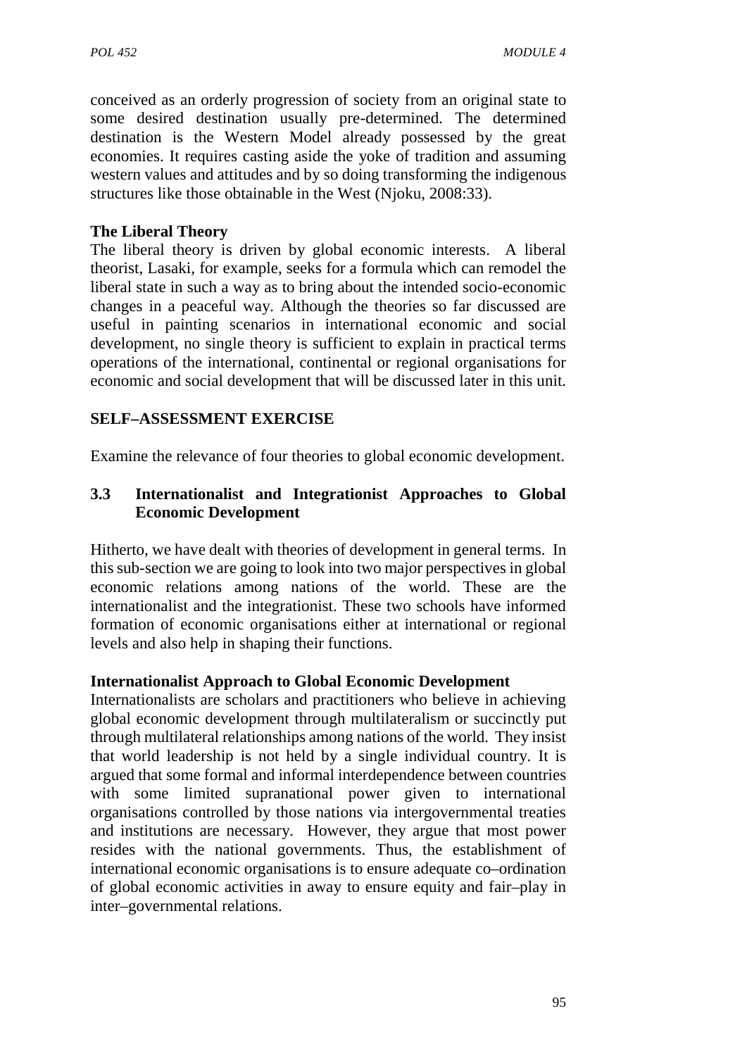conceived as an orderly progression of society from an original state to some desired destination usually pre-determined. The determined destination is the Western Model already possessed by the great economies. It requires casting aside the yoke of tradition and assuming western values and attitudes and by so doing transforming the indigenous structures like those obtainable in the West (Njoku, 2008:33).

**The Liberal Theory**

The liberal theory is driven by global economic interests. A liberal theorist, Lasaki, for example, seeks for a formula which can remodel the liberal state in such a way as to bring about the intended socio-economic changes in a peaceful way. Although the theories so far discussed are useful in painting scenarios in international economic and social development, no single theory is sufficient to explain in practical terms operations of the international, continental or regional organisations for economic and social development that will be discussed later in this unit.

## SELF–ASSESSMENT EXERCISE

Examine the relevance of four theories to global economic development.

## 3.3 Internationalist and Integrationist Approaches to Global Economic Development

Hitherto, we have dealt with theories of development in general terms. In this sub-section we are going to look into two major perspectives in global economic relations among nations of the world. These are the internationalist and the integrationist. These two schools have informed formation of economic organisations either at international or regional levels and also help in shaping their functions.

**Internationalist Approach to Global Economic Development**

Internationalists are scholars and practitioners who believe in achieving global economic development through multilateralism or succinctly put through multilateral relationships among nations of the world. They insist that world leadership is not held by a single individual country. It is argued that some formal and informal interdependence between countries with some limited supranational power given to international organisations controlled by those nations via intergovernmental treaties and institutions are necessary. However, they argue that most power resides with the national governments. Thus, the establishment of international economic organisations is to ensure adequate co–ordination of global economic activities in away to ensure equity and fair–play in inter–governmental relations.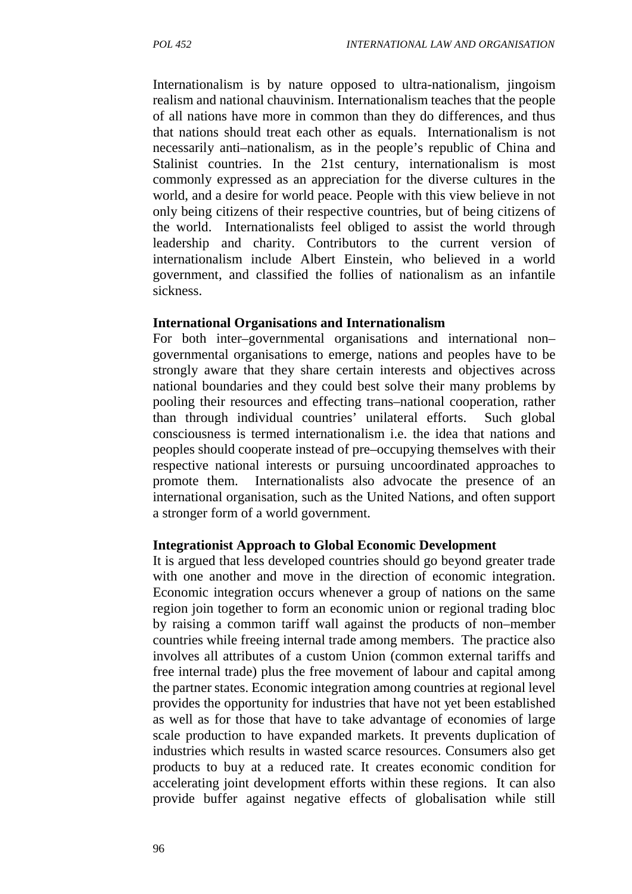Internationalism is by nature opposed to ultra-nationalism, jingoism realism and national chauvinism. Internationalism teaches that the people of all nations have more in common than they do differences, and thus that nations should treat each other as equals. Internationalism is not necessarily anti–nationalism, as in the people's republic of China and Stalinist countries. In the 21st century, internationalism is most commonly expressed as an appreciation for the diverse cultures in the world, and a desire for world peace. People with this view believe in not only being citizens of their respective countries, but of being citizens of the world. Internationalists feel obliged to assist the world through leadership and charity. Contributors to the current version of internationalism include Albert Einstein, who believed in a world government, and classified the follies of nationalism as an infantile sickness.

**International Organisations and Internationalism**

For both inter–governmental organisations and international non–governmental organisations to emerge, nations and peoples have to be strongly aware that they share certain interests and objectives across national boundaries and they could best solve their many problems by pooling their resources and effecting trans–national cooperation, rather than through individual countries' unilateral efforts. Such global consciousness is termed internationalism i.e. the idea that nations and peoples should cooperate instead of pre–occupying themselves with their respective national interests or pursuing uncoordinated approaches to promote them. Internationalists also advocate the presence of an international organisation, such as the United Nations, and often support a stronger form of a world government.

**Integrationist Approach to Global Economic Development**

It is argued that less developed countries should go beyond greater trade with one another and move in the direction of economic integration. Economic integration occurs whenever a group of nations on the same region join together to form an economic union or regional trading bloc by raising a common tariff wall against the products of non–member countries while freeing internal trade among members. The practice also involves all attributes of a custom Union (common external tariffs and free internal trade) plus the free movement of labour and capital among the partner states. Economic integration among countries at regional level provides the opportunity for industries that have not yet been established as well as for those that have to take advantage of economies of large scale production to have expanded markets. It prevents duplication of industries which results in wasted scarce resources. Consumers also get products to buy at a reduced rate. It creates economic condition for accelerating joint development efforts within these regions. It can also provide buffer against negative effects of globalisation while still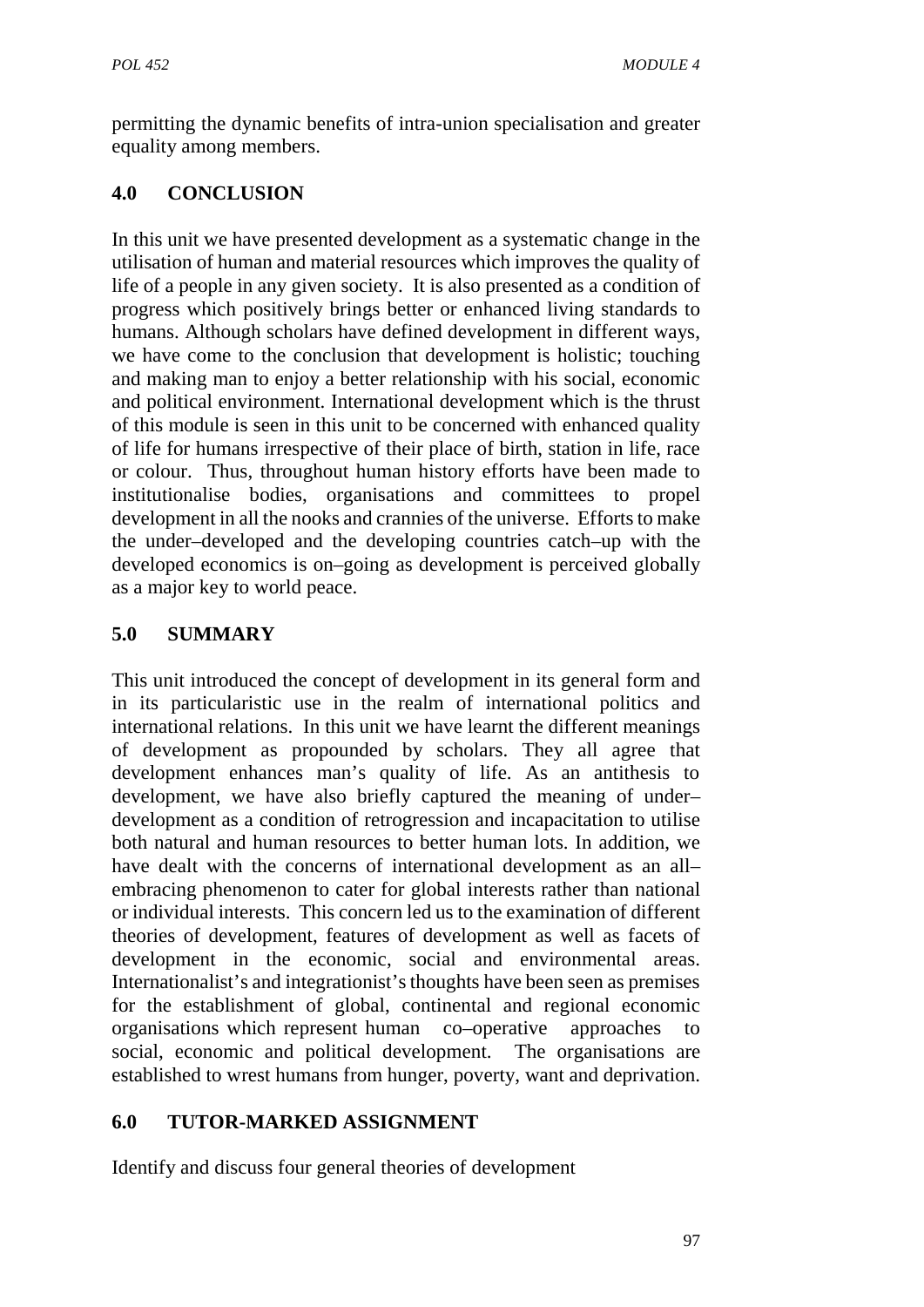permitting the dynamic benefits of intra-union specialisation and greater equality among members.

## 4.0 CONCLUSION

In this unit we have presented development as a systematic change in the utilisation of human and material resources which improves the quality of life of a people in any given society. It is also presented as a condition of progress which positively brings better or enhanced living standards to humans. Although scholars have defined development in different ways, we have come to the conclusion that development is holistic; touching and making man to enjoy a better relationship with his social, economic and political environment. International development which is the thrust of this module is seen in this unit to be concerned with enhanced quality of life for humans irrespective of their place of birth, station in life, race or colour. Thus, throughout human history efforts have been made to institutionalise bodies, organisations and committees to propel development in all the nooks and crannies of the universe. Efforts to make the under–developed and the developing countries catch–up with the developed economics is on–going as development is perceived globally as a major key to world peace.

## 5.0 SUMMARY

This unit introduced the concept of development in its general form and in its particularistic use in the realm of international politics and international relations. In this unit we have learnt the different meanings of development as propounded by scholars. They all agree that development enhances man's quality of life. As an antithesis to development, we have also briefly captured the meaning of under–development as a condition of retrogression and incapacitation to utilise both natural and human resources to better human lots. In addition, we have dealt with the concerns of international development as an all–embracing phenomenon to cater for global interests rather than national or individual interests. This concern led us to the examination of different theories of development, features of development as well as facets of development in the economic, social and environmental areas. Internationalist's and integrationist's thoughts have been seen as premises for the establishment of global, continental and regional economic organisations which represent human co–operative approaches to social, economic and political development. The organisations are established to wrest humans from hunger, poverty, want and deprivation.

## 6.0 TUTOR-MARKED ASSIGNMENT

Identify and discuss four general theories of development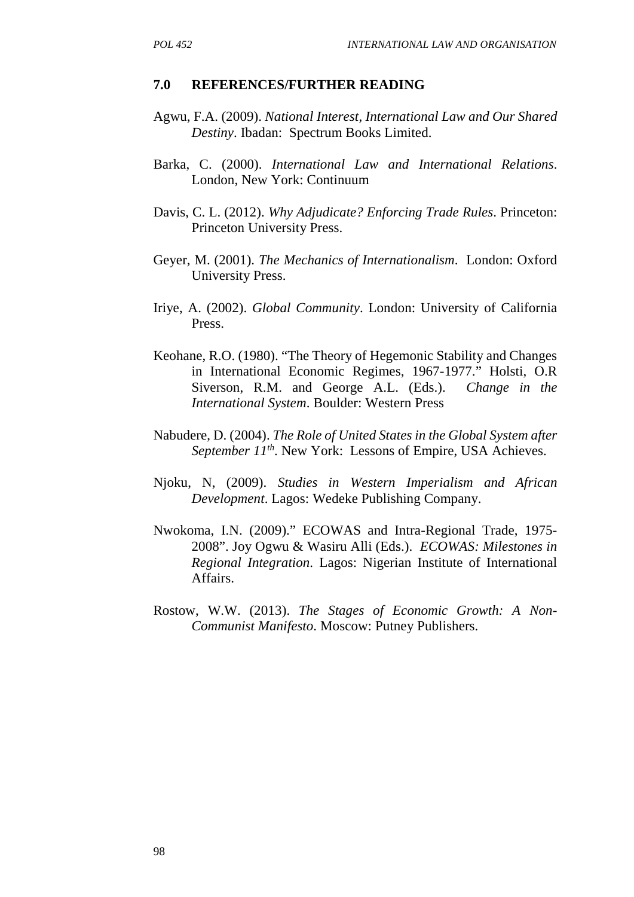## 7.0 REFERENCES/FURTHER READING

Agwu, F.A. (2009). *National Interest, International Law and Our Shared Destiny*. Ibadan: Spectrum Books Limited.

Barka, C. (2000). *International Law and International Relations*. London, New York: Continuum

Davis, C. L. (2012). *Why Adjudicate? Enforcing Trade Rules*. Princeton: Princeton University Press.

Geyer, M. (2001). *The Mechanics of Internationalism*. London: Oxford University Press.

Iriye, A. (2002). *Global Community*. London: University of California Press.

Keohane, R.O. (1980). "The Theory of Hegemonic Stability and Changes in International Economic Regimes, 1967-1977." Holsti, O.R Siverson, R.M. and George A.L. (Eds.). *Change in the International System*. Boulder: Western Press

Nabudere, D. (2004). *The Role of United States in the Global System after September 11th*. New York: Lessons of Empire, USA Achieves.

Njoku, N, (2009). *Studies in Western Imperialism and African Development*. Lagos: Wedeke Publishing Company.

Nwokoma, I.N. (2009)." ECOWAS and Intra-Regional Trade, 1975-2008". Joy Ogwu & Wasiru Alli (Eds.). *ECOWAS: Milestones in Regional Integration*. Lagos: Nigerian Institute of International Affairs.

Rostow, W.W. (2013). *The Stages of Economic Growth: A Non-Communist Manifesto*. Moscow: Putney Publishers.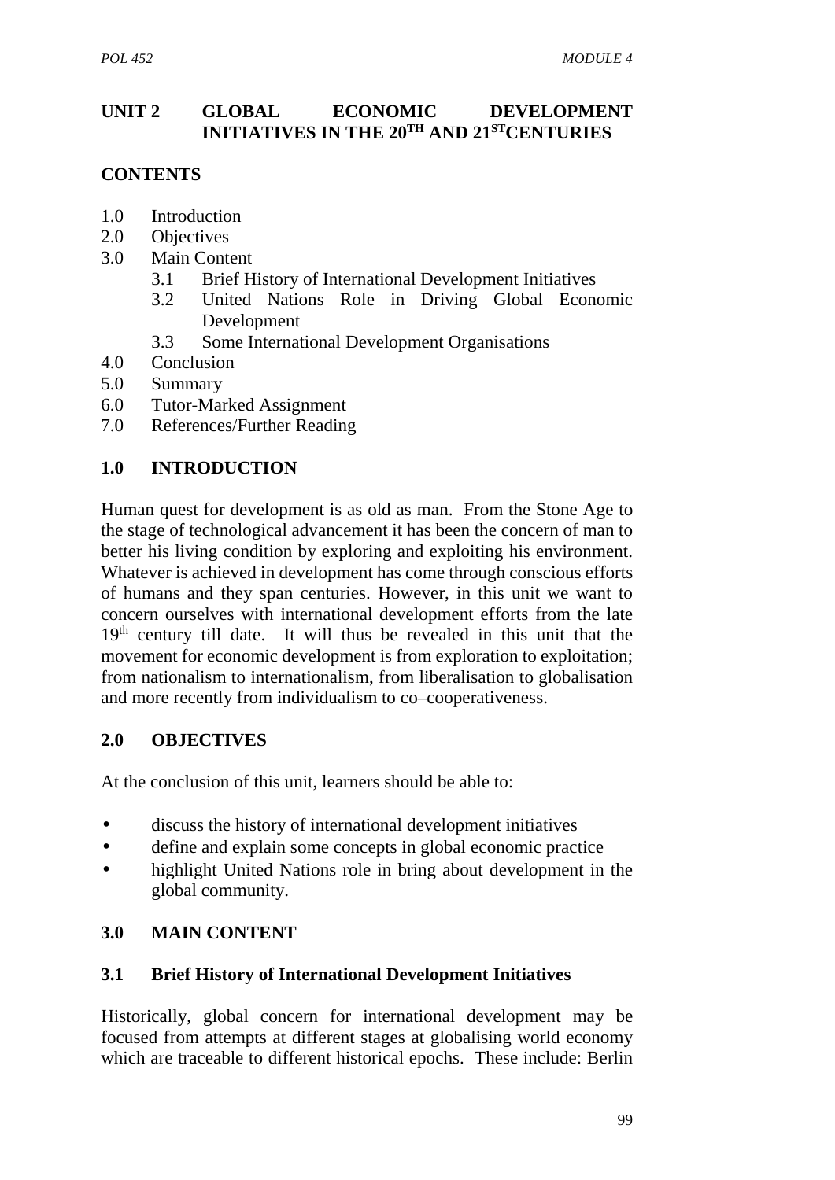## UNIT 2 GLOBAL ECONOMIC DEVELOPMENT INITIATIVES IN THE 20TH AND 21ST CENTURIES

**CONTENTS**

1.0 Introduction
2.0 Objectives
3.0 Main Content
    3.1 Brief History of International Development Initiatives
    3.2 United Nations Role in Driving Global Economic Development
    3.3 Some International Development Organisations
4.0 Conclusion
5.0 Summary
6.0 Tutor-Marked Assignment
7.0 References/Further Reading

### 1.0 INTRODUCTION

Human quest for development is as old as man. From the Stone Age to the stage of technological advancement it has been the concern of man to better his living condition by exploring and exploiting his environment. Whatever is achieved in development has come through conscious efforts of humans and they span centuries. However, in this unit we want to concern ourselves with international development efforts from the late 19th century till date. It will thus be revealed in this unit that the movement for economic development is from exploration to exploitation; from nationalism to internationalism, from liberalisation to globalisation and more recently from individualism to co–cooperativeness.

### 2.0 OBJECTIVES

At the conclusion of this unit, learners should be able to:

- discuss the history of international development initiatives
- define and explain some concepts in global economic practice
- highlight United Nations role in bring about development in the global community.

### 3.0 MAIN CONTENT

#### 3.1 Brief History of International Development Initiatives

Historically, global concern for international development may be focused from attempts at different stages at globalising world economy which are traceable to different historical epochs. These include: Berlin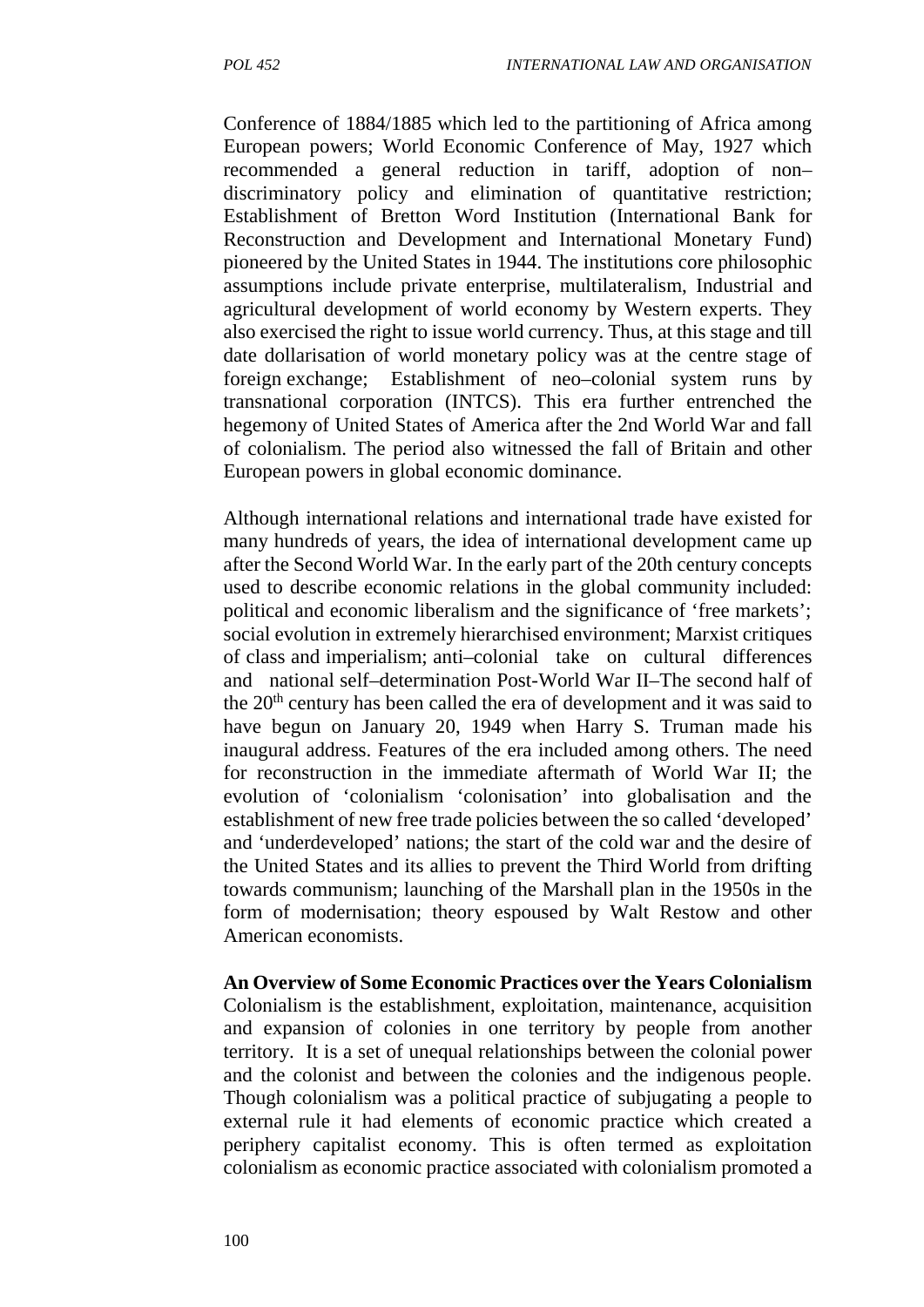Conference of 1884/1885 which led to the partitioning of Africa among European powers; World Economic Conference of May, 1927 which recommended a general reduction in tariff, adoption of non–discriminatory policy and elimination of quantitative restriction; Establishment of Bretton Word Institution (International Bank for Reconstruction and Development and International Monetary Fund) pioneered by the United States in 1944. The institutions core philosophic assumptions include private enterprise, multilateralism, Industrial and agricultural development of world economy by Western experts. They also exercised the right to issue world currency. Thus, at this stage and till date dollarisation of world monetary policy was at the centre stage of foreign exchange; Establishment of neo–colonial system runs by transnational corporation (INTCS). This era further entrenched the hegemony of United States of America after the 2nd World War and fall of colonialism. The period also witnessed the fall of Britain and other European powers in global economic dominance.

Although international relations and international trade have existed for many hundreds of years, the idea of international development came up after the Second World War. In the early part of the 20th century concepts used to describe economic relations in the global community included: political and economic liberalism and the significance of 'free markets'; social evolution in extremely hierarchised environment; Marxist critiques of class and imperialism; anti–colonial take on cultural differences and national self–determination Post-World War II–The second half of the 20th century has been called the era of development and it was said to have begun on January 20, 1949 when Harry S. Truman made his inaugural address. Features of the era included among others. The need for reconstruction in the immediate aftermath of World War II; the evolution of 'colonialism 'colonisation' into globalisation and the establishment of new free trade policies between the so called 'developed' and 'underdeveloped' nations; the start of the cold war and the desire of the United States and its allies to prevent the Third World from drifting towards communism; launching of the Marshall plan in the 1950s in the form of modernisation; theory espoused by Walt Restow and other American economists.

**An Overview of Some Economic Practices over the Years Colonialism**
Colonialism is the establishment, exploitation, maintenance, acquisition and expansion of colonies in one territory by people from another territory. It is a set of unequal relationships between the colonial power and the colonist and between the colonies and the indigenous people. Though colonialism was a political practice of subjugating a people to external rule it had elements of economic practice which created a periphery capitalist economy. This is often termed as exploitation colonialism as economic practice associated with colonialism promoted a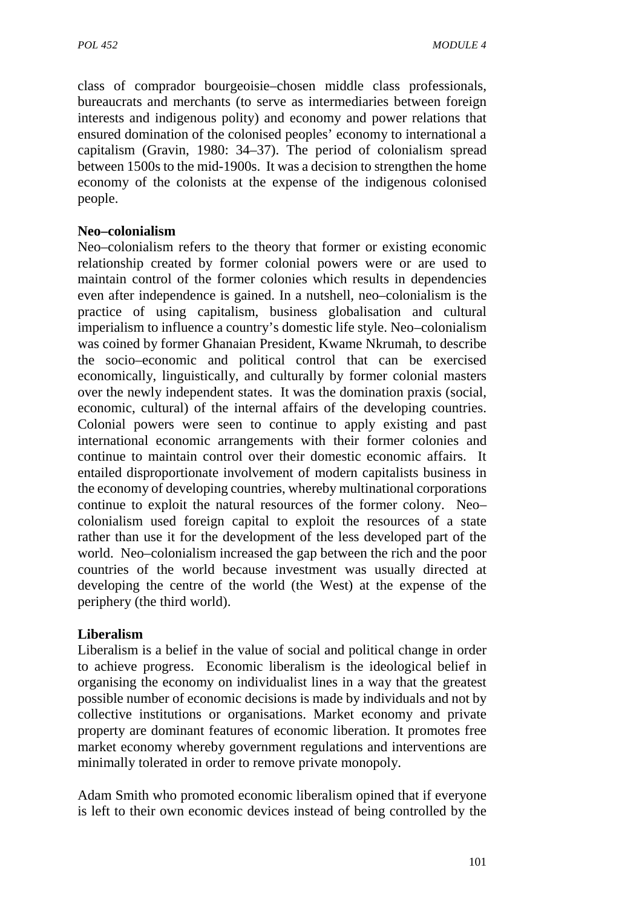class of comprador bourgeoisie–chosen middle class professionals, bureaucrats and merchants (to serve as intermediaries between foreign interests and indigenous polity) and economy and power relations that ensured domination of the colonised peoples' economy to international a capitalism (Gravin, 1980: 34–37). The period of colonialism spread between 1500s to the mid-1900s. It was a decision to strengthen the home economy of the colonists at the expense of the indigenous colonised people.

**Neo–colonialism**

Neo–colonialism refers to the theory that former or existing economic relationship created by former colonial powers were or are used to maintain control of the former colonies which results in dependencies even after independence is gained. In a nutshell, neo–colonialism is the practice of using capitalism, business globalisation and cultural imperialism to influence a country's domestic life style. Neo–colonialism was coined by former Ghanaian President, Kwame Nkrumah, to describe the socio–economic and political control that can be exercised economically, linguistically, and culturally by former colonial masters over the newly independent states. It was the domination praxis (social, economic, cultural) of the internal affairs of the developing countries. Colonial powers were seen to continue to apply existing and past international economic arrangements with their former colonies and continue to maintain control over their domestic economic affairs. It entailed disproportionate involvement of modern capitalists business in the economy of developing countries, whereby multinational corporations continue to exploit the natural resources of the former colony. Neo–colonialism used foreign capital to exploit the resources of a state rather than use it for the development of the less developed part of the world. Neo–colonialism increased the gap between the rich and the poor countries of the world because investment was usually directed at developing the centre of the world (the West) at the expense of the periphery (the third world).

**Liberalism**

Liberalism is a belief in the value of social and political change in order to achieve progress. Economic liberalism is the ideological belief in organising the economy on individualist lines in a way that the greatest possible number of economic decisions is made by individuals and not by collective institutions or organisations. Market economy and private property are dominant features of economic liberation. It promotes free market economy whereby government regulations and interventions are minimally tolerated in order to remove private monopoly.

Adam Smith who promoted economic liberalism opined that if everyone is left to their own economic devices instead of being controlled by the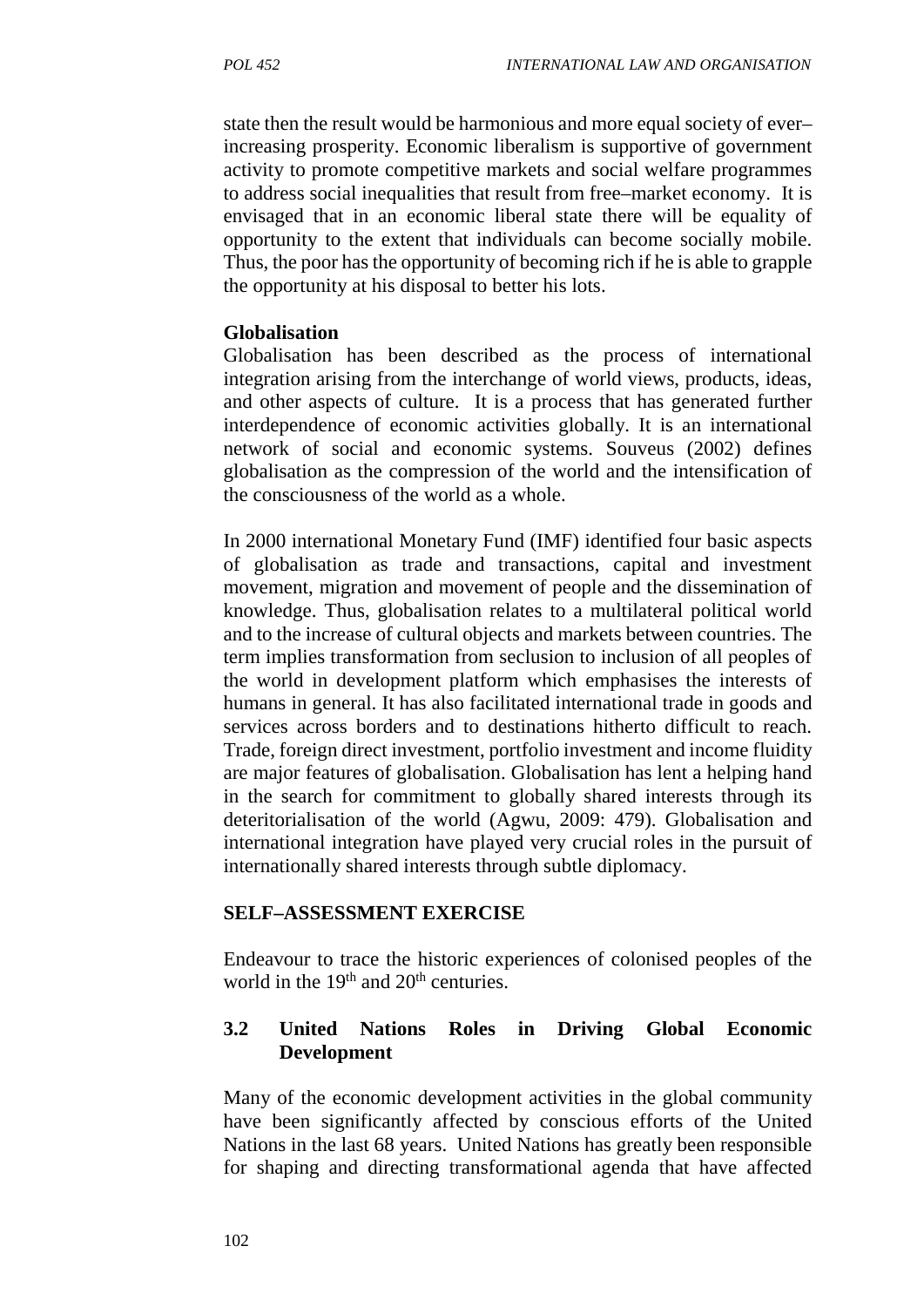state then the result would be harmonious and more equal society of ever–increasing prosperity. Economic liberalism is supportive of government activity to promote competitive markets and social welfare programmes to address social inequalities that result from free–market economy. It is envisaged that in an economic liberal state there will be equality of opportunity to the extent that individuals can become socially mobile. Thus, the poor has the opportunity of becoming rich if he is able to grapple the opportunity at his disposal to better his lots.

**Globalisation**

Globalisation has been described as the process of international integration arising from the interchange of world views, products, ideas, and other aspects of culture. It is a process that has generated further interdependence of economic activities globally. It is an international network of social and economic systems. Souveus (2002) defines globalisation as the compression of the world and the intensification of the consciousness of the world as a whole.

In 2000 international Monetary Fund (IMF) identified four basic aspects of globalisation as trade and transactions, capital and investment movement, migration and movement of people and the dissemination of knowledge. Thus, globalisation relates to a multilateral political world and to the increase of cultural objects and markets between countries. The term implies transformation from seclusion to inclusion of all peoples of the world in development platform which emphasises the interests of humans in general. It has also facilitated international trade in goods and services across borders and to destinations hitherto difficult to reach. Trade, foreign direct investment, portfolio investment and income fluidity are major features of globalisation. Globalisation has lent a helping hand in the search for commitment to globally shared interests through its deteritorialisation of the world (Agwu, 2009: 479). Globalisation and international integration have played very crucial roles in the pursuit of internationally shared interests through subtle diplomacy.

**SELF–ASSESSMENT EXERCISE**

Endeavour to trace the historic experiences of colonised peoples of the world in the 19th and 20th centuries.

## 3.2 United Nations Roles in Driving Global Economic Development

Many of the economic development activities in the global community have been significantly affected by conscious efforts of the United Nations in the last 68 years. United Nations has greatly been responsible for shaping and directing transformational agenda that have affected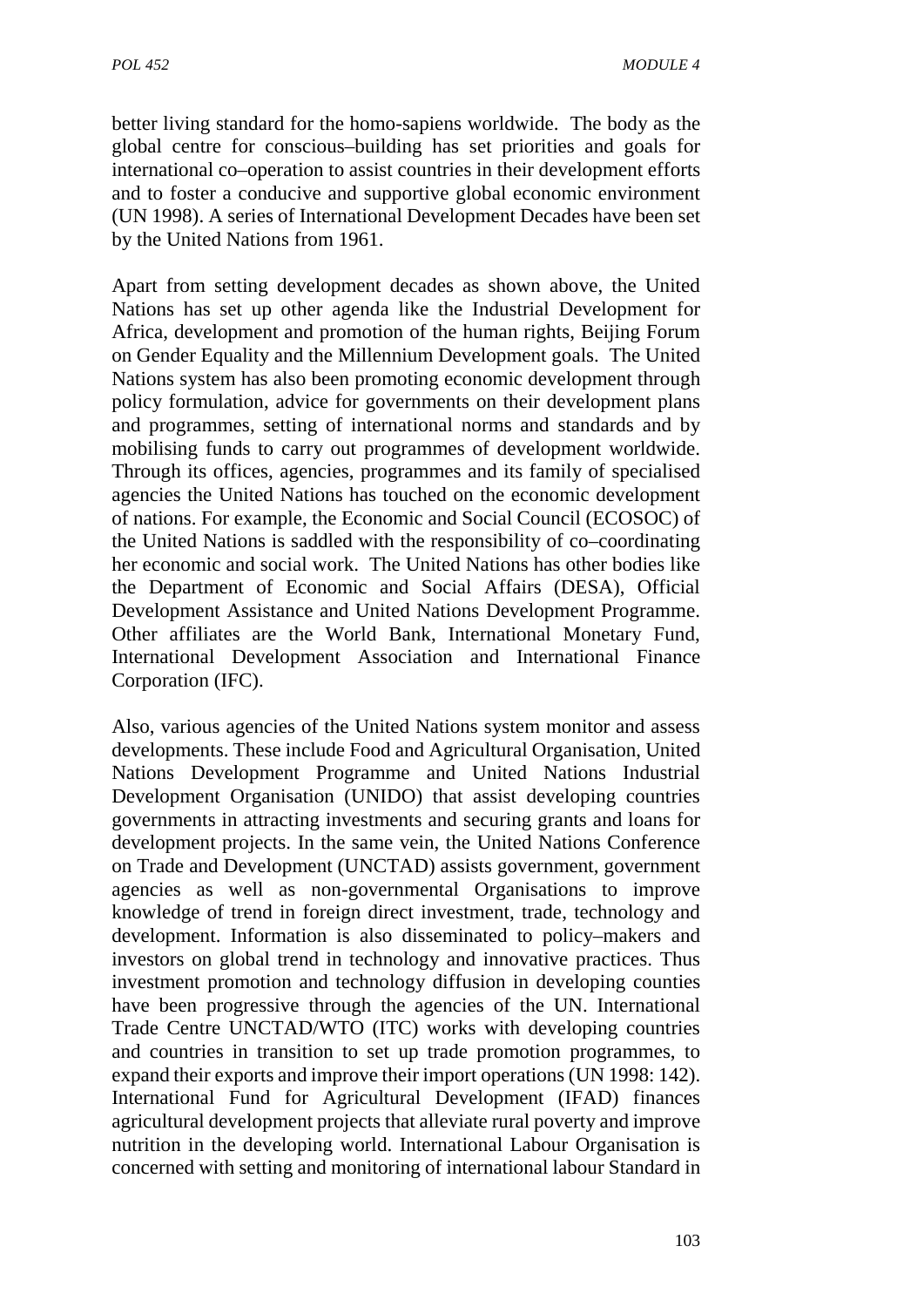better living standard for the homo-sapiens worldwide. The body as the global centre for conscious–building has set priorities and goals for international co–operation to assist countries in their development efforts and to foster a conducive and supportive global economic environment (UN 1998). A series of International Development Decades have been set by the United Nations from 1961.

Apart from setting development decades as shown above, the United Nations has set up other agenda like the Industrial Development for Africa, development and promotion of the human rights, Beijing Forum on Gender Equality and the Millennium Development goals. The United Nations system has also been promoting economic development through policy formulation, advice for governments on their development plans and programmes, setting of international norms and standards and by mobilising funds to carry out programmes of development worldwide. Through its offices, agencies, programmes and its family of specialised agencies the United Nations has touched on the economic development of nations. For example, the Economic and Social Council (ECOSOC) of the United Nations is saddled with the responsibility of co–coordinating her economic and social work. The United Nations has other bodies like the Department of Economic and Social Affairs (DESA), Official Development Assistance and United Nations Development Programme. Other affiliates are the World Bank, International Monetary Fund, International Development Association and International Finance Corporation (IFC).

Also, various agencies of the United Nations system monitor and assess developments. These include Food and Agricultural Organisation, United Nations Development Programme and United Nations Industrial Development Organisation (UNIDO) that assist developing countries governments in attracting investments and securing grants and loans for development projects. In the same vein, the United Nations Conference on Trade and Development (UNCTAD) assists government, government agencies as well as non-governmental Organisations to improve knowledge of trend in foreign direct investment, trade, technology and development. Information is also disseminated to policy–makers and investors on global trend in technology and innovative practices. Thus investment promotion and technology diffusion in developing counties have been progressive through the agencies of the UN. International Trade Centre UNCTAD/WTO (ITC) works with developing countries and countries in transition to set up trade promotion programmes, to expand their exports and improve their import operations (UN 1998: 142). International Fund for Agricultural Development (IFAD) finances agricultural development projects that alleviate rural poverty and improve nutrition in the developing world. International Labour Organisation is concerned with setting and monitoring of international labour Standard in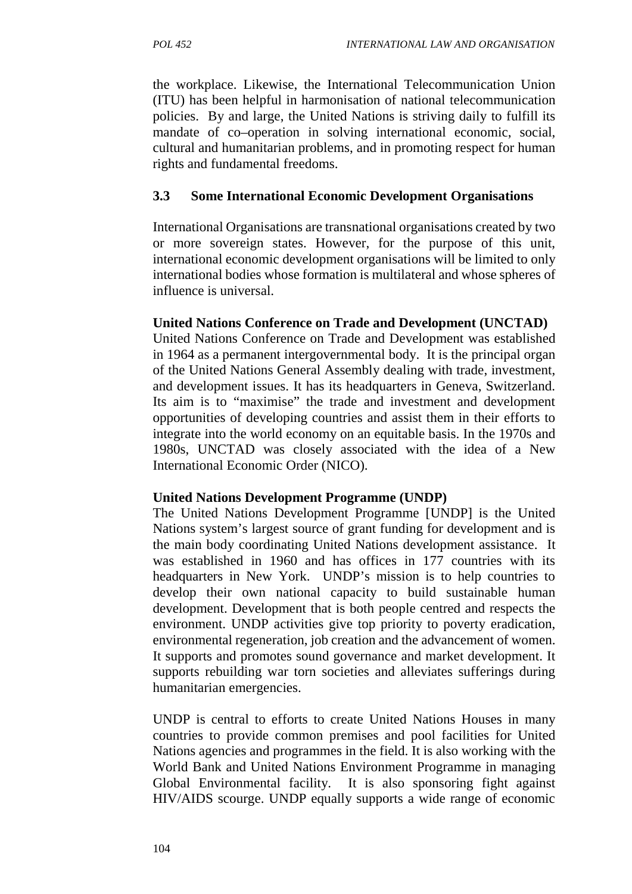the workplace. Likewise, the International Telecommunication Union (ITU) has been helpful in harmonisation of national telecommunication policies. By and large, the United Nations is striving daily to fulfill its mandate of co–operation in solving international economic, social, cultural and humanitarian problems, and in promoting respect for human rights and fundamental freedoms.

### 3.3 Some International Economic Development Organisations

International Organisations are transnational organisations created by two or more sovereign states. However, for the purpose of this unit, international economic development organisations will be limited to only international bodies whose formation is multilateral and whose spheres of influence is universal.

**United Nations Conference on Trade and Development (UNCTAD)**

United Nations Conference on Trade and Development was established in 1964 as a permanent intergovernmental body. It is the principal organ of the United Nations General Assembly dealing with trade, investment, and development issues. It has its headquarters in Geneva, Switzerland. Its aim is to "maximise" the trade and investment and development opportunities of developing countries and assist them in their efforts to integrate into the world economy on an equitable basis. In the 1970s and 1980s, UNCTAD was closely associated with the idea of a New International Economic Order (NICO).

**United Nations Development Programme (UNDP)**

The United Nations Development Programme [UNDP] is the United Nations system's largest source of grant funding for development and is the main body coordinating United Nations development assistance. It was established in 1960 and has offices in 177 countries with its headquarters in New York. UNDP's mission is to help countries to develop their own national capacity to build sustainable human development. Development that is both people centred and respects the environment. UNDP activities give top priority to poverty eradication, environmental regeneration, job creation and the advancement of women. It supports and promotes sound governance and market development. It supports rebuilding war torn societies and alleviates sufferings during humanitarian emergencies.

UNDP is central to efforts to create United Nations Houses in many countries to provide common premises and pool facilities for United Nations agencies and programmes in the field. It is also working with the World Bank and United Nations Environment Programme in managing Global Environmental facility. It is also sponsoring fight against HIV/AIDS scourge. UNDP equally supports a wide range of economic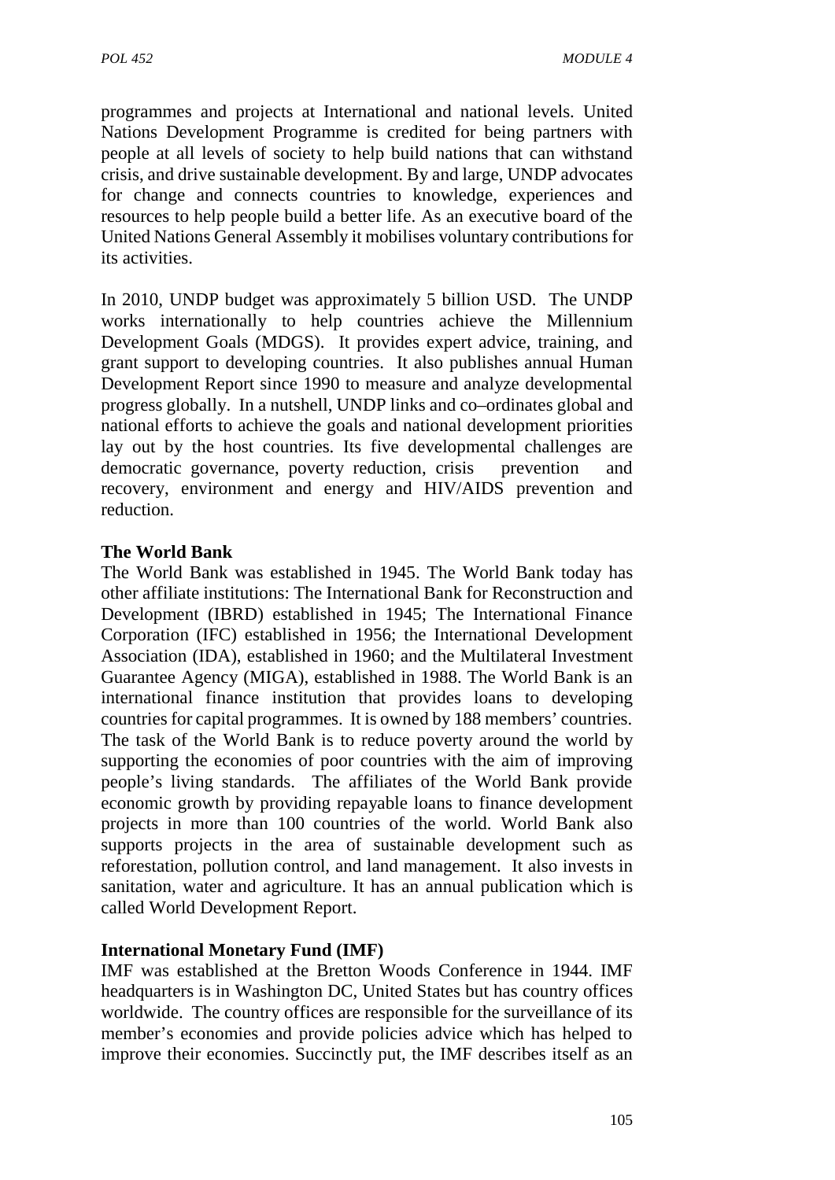programmes and projects at International and national levels. United Nations Development Programme is credited for being partners with people at all levels of society to help build nations that can withstand crisis, and drive sustainable development. By and large, UNDP advocates for change and connects countries to knowledge, experiences and resources to help people build a better life. As an executive board of the United Nations General Assembly it mobilises voluntary contributions for its activities.

In 2010, UNDP budget was approximately 5 billion USD. The UNDP works internationally to help countries achieve the Millennium Development Goals (MDGS). It provides expert advice, training, and grant support to developing countries. It also publishes annual Human Development Report since 1990 to measure and analyze developmental progress globally. In a nutshell, UNDP links and co–ordinates global and national efforts to achieve the goals and national development priorities lay out by the host countries. Its five developmental challenges are democratic governance, poverty reduction, crisis prevention and recovery, environment and energy and HIV/AIDS prevention and reduction.

**The World Bank**

The World Bank was established in 1945. The World Bank today has other affiliate institutions: The International Bank for Reconstruction and Development (IBRD) established in 1945; The International Finance Corporation (IFC) established in 1956; the International Development Association (IDA), established in 1960; and the Multilateral Investment Guarantee Agency (MIGA), established in 1988. The World Bank is an international finance institution that provides loans to developing countries for capital programmes. It is owned by 188 members' countries. The task of the World Bank is to reduce poverty around the world by supporting the economies of poor countries with the aim of improving people's living standards. The affiliates of the World Bank provide economic growth by providing repayable loans to finance development projects in more than 100 countries of the world. World Bank also supports projects in the area of sustainable development such as reforestation, pollution control, and land management. It also invests in sanitation, water and agriculture. It has an annual publication which is called World Development Report.

**International Monetary Fund (IMF)**

IMF was established at the Bretton Woods Conference in 1944. IMF headquarters is in Washington DC, United States but has country offices worldwide. The country offices are responsible for the surveillance of its member's economies and provide policies advice which has helped to improve their economies. Succinctly put, the IMF describes itself as an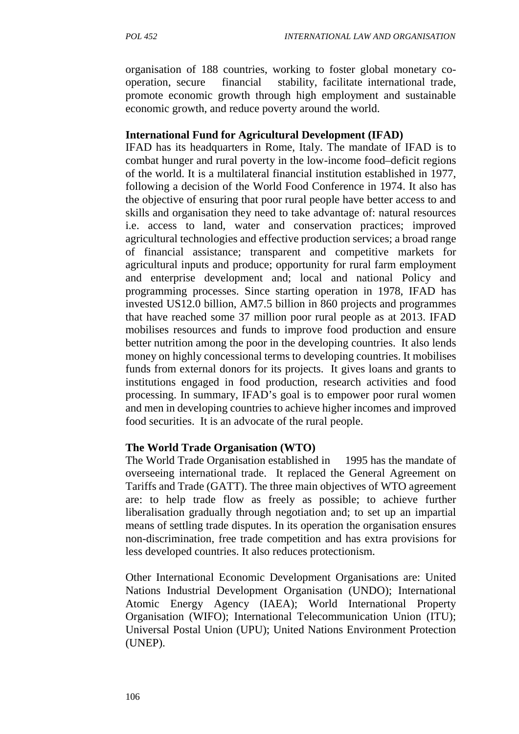organisation of 188 countries, working to foster global monetary co-operation, secure financial stability, facilitate international trade, promote economic growth through high employment and sustainable economic growth, and reduce poverty around the world.

**International Fund for Agricultural Development (IFAD)**

IFAD has its headquarters in Rome, Italy. The mandate of IFAD is to combat hunger and rural poverty in the low-income food–deficit regions of the world. It is a multilateral financial institution established in 1977, following a decision of the World Food Conference in 1974. It also has the objective of ensuring that poor rural people have better access to and skills and organisation they need to take advantage of: natural resources i.e. access to land, water and conservation practices; improved agricultural technologies and effective production services; a broad range of financial assistance; transparent and competitive markets for agricultural inputs and produce; opportunity for rural farm employment and enterprise development and; local and national Policy and programming processes. Since starting operation in 1978, IFAD has invested US12.0 billion, AM7.5 billion in 860 projects and programmes that have reached some 37 million poor rural people as at 2013. IFAD mobilises resources and funds to improve food production and ensure better nutrition among the poor in the developing countries. It also lends money on highly concessional terms to developing countries. It mobilises funds from external donors for its projects. It gives loans and grants to institutions engaged in food production, research activities and food processing. In summary, IFAD's goal is to empower poor rural women and men in developing countries to achieve higher incomes and improved food securities. It is an advocate of the rural people.

**The World Trade Organisation (WTO)**

The World Trade Organisation established in 1995 has the mandate of overseeing international trade. It replaced the General Agreement on Tariffs and Trade (GATT). The three main objectives of WTO agreement are: to help trade flow as freely as possible; to achieve further liberalisation gradually through negotiation and; to set up an impartial means of settling trade disputes. In its operation the organisation ensures non-discrimination, free trade competition and has extra provisions for less developed countries. It also reduces protectionism.

Other International Economic Development Organisations are: United Nations Industrial Development Organisation (UNDO); International Atomic Energy Agency (IAEA); World International Property Organisation (WIFO); International Telecommunication Union (ITU); Universal Postal Union (UPU); United Nations Environment Protection (UNEP).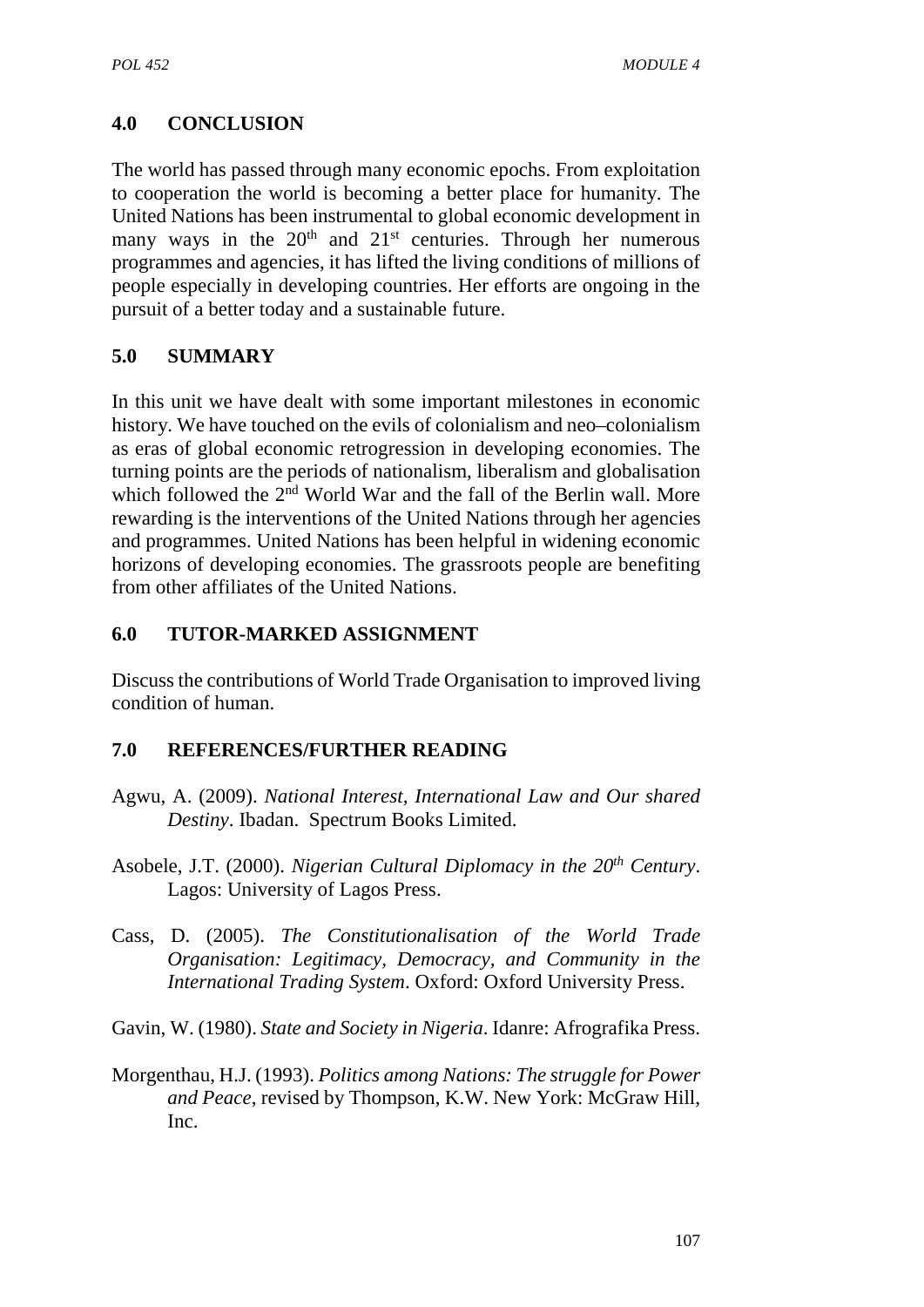## 4.0 CONCLUSION

The world has passed through many economic epochs. From exploitation to cooperation the world is becoming a better place for humanity. The United Nations has been instrumental to global economic development in many ways in the 20th and 21st centuries. Through her numerous programmes and agencies, it has lifted the living conditions of millions of people especially in developing countries. Her efforts are ongoing in the pursuit of a better today and a sustainable future.

## 5.0 SUMMARY

In this unit we have dealt with some important milestones in economic history. We have touched on the evils of colonialism and neo–colonialism as eras of global economic retrogression in developing economies. The turning points are the periods of nationalism, liberalism and globalisation which followed the 2nd World War and the fall of the Berlin wall. More rewarding is the interventions of the United Nations through her agencies and programmes. United Nations has been helpful in widening economic horizons of developing economies. The grassroots people are benefiting from other affiliates of the United Nations.

## 6.0 TUTOR-MARKED ASSIGNMENT

Discuss the contributions of World Trade Organisation to improved living condition of human.

## 7.0 REFERENCES/FURTHER READING

Agwu, A. (2009). *National Interest, International Law and Our shared Destiny*. Ibadan. Spectrum Books Limited.

Asobele, J.T. (2000). *Nigerian Cultural Diplomacy in the 20th Century*. Lagos: University of Lagos Press.

Cass, D. (2005). *The Constitutionalisation of the World Trade Organisation: Legitimacy, Democracy, and Community in the International Trading System*. Oxford: Oxford University Press.

Gavin, W. (1980). *State and Society in Nigeria*. Idanre: Afrografika Press.

Morgenthau, H.J. (1993). *Politics among Nations: The struggle for Power and Peace*, revised by Thompson, K.W. New York: McGraw Hill, Inc.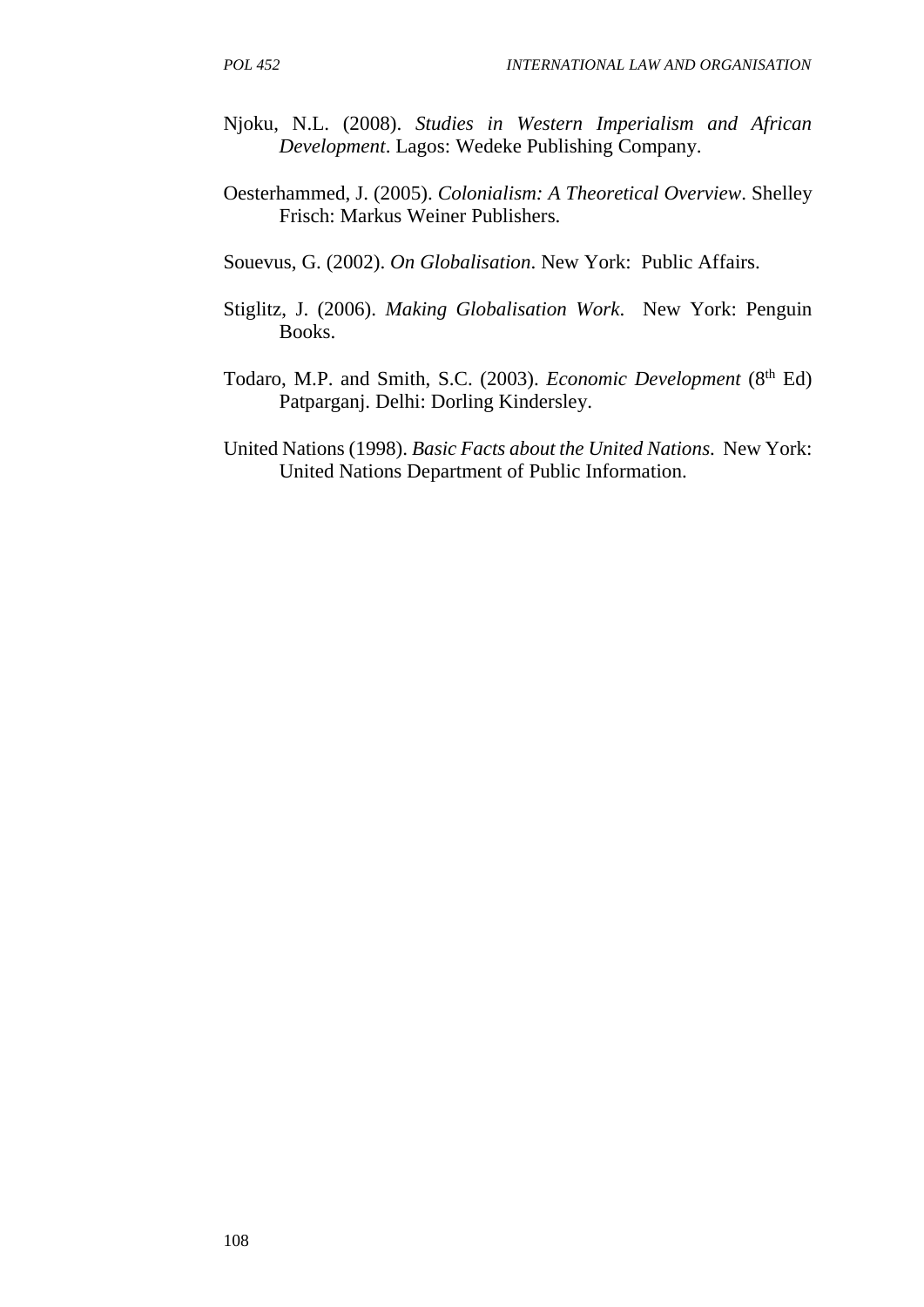Njoku, N.L. (2008). *Studies in Western Imperialism and African Development*. Lagos: Wedeke Publishing Company.

Oesterhammed, J. (2005). *Colonialism: A Theoretical Overview*. Shelley Frisch: Markus Weiner Publishers.

Souevus, G. (2002). *On Globalisation*. New York: Public Affairs.

Stiglitz, J. (2006). *Making Globalisation Work*. New York: Penguin Books.

Todaro, M.P. and Smith, S.C. (2003). *Economic Development* (8th Ed) Patparganj. Delhi: Dorling Kindersley.

United Nations (1998). *Basic Facts about the United Nations*. New York: United Nations Department of Public Information.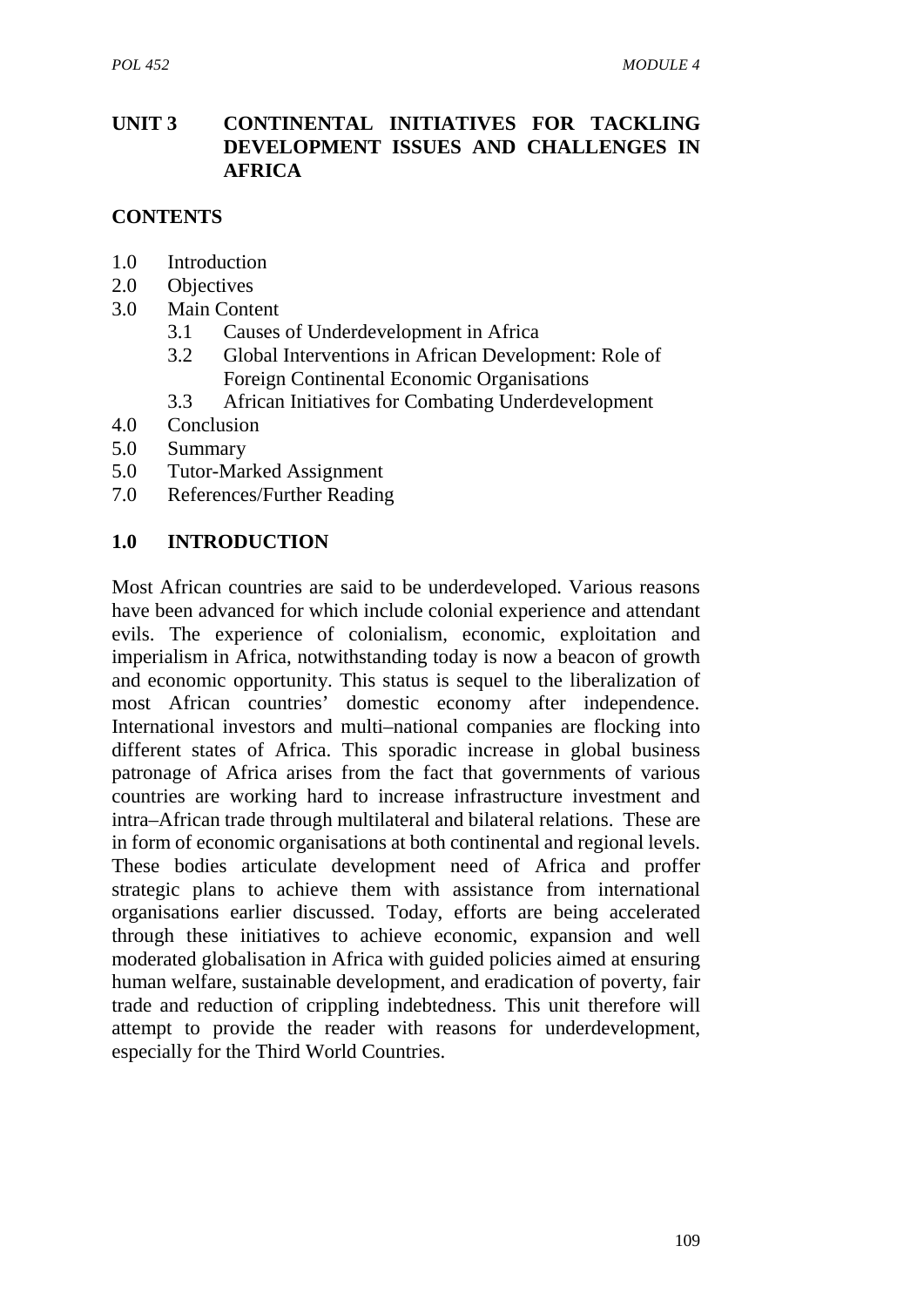# UNIT 3 CONTINENTAL INITIATIVES FOR TACKLING DEVELOPMENT ISSUES AND CHALLENGES IN AFRICA

## CONTENTS

1.0 Introduction
2.0 Objectives
3.0 Main Content
  3.1 Causes of Underdevelopment in Africa
  3.2 Global Interventions in African Development: Role of Foreign Continental Economic Organisations
  3.3 African Initiatives for Combating Underdevelopment
4.0 Conclusion
5.0 Summary
5.0 Tutor-Marked Assignment
7.0 References/Further Reading

## 1.0 INTRODUCTION

Most African countries are said to be underdeveloped. Various reasons have been advanced for which include colonial experience and attendant evils. The experience of colonialism, economic, exploitation and imperialism in Africa, notwithstanding today is now a beacon of growth and economic opportunity. This status is sequel to the liberalization of most African countries' domestic economy after independence. International investors and multi–national companies are flocking into different states of Africa. This sporadic increase in global business patronage of Africa arises from the fact that governments of various countries are working hard to increase infrastructure investment and intra–African trade through multilateral and bilateral relations. These are in form of economic organisations at both continental and regional levels. These bodies articulate development need of Africa and proffer strategic plans to achieve them with assistance from international organisations earlier discussed. Today, efforts are being accelerated through these initiatives to achieve economic, expansion and well moderated globalisation in Africa with guided policies aimed at ensuring human welfare, sustainable development, and eradication of poverty, fair trade and reduction of crippling indebtedness. This unit therefore will attempt to provide the reader with reasons for underdevelopment, especially for the Third World Countries.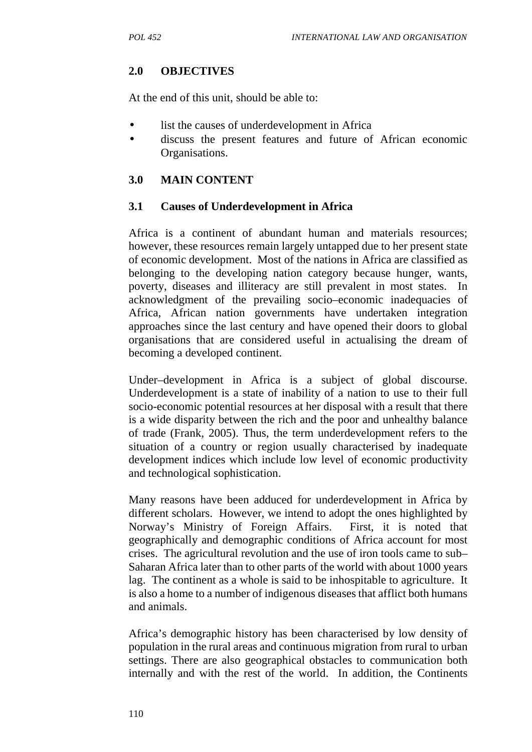## 2.0 OBJECTIVES

At the end of this unit, should be able to:

- list the causes of underdevelopment in Africa
- discuss the present features and future of African economic Organisations.

## 3.0 MAIN CONTENT

### 3.1 Causes of Underdevelopment in Africa

Africa is a continent of abundant human and materials resources; however, these resources remain largely untapped due to her present state of economic development. Most of the nations in Africa are classified as belonging to the developing nation category because hunger, wants, poverty, diseases and illiteracy are still prevalent in most states. In acknowledgment of the prevailing socio–economic inadequacies of Africa, African nation governments have undertaken integration approaches since the last century and have opened their doors to global organisations that are considered useful in actualising the dream of becoming a developed continent.

Under–development in Africa is a subject of global discourse. Underdevelopment is a state of inability of a nation to use to their full socio-economic potential resources at her disposal with a result that there is a wide disparity between the rich and the poor and unhealthy balance of trade (Frank, 2005). Thus, the term underdevelopment refers to the situation of a country or region usually characterised by inadequate development indices which include low level of economic productivity and technological sophistication.

Many reasons have been adduced for underdevelopment in Africa by different scholars. However, we intend to adopt the ones highlighted by Norway's Ministry of Foreign Affairs. First, it is noted that geographically and demographic conditions of Africa account for most crises. The agricultural revolution and the use of iron tools came to sub–Saharan Africa later than to other parts of the world with about 1000 years lag. The continent as a whole is said to be inhospitable to agriculture. It is also a home to a number of indigenous diseases that afflict both humans and animals.

Africa's demographic history has been characterised by low density of population in the rural areas and continuous migration from rural to urban settings. There are also geographical obstacles to communication both internally and with the rest of the world. In addition, the Continents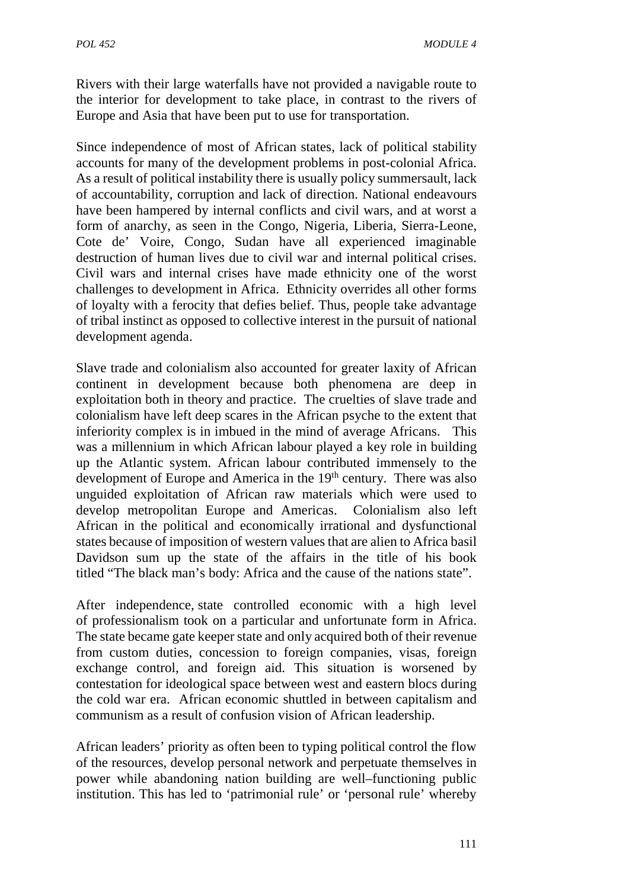Rivers with their large waterfalls have not provided a navigable route to the interior for development to take place, in contrast to the rivers of Europe and Asia that have been put to use for transportation.

Since independence of most of African states, lack of political stability accounts for many of the development problems in post-colonial Africa. As a result of political instability there is usually policy summersault, lack of accountability, corruption and lack of direction. National endeavours have been hampered by internal conflicts and civil wars, and at worst a form of anarchy, as seen in the Congo, Nigeria, Liberia, Sierra-Leone, Cote de' Voire, Congo, Sudan have all experienced imaginable destruction of human lives due to civil war and internal political crises. Civil wars and internal crises have made ethnicity one of the worst challenges to development in Africa. Ethnicity overrides all other forms of loyalty with a ferocity that defies belief. Thus, people take advantage of tribal instinct as opposed to collective interest in the pursuit of national development agenda.

Slave trade and colonialism also accounted for greater laxity of African continent in development because both phenomena are deep in exploitation both in theory and practice. The cruelties of slave trade and colonialism have left deep scares in the African psyche to the extent that inferiority complex is in imbued in the mind of average Africans. This was a millennium in which African labour played a key role in building up the Atlantic system. African labour contributed immensely to the development of Europe and America in the 19th century. There was also unguided exploitation of African raw materials which were used to develop metropolitan Europe and Americas. Colonialism also left African in the political and economically irrational and dysfunctional states because of imposition of western values that are alien to Africa basil Davidson sum up the state of the affairs in the title of his book titled "The black man's body: Africa and the cause of the nations state".

After independence, state controlled economic with a high level of professionalism took on a particular and unfortunate form in Africa. The state became gate keeper state and only acquired both of their revenue from custom duties, concession to foreign companies, visas, foreign exchange control, and foreign aid. This situation is worsened by contestation for ideological space between west and eastern blocs during the cold war era. African economic shuttled in between capitalism and communism as a result of confusion vision of African leadership.

African leaders' priority as often been to typing political control the flow of the resources, develop personal network and perpetuate themselves in power while abandoning nation building are well–functioning public institution. This has led to 'patrimonial rule' or 'personal rule' whereby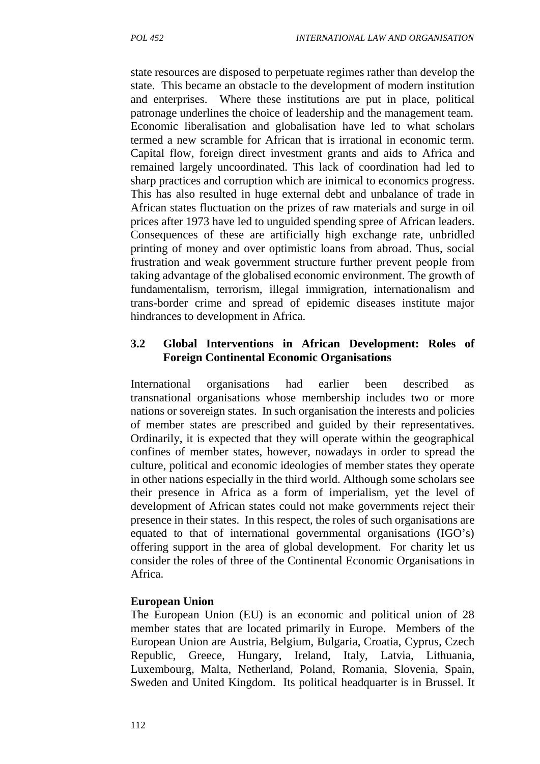state resources are disposed to perpetuate regimes rather than develop the state. This became an obstacle to the development of modern institution and enterprises. Where these institutions are put in place, political patronage underlines the choice of leadership and the management team. Economic liberalisation and globalisation have led to what scholars termed a new scramble for African that is irrational in economic term. Capital flow, foreign direct investment grants and aids to Africa and remained largely uncoordinated. This lack of coordination had led to sharp practices and corruption which are inimical to economics progress. This has also resulted in huge external debt and unbalance of trade in African states fluctuation on the prizes of raw materials and surge in oil prices after 1973 have led to unguided spending spree of African leaders. Consequences of these are artificially high exchange rate, unbridled printing of money and over optimistic loans from abroad. Thus, social frustration and weak government structure further prevent people from taking advantage of the globalised economic environment. The growth of fundamentalism, terrorism, illegal immigration, internationalism and trans-border crime and spread of epidemic diseases institute major hindrances to development in Africa.

### 3.2 Global Interventions in African Development: Roles of Foreign Continental Economic Organisations

International organisations had earlier been described as transnational organisations whose membership includes two or more nations or sovereign states. In such organisation the interests and policies of member states are prescribed and guided by their representatives. Ordinarily, it is expected that they will operate within the geographical confines of member states, however, nowadays in order to spread the culture, political and economic ideologies of member states they operate in other nations especially in the third world. Although some scholars see their presence in Africa as a form of imperialism, yet the level of development of African states could not make governments reject their presence in their states. In this respect, the roles of such organisations are equated to that of international governmental organisations (IGO's) offering support in the area of global development. For charity let us consider the roles of three of the Continental Economic Organisations in Africa.

**European Union**

The European Union (EU) is an economic and political union of 28 member states that are located primarily in Europe. Members of the European Union are Austria, Belgium, Bulgaria, Croatia, Cyprus, Czech Republic, Greece, Hungary, Ireland, Italy, Latvia, Lithuania, Luxembourg, Malta, Netherland, Poland, Romania, Slovenia, Spain, Sweden and United Kingdom. Its political headquarter is in Brussel. It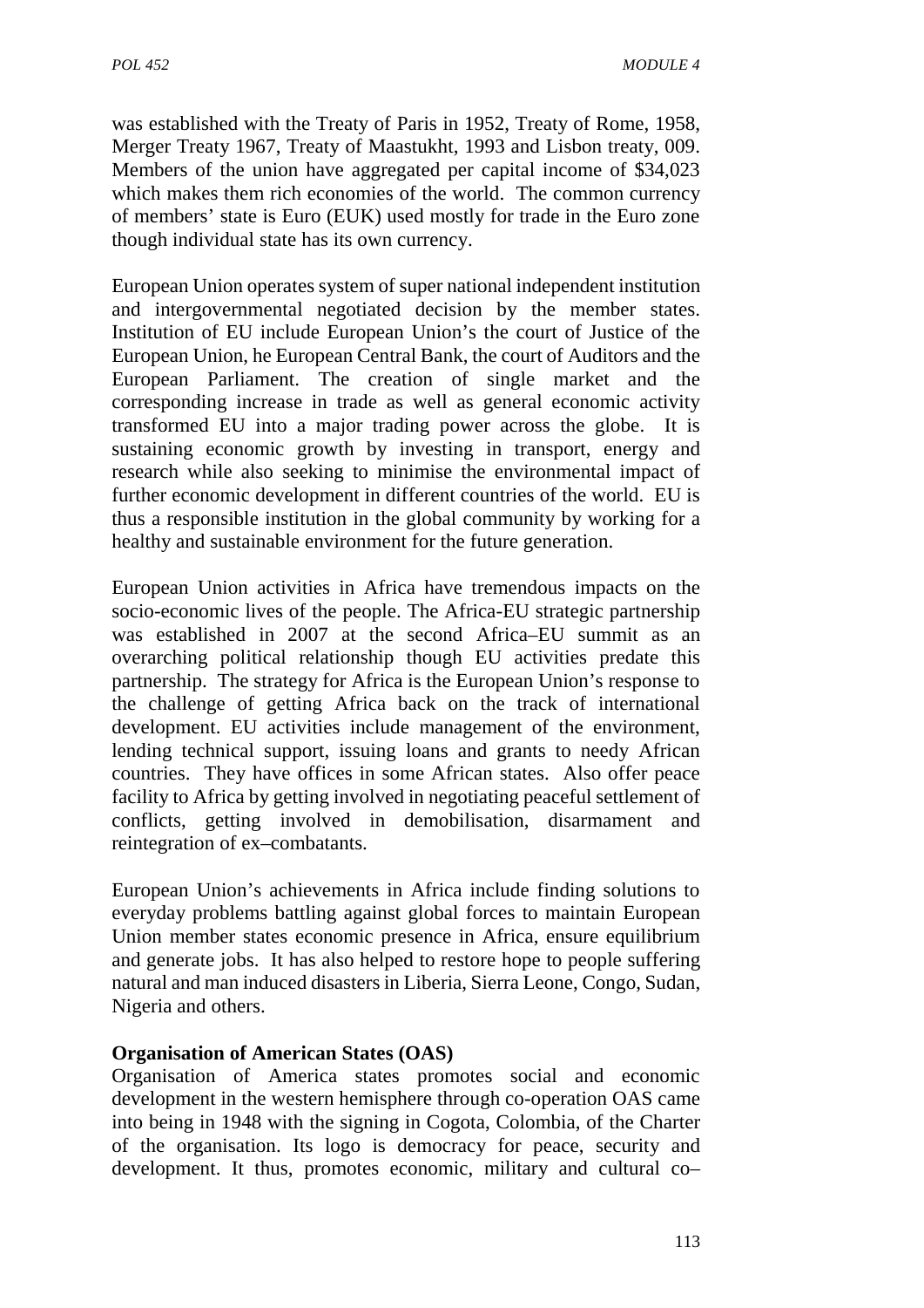was established with the Treaty of Paris in 1952, Treaty of Rome, 1958, Merger Treaty 1967, Treaty of Maastukht, 1993 and Lisbon treaty, 009. Members of the union have aggregated per capital income of \$34,023 which makes them rich economies of the world. The common currency of members' state is Euro (EUK) used mostly for trade in the Euro zone though individual state has its own currency.

European Union operates system of super national independent institution and intergovernmental negotiated decision by the member states. Institution of EU include European Union's the court of Justice of the European Union, he European Central Bank, the court of Auditors and the European Parliament. The creation of single market and the corresponding increase in trade as well as general economic activity transformed EU into a major trading power across the globe. It is sustaining economic growth by investing in transport, energy and research while also seeking to minimise the environmental impact of further economic development in different countries of the world. EU is thus a responsible institution in the global community by working for a healthy and sustainable environment for the future generation.

European Union activities in Africa have tremendous impacts on the socio-economic lives of the people. The Africa-EU strategic partnership was established in 2007 at the second Africa–EU summit as an overarching political relationship though EU activities predate this partnership. The strategy for Africa is the European Union's response to the challenge of getting Africa back on the track of international development. EU activities include management of the environment, lending technical support, issuing loans and grants to needy African countries. They have offices in some African states. Also offer peace facility to Africa by getting involved in negotiating peaceful settlement of conflicts, getting involved in demobilisation, disarmament and reintegration of ex–combatants.

European Union's achievements in Africa include finding solutions to everyday problems battling against global forces to maintain European Union member states economic presence in Africa, ensure equilibrium and generate jobs. It has also helped to restore hope to people suffering natural and man induced disasters in Liberia, Sierra Leone, Congo, Sudan, Nigeria and others.

**Organisation of American States (OAS)**

Organisation of America states promotes social and economic development in the western hemisphere through co-operation OAS came into being in 1948 with the signing in Cogota, Colombia, of the Charter of the organisation. Its logo is democracy for peace, security and development. It thus, promotes economic, military and cultural co–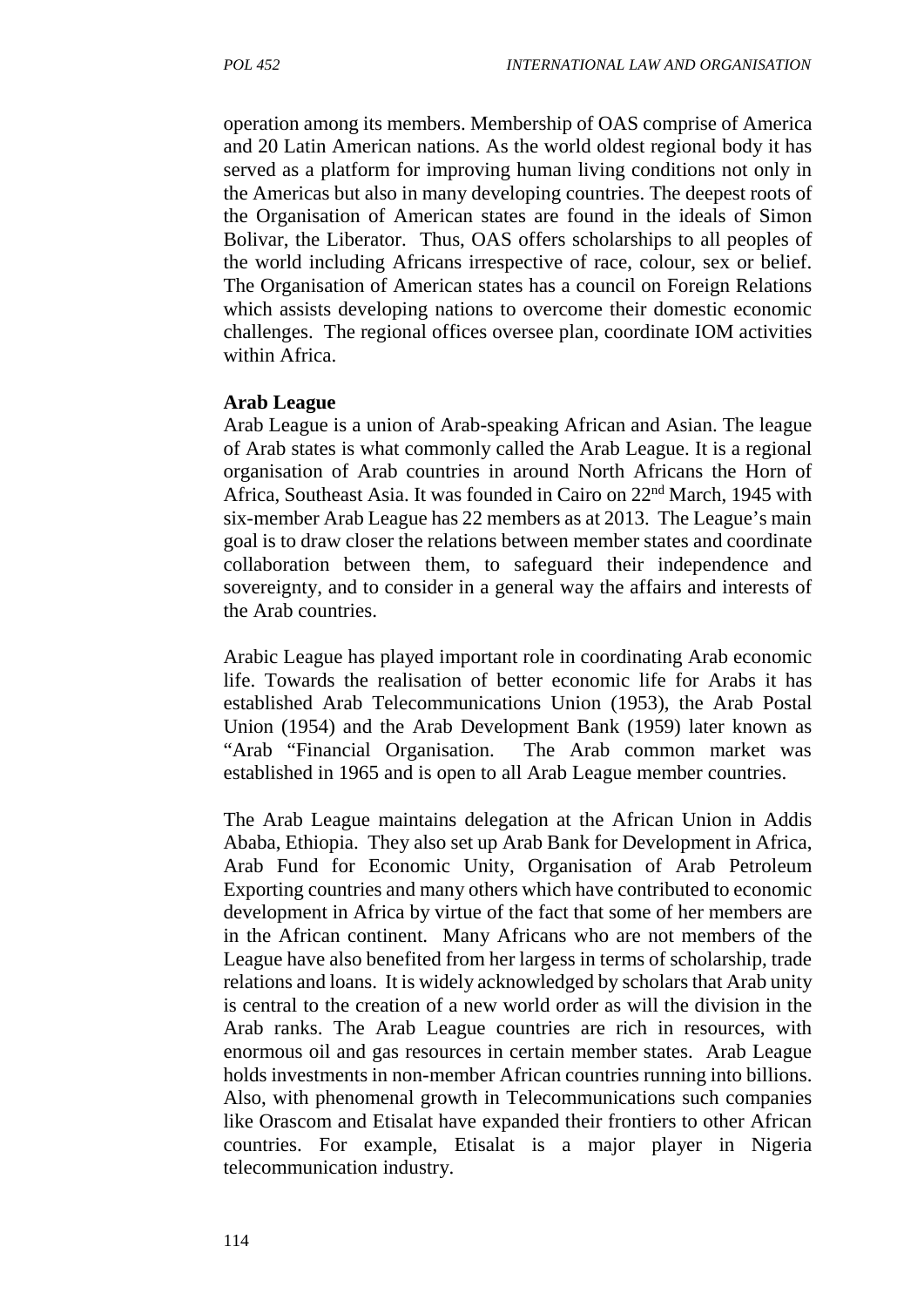operation among its members. Membership of OAS comprise of America and 20 Latin American nations. As the world oldest regional body it has served as a platform for improving human living conditions not only in the Americas but also in many developing countries. The deepest roots of the Organisation of American states are found in the ideals of Simon Bolivar, the Liberator. Thus, OAS offers scholarships to all peoples of the world including Africans irrespective of race, colour, sex or belief. The Organisation of American states has a council on Foreign Relations which assists developing nations to overcome their domestic economic challenges. The regional offices oversee plan, coordinate IOM activities within Africa.

**Arab League**

Arab League is a union of Arab-speaking African and Asian. The league of Arab states is what commonly called the Arab League. It is a regional organisation of Arab countries in around North Africans the Horn of Africa, Southeast Asia. It was founded in Cairo on 22nd March, 1945 with six-member Arab League has 22 members as at 2013. The League's main goal is to draw closer the relations between member states and coordinate collaboration between them, to safeguard their independence and sovereignty, and to consider in a general way the affairs and interests of the Arab countries.

Arabic League has played important role in coordinating Arab economic life. Towards the realisation of better economic life for Arabs it has established Arab Telecommunications Union (1953), the Arab Postal Union (1954) and the Arab Development Bank (1959) later known as "Arab "Financial Organisation. The Arab common market was established in 1965 and is open to all Arab League member countries.

The Arab League maintains delegation at the African Union in Addis Ababa, Ethiopia. They also set up Arab Bank for Development in Africa, Arab Fund for Economic Unity, Organisation of Arab Petroleum Exporting countries and many others which have contributed to economic development in Africa by virtue of the fact that some of her members are in the African continent. Many Africans who are not members of the League have also benefited from her largess in terms of scholarship, trade relations and loans. It is widely acknowledged by scholars that Arab unity is central to the creation of a new world order as will the division in the Arab ranks. The Arab League countries are rich in resources, with enormous oil and gas resources in certain member states. Arab League holds investments in non-member African countries running into billions. Also, with phenomenal growth in Telecommunications such companies like Orascom and Etisalat have expanded their frontiers to other African countries. For example, Etisalat is a major player in Nigeria telecommunication industry.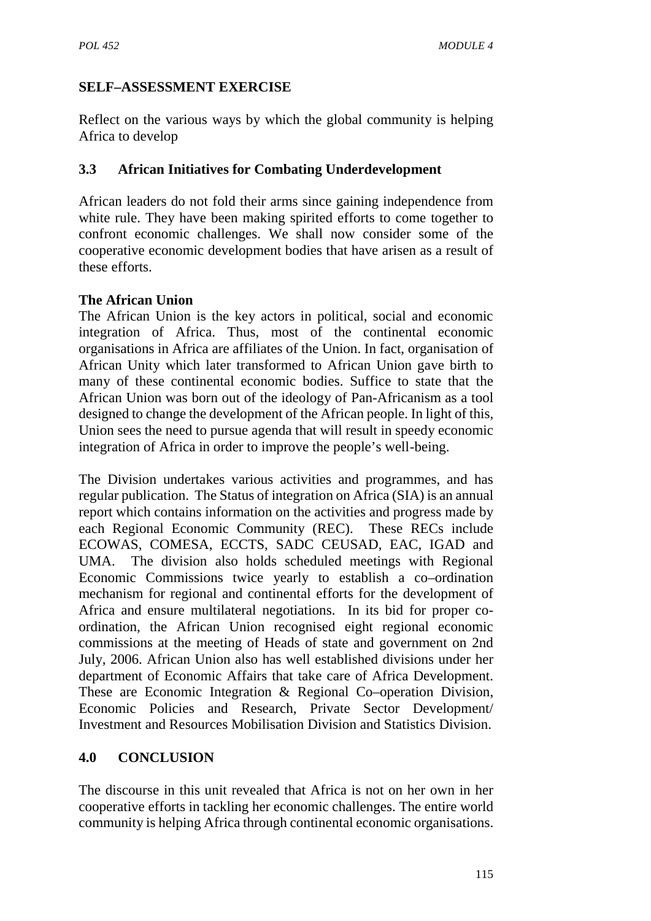## SELF–ASSESSMENT EXERCISE

Reflect on the various ways by which the global community is helping Africa to develop

### 3.3 African Initiatives for Combating Underdevelopment

African leaders do not fold their arms since gaining independence from white rule. They have been making spirited efforts to come together to confront economic challenges. We shall now consider some of the cooperative economic development bodies that have arisen as a result of these efforts.

**The African Union**

The African Union is the key actors in political, social and economic integration of Africa. Thus, most of the continental economic organisations in Africa are affiliates of the Union. In fact, organisation of African Unity which later transformed to African Union gave birth to many of these continental economic bodies. Suffice to state that the African Union was born out of the ideology of Pan-Africanism as a tool designed to change the development of the African people. In light of this, Union sees the need to pursue agenda that will result in speedy economic integration of Africa in order to improve the people's well-being.

The Division undertakes various activities and programmes, and has regular publication. The Status of integration on Africa (SIA) is an annual report which contains information on the activities and progress made by each Regional Economic Community (REC). These RECs include ECOWAS, COMESA, ECCTS, SADC CEUSAD, EAC, IGAD and UMA. The division also holds scheduled meetings with Regional Economic Commissions twice yearly to establish a co–ordination mechanism for regional and continental efforts for the development of Africa and ensure multilateral negotiations. In its bid for proper co-ordination, the African Union recognised eight regional economic commissions at the meeting of Heads of state and government on 2nd July, 2006. African Union also has well established divisions under her department of Economic Affairs that take care of Africa Development. These are Economic Integration & Regional Co–operation Division, Economic Policies and Research, Private Sector Development/ Investment and Resources Mobilisation Division and Statistics Division.

## 4.0 CONCLUSION

The discourse in this unit revealed that Africa is not on her own in her cooperative efforts in tackling her economic challenges. The entire world community is helping Africa through continental economic organisations.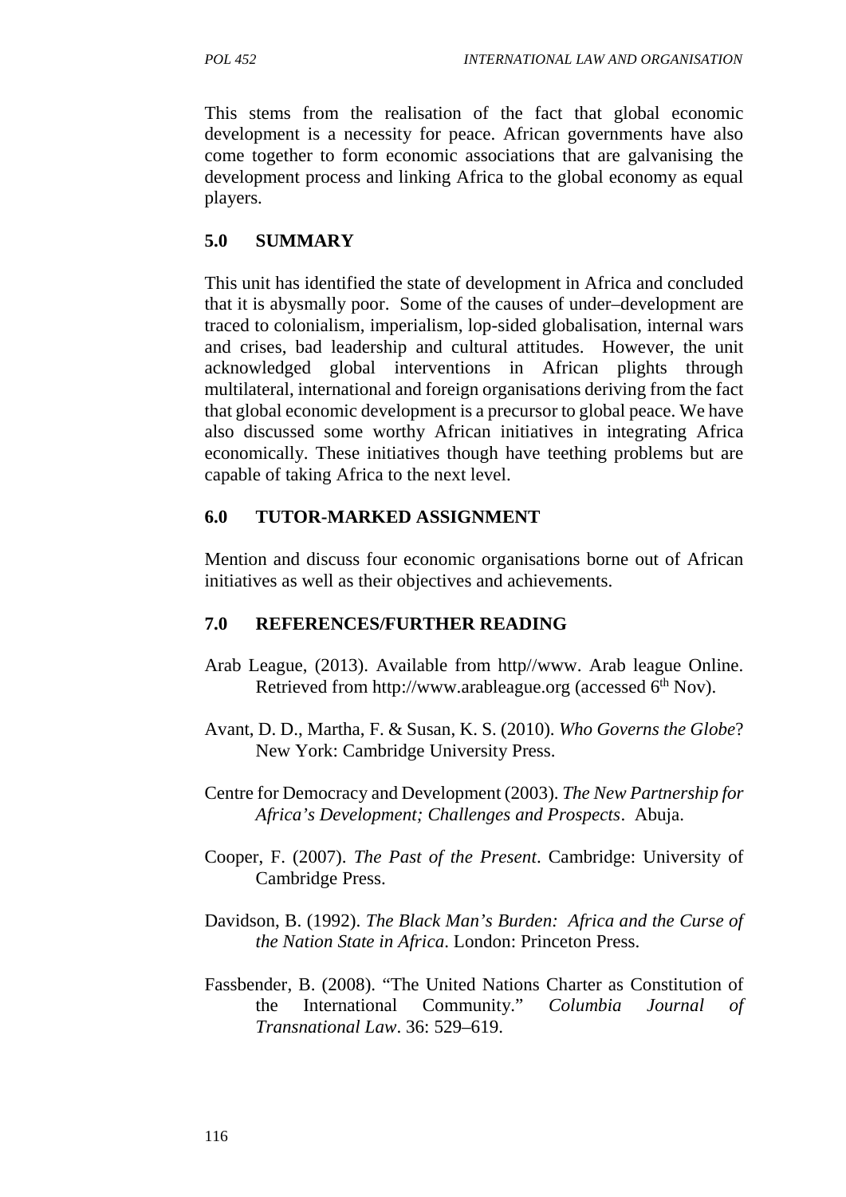This stems from the realisation of the fact that global economic development is a necessity for peace. African governments have also come together to form economic associations that are galvanising the development process and linking Africa to the global economy as equal players.

## 5.0 SUMMARY

This unit has identified the state of development in Africa and concluded that it is abysmally poor. Some of the causes of under–development are traced to colonialism, imperialism, lop-sided globalisation, internal wars and crises, bad leadership and cultural attitudes. However, the unit acknowledged global interventions in African plights through multilateral, international and foreign organisations deriving from the fact that global economic development is a precursor to global peace. We have also discussed some worthy African initiatives in integrating Africa economically. These initiatives though have teething problems but are capable of taking Africa to the next level.

## 6.0 TUTOR-MARKED ASSIGNMENT

Mention and discuss four economic organisations borne out of African initiatives as well as their objectives and achievements.

## 7.0 REFERENCES/FURTHER READING

Arab League, (2013). Available from http//www. Arab league Online. Retrieved from http://www.arableague.org (accessed 6th Nov).

Avant, D. D., Martha, F. & Susan, K. S. (2010). *Who Governs the Globe*? New York: Cambridge University Press.

Centre for Democracy and Development (2003). *The New Partnership for Africa's Development; Challenges and Prospects*. Abuja.

Cooper, F. (2007). *The Past of the Present*. Cambridge: University of Cambridge Press.

Davidson, B. (1992). *The Black Man's Burden: Africa and the Curse of the Nation State in Africa*. London: Princeton Press.

Fassbender, B. (2008). "The United Nations Charter as Constitution of the International Community." *Columbia Journal of Transnational Law*. 36: 529–619.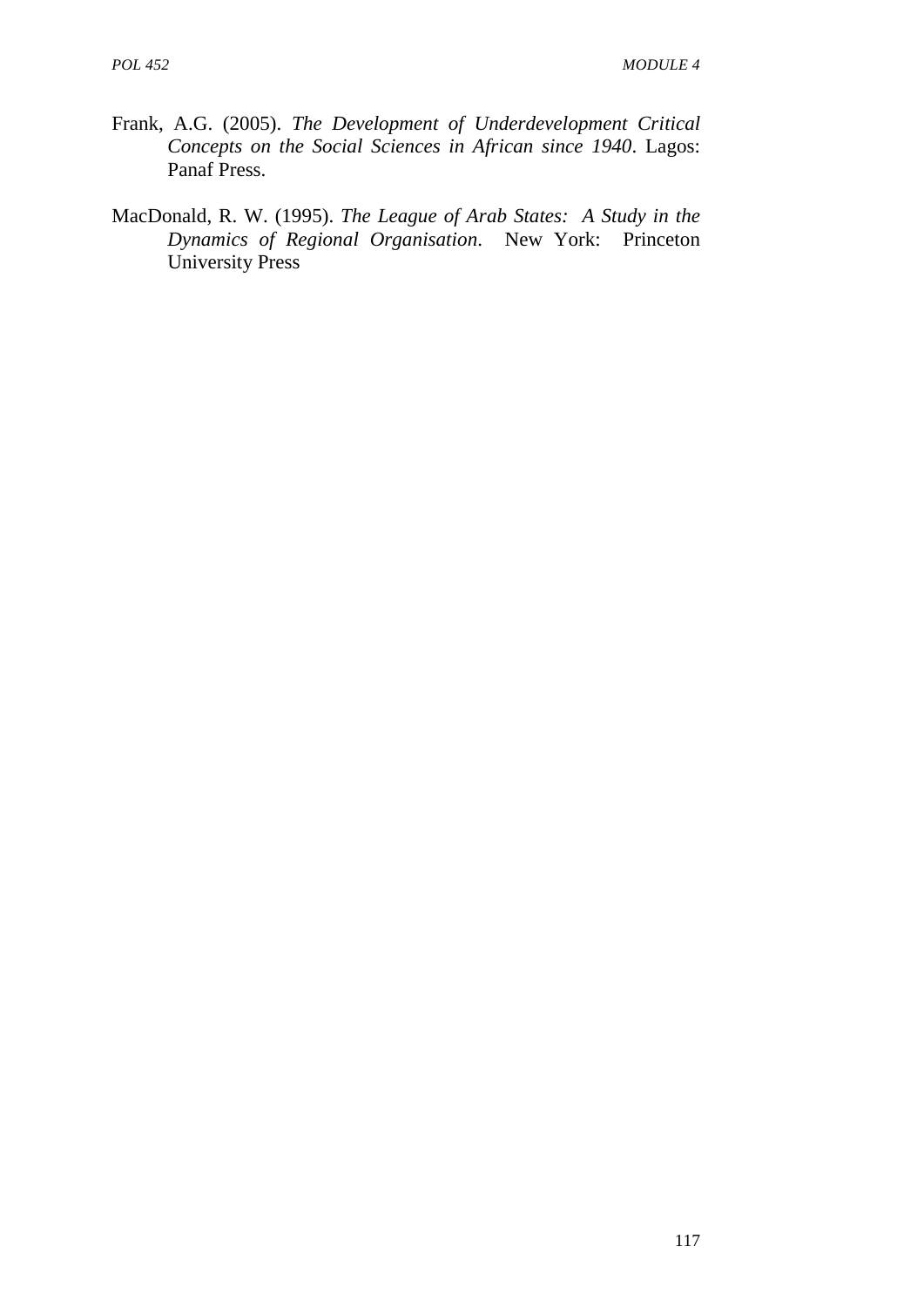Frank, A.G. (2005). *The Development of Underdevelopment Critical Concepts on the Social Sciences in African since 1940*. Lagos: Panaf Press.

MacDonald, R. W. (1995). *The League of Arab States: A Study in the Dynamics of Regional Organisation*. New York: Princeton University Press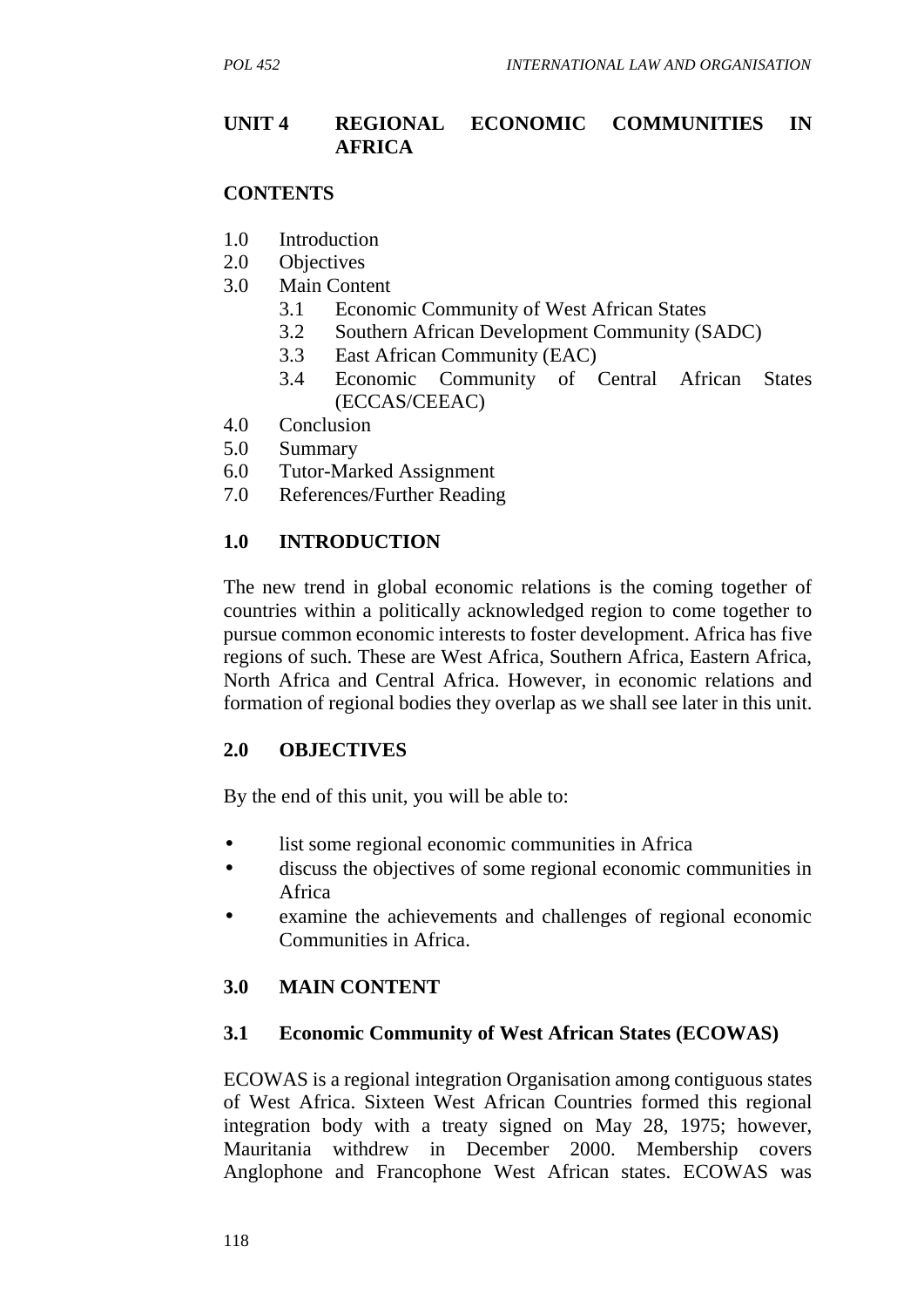## UNIT 4 REGIONAL ECONOMIC COMMUNITIES IN AFRICA

### CONTENTS

1.0 Introduction
2.0 Objectives
3.0 Main Content
 3.1 Economic Community of West African States
 3.2 Southern African Development Community (SADC)
 3.3 East African Community (EAC)
 3.4 Economic Community of Central African States (ECCAS/CEEAC)
4.0 Conclusion
5.0 Summary
6.0 Tutor-Marked Assignment
7.0 References/Further Reading

### 1.0 INTRODUCTION

The new trend in global economic relations is the coming together of countries within a politically acknowledged region to come together to pursue common economic interests to foster development. Africa has five regions of such. These are West Africa, Southern Africa, Eastern Africa, North Africa and Central Africa. However, in economic relations and formation of regional bodies they overlap as we shall see later in this unit.

### 2.0 OBJECTIVES

By the end of this unit, you will be able to:

- list some regional economic communities in Africa
- discuss the objectives of some regional economic communities in Africa
- examine the achievements and challenges of regional economic Communities in Africa.

### 3.0 MAIN CONTENT

#### 3.1 Economic Community of West African States (ECOWAS)

ECOWAS is a regional integration Organisation among contiguous states of West Africa. Sixteen West African Countries formed this regional integration body with a treaty signed on May 28, 1975; however, Mauritania withdrew in December 2000. Membership covers Anglophone and Francophone West African states. ECOWAS was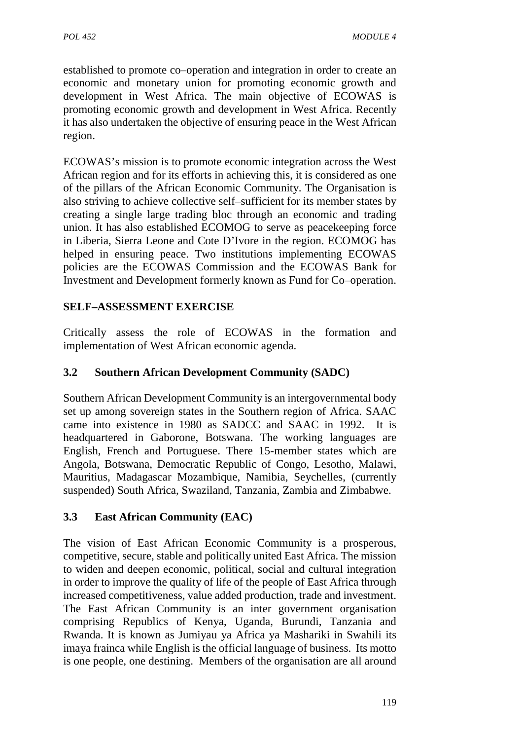established to promote co–operation and integration in order to create an economic and monetary union for promoting economic growth and development in West Africa. The main objective of ECOWAS is promoting economic growth and development in West Africa. Recently it has also undertaken the objective of ensuring peace in the West African region.

ECOWAS's mission is to promote economic integration across the West African region and for its efforts in achieving this, it is considered as one of the pillars of the African Economic Community. The Organisation is also striving to achieve collective self–sufficient for its member states by creating a single large trading bloc through an economic and trading union. It has also established ECOMOG to serve as peacekeeping force in Liberia, Sierra Leone and Cote D'Ivore in the region. ECOMOG has helped in ensuring peace. Two institutions implementing ECOWAS policies are the ECOWAS Commission and the ECOWAS Bank for Investment and Development formerly known as Fund for Co–operation.

## SELF–ASSESSMENT EXERCISE

Critically assess the role of ECOWAS in the formation and implementation of West African economic agenda.

## 3.2 Southern African Development Community (SADC)

Southern African Development Community is an intergovernmental body set up among sovereign states in the Southern region of Africa. SAAC came into existence in 1980 as SADCC and SAAC in 1992. It is headquartered in Gaborone, Botswana. The working languages are English, French and Portuguese. There 15-member states which are Angola, Botswana, Democratic Republic of Congo, Lesotho, Malawi, Mauritius, Madagascar Mozambique, Namibia, Seychelles, (currently suspended) South Africa, Swaziland, Tanzania, Zambia and Zimbabwe.

## 3.3 East African Community (EAC)

The vision of East African Economic Community is a prosperous, competitive, secure, stable and politically united East Africa. The mission to widen and deepen economic, political, social and cultural integration in order to improve the quality of life of the people of East Africa through increased competitiveness, value added production, trade and investment. The East African Community is an inter government organisation comprising Republics of Kenya, Uganda, Burundi, Tanzania and Rwanda. It is known as Jumiyau ya Africa ya Mashariki in Swahili its imaya frainca while English is the official language of business. Its motto is one people, one destining. Members of the organisation are all around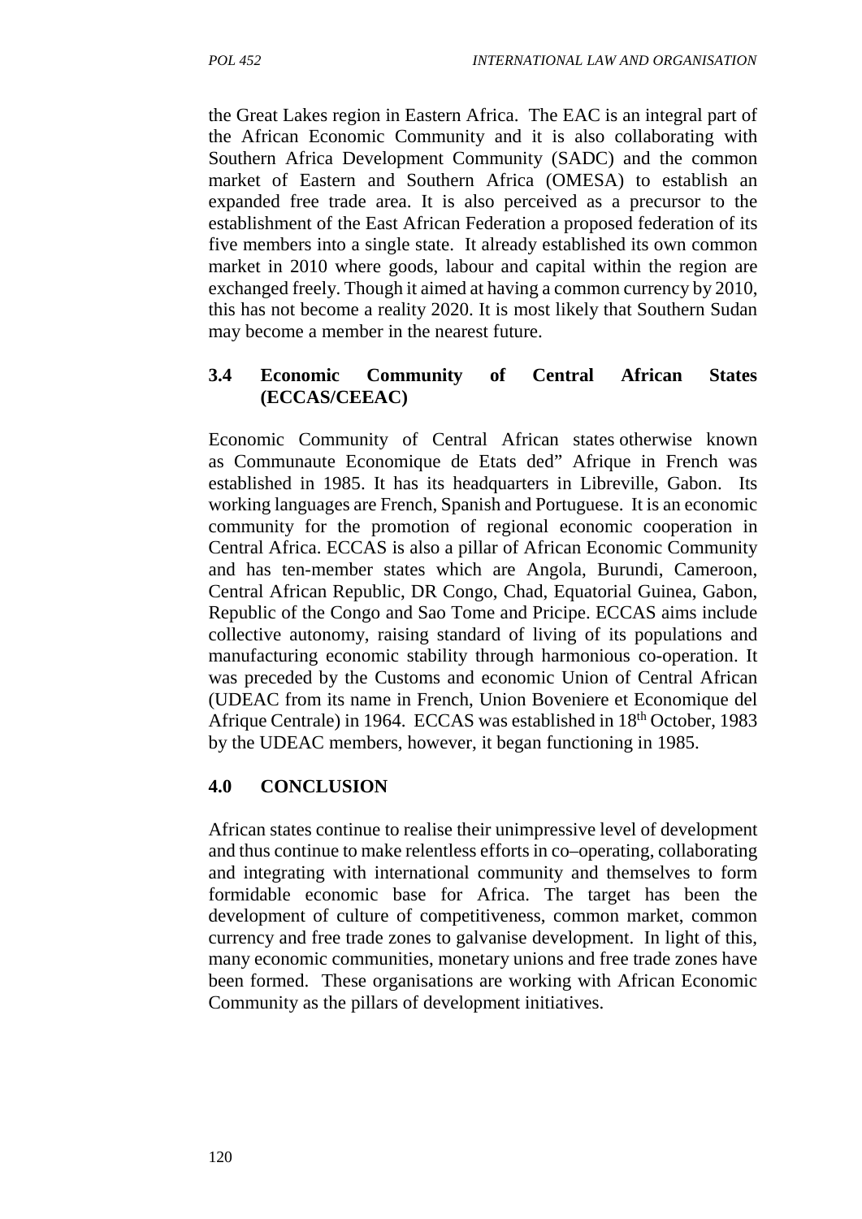the Great Lakes region in Eastern Africa. The EAC is an integral part of the African Economic Community and it is also collaborating with Southern Africa Development Community (SADC) and the common market of Eastern and Southern Africa (OMESA) to establish an expanded free trade area. It is also perceived as a precursor to the establishment of the East African Federation a proposed federation of its five members into a single state. It already established its own common market in 2010 where goods, labour and capital within the region are exchanged freely. Though it aimed at having a common currency by 2010, this has not become a reality 2020. It is most likely that Southern Sudan may become a member in the nearest future.

### 3.4 Economic Community of Central African States (ECCAS/CEEAC)

Economic Community of Central African states otherwise known as Communaute Economique de Etats ded" Afrique in French was established in 1985. It has its headquarters in Libreville, Gabon. Its working languages are French, Spanish and Portuguese. It is an economic community for the promotion of regional economic cooperation in Central Africa. ECCAS is also a pillar of African Economic Community and has ten-member states which are Angola, Burundi, Cameroon, Central African Republic, DR Congo, Chad, Equatorial Guinea, Gabon, Republic of the Congo and Sao Tome and Pricipe. ECCAS aims include collective autonomy, raising standard of living of its populations and manufacturing economic stability through harmonious co-operation. It was preceded by the Customs and economic Union of Central African (UDEAC from its name in French, Union Boveniere et Economique del Afrique Centrale) in 1964. ECCAS was established in 18th October, 1983 by the UDEAC members, however, it began functioning in 1985.

## 4.0 CONCLUSION

African states continue to realise their unimpressive level of development and thus continue to make relentless efforts in co–operating, collaborating and integrating with international community and themselves to form formidable economic base for Africa. The target has been the development of culture of competitiveness, common market, common currency and free trade zones to galvanise development. In light of this, many economic communities, monetary unions and free trade zones have been formed. These organisations are working with African Economic Community as the pillars of development initiatives.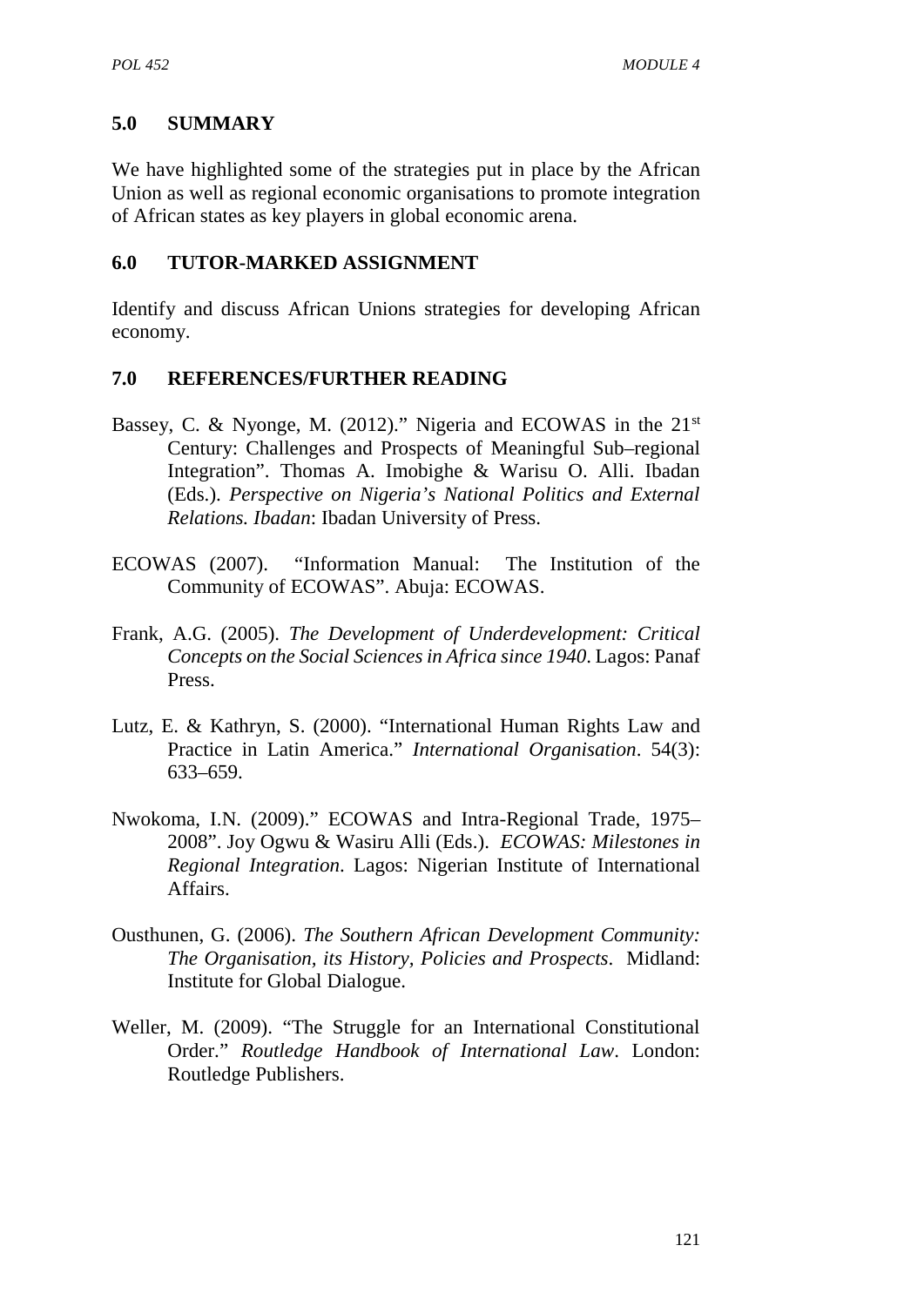## 5.0 SUMMARY

We have highlighted some of the strategies put in place by the African Union as well as regional economic organisations to promote integration of African states as key players in global economic arena.

## 6.0 TUTOR-MARKED ASSIGNMENT

Identify and discuss African Unions strategies for developing African economy.

## 7.0 REFERENCES/FURTHER READING

Bassey, C. & Nyonge, M. (2012)." Nigeria and ECOWAS in the 21st Century: Challenges and Prospects of Meaningful Sub–regional Integration". Thomas A. Imobighe & Warisu O. Alli. Ibadan (Eds.). *Perspective on Nigeria's National Politics and External Relations. Ibadan*: Ibadan University of Press.

ECOWAS (2007). "Information Manual: The Institution of the Community of ECOWAS". Abuja: ECOWAS.

Frank, A.G. (2005). *The Development of Underdevelopment: Critical Concepts on the Social Sciences in Africa since 1940*. Lagos: Panaf Press.

Lutz, E. & Kathryn, S. (2000). "International Human Rights Law and Practice in Latin America." *International Organisation*. 54(3): 633–659.

Nwokoma, I.N. (2009)." ECOWAS and Intra-Regional Trade, 1975–2008". Joy Ogwu & Wasiru Alli (Eds.). *ECOWAS: Milestones in Regional Integration*. Lagos: Nigerian Institute of International Affairs.

Ousthunen, G. (2006). *The Southern African Development Community: The Organisation, its History, Policies and Prospects*. Midland: Institute for Global Dialogue.

Weller, M. (2009). "The Struggle for an International Constitutional Order." *Routledge Handbook of International Law*. London: Routledge Publishers.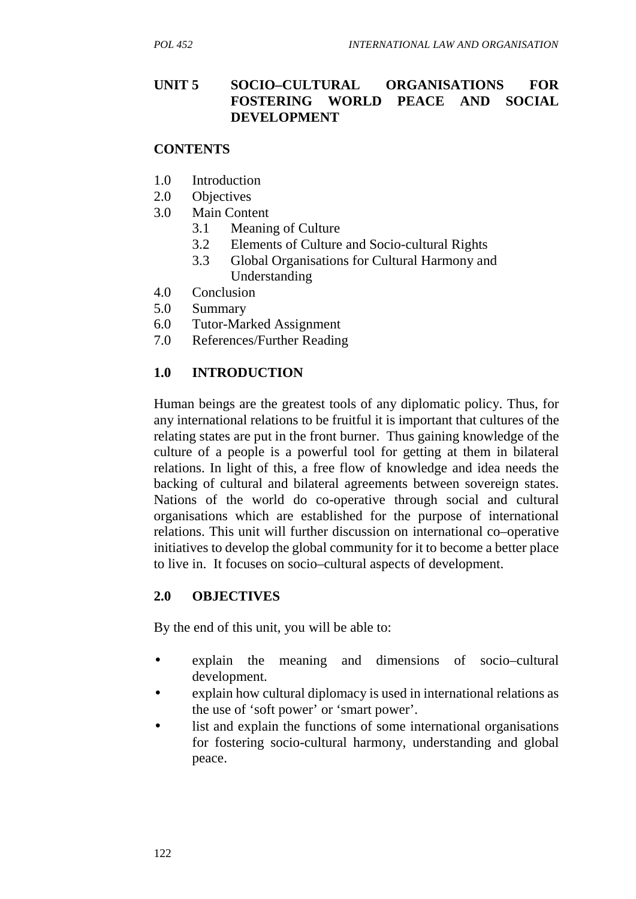## UNIT 5 SOCIO–CULTURAL ORGANISATIONS FOR FOSTERING WORLD PEACE AND SOCIAL DEVELOPMENT

**CONTENTS**

1.0 Introduction
2.0 Objectives
3.0 Main Content
 3.1 Meaning of Culture
 3.2 Elements of Culture and Socio-cultural Rights
 3.3 Global Organisations for Cultural Harmony and Understanding
4.0 Conclusion
5.0 Summary
6.0 Tutor-Marked Assignment
7.0 References/Further Reading

### 1.0 INTRODUCTION

Human beings are the greatest tools of any diplomatic policy. Thus, for any international relations to be fruitful it is important that cultures of the relating states are put in the front burner. Thus gaining knowledge of the culture of a people is a powerful tool for getting at them in bilateral relations. In light of this, a free flow of knowledge and idea needs the backing of cultural and bilateral agreements between sovereign states. Nations of the world do co-operative through social and cultural organisations which are established for the purpose of international relations. This unit will further discussion on international co–operative initiatives to develop the global community for it to become a better place to live in. It focuses on socio–cultural aspects of development.

### 2.0 OBJECTIVES

By the end of this unit, you will be able to:

- explain the meaning and dimensions of socio–cultural development.
- explain how cultural diplomacy is used in international relations as the use of 'soft power' or 'smart power'.
- list and explain the functions of some international organisations for fostering socio-cultural harmony, understanding and global peace.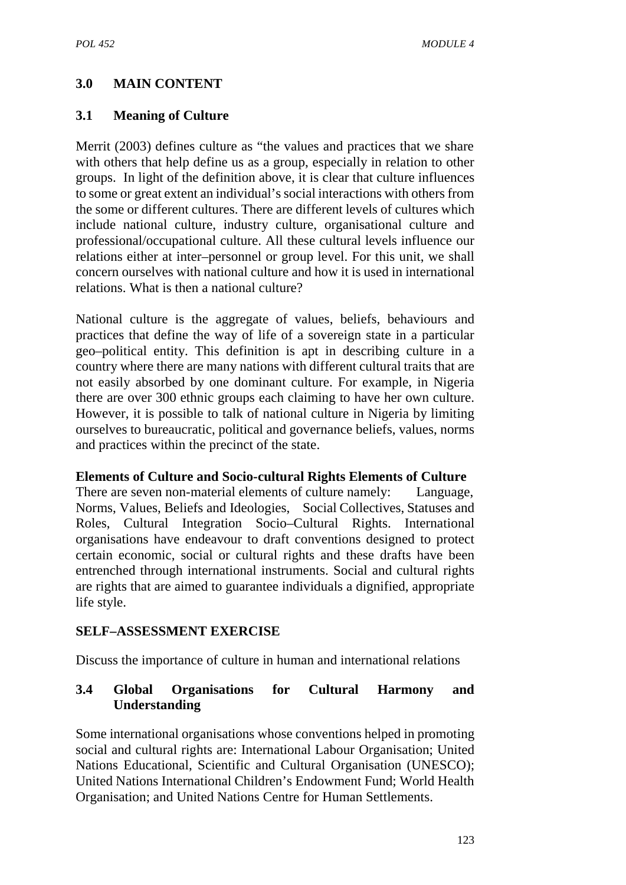## 3.0 MAIN CONTENT

### 3.1 Meaning of Culture

Merrit (2003) defines culture as "the values and practices that we share with others that help define us as a group, especially in relation to other groups. In light of the definition above, it is clear that culture influences to some or great extent an individual's social interactions with others from the some or different cultures. There are different levels of cultures which include national culture, industry culture, organisational culture and professional/occupational culture. All these cultural levels influence our relations either at inter–personnel or group level. For this unit, we shall concern ourselves with national culture and how it is used in international relations. What is then a national culture?

National culture is the aggregate of values, beliefs, behaviours and practices that define the way of life of a sovereign state in a particular geo–political entity. This definition is apt in describing culture in a country where there are many nations with different cultural traits that are not easily absorbed by one dominant culture. For example, in Nigeria there are over 300 ethnic groups each claiming to have her own culture. However, it is possible to talk of national culture in Nigeria by limiting ourselves to bureaucratic, political and governance beliefs, values, norms and practices within the precinct of the state.

**Elements of Culture and Socio-cultural Rights Elements of Culture**
There are seven non-material elements of culture namely: Language, Norms, Values, Beliefs and Ideologies, Social Collectives, Statuses and Roles, Cultural Integration Socio–Cultural Rights. International organisations have endeavour to draft conventions designed to protect certain economic, social or cultural rights and these drafts have been entrenched through international instruments. Social and cultural rights are rights that are aimed to guarantee individuals a dignified, appropriate life style.

**SELF–ASSESSMENT EXERCISE**

Discuss the importance of culture in human and international relations

### 3.4 Global Organisations for Cultural Harmony and Understanding

Some international organisations whose conventions helped in promoting social and cultural rights are: International Labour Organisation; United Nations Educational, Scientific and Cultural Organisation (UNESCO); United Nations International Children's Endowment Fund; World Health Organisation; and United Nations Centre for Human Settlements.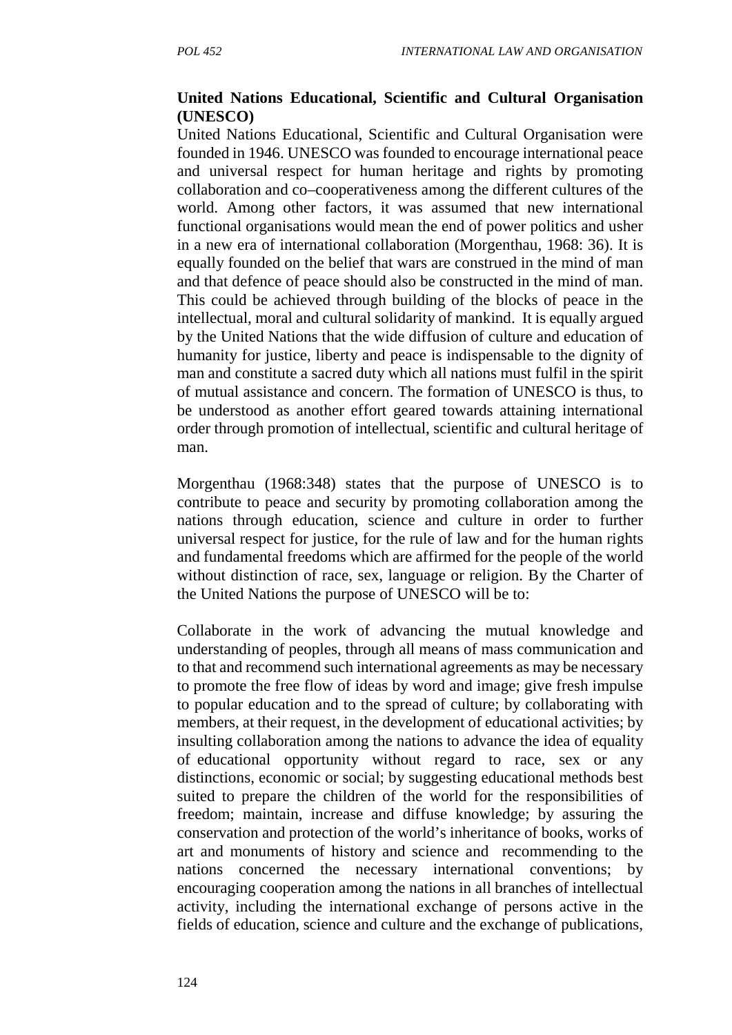**United Nations Educational, Scientific and Cultural Organisation (UNESCO)**

United Nations Educational, Scientific and Cultural Organisation were founded in 1946. UNESCO was founded to encourage international peace and universal respect for human heritage and rights by promoting collaboration and co–cooperativeness among the different cultures of the world. Among other factors, it was assumed that new international functional organisations would mean the end of power politics and usher in a new era of international collaboration (Morgenthau, 1968: 36). It is equally founded on the belief that wars are construed in the mind of man and that defence of peace should also be constructed in the mind of man. This could be achieved through building of the blocks of peace in the intellectual, moral and cultural solidarity of mankind. It is equally argued by the United Nations that the wide diffusion of culture and education of humanity for justice, liberty and peace is indispensable to the dignity of man and constitute a sacred duty which all nations must fulfil in the spirit of mutual assistance and concern. The formation of UNESCO is thus, to be understood as another effort geared towards attaining international order through promotion of intellectual, scientific and cultural heritage of man.

Morgenthau (1968:348) states that the purpose of UNESCO is to contribute to peace and security by promoting collaboration among the nations through education, science and culture in order to further universal respect for justice, for the rule of law and for the human rights and fundamental freedoms which are affirmed for the people of the world without distinction of race, sex, language or religion. By the Charter of the United Nations the purpose of UNESCO will be to:

Collaborate in the work of advancing the mutual knowledge and understanding of peoples, through all means of mass communication and to that and recommend such international agreements as may be necessary to promote the free flow of ideas by word and image; give fresh impulse to popular education and to the spread of culture; by collaborating with members, at their request, in the development of educational activities; by insulting collaboration among the nations to advance the idea of equality of educational opportunity without regard to race, sex or any distinctions, economic or social; by suggesting educational methods best suited to prepare the children of the world for the responsibilities of freedom; maintain, increase and diffuse knowledge; by assuring the conservation and protection of the world's inheritance of books, works of art and monuments of history and science and recommending to the nations concerned the necessary international conventions; by encouraging cooperation among the nations in all branches of intellectual activity, including the international exchange of persons active in the fields of education, science and culture and the exchange of publications,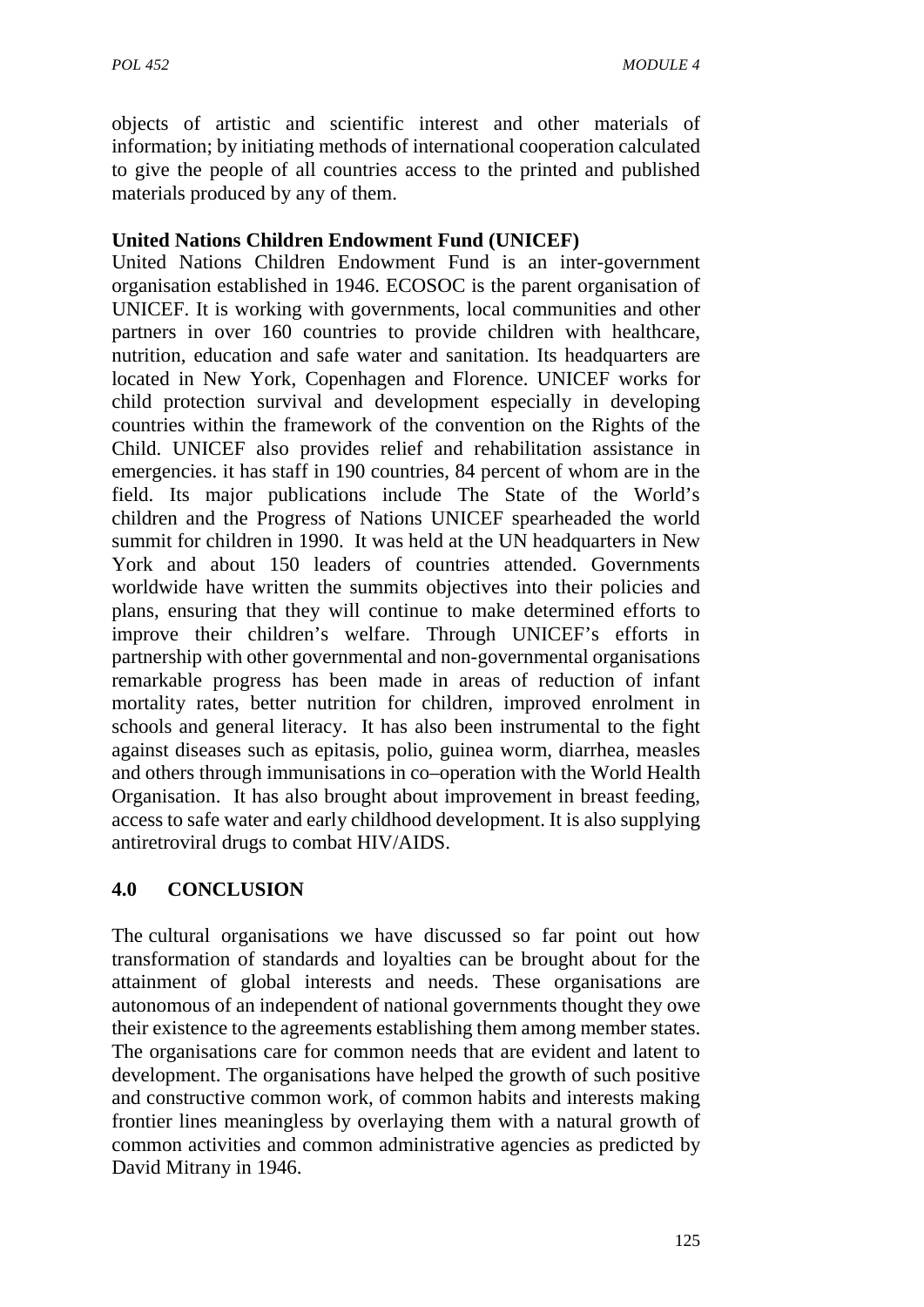objects of artistic and scientific interest and other materials of information; by initiating methods of international cooperation calculated to give the people of all countries access to the printed and published materials produced by any of them.

**United Nations Children Endowment Fund (UNICEF)**

United Nations Children Endowment Fund is an inter-government organisation established in 1946. ECOSOC is the parent organisation of UNICEF. It is working with governments, local communities and other partners in over 160 countries to provide children with healthcare, nutrition, education and safe water and sanitation. Its headquarters are located in New York, Copenhagen and Florence. UNICEF works for child protection survival and development especially in developing countries within the framework of the convention on the Rights of the Child. UNICEF also provides relief and rehabilitation assistance in emergencies. it has staff in 190 countries, 84 percent of whom are in the field. Its major publications include The State of the World's children and the Progress of Nations UNICEF spearheaded the world summit for children in 1990. It was held at the UN headquarters in New York and about 150 leaders of countries attended. Governments worldwide have written the summits objectives into their policies and plans, ensuring that they will continue to make determined efforts to improve their children's welfare. Through UNICEF's efforts in partnership with other governmental and non-governmental organisations remarkable progress has been made in areas of reduction of infant mortality rates, better nutrition for children, improved enrolment in schools and general literacy. It has also been instrumental to the fight against diseases such as epitasis, polio, guinea worm, diarrhea, measles and others through immunisations in co–operation with the World Health Organisation. It has also brought about improvement in breast feeding, access to safe water and early childhood development. It is also supplying antiretroviral drugs to combat HIV/AIDS.

## 4.0 CONCLUSION

The cultural organisations we have discussed so far point out how transformation of standards and loyalties can be brought about for the attainment of global interests and needs. These organisations are autonomous of an independent of national governments thought they owe their existence to the agreements establishing them among member states. The organisations care for common needs that are evident and latent to development. The organisations have helped the growth of such positive and constructive common work, of common habits and interests making frontier lines meaningless by overlaying them with a natural growth of common activities and common administrative agencies as predicted by David Mitrany in 1946.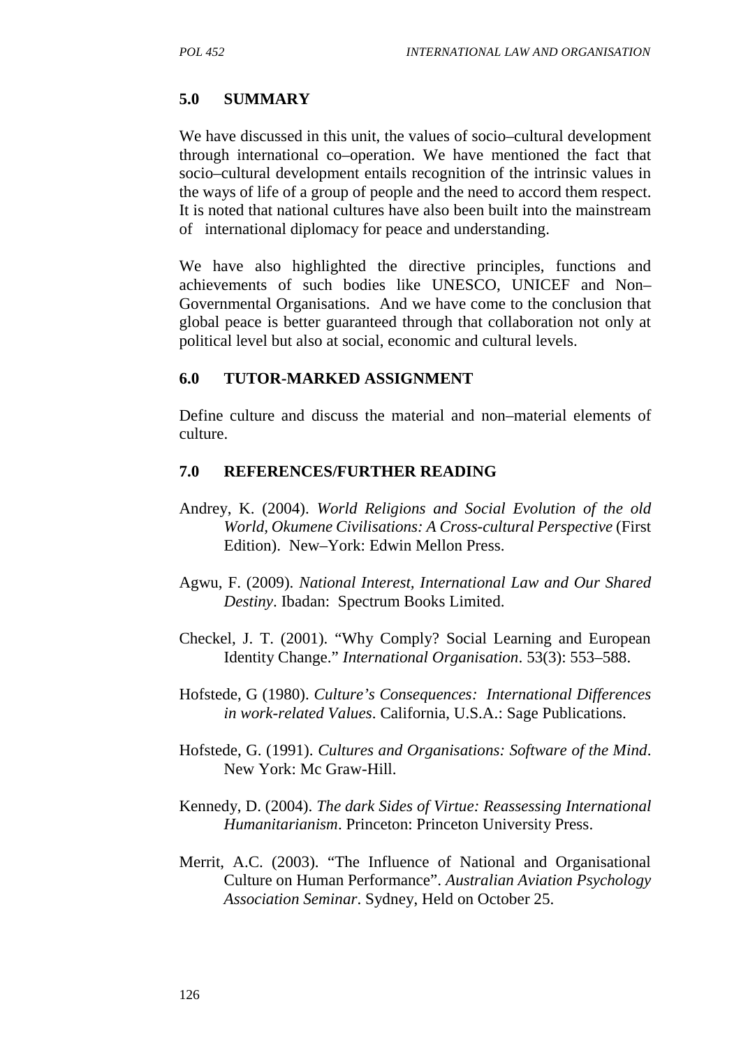## 5.0 SUMMARY

We have discussed in this unit, the values of socio–cultural development through international co–operation. We have mentioned the fact that socio–cultural development entails recognition of the intrinsic values in the ways of life of a group of people and the need to accord them respect. It is noted that national cultures have also been built into the mainstream of international diplomacy for peace and understanding.

We have also highlighted the directive principles, functions and achievements of such bodies like UNESCO, UNICEF and Non–Governmental Organisations. And we have come to the conclusion that global peace is better guaranteed through that collaboration not only at political level but also at social, economic and cultural levels.

## 6.0 TUTOR-MARKED ASSIGNMENT

Define culture and discuss the material and non–material elements of culture.

## 7.0 REFERENCES/FURTHER READING

Andrey, K. (2004). *World Religions and Social Evolution of the old World, Okumene Civilisations: A Cross-cultural Perspective* (First Edition). New–York: Edwin Mellon Press.

Agwu, F. (2009). *National Interest, International Law and Our Shared Destiny*. Ibadan: Spectrum Books Limited.

Checkel, J. T. (2001). "Why Comply? Social Learning and European Identity Change." *International Organisation*. 53(3): 553–588.

Hofstede, G (1980). *Culture's Consequences: International Differences in work-related Values*. California, U.S.A.: Sage Publications.

Hofstede, G. (1991). *Cultures and Organisations: Software of the Mind*. New York: Mc Graw-Hill.

Kennedy, D. (2004). *The dark Sides of Virtue: Reassessing International Humanitarianism*. Princeton: Princeton University Press.

Merrit, A.C. (2003). "The Influence of National and Organisational Culture on Human Performance". *Australian Aviation Psychology Association Seminar*. Sydney, Held on October 25.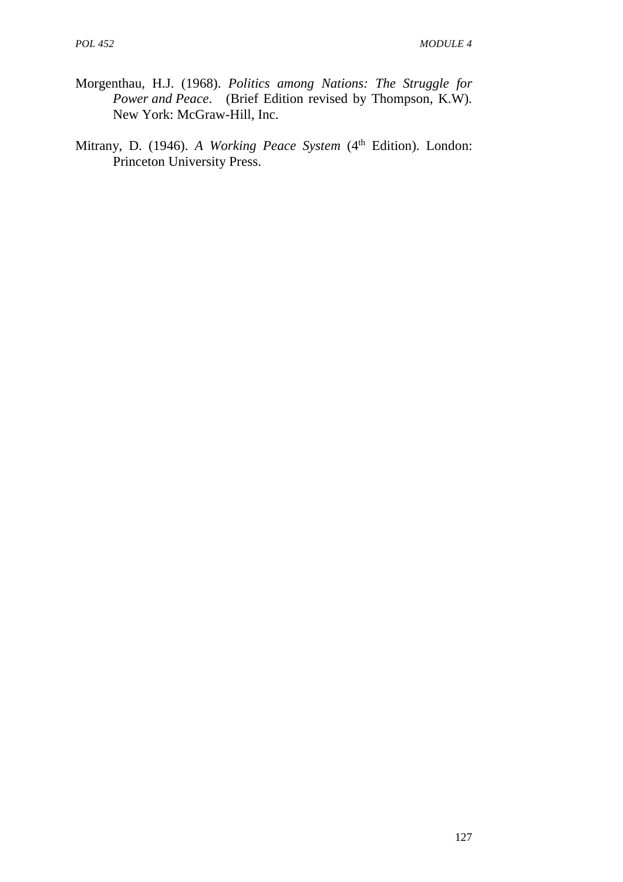Morgenthau, H.J. (1968). *Politics among Nations: The Struggle for Power and Peace*. (Brief Edition revised by Thompson, K.W). New York: McGraw-Hill, Inc.

Mitrany, D. (1946). *A Working Peace System* (4th Edition). London: Princeton University Press.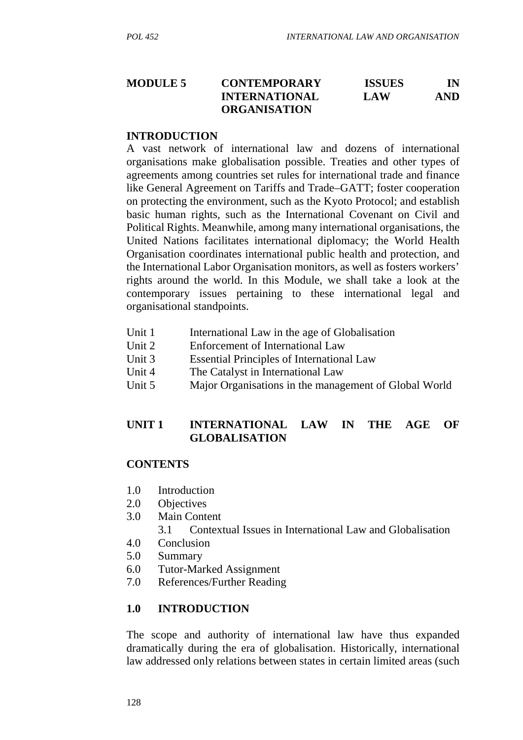# MODULE 5 CONTEMPORARY ISSUES IN INTERNATIONAL LAW AND ORGANISATION

## INTRODUCTION

A vast network of international law and dozens of international organisations make globalisation possible. Treaties and other types of agreements among countries set rules for international trade and finance like General Agreement on Tariffs and Trade–GATT; foster cooperation on protecting the environment, such as the Kyoto Protocol; and establish basic human rights, such as the International Covenant on Civil and Political Rights. Meanwhile, among many international organisations, the United Nations facilitates international diplomacy; the World Health Organisation coordinates international public health and protection, and the International Labor Organisation monitors, as well as fosters workers' rights around the world. In this Module, we shall take a look at the contemporary issues pertaining to these international legal and organisational standpoints.

- Unit 1 International Law in the age of Globalisation
- Unit 2 Enforcement of International Law
- Unit 3 Essential Principles of International Law
- Unit 4 The Catalyst in International Law
- Unit 5 Major Organisations in the management of Global World

## UNIT 1 INTERNATIONAL LAW IN THE AGE OF GLOBALISATION

### CONTENTS

- 1.0 Introduction
- 2.0 Objectives
- 3.0 Main Content
  - 3.1 Contextual Issues in International Law and Globalisation
- 4.0 Conclusion
- 5.0 Summary
- 6.0 Tutor-Marked Assignment
- 7.0 References/Further Reading

### 1.0 INTRODUCTION

The scope and authority of international law have thus expanded dramatically during the era of globalisation. Historically, international law addressed only relations between states in certain limited areas (such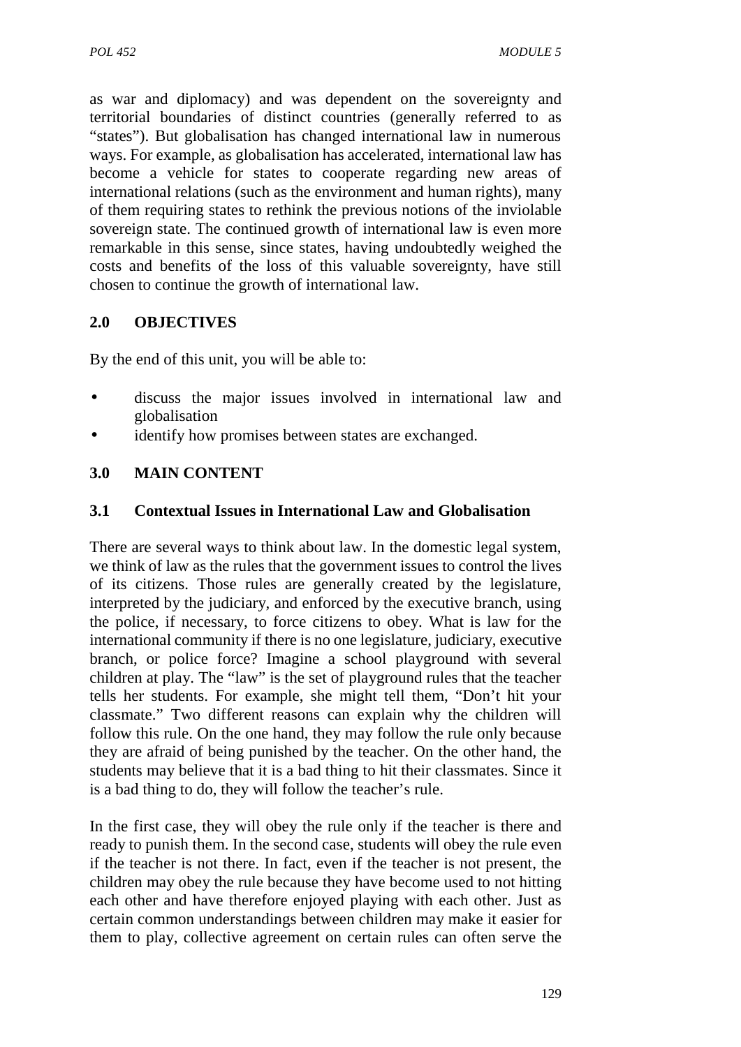as war and diplomacy) and was dependent on the sovereignty and territorial boundaries of distinct countries (generally referred to as "states"). But globalisation has changed international law in numerous ways. For example, as globalisation has accelerated, international law has become a vehicle for states to cooperate regarding new areas of international relations (such as the environment and human rights), many of them requiring states to rethink the previous notions of the inviolable sovereign state. The continued growth of international law is even more remarkable in this sense, since states, having undoubtedly weighed the costs and benefits of the loss of this valuable sovereignty, have still chosen to continue the growth of international law.

## 2.0 OBJECTIVES

By the end of this unit, you will be able to:

- discuss the major issues involved in international law and globalisation
- identify how promises between states are exchanged.

## 3.0 MAIN CONTENT

### 3.1 Contextual Issues in International Law and Globalisation

There are several ways to think about law. In the domestic legal system, we think of law as the rules that the government issues to control the lives of its citizens. Those rules are generally created by the legislature, interpreted by the judiciary, and enforced by the executive branch, using the police, if necessary, to force citizens to obey. What is law for the international community if there is no one legislature, judiciary, executive branch, or police force? Imagine a school playground with several children at play. The "law" is the set of playground rules that the teacher tells her students. For example, she might tell them, "Don't hit your classmate." Two different reasons can explain why the children will follow this rule. On the one hand, they may follow the rule only because they are afraid of being punished by the teacher. On the other hand, the students may believe that it is a bad thing to hit their classmates. Since it is a bad thing to do, they will follow the teacher's rule.

In the first case, they will obey the rule only if the teacher is there and ready to punish them. In the second case, students will obey the rule even if the teacher is not there. In fact, even if the teacher is not present, the children may obey the rule because they have become used to not hitting each other and have therefore enjoyed playing with each other. Just as certain common understandings between children may make it easier for them to play, collective agreement on certain rules can often serve the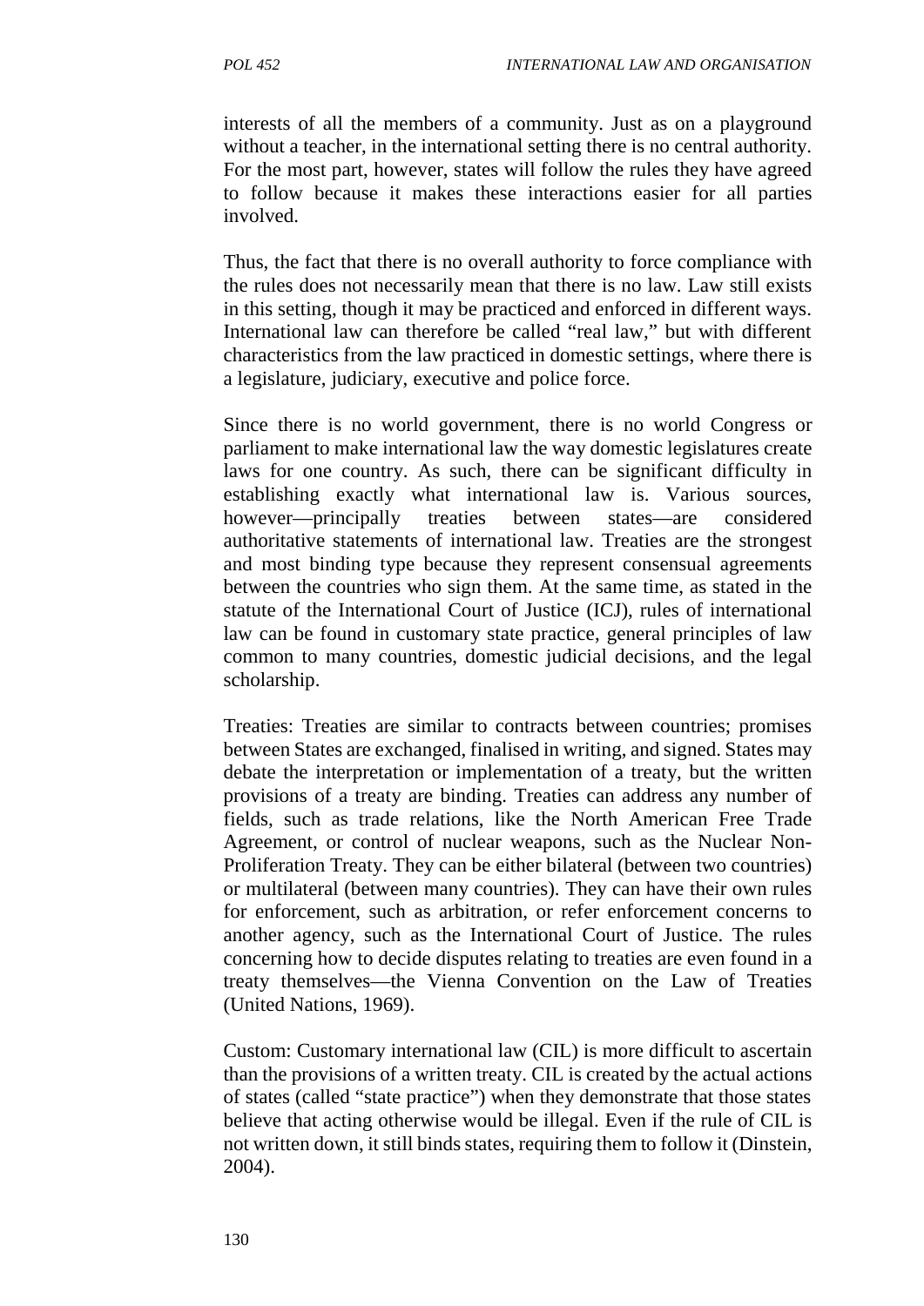interests of all the members of a community. Just as on a playground without a teacher, in the international setting there is no central authority. For the most part, however, states will follow the rules they have agreed to follow because it makes these interactions easier for all parties involved.

Thus, the fact that there is no overall authority to force compliance with the rules does not necessarily mean that there is no law. Law still exists in this setting, though it may be practiced and enforced in different ways. International law can therefore be called "real law," but with different characteristics from the law practiced in domestic settings, where there is a legislature, judiciary, executive and police force.

Since there is no world government, there is no world Congress or parliament to make international law the way domestic legislatures create laws for one country. As such, there can be significant difficulty in establishing exactly what international law is. Various sources, however—principally treaties between states—are considered authoritative statements of international law. Treaties are the strongest and most binding type because they represent consensual agreements between the countries who sign them. At the same time, as stated in the statute of the International Court of Justice (ICJ), rules of international law can be found in customary state practice, general principles of law common to many countries, domestic judicial decisions, and the legal scholarship.

Treaties: Treaties are similar to contracts between countries; promises between States are exchanged, finalised in writing, and signed. States may debate the interpretation or implementation of a treaty, but the written provisions of a treaty are binding. Treaties can address any number of fields, such as trade relations, like the North American Free Trade Agreement, or control of nuclear weapons, such as the Nuclear Non-Proliferation Treaty. They can be either bilateral (between two countries) or multilateral (between many countries). They can have their own rules for enforcement, such as arbitration, or refer enforcement concerns to another agency, such as the International Court of Justice. The rules concerning how to decide disputes relating to treaties are even found in a treaty themselves—the Vienna Convention on the Law of Treaties (United Nations, 1969).

Custom: Customary international law (CIL) is more difficult to ascertain than the provisions of a written treaty. CIL is created by the actual actions of states (called "state practice") when they demonstrate that those states believe that acting otherwise would be illegal. Even if the rule of CIL is not written down, it still binds states, requiring them to follow it (Dinstein, 2004).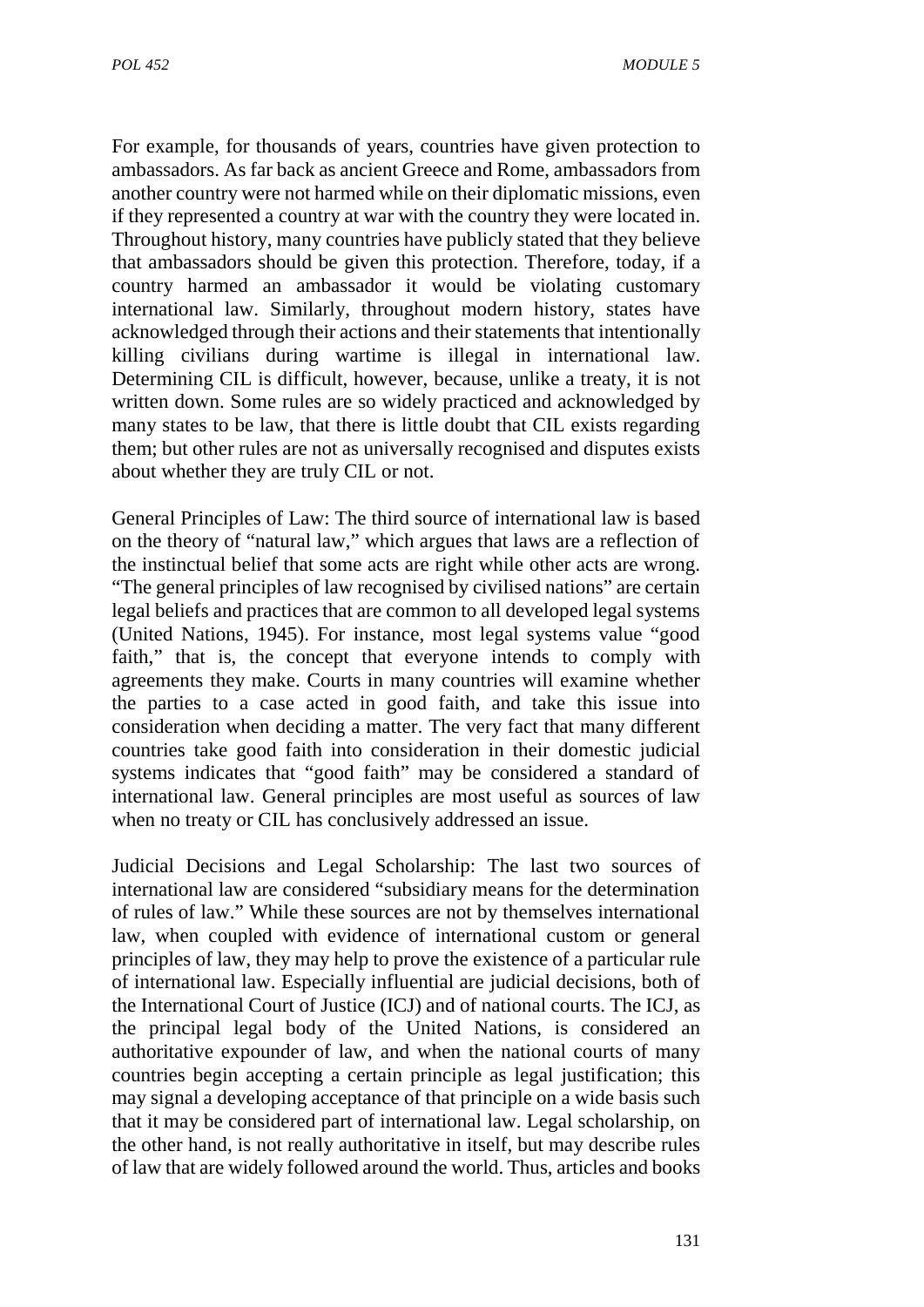For example, for thousands of years, countries have given protection to ambassadors. As far back as ancient Greece and Rome, ambassadors from another country were not harmed while on their diplomatic missions, even if they represented a country at war with the country they were located in. Throughout history, many countries have publicly stated that they believe that ambassadors should be given this protection. Therefore, today, if a country harmed an ambassador it would be violating customary international law. Similarly, throughout modern history, states have acknowledged through their actions and their statements that intentionally killing civilians during wartime is illegal in international law. Determining CIL is difficult, however, because, unlike a treaty, it is not written down. Some rules are so widely practiced and acknowledged by many states to be law, that there is little doubt that CIL exists regarding them; but other rules are not as universally recognised and disputes exists about whether they are truly CIL or not.

General Principles of Law: The third source of international law is based on the theory of "natural law," which argues that laws are a reflection of the instinctual belief that some acts are right while other acts are wrong. "The general principles of law recognised by civilised nations" are certain legal beliefs and practices that are common to all developed legal systems (United Nations, 1945). For instance, most legal systems value "good faith," that is, the concept that everyone intends to comply with agreements they make. Courts in many countries will examine whether the parties to a case acted in good faith, and take this issue into consideration when deciding a matter. The very fact that many different countries take good faith into consideration in their domestic judicial systems indicates that "good faith" may be considered a standard of international law. General principles are most useful as sources of law when no treaty or CIL has conclusively addressed an issue.

Judicial Decisions and Legal Scholarship: The last two sources of international law are considered "subsidiary means for the determination of rules of law." While these sources are not by themselves international law, when coupled with evidence of international custom or general principles of law, they may help to prove the existence of a particular rule of international law. Especially influential are judicial decisions, both of the International Court of Justice (ICJ) and of national courts. The ICJ, as the principal legal body of the United Nations, is considered an authoritative expounder of law, and when the national courts of many countries begin accepting a certain principle as legal justification; this may signal a developing acceptance of that principle on a wide basis such that it may be considered part of international law. Legal scholarship, on the other hand, is not really authoritative in itself, but may describe rules of law that are widely followed around the world. Thus, articles and books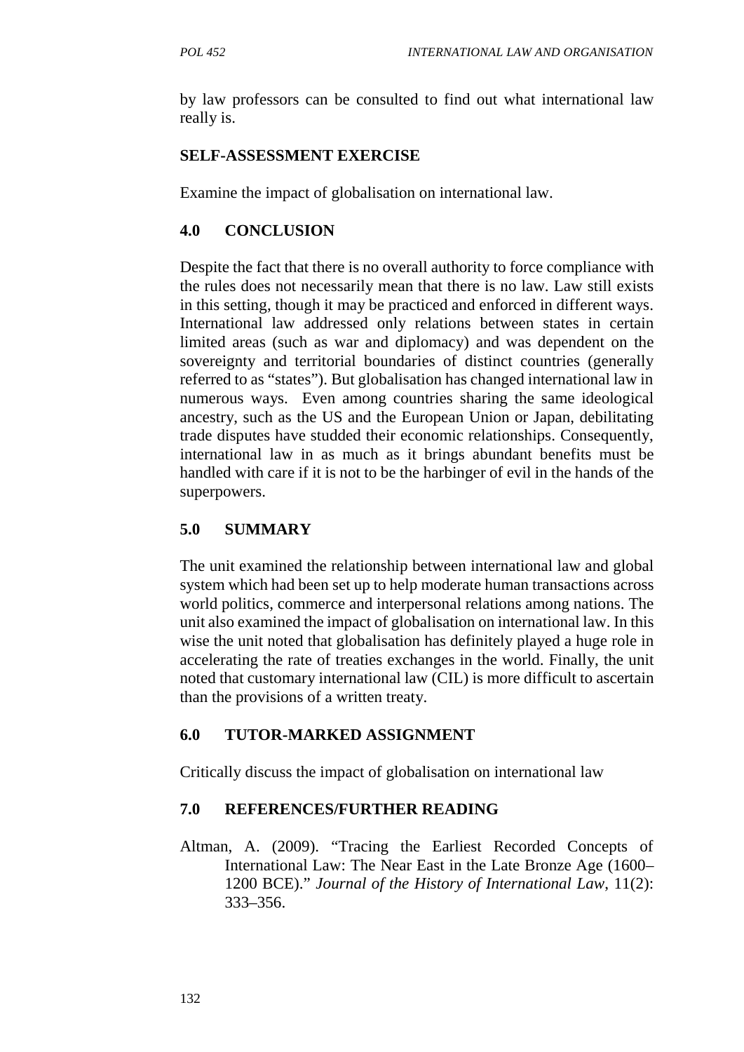by law professors can be consulted to find out what international law really is.

**SELF-ASSESSMENT EXERCISE**

Examine the impact of globalisation on international law.

## 4.0 CONCLUSION

Despite the fact that there is no overall authority to force compliance with the rules does not necessarily mean that there is no law. Law still exists in this setting, though it may be practiced and enforced in different ways. International law addressed only relations between states in certain limited areas (such as war and diplomacy) and was dependent on the sovereignty and territorial boundaries of distinct countries (generally referred to as "states"). But globalisation has changed international law in numerous ways. Even among countries sharing the same ideological ancestry, such as the US and the European Union or Japan, debilitating trade disputes have studded their economic relationships. Consequently, international law in as much as it brings abundant benefits must be handled with care if it is not to be the harbinger of evil in the hands of the superpowers.

## 5.0 SUMMARY

The unit examined the relationship between international law and global system which had been set up to help moderate human transactions across world politics, commerce and interpersonal relations among nations. The unit also examined the impact of globalisation on international law. In this wise the unit noted that globalisation has definitely played a huge role in accelerating the rate of treaties exchanges in the world. Finally, the unit noted that customary international law (CIL) is more difficult to ascertain than the provisions of a written treaty.

## 6.0 TUTOR-MARKED ASSIGNMENT

Critically discuss the impact of globalisation on international law

## 7.0 REFERENCES/FURTHER READING

Altman, A. (2009). "Tracing the Earliest Recorded Concepts of International Law: The Near East in the Late Bronze Age (1600–1200 BCE)." *Journal of the History of International Law*, 11(2): 333–356.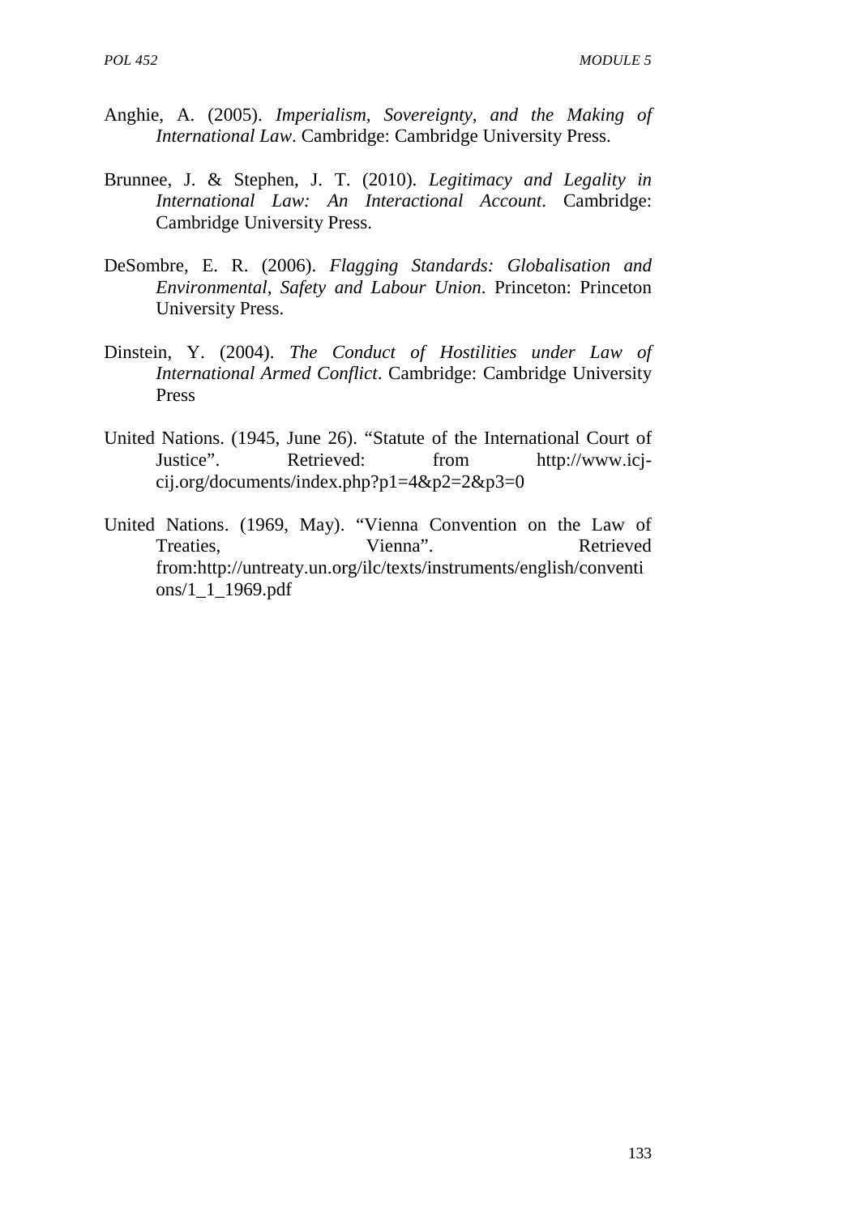Anghie, A. (2005). *Imperialism, Sovereignty, and the Making of International Law*. Cambridge: Cambridge University Press.

Brunnee, J. & Stephen, J. T. (2010). *Legitimacy and Legality in International Law: An Interactional Account*. Cambridge: Cambridge University Press.

DeSombre, E. R. (2006). *Flagging Standards: Globalisation and Environmental, Safety and Labour Union*. Princeton: Princeton University Press.

Dinstein, Y. (2004). *The Conduct of Hostilities under Law of International Armed Conflict*. Cambridge: Cambridge University Press

United Nations. (1945, June 26). "Statute of the International Court of Justice". Retrieved: from http://www.icj-cij.org/documents/index.php?p1=4&p2=2&p3=0

United Nations. (1969, May). "Vienna Convention on the Law of Treaties, Vienna". Retrieved from:http://untreaty.un.org/ilc/texts/instruments/english/conventions/1_1_1969.pdf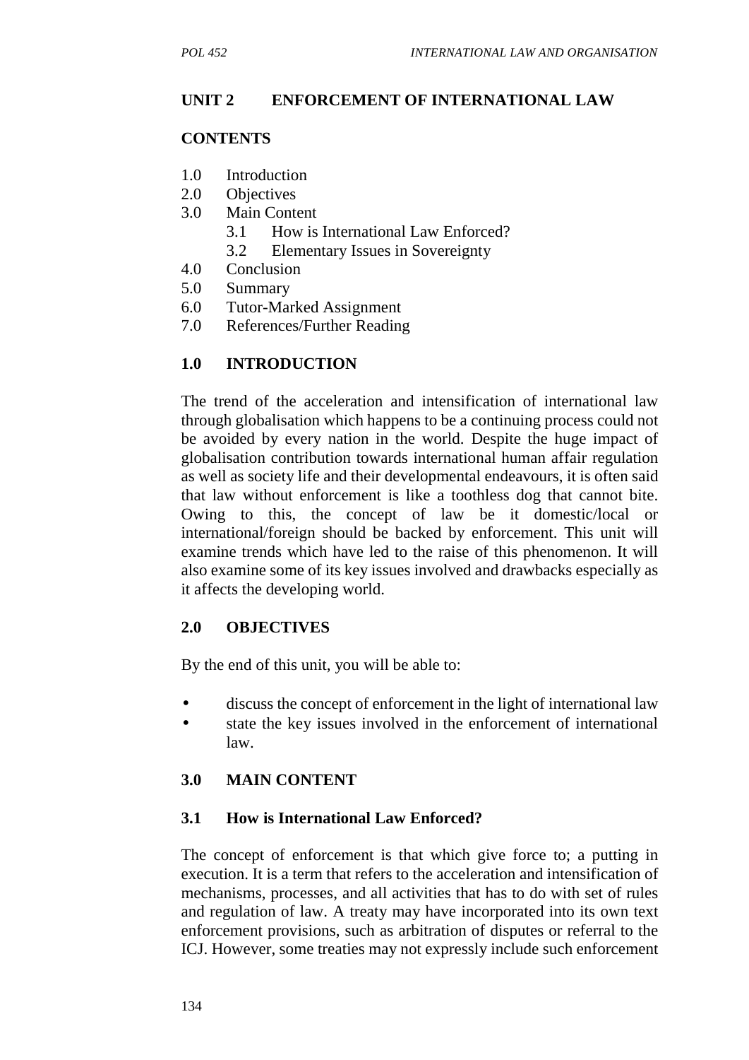## UNIT 2 ENFORCEMENT OF INTERNATIONAL LAW

### CONTENTS

1.0 Introduction
2.0 Objectives
3.0 Main Content
  3.1 How is International Law Enforced?
  3.2 Elementary Issues in Sovereignty
4.0 Conclusion
5.0 Summary
6.0 Tutor-Marked Assignment
7.0 References/Further Reading

### 1.0 INTRODUCTION

The trend of the acceleration and intensification of international law through globalisation which happens to be a continuing process could not be avoided by every nation in the world. Despite the huge impact of globalisation contribution towards international human affair regulation as well as society life and their developmental endeavours, it is often said that law without enforcement is like a toothless dog that cannot bite. Owing to this, the concept of law be it domestic/local or international/foreign should be backed by enforcement. This unit will examine trends which have led to the raise of this phenomenon. It will also examine some of its key issues involved and drawbacks especially as it affects the developing world.

### 2.0 OBJECTIVES

By the end of this unit, you will be able to:

- discuss the concept of enforcement in the light of international law
- state the key issues involved in the enforcement of international law.

### 3.0 MAIN CONTENT

### 3.1 How is International Law Enforced?

The concept of enforcement is that which give force to; a putting in execution. It is a term that refers to the acceleration and intensification of mechanisms, processes, and all activities that has to do with set of rules and regulation of law. A treaty may have incorporated into its own text enforcement provisions, such as arbitration of disputes or referral to the ICJ. However, some treaties may not expressly include such enforcement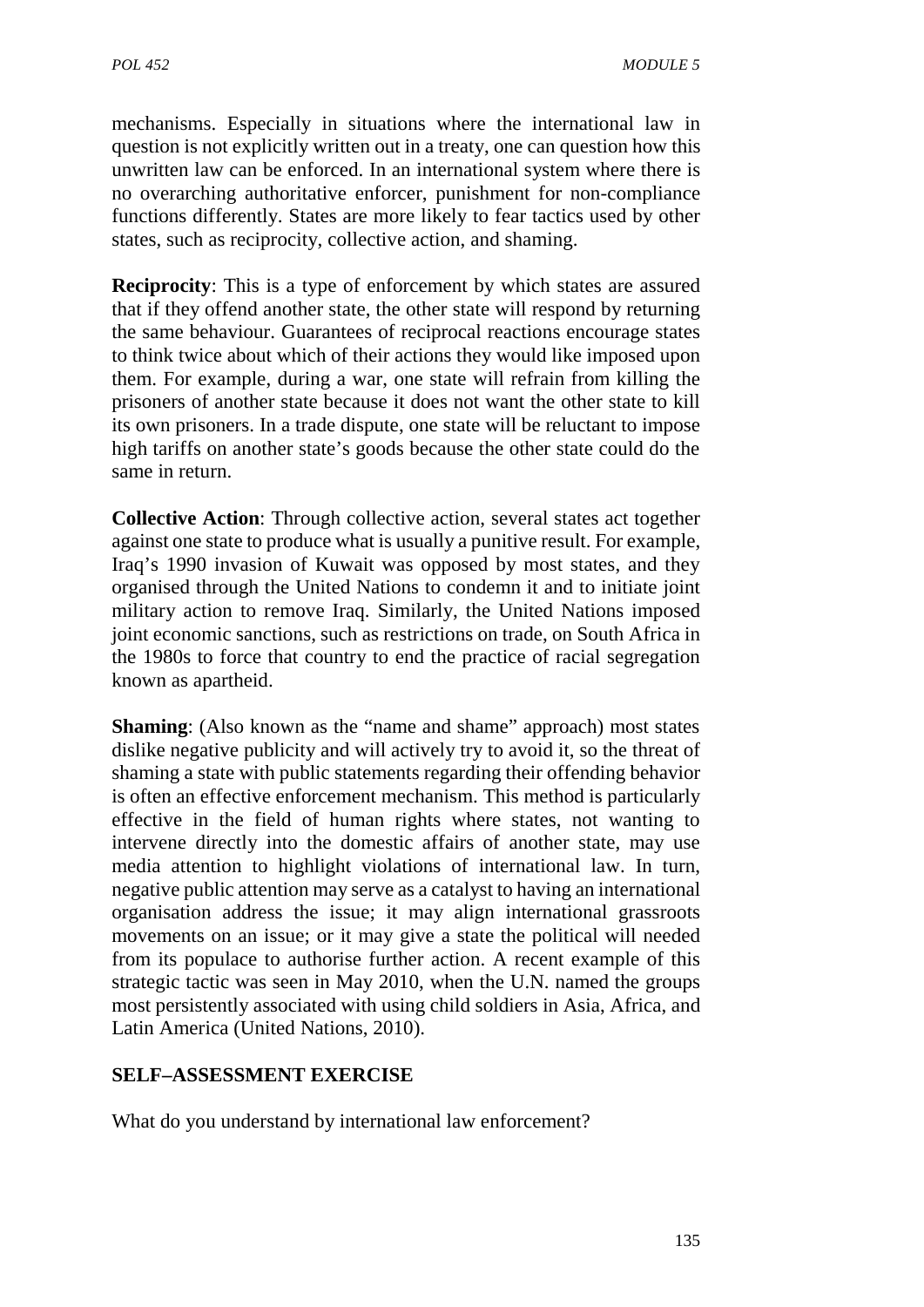mechanisms. Especially in situations where the international law in question is not explicitly written out in a treaty, one can question how this unwritten law can be enforced. In an international system where there is no overarching authoritative enforcer, punishment for non-compliance functions differently. States are more likely to fear tactics used by other states, such as reciprocity, collective action, and shaming.

**Reciprocity**: This is a type of enforcement by which states are assured that if they offend another state, the other state will respond by returning the same behaviour. Guarantees of reciprocal reactions encourage states to think twice about which of their actions they would like imposed upon them. For example, during a war, one state will refrain from killing the prisoners of another state because it does not want the other state to kill its own prisoners. In a trade dispute, one state will be reluctant to impose high tariffs on another state's goods because the other state could do the same in return.

**Collective Action**: Through collective action, several states act together against one state to produce what is usually a punitive result. For example, Iraq's 1990 invasion of Kuwait was opposed by most states, and they organised through the United Nations to condemn it and to initiate joint military action to remove Iraq. Similarly, the United Nations imposed joint economic sanctions, such as restrictions on trade, on South Africa in the 1980s to force that country to end the practice of racial segregation known as apartheid.

**Shaming**: (Also known as the "name and shame" approach) most states dislike negative publicity and will actively try to avoid it, so the threat of shaming a state with public statements regarding their offending behavior is often an effective enforcement mechanism. This method is particularly effective in the field of human rights where states, not wanting to intervene directly into the domestic affairs of another state, may use media attention to highlight violations of international law. In turn, negative public attention may serve as a catalyst to having an international organisation address the issue; it may align international grassroots movements on an issue; or it may give a state the political will needed from its populace to authorise further action. A recent example of this strategic tactic was seen in May 2010, when the U.N. named the groups most persistently associated with using child soldiers in Asia, Africa, and Latin America (United Nations, 2010).

## SELF–ASSESSMENT EXERCISE

What do you understand by international law enforcement?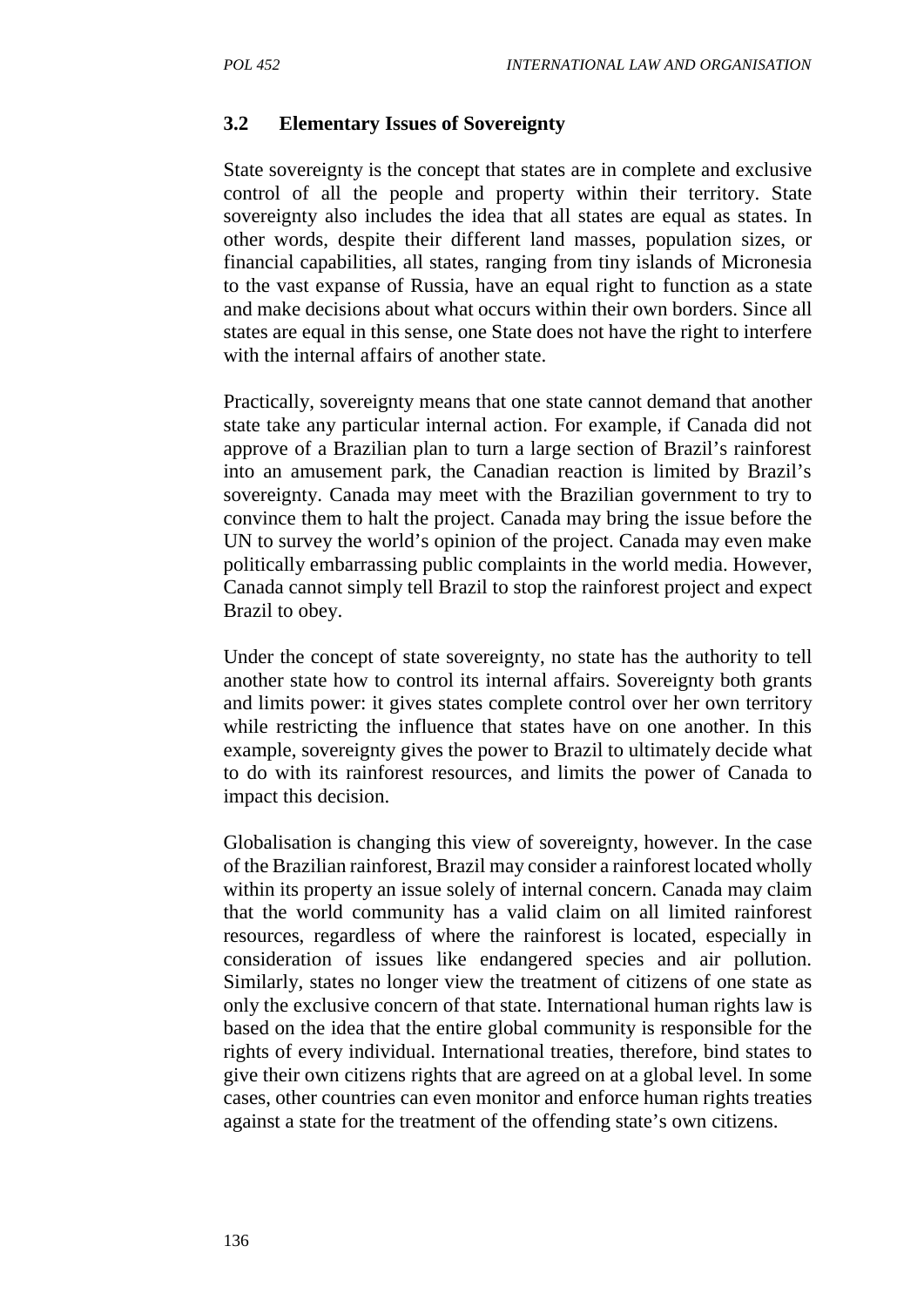### 3.2 Elementary Issues of Sovereignty

State sovereignty is the concept that states are in complete and exclusive control of all the people and property within their territory. State sovereignty also includes the idea that all states are equal as states. In other words, despite their different land masses, population sizes, or financial capabilities, all states, ranging from tiny islands of Micronesia to the vast expanse of Russia, have an equal right to function as a state and make decisions about what occurs within their own borders. Since all states are equal in this sense, one State does not have the right to interfere with the internal affairs of another state.

Practically, sovereignty means that one state cannot demand that another state take any particular internal action. For example, if Canada did not approve of a Brazilian plan to turn a large section of Brazil's rainforest into an amusement park, the Canadian reaction is limited by Brazil's sovereignty. Canada may meet with the Brazilian government to try to convince them to halt the project. Canada may bring the issue before the UN to survey the world's opinion of the project. Canada may even make politically embarrassing public complaints in the world media. However, Canada cannot simply tell Brazil to stop the rainforest project and expect Brazil to obey.

Under the concept of state sovereignty, no state has the authority to tell another state how to control its internal affairs. Sovereignty both grants and limits power: it gives states complete control over her own territory while restricting the influence that states have on one another. In this example, sovereignty gives the power to Brazil to ultimately decide what to do with its rainforest resources, and limits the power of Canada to impact this decision.

Globalisation is changing this view of sovereignty, however. In the case of the Brazilian rainforest, Brazil may consider a rainforest located wholly within its property an issue solely of internal concern. Canada may claim that the world community has a valid claim on all limited rainforest resources, regardless of where the rainforest is located, especially in consideration of issues like endangered species and air pollution. Similarly, states no longer view the treatment of citizens of one state as only the exclusive concern of that state. International human rights law is based on the idea that the entire global community is responsible for the rights of every individual. International treaties, therefore, bind states to give their own citizens rights that are agreed on at a global level. In some cases, other countries can even monitor and enforce human rights treaties against a state for the treatment of the offending state's own citizens.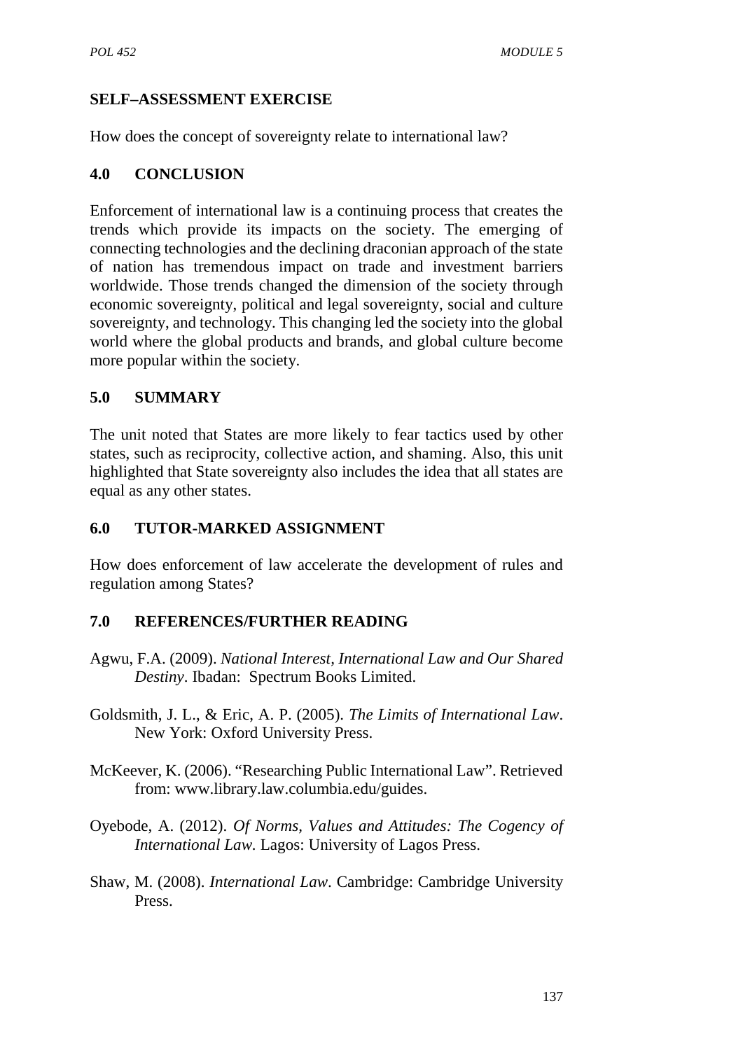## SELF–ASSESSMENT EXERCISE

How does the concept of sovereignty relate to international law?

## 4.0 CONCLUSION

Enforcement of international law is a continuing process that creates the trends which provide its impacts on the society. The emerging of connecting technologies and the declining draconian approach of the state of nation has tremendous impact on trade and investment barriers worldwide. Those trends changed the dimension of the society through economic sovereignty, political and legal sovereignty, social and culture sovereignty, and technology. This changing led the society into the global world where the global products and brands, and global culture become more popular within the society.

## 5.0 SUMMARY

The unit noted that States are more likely to fear tactics used by other states, such as reciprocity, collective action, and shaming. Also, this unit highlighted that State sovereignty also includes the idea that all states are equal as any other states.

## 6.0 TUTOR-MARKED ASSIGNMENT

How does enforcement of law accelerate the development of rules and regulation among States?

## 7.0 REFERENCES/FURTHER READING

Agwu, F.A. (2009). *National Interest, International Law and Our Shared Destiny*. Ibadan: Spectrum Books Limited.

Goldsmith, J. L., & Eric, A. P. (2005). *The Limits of International Law*. New York: Oxford University Press.

McKeever, K. (2006). "Researching Public International Law". Retrieved from: www.library.law.columbia.edu/guides.

Oyebode, A. (2012). *Of Norms, Values and Attitudes: The Cogency of International Law*. Lagos: University of Lagos Press.

Shaw, M. (2008). *International Law*. Cambridge: Cambridge University Press.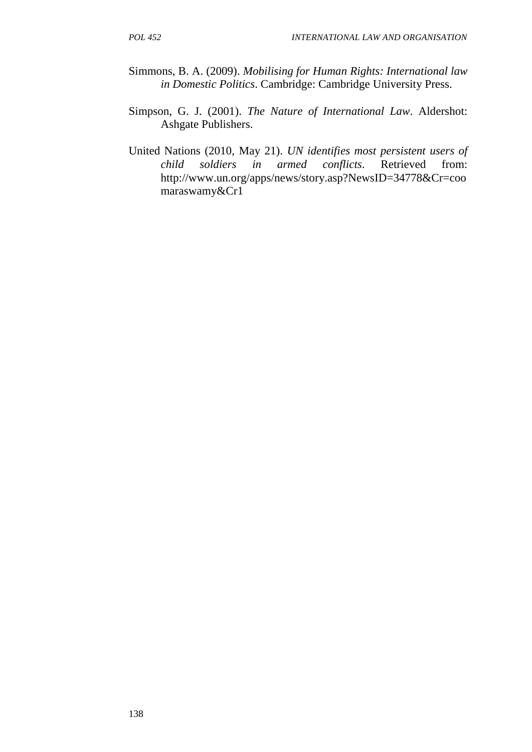Simmons, B. A. (2009). *Mobilising for Human Rights: International law in Domestic Politics*. Cambridge: Cambridge University Press.

Simpson, G. J. (2001). *The Nature of International Law*. Aldershot: Ashgate Publishers.

United Nations (2010, May 21). *UN identifies most persistent users of child soldiers in armed conflicts*. Retrieved from: http://www.un.org/apps/news/story.asp?NewsID=34778&Cr=coomaraswamy&Cr1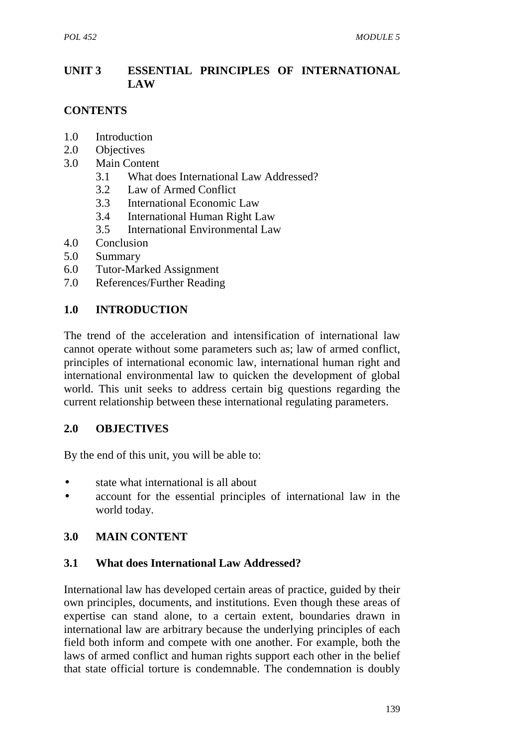## UNIT 3 ESSENTIAL PRINCIPLES OF INTERNATIONAL LAW

**CONTENTS**

1.0 Introduction
2.0 Objectives
3.0 Main Content
    3.1 What does International Law Addressed?
    3.2 Law of Armed Conflict
    3.3 International Economic Law
    3.4 International Human Right Law
    3.5 International Environmental Law
4.0 Conclusion
5.0 Summary
6.0 Tutor-Marked Assignment
7.0 References/Further Reading

### 1.0 INTRODUCTION

The trend of the acceleration and intensification of international law cannot operate without some parameters such as; law of armed conflict, principles of international economic law, international human right and international environmental law to quicken the development of global world. This unit seeks to address certain big questions regarding the current relationship between these international regulating parameters.

### 2.0 OBJECTIVES

By the end of this unit, you will be able to:

- state what international is all about
- account for the essential principles of international law in the world today.

### 3.0 MAIN CONTENT

#### 3.1 What does International Law Addressed?

International law has developed certain areas of practice, guided by their own principles, documents, and institutions. Even though these areas of expertise can stand alone, to a certain extent, boundaries drawn in international law are arbitrary because the underlying principles of each field both inform and compete with one another. For example, both the laws of armed conflict and human rights support each other in the belief that state official torture is condemnable. The condemnation is doubly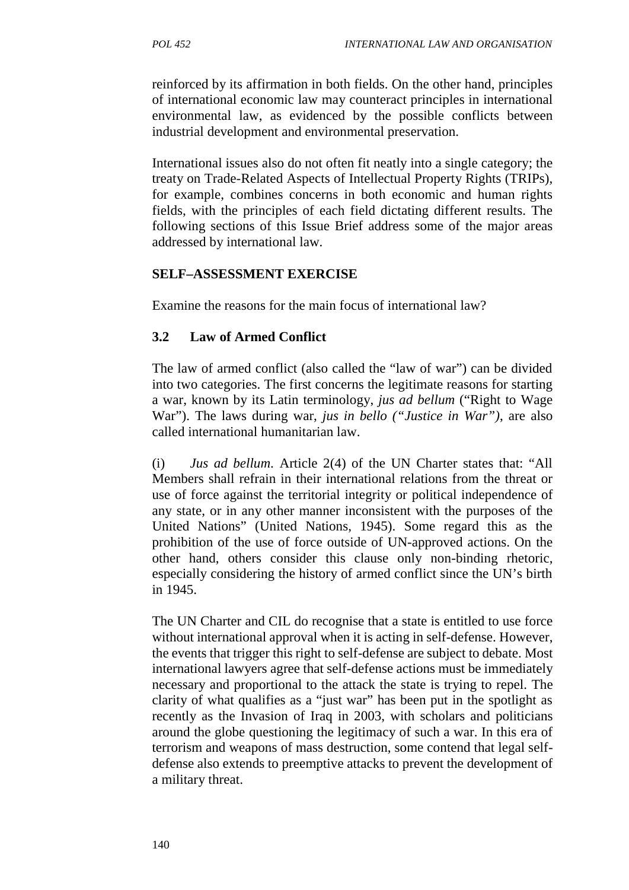reinforced by its affirmation in both fields. On the other hand, principles of international economic law may counteract principles in international environmental law, as evidenced by the possible conflicts between industrial development and environmental preservation.

International issues also do not often fit neatly into a single category; the treaty on Trade-Related Aspects of Intellectual Property Rights (TRIPs), for example, combines concerns in both economic and human rights fields, with the principles of each field dictating different results. The following sections of this Issue Brief address some of the major areas addressed by international law.

**SELF–ASSESSMENT EXERCISE**

Examine the reasons for the main focus of international law?

### 3.2 Law of Armed Conflict

The law of armed conflict (also called the "law of war") can be divided into two categories. The first concerns the legitimate reasons for starting a war, known by its Latin terminology, *jus ad bellum* ("Right to Wage War"). The laws during war, *jus in bello ("Justice in War")*, are also called international humanitarian law.

(i) *Jus ad bellum*. Article 2(4) of the UN Charter states that: "All Members shall refrain in their international relations from the threat or use of force against the territorial integrity or political independence of any state, or in any other manner inconsistent with the purposes of the United Nations" (United Nations, 1945). Some regard this as the prohibition of the use of force outside of UN-approved actions. On the other hand, others consider this clause only non-binding rhetoric, especially considering the history of armed conflict since the UN's birth in 1945.

The UN Charter and CIL do recognise that a state is entitled to use force without international approval when it is acting in self-defense. However, the events that trigger this right to self-defense are subject to debate. Most international lawyers agree that self-defense actions must be immediately necessary and proportional to the attack the state is trying to repel. The clarity of what qualifies as a "just war" has been put in the spotlight as recently as the Invasion of Iraq in 2003, with scholars and politicians around the globe questioning the legitimacy of such a war. In this era of terrorism and weapons of mass destruction, some contend that legal self-defense also extends to preemptive attacks to prevent the development of a military threat.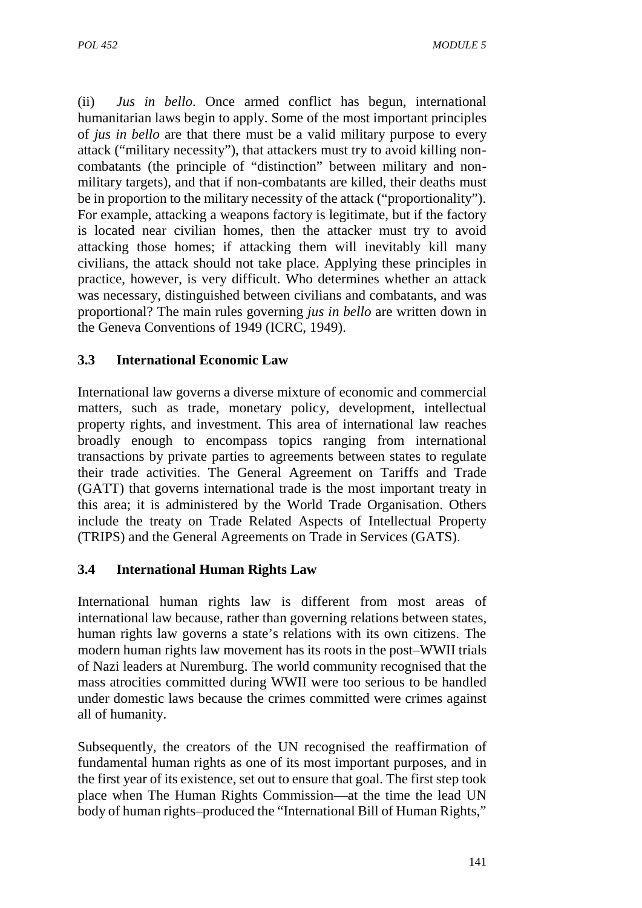(ii) *Jus in bello*. Once armed conflict has begun, international humanitarian laws begin to apply. Some of the most important principles of *jus in bello* are that there must be a valid military purpose to every attack ("military necessity"), that attackers must try to avoid killing non-combatants (the principle of "distinction" between military and non-military targets), and that if non-combatants are killed, their deaths must be in proportion to the military necessity of the attack ("proportionality"). For example, attacking a weapons factory is legitimate, but if the factory is located near civilian homes, then the attacker must try to avoid attacking those homes; if attacking them will inevitably kill many civilians, the attack should not take place. Applying these principles in practice, however, is very difficult. Who determines whether an attack was necessary, distinguished between civilians and combatants, and was proportional? The main rules governing *jus in bello* are written down in the Geneva Conventions of 1949 (ICRC, 1949).

### 3.3 International Economic Law

International law governs a diverse mixture of economic and commercial matters, such as trade, monetary policy, development, intellectual property rights, and investment. This area of international law reaches broadly enough to encompass topics ranging from international transactions by private parties to agreements between states to regulate their trade activities. The General Agreement on Tariffs and Trade (GATT) that governs international trade is the most important treaty in this area; it is administered by the World Trade Organisation. Others include the treaty on Trade Related Aspects of Intellectual Property (TRIPS) and the General Agreements on Trade in Services (GATS).

### 3.4 International Human Rights Law

International human rights law is different from most areas of international law because, rather than governing relations between states, human rights law governs a state's relations with its own citizens. The modern human rights law movement has its roots in the post–WWII trials of Nazi leaders at Nuremburg. The world community recognised that the mass atrocities committed during WWII were too serious to be handled under domestic laws because the crimes committed were crimes against all of humanity.

Subsequently, the creators of the UN recognised the reaffirmation of fundamental human rights as one of its most important purposes, and in the first year of its existence, set out to ensure that goal. The first step took place when The Human Rights Commission—at the time the lead UN body of human rights–produced the "International Bill of Human Rights,"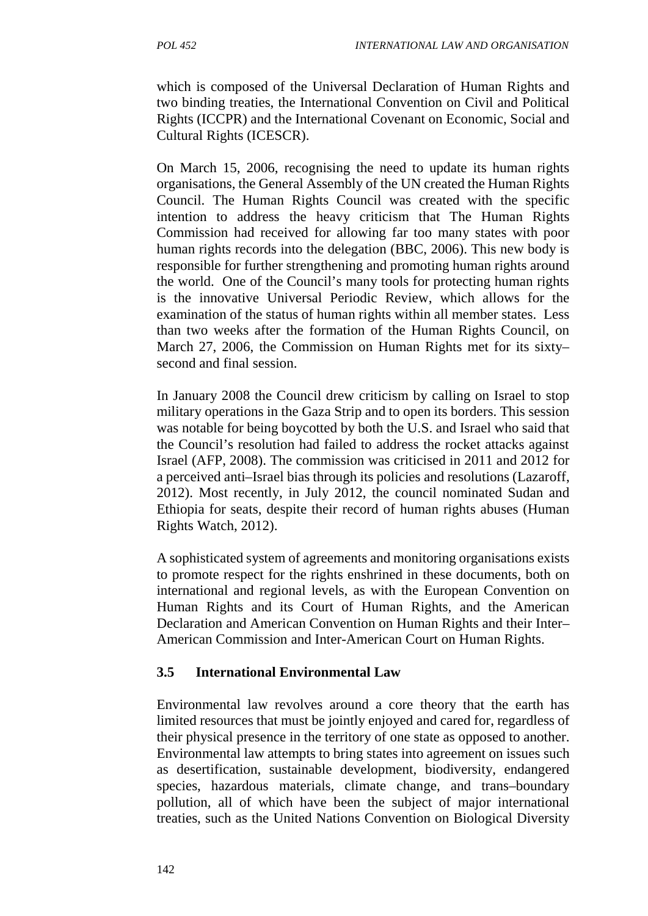which is composed of the Universal Declaration of Human Rights and two binding treaties, the International Convention on Civil and Political Rights (ICCPR) and the International Covenant on Economic, Social and Cultural Rights (ICESCR).

On March 15, 2006, recognising the need to update its human rights organisations, the General Assembly of the UN created the Human Rights Council. The Human Rights Council was created with the specific intention to address the heavy criticism that The Human Rights Commission had received for allowing far too many states with poor human rights records into the delegation (BBC, 2006). This new body is responsible for further strengthening and promoting human rights around the world. One of the Council's many tools for protecting human rights is the innovative Universal Periodic Review, which allows for the examination of the status of human rights within all member states. Less than two weeks after the formation of the Human Rights Council, on March 27, 2006, the Commission on Human Rights met for its sixty–second and final session.

In January 2008 the Council drew criticism by calling on Israel to stop military operations in the Gaza Strip and to open its borders. This session was notable for being boycotted by both the U.S. and Israel who said that the Council's resolution had failed to address the rocket attacks against Israel (AFP, 2008). The commission was criticised in 2011 and 2012 for a perceived anti–Israel bias through its policies and resolutions (Lazaroff, 2012). Most recently, in July 2012, the council nominated Sudan and Ethiopia for seats, despite their record of human rights abuses (Human Rights Watch, 2012).

A sophisticated system of agreements and monitoring organisations exists to promote respect for the rights enshrined in these documents, both on international and regional levels, as with the European Convention on Human Rights and its Court of Human Rights, and the American Declaration and American Convention on Human Rights and their Inter–American Commission and Inter-American Court on Human Rights.

### 3.5 International Environmental Law

Environmental law revolves around a core theory that the earth has limited resources that must be jointly enjoyed and cared for, regardless of their physical presence in the territory of one state as opposed to another. Environmental law attempts to bring states into agreement on issues such as desertification, sustainable development, biodiversity, endangered species, hazardous materials, climate change, and trans–boundary pollution, all of which have been the subject of major international treaties, such as the United Nations Convention on Biological Diversity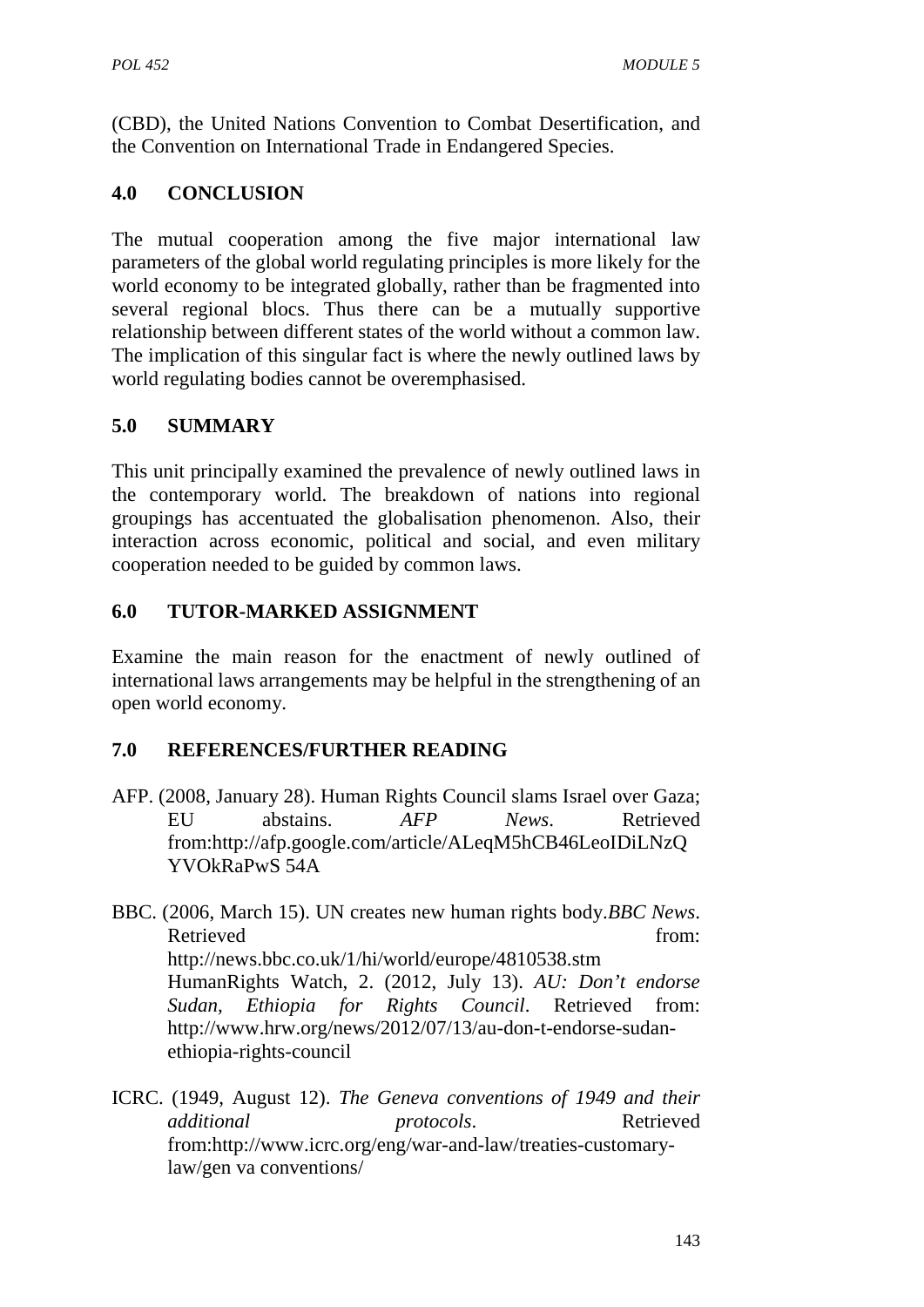(CBD), the United Nations Convention to Combat Desertification, and the Convention on International Trade in Endangered Species.

## 4.0 CONCLUSION

The mutual cooperation among the five major international law parameters of the global world regulating principles is more likely for the world economy to be integrated globally, rather than be fragmented into several regional blocs. Thus there can be a mutually supportive relationship between different states of the world without a common law. The implication of this singular fact is where the newly outlined laws by world regulating bodies cannot be overemphasised.

## 5.0 SUMMARY

This unit principally examined the prevalence of newly outlined laws in the contemporary world. The breakdown of nations into regional groupings has accentuated the globalisation phenomenon. Also, their interaction across economic, political and social, and even military cooperation needed to be guided by common laws.

## 6.0 TUTOR-MARKED ASSIGNMENT

Examine the main reason for the enactment of newly outlined of international laws arrangements may be helpful in the strengthening of an open world economy.

## 7.0 REFERENCES/FURTHER READING

AFP. (2008, January 28). Human Rights Council slams Israel over Gaza; EU abstains. *AFP News*. Retrieved from:http://afp.google.com/article/ALeqM5hCB46LeoIDiLNzQ YVOkRaPwS 54A

BBC. (2006, March 15). UN creates new human rights body.*BBC News*. Retrieved from: http://news.bbc.co.uk/1/hi/world/europe/4810538.stm HumanRights Watch, 2. (2012, July 13). *AU: Don't endorse Sudan, Ethiopia for Rights Council*. Retrieved from: http://www.hrw.org/news/2012/07/13/au-don-t-endorse-sudan-ethiopia-rights-council

ICRC. (1949, August 12). *The Geneva conventions of 1949 and their additional protocols*. Retrieved from:http://www.icrc.org/eng/war-and-law/treaties-customary-law/gen va conventions/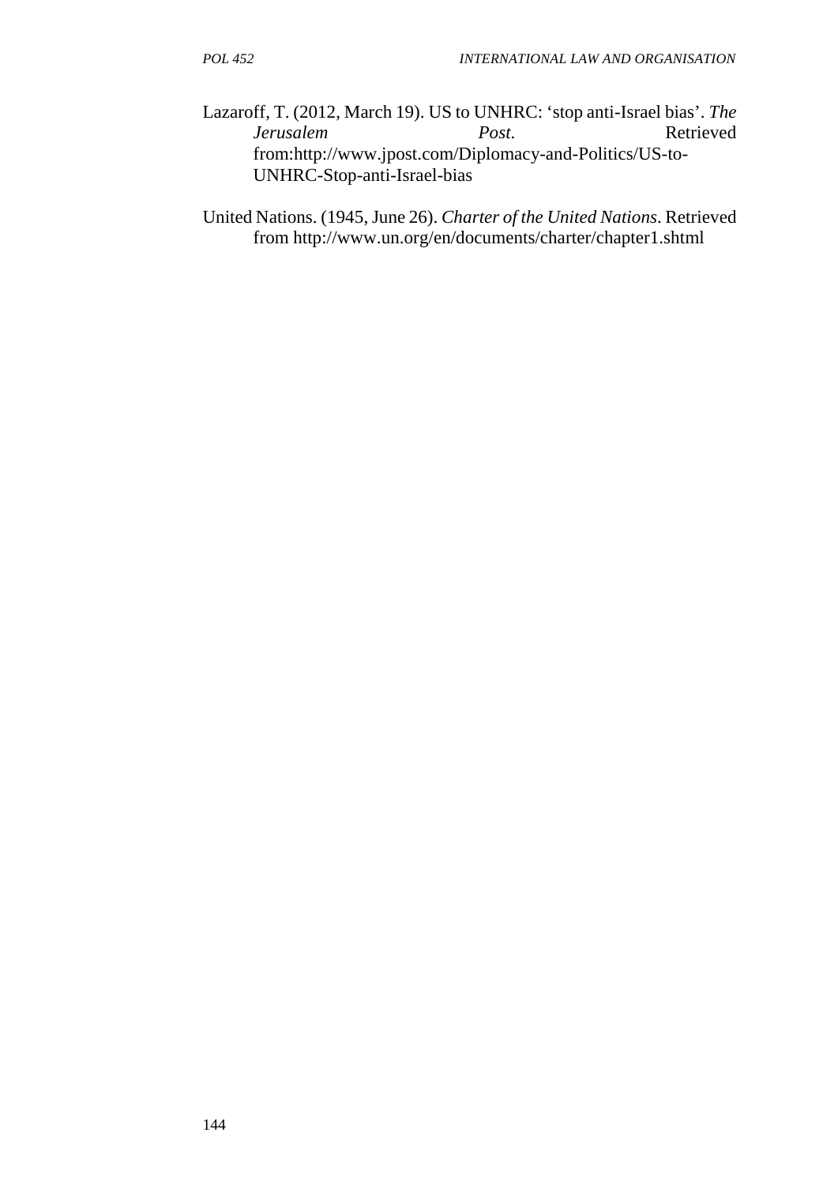Lazaroff, T. (2012, March 19). US to UNHRC: 'stop anti-Israel bias'. *The Jerusalem Post*. Retrieved from:http://www.jpost.com/Diplomacy-and-Politics/US-to-UNHRC-Stop-anti-Israel-bias

United Nations. (1945, June 26). *Charter of the United Nations*. Retrieved from http://www.un.org/en/documents/charter/chapter1.shtml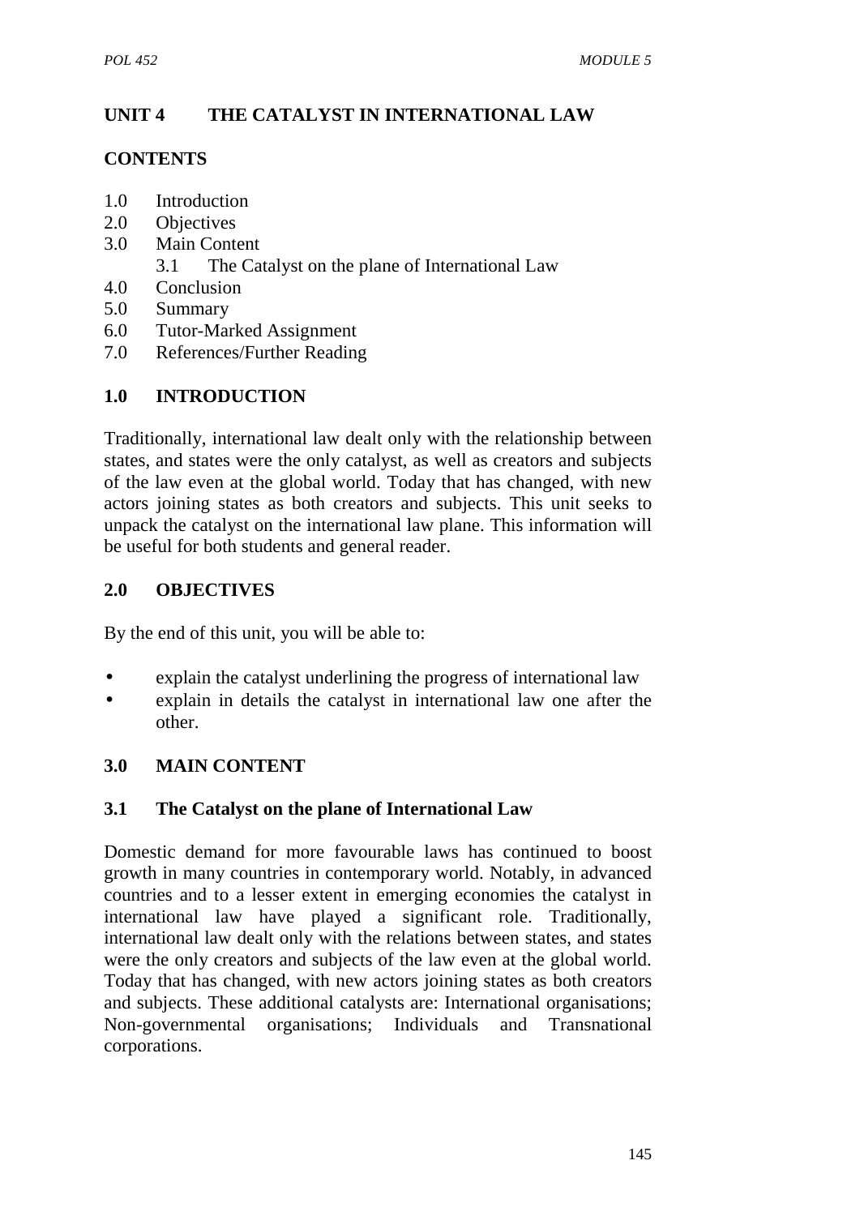## UNIT 4 THE CATALYST IN INTERNATIONAL LAW

**CONTENTS**

1.0 Introduction
2.0 Objectives
3.0 Main Content
    3.1 The Catalyst on the plane of International Law
4.0 Conclusion
5.0 Summary
6.0 Tutor-Marked Assignment
7.0 References/Further Reading

## 1.0 INTRODUCTION

Traditionally, international law dealt only with the relationship between states, and states were the only catalyst, as well as creators and subjects of the law even at the global world. Today that has changed, with new actors joining states as both creators and subjects. This unit seeks to unpack the catalyst on the international law plane. This information will be useful for both students and general reader.

## 2.0 OBJECTIVES

By the end of this unit, you will be able to:

- explain the catalyst underlining the progress of international law
- explain in details the catalyst in international law one after the other.

## 3.0 MAIN CONTENT

### 3.1 The Catalyst on the plane of International Law

Domestic demand for more favourable laws has continued to boost growth in many countries in contemporary world. Notably, in advanced countries and to a lesser extent in emerging economies the catalyst in international law have played a significant role. Traditionally, international law dealt only with the relations between states, and states were the only creators and subjects of the law even at the global world. Today that has changed, with new actors joining states as both creators and subjects. These additional catalysts are: International organisations; Non-governmental organisations; Individuals and Transnational corporations.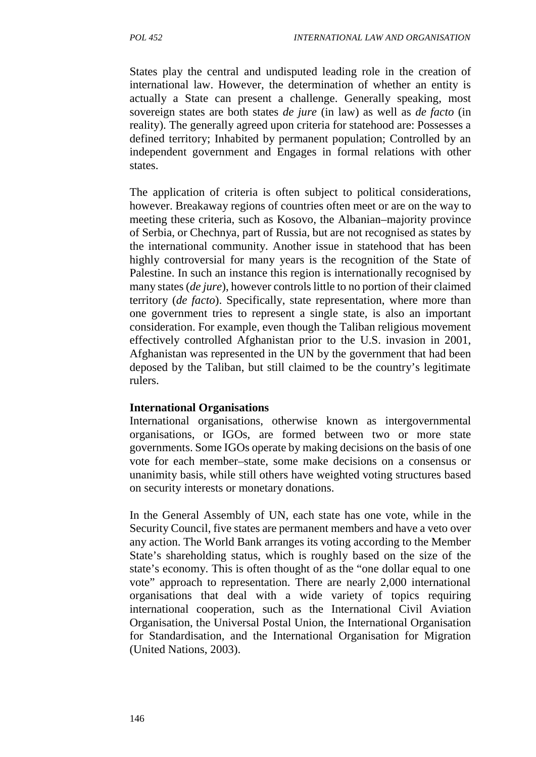States play the central and undisputed leading role in the creation of international law. However, the determination of whether an entity is actually a State can present a challenge. Generally speaking, most sovereign states are both states *de jure* (in law) as well as *de facto* (in reality). The generally agreed upon criteria for statehood are: Possesses a defined territory; Inhabited by permanent population; Controlled by an independent government and Engages in formal relations with other states.

The application of criteria is often subject to political considerations, however. Breakaway regions of countries often meet or are on the way to meeting these criteria, such as Kosovo, the Albanian–majority province of Serbia, or Chechnya, part of Russia, but are not recognised as states by the international community. Another issue in statehood that has been highly controversial for many years is the recognition of the State of Palestine. In such an instance this region is internationally recognised by many states (*de jure*), however controls little to no portion of their claimed territory (*de facto*). Specifically, state representation, where more than one government tries to represent a single state, is also an important consideration. For example, even though the Taliban religious movement effectively controlled Afghanistan prior to the U.S. invasion in 2001, Afghanistan was represented in the UN by the government that had been deposed by the Taliban, but still claimed to be the country's legitimate rulers.

**International Organisations**

International organisations, otherwise known as intergovernmental organisations, or IGOs, are formed between two or more state governments. Some IGOs operate by making decisions on the basis of one vote for each member–state, some make decisions on a consensus or unanimity basis, while still others have weighted voting structures based on security interests or monetary donations.

In the General Assembly of UN, each state has one vote, while in the Security Council, five states are permanent members and have a veto over any action. The World Bank arranges its voting according to the Member State's shareholding status, which is roughly based on the size of the state's economy. This is often thought of as the "one dollar equal to one vote" approach to representation. There are nearly 2,000 international organisations that deal with a wide variety of topics requiring international cooperation, such as the International Civil Aviation Organisation, the Universal Postal Union, the International Organisation for Standardisation, and the International Organisation for Migration (United Nations, 2003).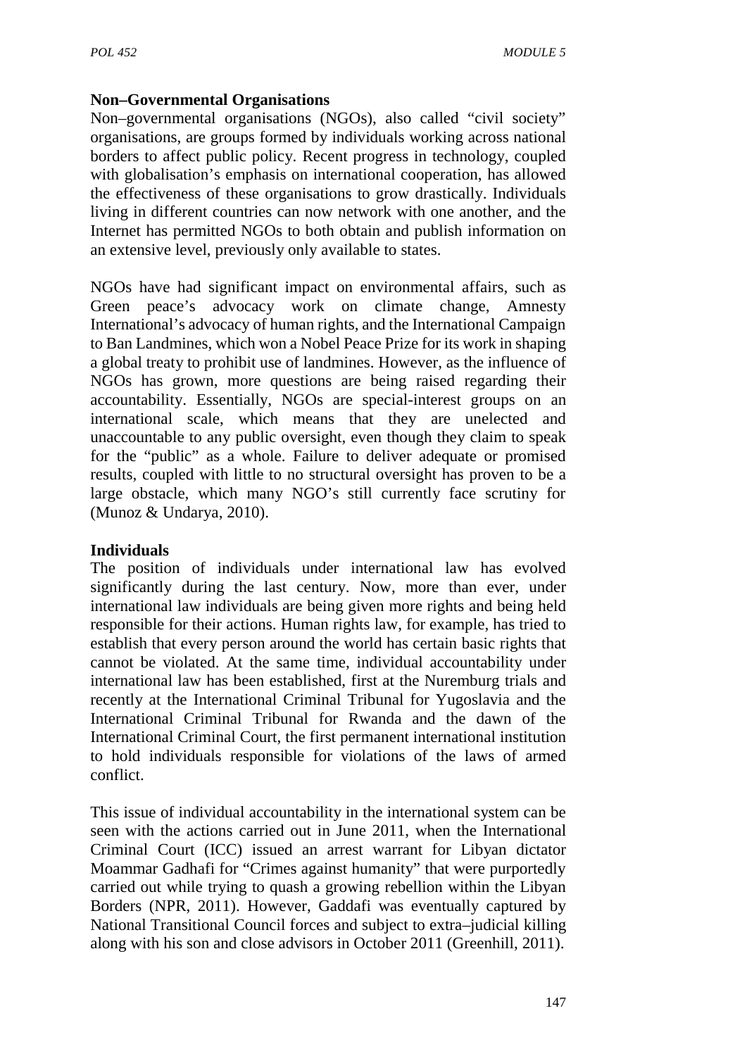**Non–Governmental Organisations**

Non–governmental organisations (NGOs), also called "civil society" organisations, are groups formed by individuals working across national borders to affect public policy. Recent progress in technology, coupled with globalisation's emphasis on international cooperation, has allowed the effectiveness of these organisations to grow drastically. Individuals living in different countries can now network with one another, and the Internet has permitted NGOs to both obtain and publish information on an extensive level, previously only available to states.

NGOs have had significant impact on environmental affairs, such as Green peace's advocacy work on climate change, Amnesty International's advocacy of human rights, and the International Campaign to Ban Landmines, which won a Nobel Peace Prize for its work in shaping a global treaty to prohibit use of landmines. However, as the influence of NGOs has grown, more questions are being raised regarding their accountability. Essentially, NGOs are special-interest groups on an international scale, which means that they are unelected and unaccountable to any public oversight, even though they claim to speak for the "public" as a whole. Failure to deliver adequate or promised results, coupled with little to no structural oversight has proven to be a large obstacle, which many NGO's still currently face scrutiny for (Munoz & Undarya, 2010).

**Individuals**

The position of individuals under international law has evolved significantly during the last century. Now, more than ever, under international law individuals are being given more rights and being held responsible for their actions. Human rights law, for example, has tried to establish that every person around the world has certain basic rights that cannot be violated. At the same time, individual accountability under international law has been established, first at the Nuremburg trials and recently at the International Criminal Tribunal for Yugoslavia and the International Criminal Tribunal for Rwanda and the dawn of the International Criminal Court, the first permanent international institution to hold individuals responsible for violations of the laws of armed conflict.

This issue of individual accountability in the international system can be seen with the actions carried out in June 2011, when the International Criminal Court (ICC) issued an arrest warrant for Libyan dictator Moammar Gadhafi for "Crimes against humanity" that were purportedly carried out while trying to quash a growing rebellion within the Libyan Borders (NPR, 2011). However, Gaddafi was eventually captured by National Transitional Council forces and subject to extra–judicial killing along with his son and close advisors in October 2011 (Greenhill, 2011).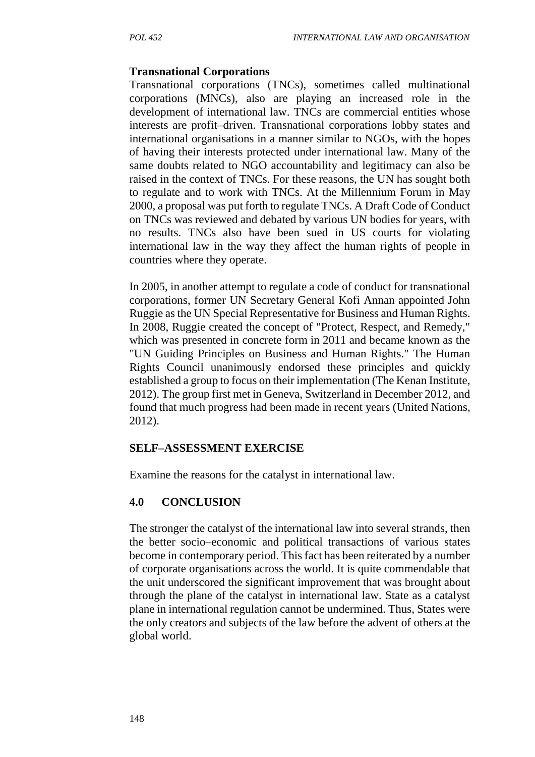**Transnational Corporations**

Transnational corporations (TNCs), sometimes called multinational corporations (MNCs), also are playing an increased role in the development of international law. TNCs are commercial entities whose interests are profit–driven. Transnational corporations lobby states and international organisations in a manner similar to NGOs, with the hopes of having their interests protected under international law. Many of the same doubts related to NGO accountability and legitimacy can also be raised in the context of TNCs. For these reasons, the UN has sought both to regulate and to work with TNCs. At the Millennium Forum in May 2000, a proposal was put forth to regulate TNCs. A Draft Code of Conduct on TNCs was reviewed and debated by various UN bodies for years, with no results. TNCs also have been sued in US courts for violating international law in the way they affect the human rights of people in countries where they operate.

In 2005, in another attempt to regulate a code of conduct for transnational corporations, former UN Secretary General Kofi Annan appointed John Ruggie as the UN Special Representative for Business and Human Rights. In 2008, Ruggie created the concept of "Protect, Respect, and Remedy," which was presented in concrete form in 2011 and became known as the "UN Guiding Principles on Business and Human Rights." The Human Rights Council unanimously endorsed these principles and quickly established a group to focus on their implementation (The Kenan Institute, 2012). The group first met in Geneva, Switzerland in December 2012, and found that much progress had been made in recent years (United Nations, 2012).

**SELF–ASSESSMENT EXERCISE**

Examine the reasons for the catalyst in international law.

## 4.0 CONCLUSION

The stronger the catalyst of the international law into several strands, then the better socio–economic and political transactions of various states become in contemporary period. This fact has been reiterated by a number of corporate organisations across the world. It is quite commendable that the unit underscored the significant improvement that was brought about through the plane of the catalyst in international law. State as a catalyst plane in international regulation cannot be undermined. Thus, States were the only creators and subjects of the law before the advent of others at the global world.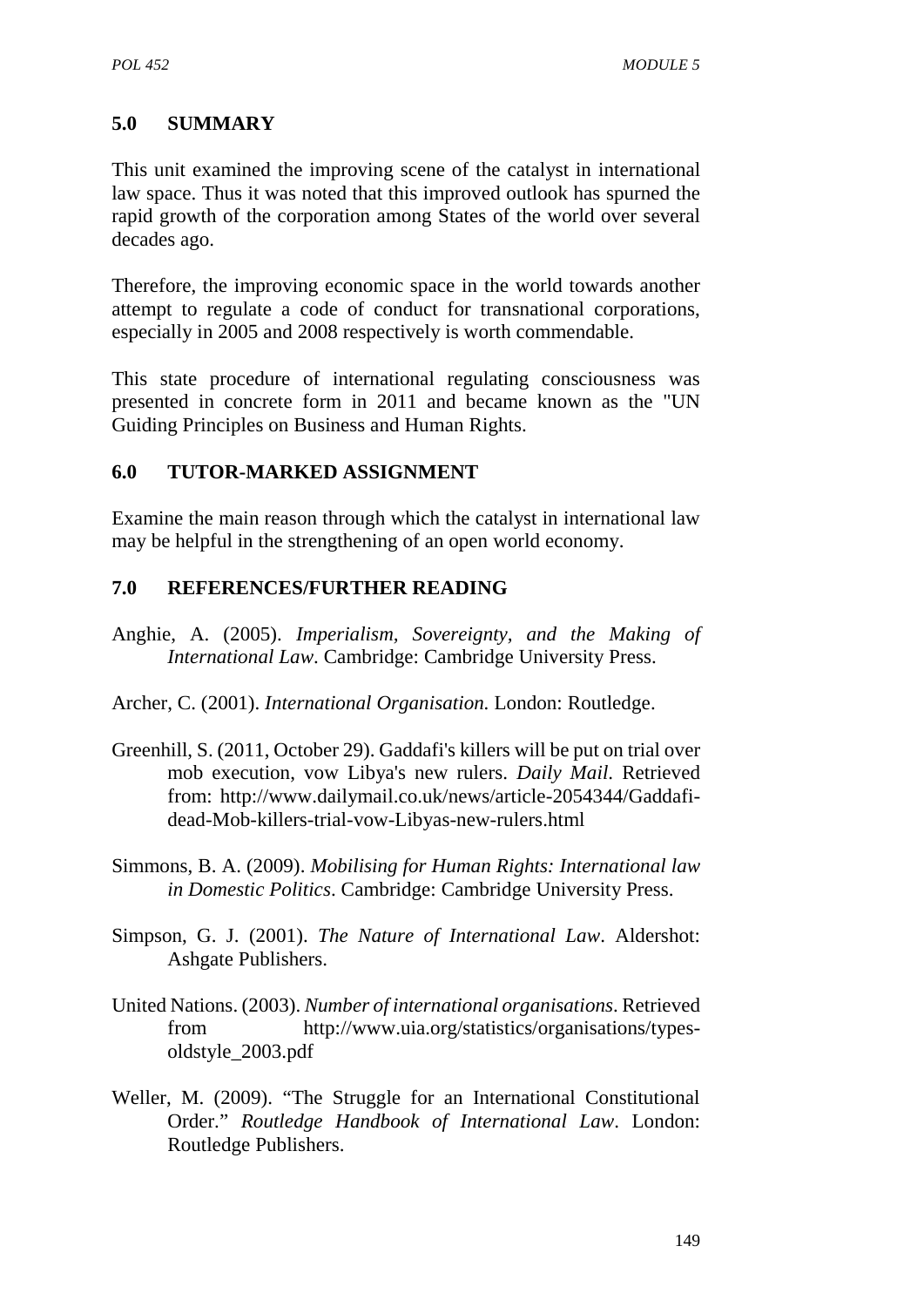## 5.0 SUMMARY

This unit examined the improving scene of the catalyst in international law space. Thus it was noted that this improved outlook has spurned the rapid growth of the corporation among States of the world over several decades ago.

Therefore, the improving economic space in the world towards another attempt to regulate a code of conduct for transnational corporations, especially in 2005 and 2008 respectively is worth commendable.

This state procedure of international regulating consciousness was presented in concrete form in 2011 and became known as the "UN Guiding Principles on Business and Human Rights.

## 6.0 TUTOR-MARKED ASSIGNMENT

Examine the main reason through which the catalyst in international law may be helpful in the strengthening of an open world economy.

## 7.0 REFERENCES/FURTHER READING

Anghie, A. (2005). *Imperialism, Sovereignty, and the Making of International Law*. Cambridge: Cambridge University Press.

Archer, C. (2001). *International Organisation.* London: Routledge.

Greenhill, S. (2011, October 29). Gaddafi's killers will be put on trial over mob execution, vow Libya's new rulers. *Daily Mail*. Retrieved from: http://www.dailymail.co.uk/news/article-2054344/Gaddafi-dead-Mob-killers-trial-vow-Libyas-new-rulers.html

Simmons, B. A. (2009). *Mobilising for Human Rights: International law in Domestic Politics*. Cambridge: Cambridge University Press.

Simpson, G. J. (2001). *The Nature of International Law*. Aldershot: Ashgate Publishers.

United Nations. (2003). *Number of international organisations*. Retrieved from http://www.uia.org/statistics/organisations/types-oldstyle_2003.pdf

Weller, M. (2009). "The Struggle for an International Constitutional Order." *Routledge Handbook of International Law*. London: Routledge Publishers.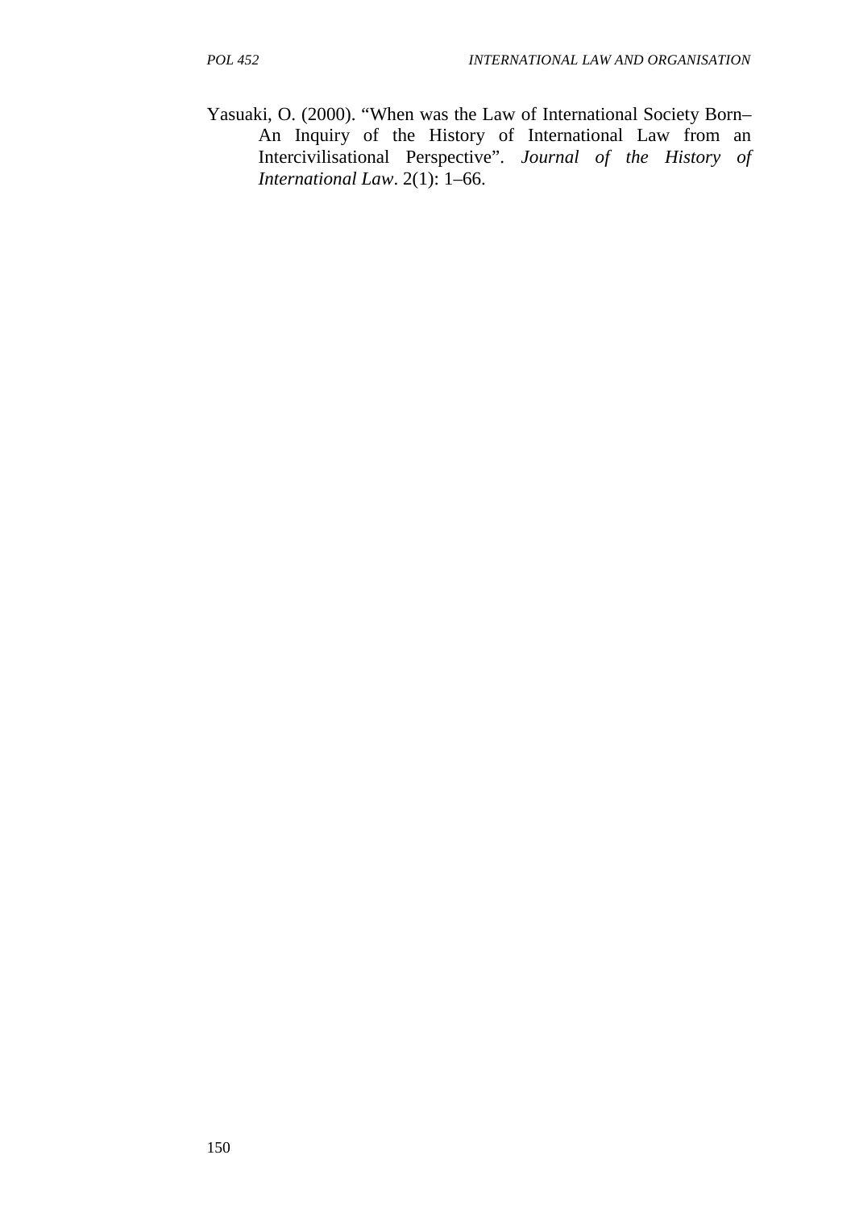Yasuaki, O. (2000). "When was the Law of International Society Born– An Inquiry of the History of International Law from an Intercivilisational Perspective". *Journal of the History of International Law*. 2(1): 1–66.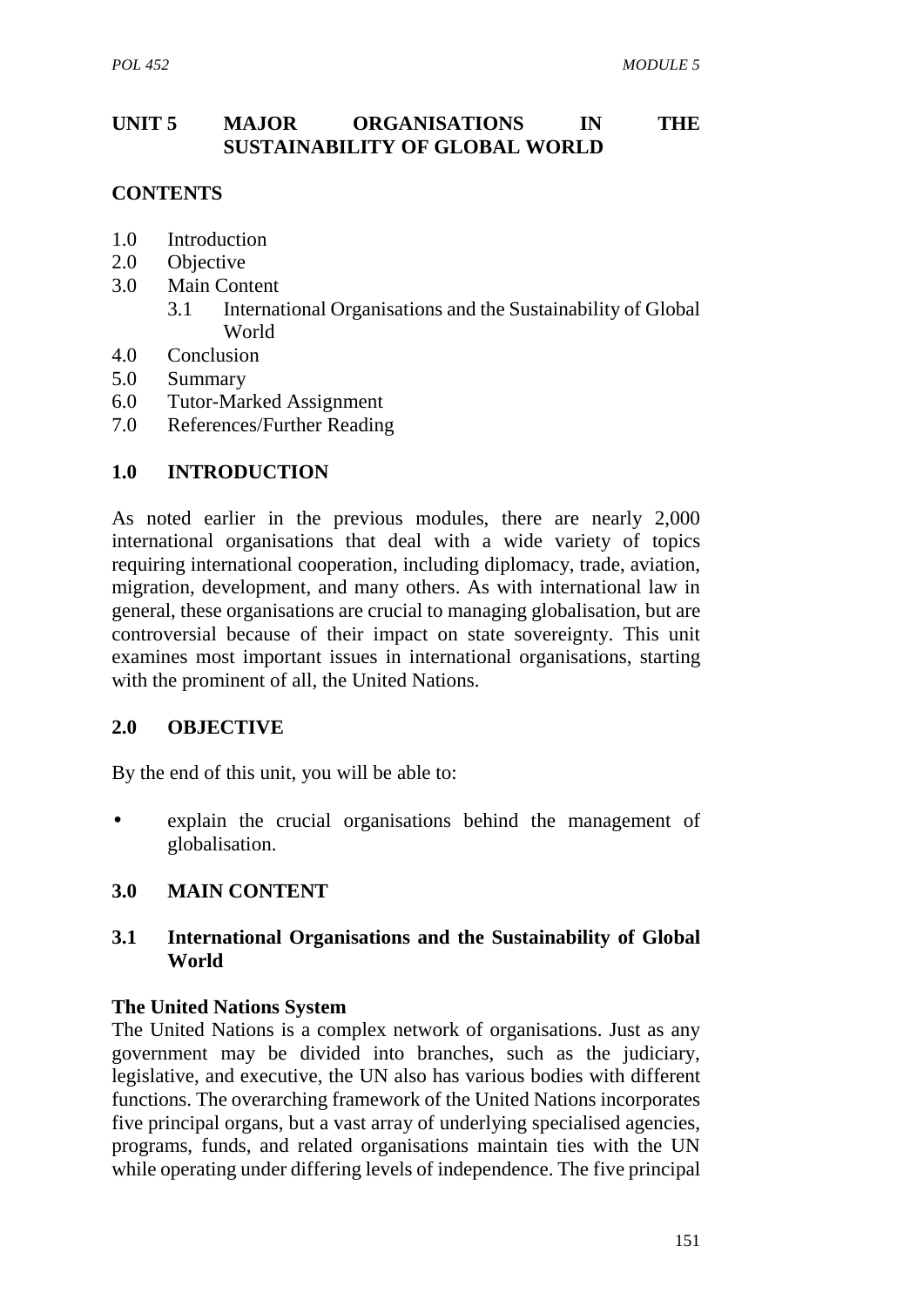# UNIT 5 MAJOR ORGANISATIONS IN THE SUSTAINABILITY OF GLOBAL WORLD

## CONTENTS

- 1.0 Introduction
- 2.0 Objective
- 3.0 Main Content
  - 3.1 International Organisations and the Sustainability of Global World
- 4.0 Conclusion
- 5.0 Summary
- 6.0 Tutor-Marked Assignment
- 7.0 References/Further Reading

## 1.0 INTRODUCTION

As noted earlier in the previous modules, there are nearly 2,000 international organisations that deal with a wide variety of topics requiring international cooperation, including diplomacy, trade, aviation, migration, development, and many others. As with international law in general, these organisations are crucial to managing globalisation, but are controversial because of their impact on state sovereignty. This unit examines most important issues in international organisations, starting with the prominent of all, the United Nations.

## 2.0 OBJECTIVE

By the end of this unit, you will be able to:

- explain the crucial organisations behind the management of globalisation.

## 3.0 MAIN CONTENT

### 3.1 International Organisations and the Sustainability of Global World

**The United Nations System**

The United Nations is a complex network of organisations. Just as any government may be divided into branches, such as the judiciary, legislative, and executive, the UN also has various bodies with different functions. The overarching framework of the United Nations incorporates five principal organs, but a vast array of underlying specialised agencies, programs, funds, and related organisations maintain ties with the UN while operating under differing levels of independence. The five principal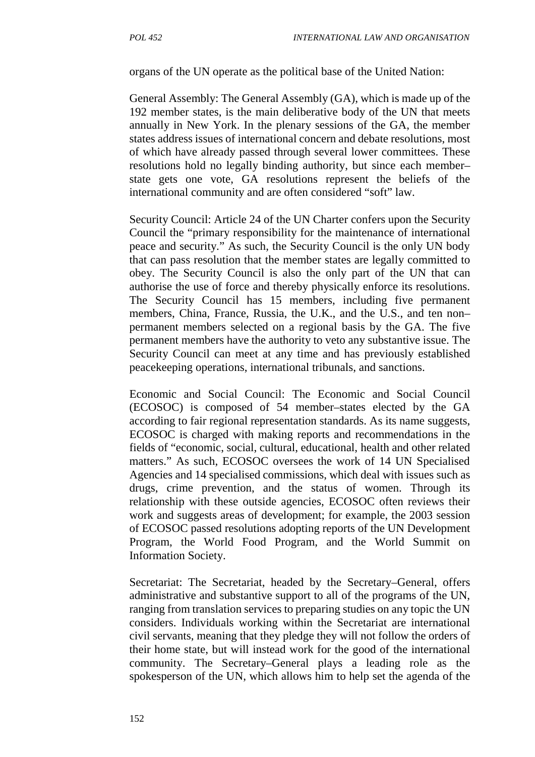organs of the UN operate as the political base of the United Nation:

General Assembly: The General Assembly (GA), which is made up of the 192 member states, is the main deliberative body of the UN that meets annually in New York. In the plenary sessions of the GA, the member states address issues of international concern and debate resolutions, most of which have already passed through several lower committees. These resolutions hold no legally binding authority, but since each member–state gets one vote, GA resolutions represent the beliefs of the international community and are often considered "soft" law.

Security Council: Article 24 of the UN Charter confers upon the Security Council the "primary responsibility for the maintenance of international peace and security." As such, the Security Council is the only UN body that can pass resolution that the member states are legally committed to obey. The Security Council is also the only part of the UN that can authorise the use of force and thereby physically enforce its resolutions. The Security Council has 15 members, including five permanent members, China, France, Russia, the U.K., and the U.S., and ten non–permanent members selected on a regional basis by the GA. The five permanent members have the authority to veto any substantive issue. The Security Council can meet at any time and has previously established peacekeeping operations, international tribunals, and sanctions.

Economic and Social Council: The Economic and Social Council (ECOSOC) is composed of 54 member–states elected by the GA according to fair regional representation standards. As its name suggests, ECOSOC is charged with making reports and recommendations in the fields of "economic, social, cultural, educational, health and other related matters." As such, ECOSOC oversees the work of 14 UN Specialised Agencies and 14 specialised commissions, which deal with issues such as drugs, crime prevention, and the status of women. Through its relationship with these outside agencies, ECOSOC often reviews their work and suggests areas of development; for example, the 2003 session of ECOSOC passed resolutions adopting reports of the UN Development Program, the World Food Program, and the World Summit on Information Society.

Secretariat: The Secretariat, headed by the Secretary–General, offers administrative and substantive support to all of the programs of the UN, ranging from translation services to preparing studies on any topic the UN considers. Individuals working within the Secretariat are international civil servants, meaning that they pledge they will not follow the orders of their home state, but will instead work for the good of the international community. The Secretary–General plays a leading role as the spokesperson of the UN, which allows him to help set the agenda of the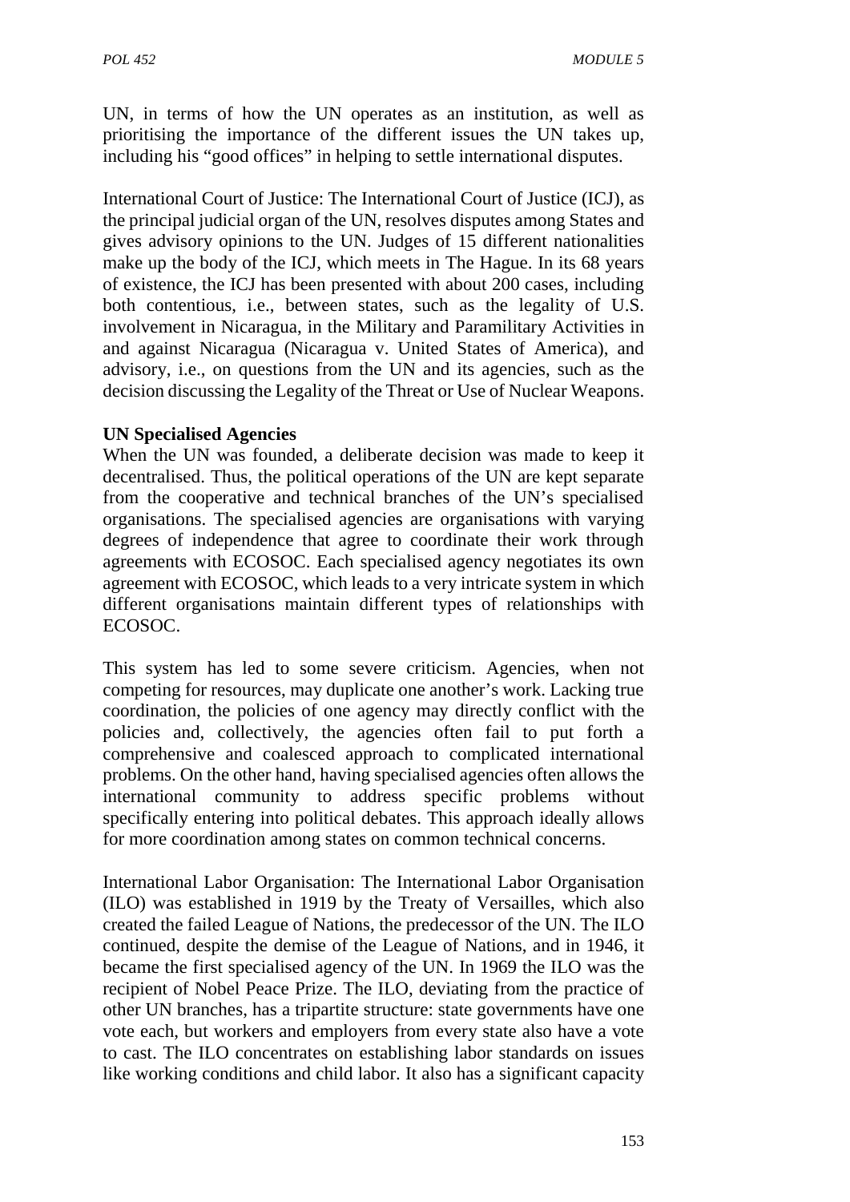UN, in terms of how the UN operates as an institution, as well as prioritising the importance of the different issues the UN takes up, including his "good offices" in helping to settle international disputes.

International Court of Justice: The International Court of Justice (ICJ), as the principal judicial organ of the UN, resolves disputes among States and gives advisory opinions to the UN. Judges of 15 different nationalities make up the body of the ICJ, which meets in The Hague. In its 68 years of existence, the ICJ has been presented with about 200 cases, including both contentious, i.e., between states, such as the legality of U.S. involvement in Nicaragua, in the Military and Paramilitary Activities in and against Nicaragua (Nicaragua v. United States of America), and advisory, i.e., on questions from the UN and its agencies, such as the decision discussing the Legality of the Threat or Use of Nuclear Weapons.

**UN Specialised Agencies**

When the UN was founded, a deliberate decision was made to keep it decentralised. Thus, the political operations of the UN are kept separate from the cooperative and technical branches of the UN's specialised organisations. The specialised agencies are organisations with varying degrees of independence that agree to coordinate their work through agreements with ECOSOC. Each specialised agency negotiates its own agreement with ECOSOC, which leads to a very intricate system in which different organisations maintain different types of relationships with ECOSOC.

This system has led to some severe criticism. Agencies, when not competing for resources, may duplicate one another's work. Lacking true coordination, the policies of one agency may directly conflict with the policies and, collectively, the agencies often fail to put forth a comprehensive and coalesced approach to complicated international problems. On the other hand, having specialised agencies often allows the international community to address specific problems without specifically entering into political debates. This approach ideally allows for more coordination among states on common technical concerns.

International Labor Organisation: The International Labor Organisation (ILO) was established in 1919 by the Treaty of Versailles, which also created the failed League of Nations, the predecessor of the UN. The ILO continued, despite the demise of the League of Nations, and in 1946, it became the first specialised agency of the UN. In 1969 the ILO was the recipient of Nobel Peace Prize. The ILO, deviating from the practice of other UN branches, has a tripartite structure: state governments have one vote each, but workers and employers from every state also have a vote to cast. The ILO concentrates on establishing labor standards on issues like working conditions and child labor. It also has a significant capacity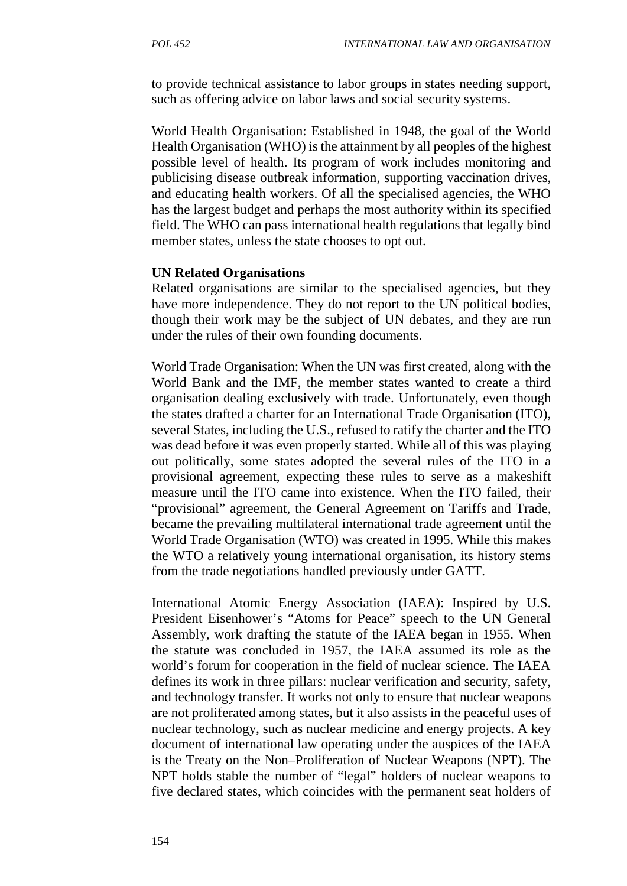to provide technical assistance to labor groups in states needing support, such as offering advice on labor laws and social security systems.

World Health Organisation: Established in 1948, the goal of the World Health Organisation (WHO) is the attainment by all peoples of the highest possible level of health. Its program of work includes monitoring and publicising disease outbreak information, supporting vaccination drives, and educating health workers. Of all the specialised agencies, the WHO has the largest budget and perhaps the most authority within its specified field. The WHO can pass international health regulations that legally bind member states, unless the state chooses to opt out.

**UN Related Organisations**

Related organisations are similar to the specialised agencies, but they have more independence. They do not report to the UN political bodies, though their work may be the subject of UN debates, and they are run under the rules of their own founding documents.

World Trade Organisation: When the UN was first created, along with the World Bank and the IMF, the member states wanted to create a third organisation dealing exclusively with trade. Unfortunately, even though the states drafted a charter for an International Trade Organisation (ITO), several States, including the U.S., refused to ratify the charter and the ITO was dead before it was even properly started. While all of this was playing out politically, some states adopted the several rules of the ITO in a provisional agreement, expecting these rules to serve as a makeshift measure until the ITO came into existence. When the ITO failed, their "provisional" agreement, the General Agreement on Tariffs and Trade, became the prevailing multilateral international trade agreement until the World Trade Organisation (WTO) was created in 1995. While this makes the WTO a relatively young international organisation, its history stems from the trade negotiations handled previously under GATT.

International Atomic Energy Association (IAEA): Inspired by U.S. President Eisenhower's "Atoms for Peace" speech to the UN General Assembly, work drafting the statute of the IAEA began in 1955. When the statute was concluded in 1957, the IAEA assumed its role as the world's forum for cooperation in the field of nuclear science. The IAEA defines its work in three pillars: nuclear verification and security, safety, and technology transfer. It works not only to ensure that nuclear weapons are not proliferated among states, but it also assists in the peaceful uses of nuclear technology, such as nuclear medicine and energy projects. A key document of international law operating under the auspices of the IAEA is the Treaty on the Non–Proliferation of Nuclear Weapons (NPT). The NPT holds stable the number of "legal" holders of nuclear weapons to five declared states, which coincides with the permanent seat holders of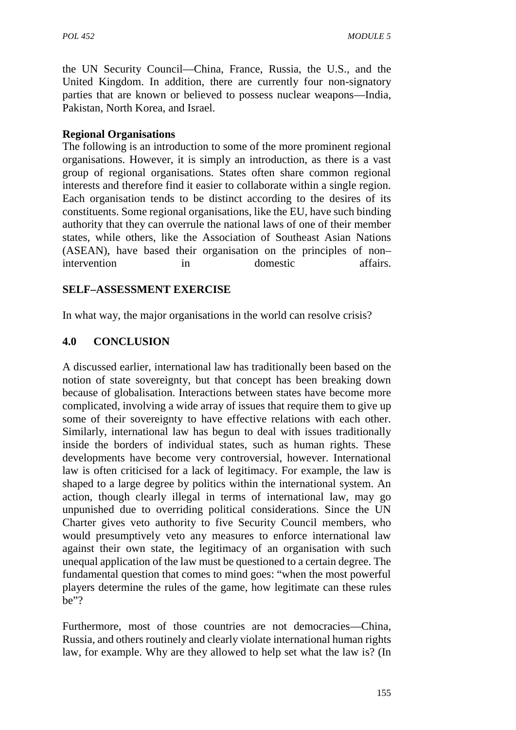the UN Security Council—China, France, Russia, the U.S., and the United Kingdom. In addition, there are currently four non-signatory parties that are known or believed to possess nuclear weapons—India, Pakistan, North Korea, and Israel.

**Regional Organisations**

The following is an introduction to some of the more prominent regional organisations. However, it is simply an introduction, as there is a vast group of regional organisations. States often share common regional interests and therefore find it easier to collaborate within a single region. Each organisation tends to be distinct according to the desires of its constituents. Some regional organisations, like the EU, have such binding authority that they can overrule the national laws of one of their member states, while others, like the Association of Southeast Asian Nations (ASEAN), have based their organisation on the principles of non–intervention in domestic affairs.

## SELF–ASSESSMENT EXERCISE

In what way, the major organisations in the world can resolve crisis?

## 4.0 CONCLUSION

A discussed earlier, international law has traditionally been based on the notion of state sovereignty, but that concept has been breaking down because of globalisation. Interactions between states have become more complicated, involving a wide array of issues that require them to give up some of their sovereignty to have effective relations with each other. Similarly, international law has begun to deal with issues traditionally inside the borders of individual states, such as human rights. These developments have become very controversial, however. International law is often criticised for a lack of legitimacy. For example, the law is shaped to a large degree by politics within the international system. An action, though clearly illegal in terms of international law, may go unpunished due to overriding political considerations. Since the UN Charter gives veto authority to five Security Council members, who would presumptively veto any measures to enforce international law against their own state, the legitimacy of an organisation with such unequal application of the law must be questioned to a certain degree. The fundamental question that comes to mind goes: "when the most powerful players determine the rules of the game, how legitimate can these rules be"?

Furthermore, most of those countries are not democracies—China, Russia, and others routinely and clearly violate international human rights law, for example. Why are they allowed to help set what the law is? (In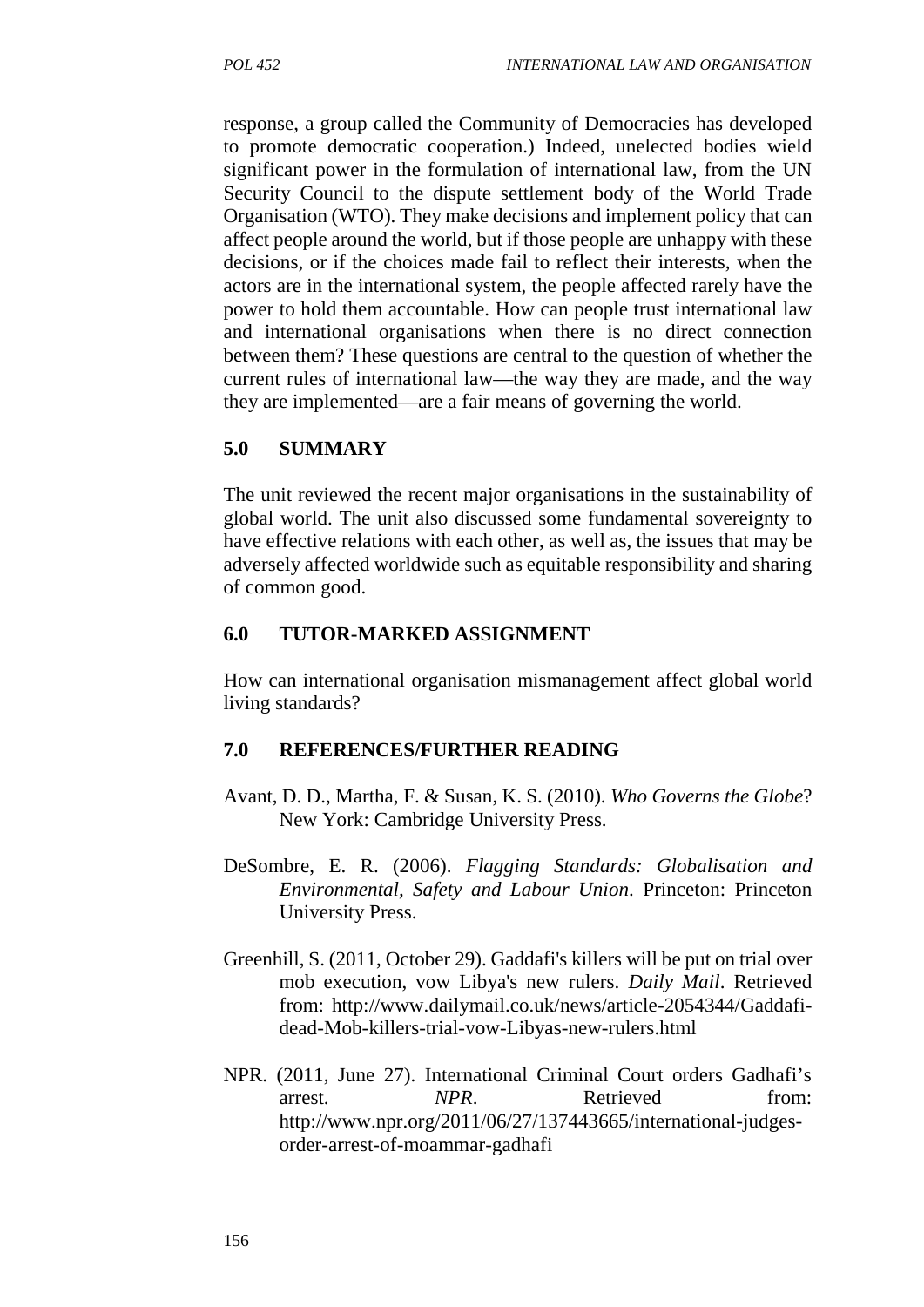response, a group called the Community of Democracies has developed to promote democratic cooperation.) Indeed, unelected bodies wield significant power in the formulation of international law, from the UN Security Council to the dispute settlement body of the World Trade Organisation (WTO). They make decisions and implement policy that can affect people around the world, but if those people are unhappy with these decisions, or if the choices made fail to reflect their interests, when the actors are in the international system, the people affected rarely have the power to hold them accountable. How can people trust international law and international organisations when there is no direct connection between them? These questions are central to the question of whether the current rules of international law—the way they are made, and the way they are implemented—are a fair means of governing the world.

## 5.0 SUMMARY

The unit reviewed the recent major organisations in the sustainability of global world. The unit also discussed some fundamental sovereignty to have effective relations with each other, as well as, the issues that may be adversely affected worldwide such as equitable responsibility and sharing of common good.

## 6.0 TUTOR-MARKED ASSIGNMENT

How can international organisation mismanagement affect global world living standards?

## 7.0 REFERENCES/FURTHER READING

Avant, D. D., Martha, F. & Susan, K. S. (2010). *Who Governs the Globe*? New York: Cambridge University Press.

DeSombre, E. R. (2006). *Flagging Standards: Globalisation and Environmental, Safety and Labour Union*. Princeton: Princeton University Press.

Greenhill, S. (2011, October 29). Gaddafi's killers will be put on trial over mob execution, vow Libya's new rulers. *Daily Mail*. Retrieved from: http://www.dailymail.co.uk/news/article-2054344/Gaddafi-dead-Mob-killers-trial-vow-Libyas-new-rulers.html

NPR. (2011, June 27). International Criminal Court orders Gadhafi's arrest. *NPR*. Retrieved from: http://www.npr.org/2011/06/27/137443665/international-judges-order-arrest-of-moammar-gadhafi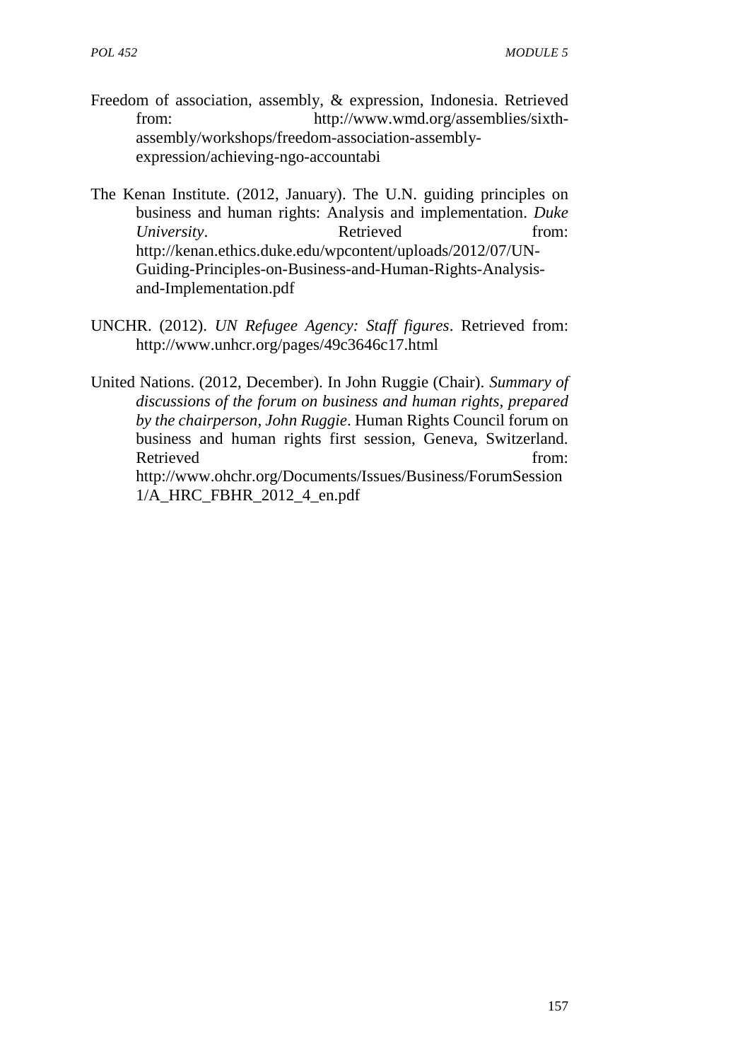Freedom of association, assembly, & expression, Indonesia. Retrieved from: http://www.wmd.org/assemblies/sixth-assembly/workshops/freedom-association-assembly-expression/achieving-ngo-accountabi

The Kenan Institute. (2012, January). The U.N. guiding principles on business and human rights: Analysis and implementation. *Duke University*. Retrieved from: http://kenan.ethics.duke.edu/wpcontent/uploads/2012/07/UN-Guiding-Principles-on-Business-and-Human-Rights-Analysis-and-Implementation.pdf

UNCHR. (2012). *UN Refugee Agency: Staff figures*. Retrieved from: http://www.unhcr.org/pages/49c3646c17.html

United Nations. (2012, December). In John Ruggie (Chair). *Summary of discussions of the forum on business and human rights, prepared by the chairperson, John Ruggie*. Human Rights Council forum on business and human rights first session, Geneva, Switzerland. Retrieved from: http://www.ohchr.org/Documents/Issues/Business/ForumSession1/A_HRC_FBHR_2012_4_en.pdf